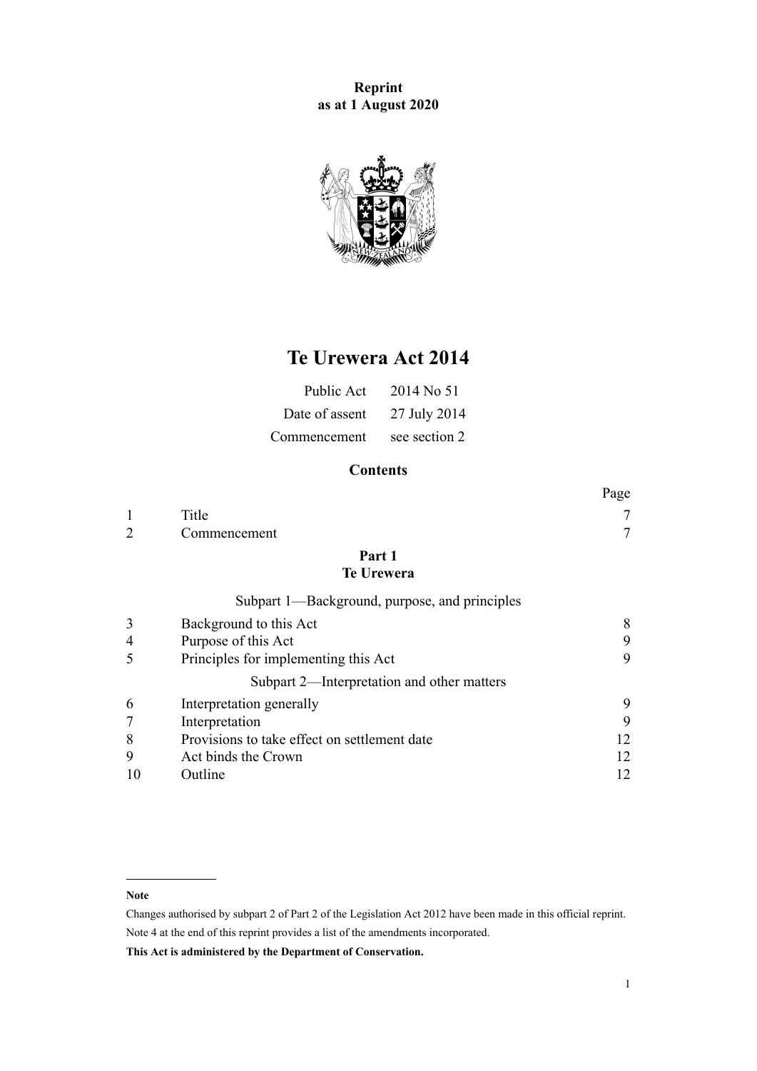**Reprint**
**as at 1 August 2020**

# Te Urewera Act 2014

| | |
|---|---|
| Public Act | 2014 No 51 |
| Date of assent | 27 July 2014 |
| Commencement | see section 2 |

## Contents

| | | Page |
|---|---|---|
| 1 | Title | 7 |
| 2 | Commencement | 7 |
| | **Part 1** **Te Urewera** | |
| | Subpart 1—Background, purpose, and principles | |
| 3 | Background to this Act | 8 |
| 4 | Purpose of this Act | 9 |
| 5 | Principles for implementing this Act | 9 |
| | Subpart 2—Interpretation and other matters | |
| 6 | Interpretation generally | 9 |
| 7 | Interpretation | 9 |
| 8 | Provisions to take effect on settlement date | 12 |
| 9 | Act binds the Crown | 12 |
| 10 | Outline | 12 |

**Note**

Changes authorised by subpart 2 of Part 2 of the Legislation Act 2012 have been made in this official reprint.

Note 4 at the end of this reprint provides a list of the amendments incorporated.

**This Act is administered by the Department of Conservation.**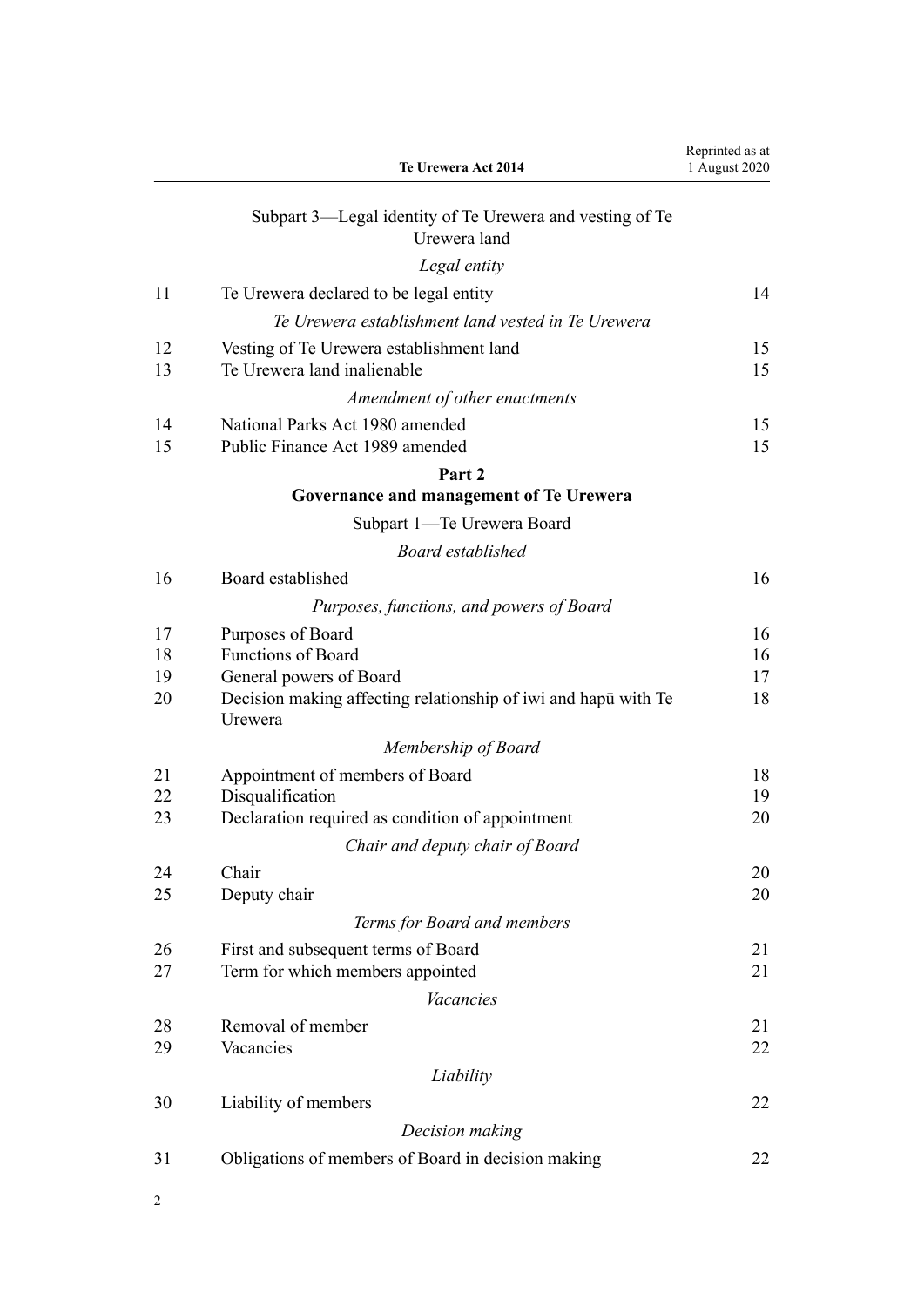Subpart 3—Legal identity of Te Urewera and vesting of Te Urewera land

*Legal entity*

| | | |
|---|---|---|
| 11 | Te Urewera declared to be legal entity | 14 |

*Te Urewera establishment land vested in Te Urewera*

| | | |
|---|---|---|
| 12 | Vesting of Te Urewera establishment land | 15 |
| 13 | Te Urewera land inalienable | 15 |

*Amendment of other enactments*

| | | |
|---|---|---|
| 14 | National Parks Act 1980 amended | 15 |
| 15 | Public Finance Act 1989 amended | 15 |

**Part 2**
**Governance and management of Te Urewera**

Subpart 1—Te Urewera Board

*Board established*

| | | |
|---|---|---|
| 16 | Board established | 16 |

*Purposes, functions, and powers of Board*

| | | |
|---|---|---|
| 17 | Purposes of Board | 16 |
| 18 | Functions of Board | 16 |
| 19 | General powers of Board | 17 |
| 20 | Decision making affecting relationship of iwi and hapū with Te Urewera | 18 |

*Membership of Board*

| | | |
|---|---|---|
| 21 | Appointment of members of Board | 18 |
| 22 | Disqualification | 19 |
| 23 | Declaration required as condition of appointment | 20 |

*Chair and deputy chair of Board*

| | | |
|---|---|---|
| 24 | Chair | 20 |
| 25 | Deputy chair | 20 |

*Terms for Board and members*

| | | |
|---|---|---|
| 26 | First and subsequent terms of Board | 21 |
| 27 | Term for which members appointed | 21 |

*Vacancies*

| | | |
|---|---|---|
| 28 | Removal of member | 21 |
| 29 | Vacancies | 22 |

*Liability*

| | | |
|---|---|---|
| 30 | Liability of members | 22 |

*Decision making*

| | | |
|---|---|---|
| 31 | Obligations of members of Board in decision making | 22 |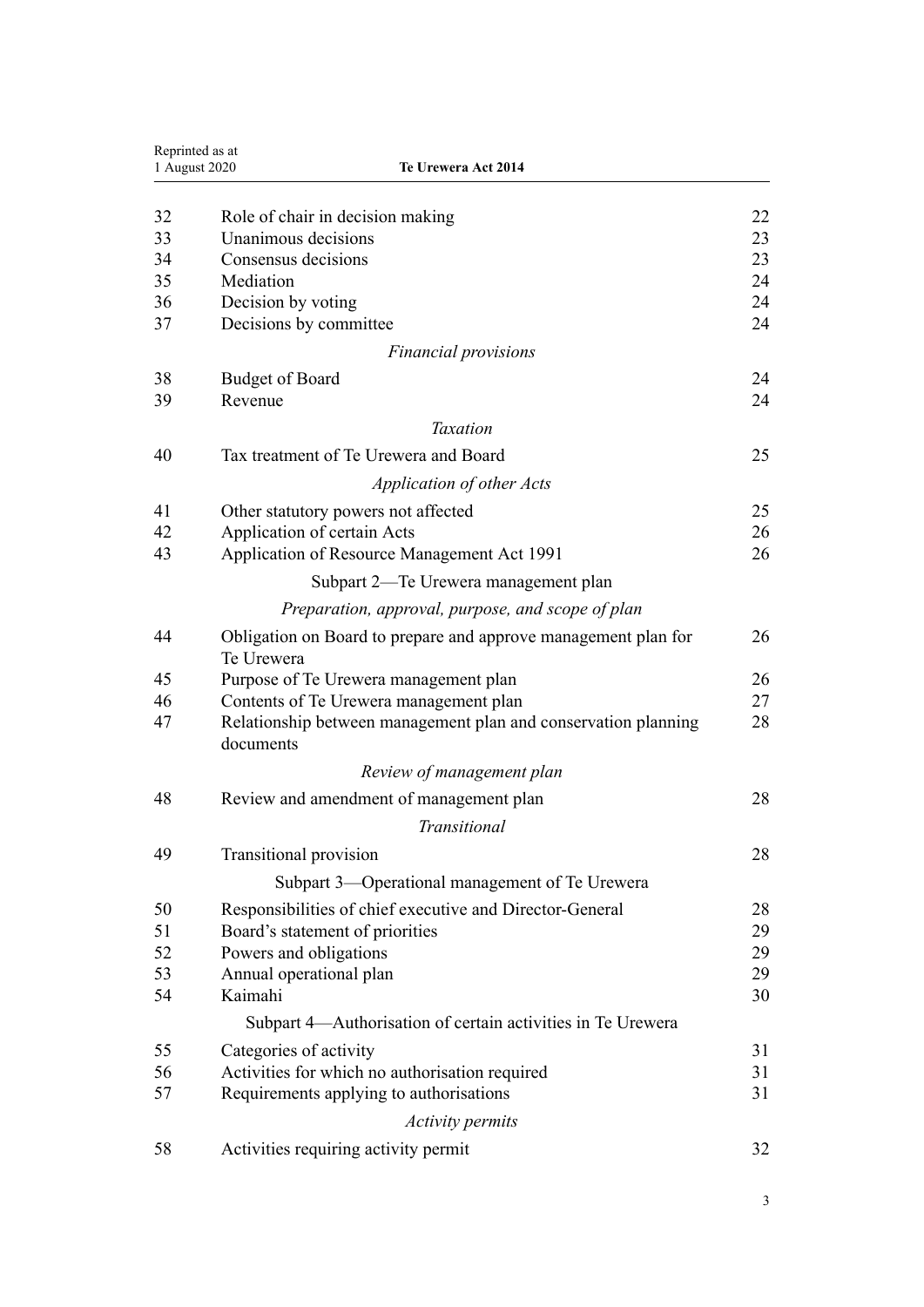| | | |
|---|---|---|
| 32 | Role of chair in decision making | 22 |
| 33 | Unanimous decisions | 23 |
| 34 | Consensus decisions | 23 |
| 35 | Mediation | 24 |
| 36 | Decision by voting | 24 |
| 37 | Decisions by committee | 24 |
| | *Financial provisions* | |
| 38 | Budget of Board | 24 |
| 39 | Revenue | 24 |
| | *Taxation* | |
| 40 | Tax treatment of Te Urewera and Board | 25 |
| | *Application of other Acts* | |
| 41 | Other statutory powers not affected | 25 |
| 42 | Application of certain Acts | 26 |
| 43 | Application of Resource Management Act 1991 | 26 |
| | Subpart 2—Te Urewera management plan | |
| | *Preparation, approval, purpose, and scope of plan* | |
| 44 | Obligation on Board to prepare and approve management plan for Te Urewera | 26 |
| 45 | Purpose of Te Urewera management plan | 26 |
| 46 | Contents of Te Urewera management plan | 27 |
| 47 | Relationship between management plan and conservation planning documents | 28 |
| | *Review of management plan* | |
| 48 | Review and amendment of management plan | 28 |
| | *Transitional* | |
| 49 | Transitional provision | 28 |
| | Subpart 3—Operational management of Te Urewera | |
| 50 | Responsibilities of chief executive and Director-General | 28 |
| 51 | Board's statement of priorities | 29 |
| 52 | Powers and obligations | 29 |
| 53 | Annual operational plan | 29 |
| 54 | Kaimahi | 30 |
| | Subpart 4—Authorisation of certain activities in Te Urewera | |
| 55 | Categories of activity | 31 |
| 56 | Activities for which no authorisation required | 31 |
| 57 | Requirements applying to authorisations | 31 |
| | *Activity permits* | |
| 58 | Activities requiring activity permit | 32 |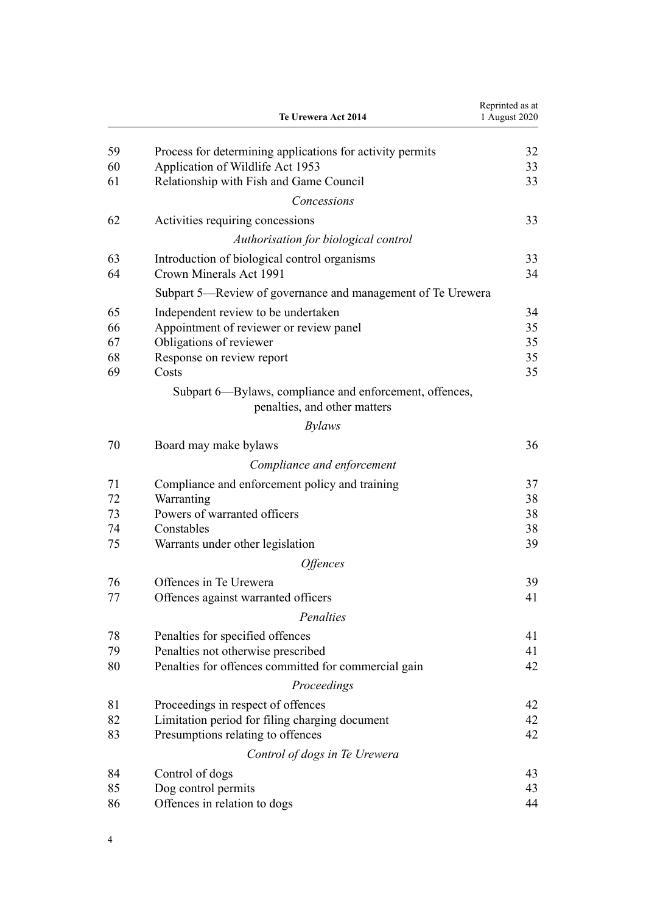| | | |
|---|---|---|
| 59 | Process for determining applications for activity permits | 32 |
| 60 | Application of Wildlife Act 1953 | 33 |
| 61 | Relationship with Fish and Game Council | 33 |
| | *Concessions* | |
| 62 | Activities requiring concessions | 33 |
| | *Authorisation for biological control* | |
| 63 | Introduction of biological control organisms | 33 |
| 64 | Crown Minerals Act 1991 | 34 |
| | Subpart 5—Review of governance and management of Te Urewera | |
| 65 | Independent review to be undertaken | 34 |
| 66 | Appointment of reviewer or review panel | 35 |
| 67 | Obligations of reviewer | 35 |
| 68 | Response on review report | 35 |
| 69 | Costs | 35 |
| | Subpart 6—Bylaws, compliance and enforcement, offences, penalties, and other matters | |
| | *Bylaws* | |
| 70 | Board may make bylaws | 36 |
| | *Compliance and enforcement* | |
| 71 | Compliance and enforcement policy and training | 37 |
| 72 | Warranting | 38 |
| 73 | Powers of warranted officers | 38 |
| 74 | Constables | 38 |
| 75 | Warrants under other legislation | 39 |
| | *Offences* | |
| 76 | Offences in Te Urewera | 39 |
| 77 | Offences against warranted officers | 41 |
| | *Penalties* | |
| 78 | Penalties for specified offences | 41 |
| 79 | Penalties not otherwise prescribed | 41 |
| 80 | Penalties for offences committed for commercial gain | 42 |
| | *Proceedings* | |
| 81 | Proceedings in respect of offences | 42 |
| 82 | Limitation period for filing charging document | 42 |
| 83 | Presumptions relating to offences | 42 |
| | *Control of dogs in Te Urewera* | |
| 84 | Control of dogs | 43 |
| 85 | Dog control permits | 43 |
| 86 | Offences in relation to dogs | 44 |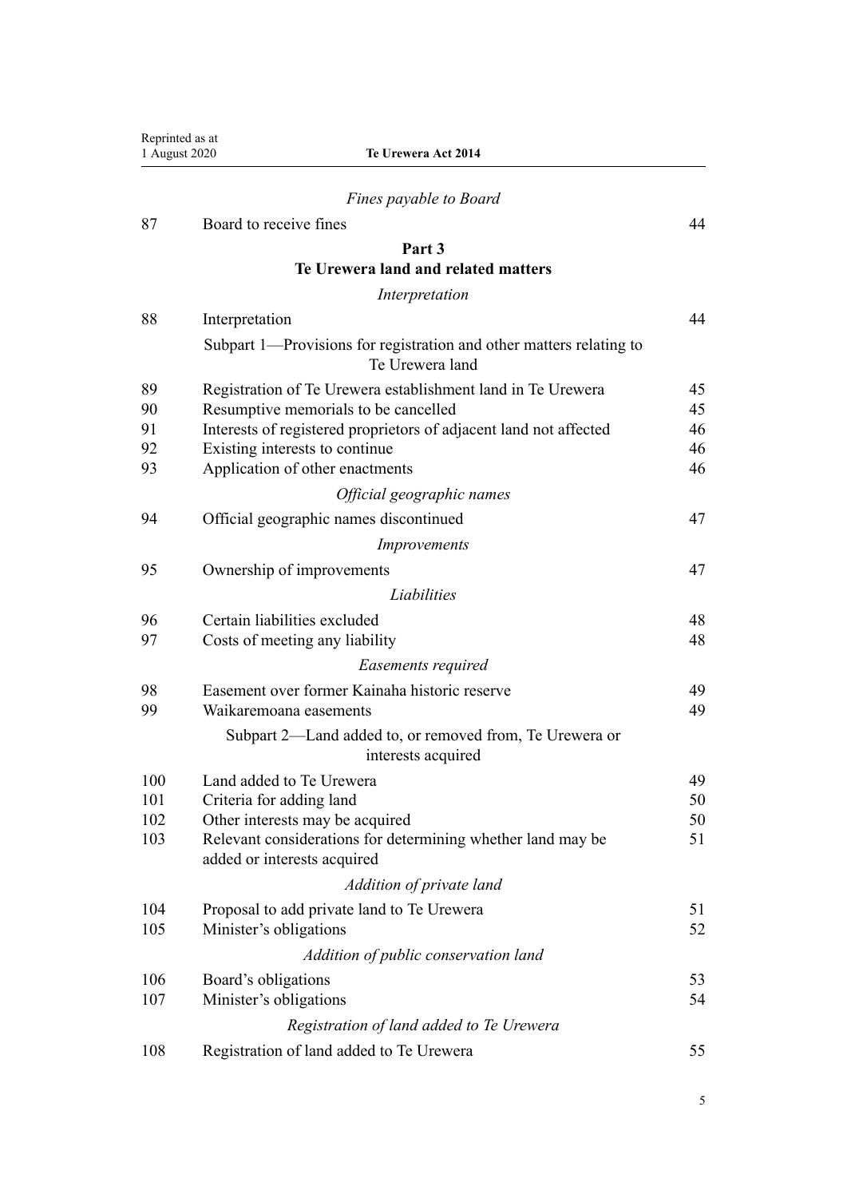*Fines payable to Board*

| | | |
|---|---|---|
| 87 | Board to receive fines | 44 |

**Part 3**
**Te Urewera land and related matters**

*Interpretation*

| | | |
|---|---|---|
| 88 | Interpretation | 44 |

Subpart 1—Provisions for registration and other matters relating to Te Urewera land

| | | |
|---|---|---|
| 89 | Registration of Te Urewera establishment land in Te Urewera | 45 |
| 90 | Resumptive memorials to be cancelled | 45 |
| 91 | Interests of registered proprietors of adjacent land not affected | 46 |
| 92 | Existing interests to continue | 46 |
| 93 | Application of other enactments | 46 |

*Official geographic names*

| | | |
|---|---|---|
| 94 | Official geographic names discontinued | 47 |

*Improvements*

| | | |
|---|---|---|
| 95 | Ownership of improvements | 47 |

*Liabilities*

| | | |
|---|---|---|
| 96 | Certain liabilities excluded | 48 |
| 97 | Costs of meeting any liability | 48 |

*Easements required*

| | | |
|---|---|---|
| 98 | Easement over former Kainaha historic reserve | 49 |
| 99 | Waikaremoana easements | 49 |

Subpart 2—Land added to, or removed from, Te Urewera or interests acquired

| | | |
|---|---|---|
| 100 | Land added to Te Urewera | 49 |
| 101 | Criteria for adding land | 50 |
| 102 | Other interests may be acquired | 50 |
| 103 | Relevant considerations for determining whether land may be added or interests acquired | 51 |

*Addition of private land*

| | | |
|---|---|---|
| 104 | Proposal to add private land to Te Urewera | 51 |
| 105 | Minister's obligations | 52 |

*Addition of public conservation land*

| | | |
|---|---|---|
| 106 | Board's obligations | 53 |
| 107 | Minister's obligations | 54 |

*Registration of land added to Te Urewera*

| | | |
|---|---|---|
| 108 | Registration of land added to Te Urewera | 55 |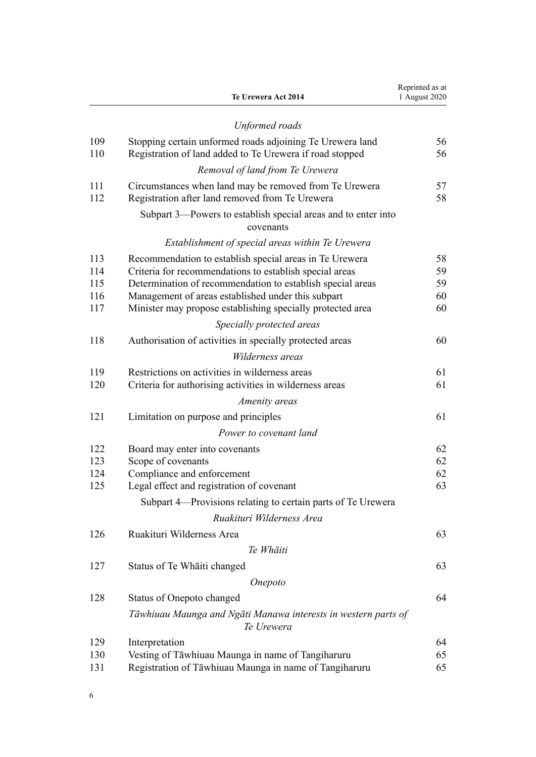*Unformed roads*

| | | |
|---|---|---|
| 109 | Stopping certain unformed roads adjoining Te Urewera land | 56 |
| 110 | Registration of land added to Te Urewera if road stopped | 56 |

*Removal of land from Te Urewera*

| | | |
|---|---|---|
| 111 | Circumstances when land may be removed from Te Urewera | 57 |
| 112 | Registration after land removed from Te Urewera | 58 |

Subpart 3—Powers to establish special areas and to enter into covenants

*Establishment of special areas within Te Urewera*

| | | |
|---|---|---|
| 113 | Recommendation to establish special areas in Te Urewera | 58 |
| 114 | Criteria for recommendations to establish special areas | 59 |
| 115 | Determination of recommendation to establish special areas | 59 |
| 116 | Management of areas established under this subpart | 60 |
| 117 | Minister may propose establishing specially protected area | 60 |

*Specially protected areas*

| | | |
|---|---|---|
| 118 | Authorisation of activities in specially protected areas | 60 |

*Wilderness areas*

| | | |
|---|---|---|
| 119 | Restrictions on activities in wilderness areas | 61 |
| 120 | Criteria for authorising activities in wilderness areas | 61 |

*Amenity areas*

| | | |
|---|---|---|
| 121 | Limitation on purpose and principles | 61 |

*Power to covenant land*

| | | |
|---|---|---|
| 122 | Board may enter into covenants | 62 |
| 123 | Scope of covenants | 62 |
| 124 | Compliance and enforcement | 62 |
| 125 | Legal effect and registration of covenant | 63 |

Subpart 4—Provisions relating to certain parts of Te Urewera

*Ruakituri Wilderness Area*

| | | |
|---|---|---|
| 126 | Ruakituri Wilderness Area | 63 |

*Te Whāiti*

| | | |
|---|---|---|
| 127 | Status of Te Whāiti changed | 63 |

*Onepoto*

| | | |
|---|---|---|
| 128 | Status of Onepoto changed | 64 |

*Tāwhiuau Maunga and Ngāti Manawa interests in western parts of Te Urewera*

| | | |
|---|---|---|
| 129 | Interpretation | 64 |
| 130 | Vesting of Tāwhiuau Maunga in name of Tangiharuru | 65 |
| 131 | Registration of Tāwhiuau Maunga in name of Tangiharuru | 65 |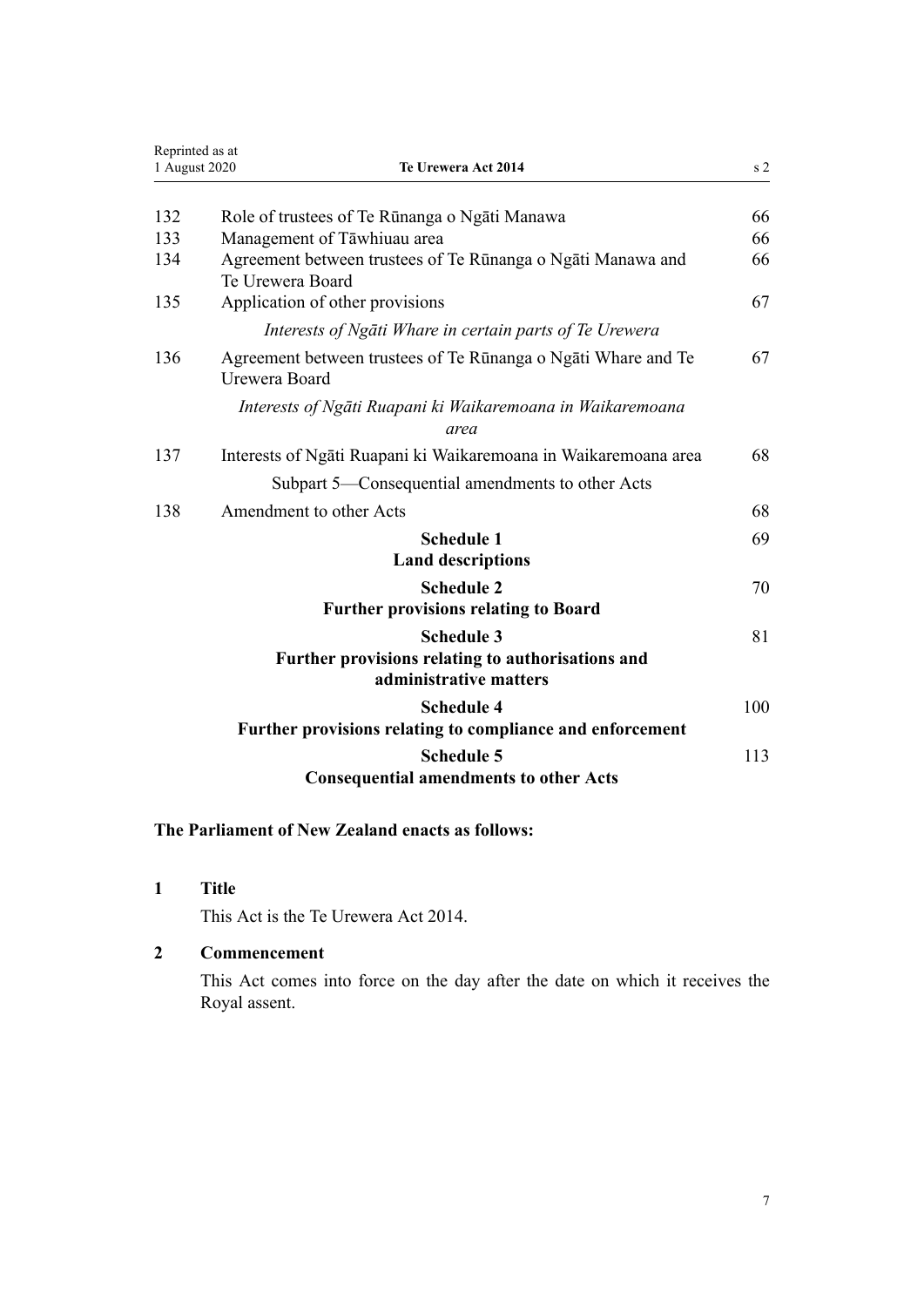| | | |
|---|---|---|
| 132 | Role of trustees of Te Rūnanga o Ngāti Manawa | 66 |
| 133 | Management of Tāwhiuau area | 66 |
| 134 | Agreement between trustees of Te Rūnanga o Ngāti Manawa and Te Urewera Board | 66 |
| 135 | Application of other provisions | 67 |
| | *Interests of Ngāti Whare in certain parts of Te Urewera* | |
| 136 | Agreement between trustees of Te Rūnanga o Ngāti Whare and Te Urewera Board | 67 |
| | *Interests of Ngāti Ruapani ki Waikaremoana in Waikaremoana area* | |
| 137 | Interests of Ngāti Ruapani ki Waikaremoana in Waikaremoana area | 68 |
| | Subpart 5—Consequential amendments to other Acts | |
| 138 | Amendment to other Acts | 68 |
| | **Schedule 1** **Land descriptions** | 69 |
| | **Schedule 2** **Further provisions relating to Board** | 70 |
| | **Schedule 3** **Further provisions relating to authorisations and administrative matters** | 81 |
| | **Schedule 4** **Further provisions relating to compliance and enforcement** | 100 |
| | **Schedule 5** **Consequential amendments to other Acts** | 113 |

**The Parliament of New Zealand enacts as follows:**

**1 Title**

This Act is the Te Urewera Act 2014.

**2 Commencement**

This Act comes into force on the day after the date on which it receives the Royal assent.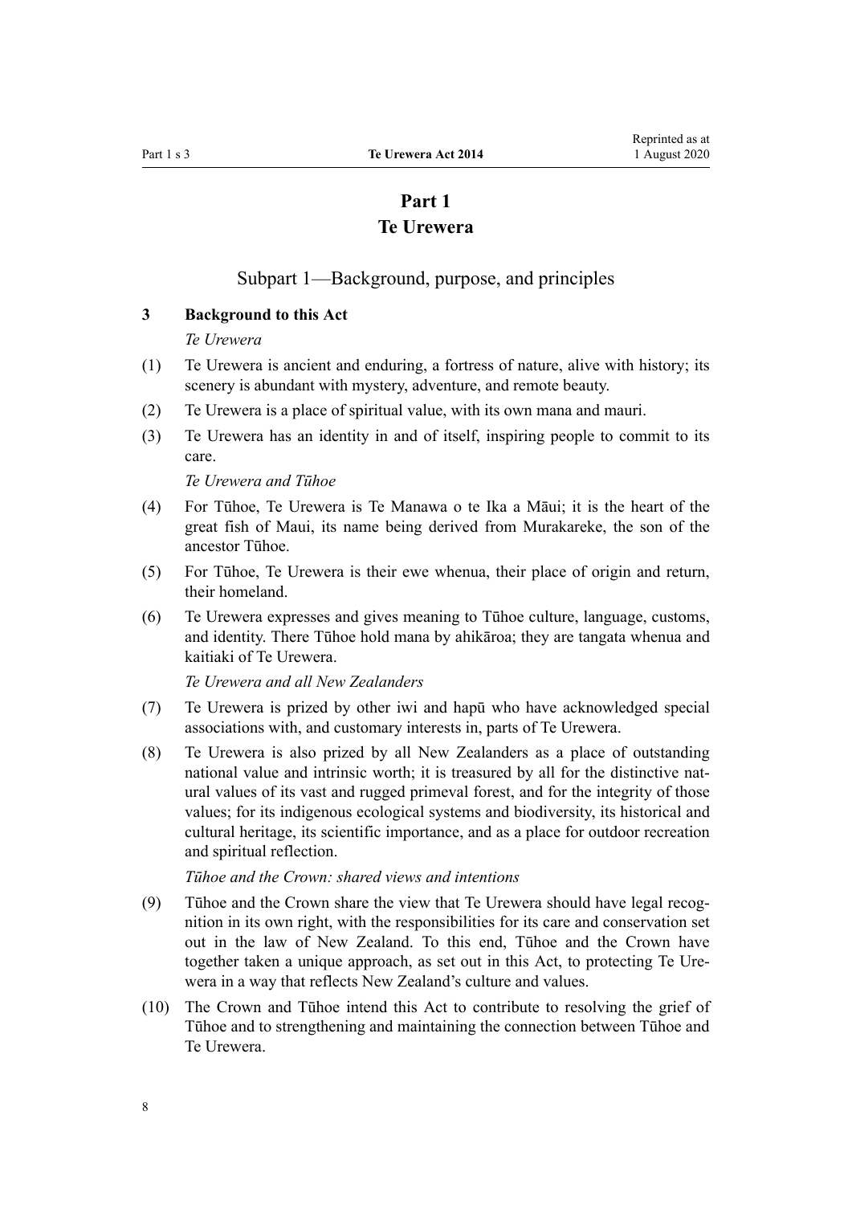# Part 1
# Te Urewera

## Subpart 1—Background, purpose, and principles

### 3 Background to this Act

*Te Urewera*

(1) Te Urewera is ancient and enduring, a fortress of nature, alive with history; its scenery is abundant with mystery, adventure, and remote beauty.

(2) Te Urewera is a place of spiritual value, with its own mana and mauri.

(3) Te Urewera has an identity in and of itself, inspiring people to commit to its care.

*Te Urewera and Tūhoe*

(4) For Tūhoe, Te Urewera is Te Manawa o te Ika a Māui; it is the heart of the great fish of Maui, its name being derived from Murakareke, the son of the ancestor Tūhoe.

(5) For Tūhoe, Te Urewera is their ewe whenua, their place of origin and return, their homeland.

(6) Te Urewera expresses and gives meaning to Tūhoe culture, language, customs, and identity. There Tūhoe hold mana by ahikāroa; they are tangata whenua and kaitiaki of Te Urewera.

*Te Urewera and all New Zealanders*

(7) Te Urewera is prized by other iwi and hapū who have acknowledged special associations with, and customary interests in, parts of Te Urewera.

(8) Te Urewera is also prized by all New Zealanders as a place of outstanding national value and intrinsic worth; it is treasured by all for the distinctive natural values of its vast and rugged primeval forest, and for the integrity of those values; for its indigenous ecological systems and biodiversity, its historical and cultural heritage, its scientific importance, and as a place for outdoor recreation and spiritual reflection.

*Tūhoe and the Crown: shared views and intentions*

(9) Tūhoe and the Crown share the view that Te Urewera should have legal recognition in its own right, with the responsibilities for its care and conservation set out in the law of New Zealand. To this end, Tūhoe and the Crown have together taken a unique approach, as set out in this Act, to protecting Te Urewera in a way that reflects New Zealand's culture and values.

(10) The Crown and Tūhoe intend this Act to contribute to resolving the grief of Tūhoe and to strengthening and maintaining the connection between Tūhoe and Te Urewera.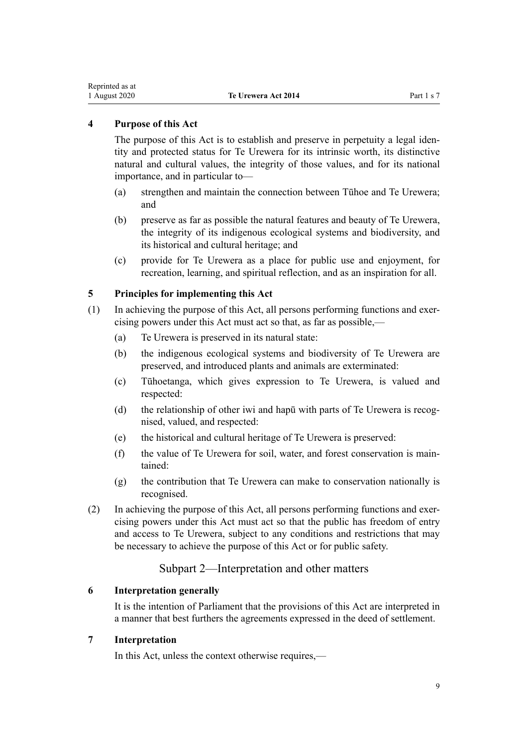### 4 Purpose of this Act

The purpose of this Act is to establish and preserve in perpetuity a legal identity and protected status for Te Urewera for its intrinsic worth, its distinctive natural and cultural values, the integrity of those values, and for its national importance, and in particular to—

- (a) strengthen and maintain the connection between Tūhoe and Te Urewera; and
- (b) preserve as far as possible the natural features and beauty of Te Urewera, the integrity of its indigenous ecological systems and biodiversity, and its historical and cultural heritage; and
- (c) provide for Te Urewera as a place for public use and enjoyment, for recreation, learning, and spiritual reflection, and as an inspiration for all.

### 5 Principles for implementing this Act

(1) In achieving the purpose of this Act, all persons performing functions and exercising powers under this Act must act so that, as far as possible,—

- (a) Te Urewera is preserved in its natural state:
- (b) the indigenous ecological systems and biodiversity of Te Urewera are preserved, and introduced plants and animals are exterminated:
- (c) Tūhoetanga, which gives expression to Te Urewera, is valued and respected:
- (d) the relationship of other iwi and hapū with parts of Te Urewera is recognised, valued, and respected:
- (e) the historical and cultural heritage of Te Urewera is preserved:
- (f) the value of Te Urewera for soil, water, and forest conservation is maintained:
- (g) the contribution that Te Urewera can make to conservation nationally is recognised.

(2) In achieving the purpose of this Act, all persons performing functions and exercising powers under this Act must act so that the public has freedom of entry and access to Te Urewera, subject to any conditions and restrictions that may be necessary to achieve the purpose of this Act or for public safety.

## Subpart 2—Interpretation and other matters

### 6 Interpretation generally

It is the intention of Parliament that the provisions of this Act are interpreted in a manner that best furthers the agreements expressed in the deed of settlement.

### 7 Interpretation

In this Act, unless the context otherwise requires,—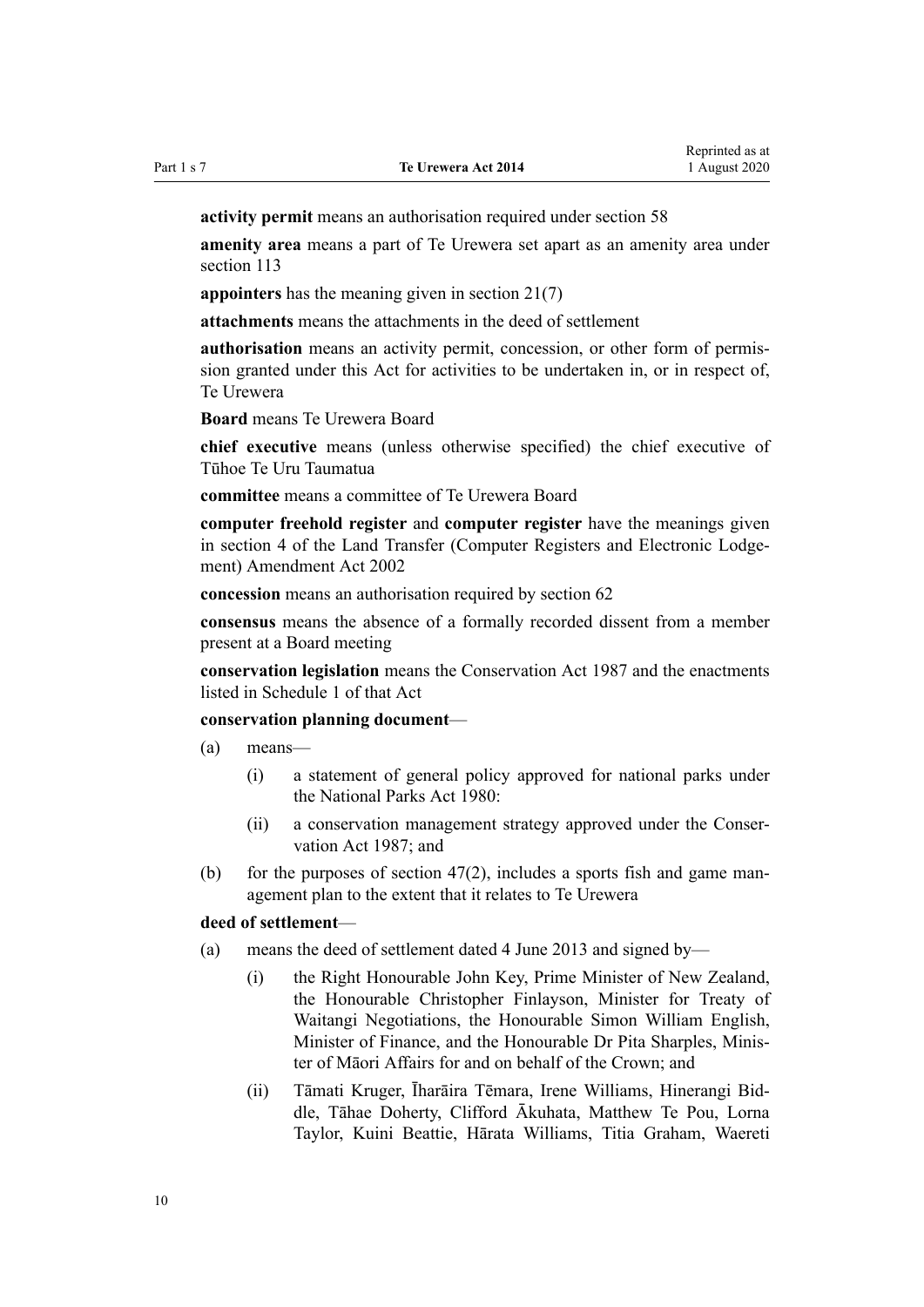**activity permit** means an authorisation required under section 58

**amenity area** means a part of Te Urewera set apart as an amenity area under section 113

**appointers** has the meaning given in section 21(7)

**attachments** means the attachments in the deed of settlement

**authorisation** means an activity permit, concession, or other form of permission granted under this Act for activities to be undertaken in, or in respect of, Te Urewera

**Board** means Te Urewera Board

**chief executive** means (unless otherwise specified) the chief executive of Tūhoe Te Uru Taumatua

**committee** means a committee of Te Urewera Board

**computer freehold register** and **computer register** have the meanings given in section 4 of the Land Transfer (Computer Registers and Electronic Lodgement) Amendment Act 2002

**concession** means an authorisation required by section 62

**consensus** means the absence of a formally recorded dissent from a member present at a Board meeting

**conservation legislation** means the Conservation Act 1987 and the enactments listed in Schedule 1 of that Act

**conservation planning document**—

(a) means—

  (i) a statement of general policy approved for national parks under the National Parks Act 1980:

  (ii) a conservation management strategy approved under the Conservation Act 1987; and

(b) for the purposes of section 47(2), includes a sports fish and game management plan to the extent that it relates to Te Urewera

**deed of settlement**—

(a) means the deed of settlement dated 4 June 2013 and signed by—

  (i) the Right Honourable John Key, Prime Minister of New Zealand, the Honourable Christopher Finlayson, Minister for Treaty of Waitangi Negotiations, the Honourable Simon William English, Minister of Finance, and the Honourable Dr Pita Sharples, Minister of Māori Affairs for and on behalf of the Crown; and

  (ii) Tāmati Kruger, Īharāira Tēmara, Irene Williams, Hinerangi Biddle, Tāhae Doherty, Clifford Ākuhata, Matthew Te Pou, Lorna Taylor, Kuini Beattie, Hārata Williams, Titia Graham, Waereti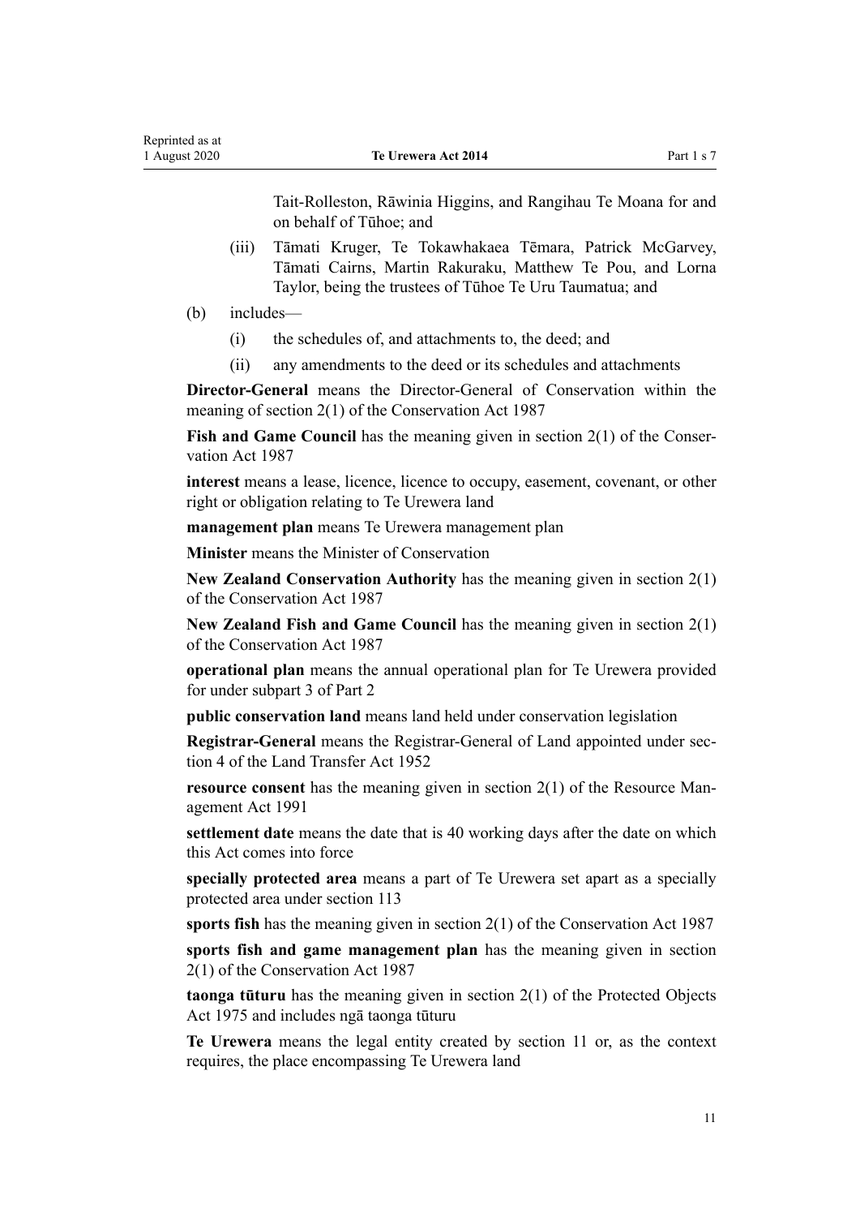Tait-Rolleston, Rāwinia Higgins, and Rangihau Te Moana for and on behalf of Tūhoe; and

(iii) Tāmati Kruger, Te Tokawhakaea Tēmara, Patrick McGarvey, Tāmati Cairns, Martin Rakuraku, Matthew Te Pou, and Lorna Taylor, being the trustees of Tūhoe Te Uru Taumatua; and

(b) includes—

(i) the schedules of, and attachments to, the deed; and

(ii) any amendments to the deed or its schedules and attachments

**Director-General** means the Director-General of Conservation within the meaning of section 2(1) of the Conservation Act 1987

**Fish and Game Council** has the meaning given in section 2(1) of the Conservation Act 1987

**interest** means a lease, licence, licence to occupy, easement, covenant, or other right or obligation relating to Te Urewera land

**management plan** means Te Urewera management plan

**Minister** means the Minister of Conservation

**New Zealand Conservation Authority** has the meaning given in section 2(1) of the Conservation Act 1987

**New Zealand Fish and Game Council** has the meaning given in section 2(1) of the Conservation Act 1987

**operational plan** means the annual operational plan for Te Urewera provided for under subpart 3 of Part 2

**public conservation land** means land held under conservation legislation

**Registrar-General** means the Registrar-General of Land appointed under section 4 of the Land Transfer Act 1952

**resource consent** has the meaning given in section 2(1) of the Resource Management Act 1991

**settlement date** means the date that is 40 working days after the date on which this Act comes into force

**specially protected area** means a part of Te Urewera set apart as a specially protected area under section 113

**sports fish** has the meaning given in section 2(1) of the Conservation Act 1987

**sports fish and game management plan** has the meaning given in section 2(1) of the Conservation Act 1987

**taonga tūturu** has the meaning given in section 2(1) of the Protected Objects Act 1975 and includes ngā taonga tūturu

**Te Urewera** means the legal entity created by section 11 or, as the context requires, the place encompassing Te Urewera land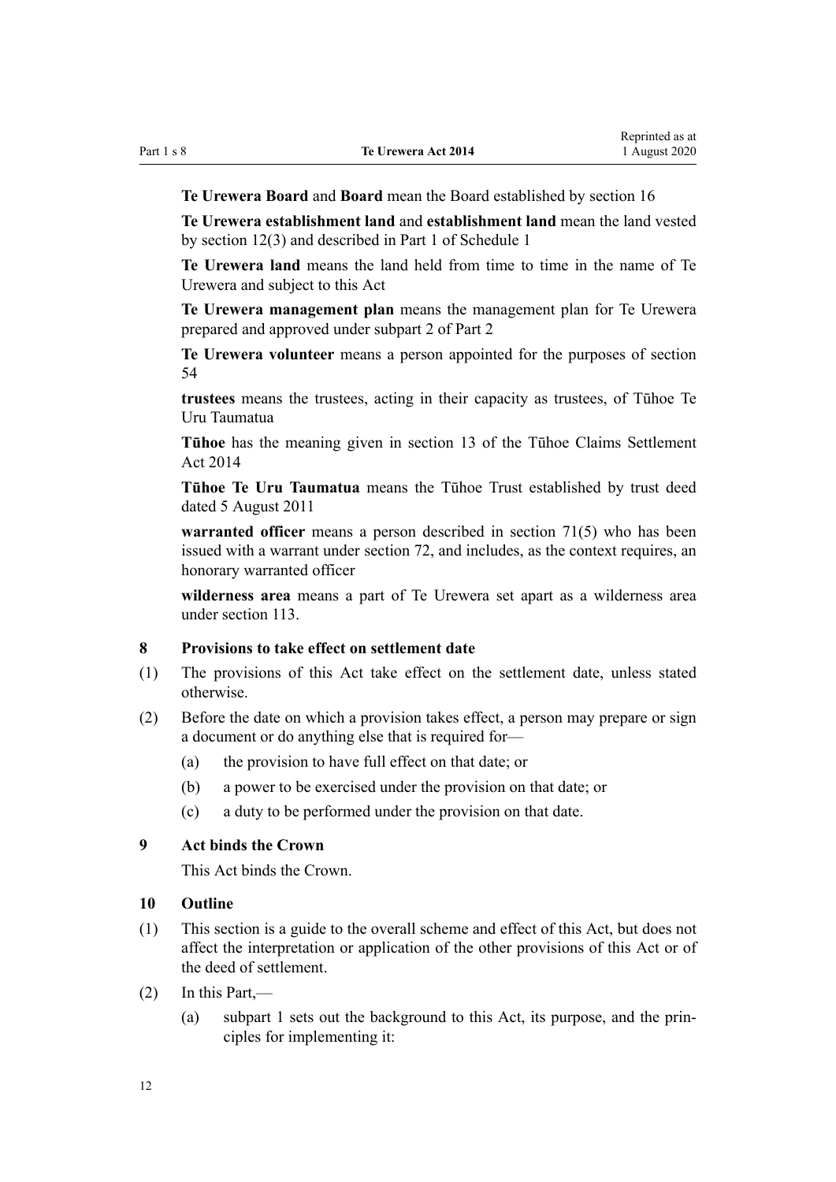**Te Urewera Board** and **Board** mean the Board established by section 16

**Te Urewera establishment land** and **establishment land** mean the land vested by section 12(3) and described in Part 1 of Schedule 1

**Te Urewera land** means the land held from time to time in the name of Te Urewera and subject to this Act

**Te Urewera management plan** means the management plan for Te Urewera prepared and approved under subpart 2 of Part 2

**Te Urewera volunteer** means a person appointed for the purposes of section 54

**trustees** means the trustees, acting in their capacity as trustees, of Tūhoe Te Uru Taumatua

**Tūhoe** has the meaning given in section 13 of the Tūhoe Claims Settlement Act 2014

**Tūhoe Te Uru Taumatua** means the Tūhoe Trust established by trust deed dated 5 August 2011

**warranted officer** means a person described in section 71(5) who has been issued with a warrant under section 72, and includes, as the context requires, an honorary warranted officer

**wilderness area** means a part of Te Urewera set apart as a wilderness area under section 113.

### 8 Provisions to take effect on settlement date

(1) The provisions of this Act take effect on the settlement date, unless stated otherwise.

(2) Before the date on which a provision takes effect, a person may prepare or sign a document or do anything else that is required for—

- (a) the provision to have full effect on that date; or
- (b) a power to be exercised under the provision on that date; or
- (c) a duty to be performed under the provision on that date.

### 9 Act binds the Crown

This Act binds the Crown.

### 10 Outline

(1) This section is a guide to the overall scheme and effect of this Act, but does not affect the interpretation or application of the other provisions of this Act or of the deed of settlement.

(2) In this Part,—

- (a) subpart 1 sets out the background to this Act, its purpose, and the principles for implementing it: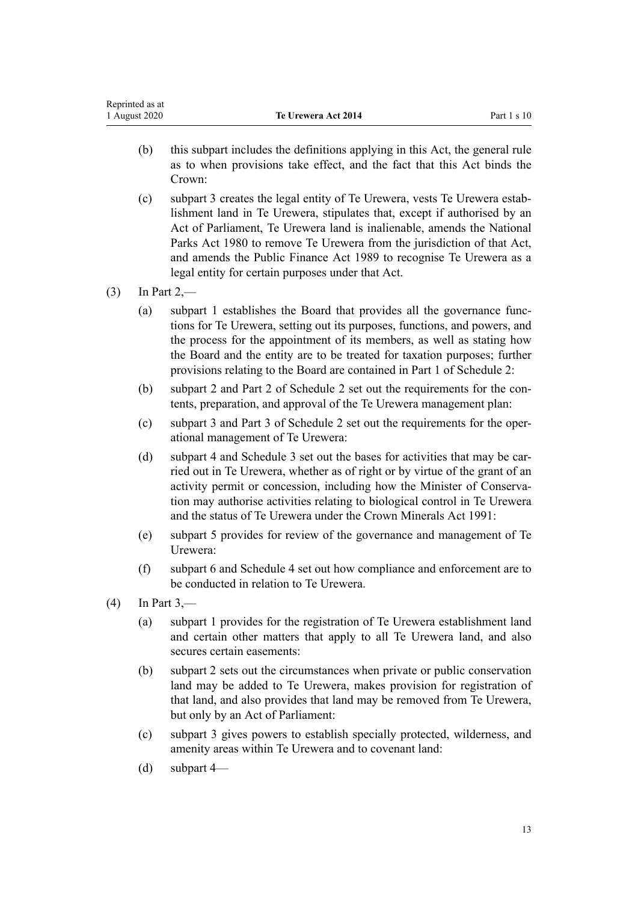(b) this subpart includes the definitions applying in this Act, the general rule as to when provisions take effect, and the fact that this Act binds the Crown:

(c) subpart 3 creates the legal entity of Te Urewera, vests Te Urewera establishment land in Te Urewera, stipulates that, except if authorised by an Act of Parliament, Te Urewera land is inalienable, amends the National Parks Act 1980 to remove Te Urewera from the jurisdiction of that Act, and amends the Public Finance Act 1989 to recognise Te Urewera as a legal entity for certain purposes under that Act.

(3) In Part 2,—

(a) subpart 1 establishes the Board that provides all the governance functions for Te Urewera, setting out its purposes, functions, and powers, and the process for the appointment of its members, as well as stating how the Board and the entity are to be treated for taxation purposes; further provisions relating to the Board are contained in Part 1 of Schedule 2:

(b) subpart 2 and Part 2 of Schedule 2 set out the requirements for the contents, preparation, and approval of the Te Urewera management plan:

(c) subpart 3 and Part 3 of Schedule 2 set out the requirements for the operational management of Te Urewera:

(d) subpart 4 and Schedule 3 set out the bases for activities that may be carried out in Te Urewera, whether as of right or by virtue of the grant of an activity permit or concession, including how the Minister of Conservation may authorise activities relating to biological control in Te Urewera and the status of Te Urewera under the Crown Minerals Act 1991:

(e) subpart 5 provides for review of the governance and management of Te Urewera:

(f) subpart 6 and Schedule 4 set out how compliance and enforcement are to be conducted in relation to Te Urewera.

(4) In Part 3,—

(a) subpart 1 provides for the registration of Te Urewera establishment land and certain other matters that apply to all Te Urewera land, and also secures certain easements:

(b) subpart 2 sets out the circumstances when private or public conservation land may be added to Te Urewera, makes provision for registration of that land, and also provides that land may be removed from Te Urewera, but only by an Act of Parliament:

(c) subpart 3 gives powers to establish specially protected, wilderness, and amenity areas within Te Urewera and to covenant land:

(d) subpart 4—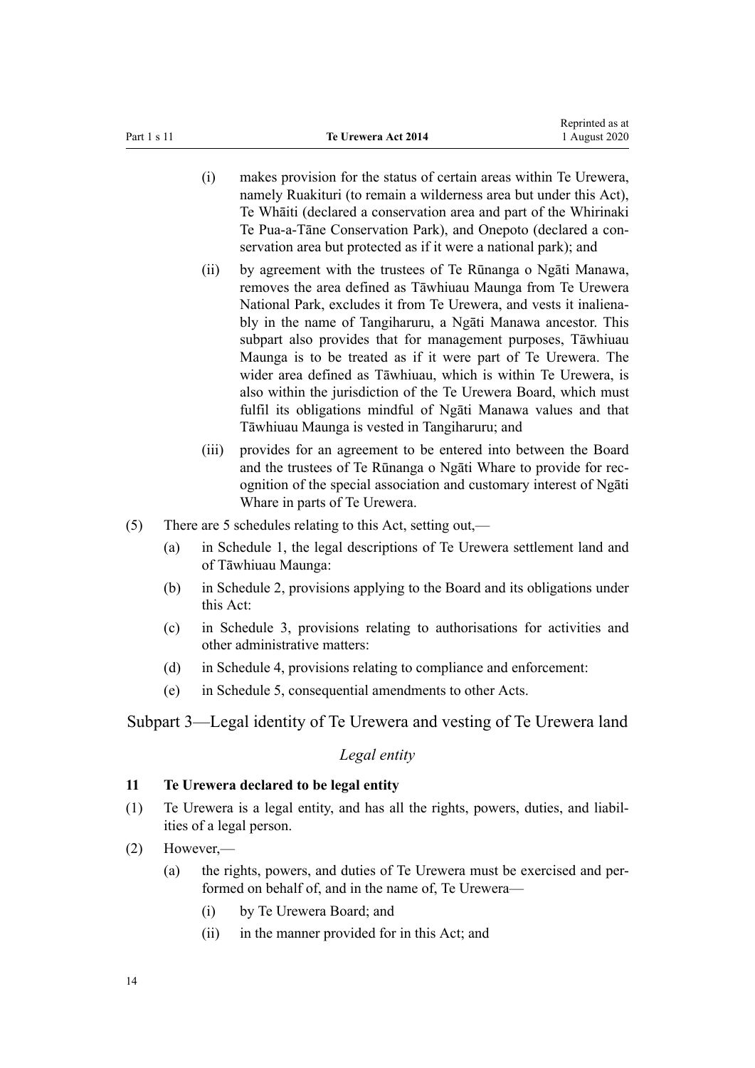(i) makes provision for the status of certain areas within Te Urewera, namely Ruakituri (to remain a wilderness area but under this Act), Te Whāiti (declared a conservation area and part of the Whirinaki Te Pua-a-Tāne Conservation Park), and Onepoto (declared a conservation area but protected as if it were a national park); and

(ii) by agreement with the trustees of Te Rūnanga o Ngāti Manawa, removes the area defined as Tāwhiuau Maunga from Te Urewera National Park, excludes it from Te Urewera, and vests it inalienably in the name of Tangiharuru, a Ngāti Manawa ancestor. This subpart also provides that for management purposes, Tāwhiuau Maunga is to be treated as if it were part of Te Urewera. The wider area defined as Tāwhiuau, which is within Te Urewera, is also within the jurisdiction of the Te Urewera Board, which must fulfil its obligations mindful of Ngāti Manawa values and that Tāwhiuau Maunga is vested in Tangiharuru; and

(iii) provides for an agreement to be entered into between the Board and the trustees of Te Rūnanga o Ngāti Whare to provide for recognition of the special association and customary interest of Ngāti Whare in parts of Te Urewera.

(5) There are 5 schedules relating to this Act, setting out,—

(a) in Schedule 1, the legal descriptions of Te Urewera settlement land and of Tāwhiuau Maunga:

(b) in Schedule 2, provisions applying to the Board and its obligations under this Act:

(c) in Schedule 3, provisions relating to authorisations for activities and other administrative matters:

(d) in Schedule 4, provisions relating to compliance and enforcement:

(e) in Schedule 5, consequential amendments to other Acts.

## Subpart 3—Legal identity of Te Urewera and vesting of Te Urewera land

*Legal entity*

### 11 Te Urewera declared to be legal entity

(1) Te Urewera is a legal entity, and has all the rights, powers, duties, and liabilities of a legal person.

(2) However,—

(a) the rights, powers, and duties of Te Urewera must be exercised and performed on behalf of, and in the name of, Te Urewera—

(i) by Te Urewera Board; and

(ii) in the manner provided for in this Act; and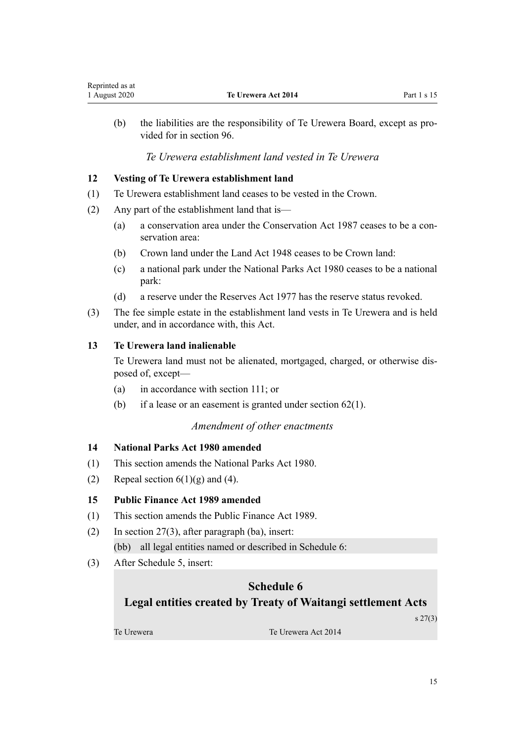(b) the liabilities are the responsibility of Te Urewera Board, except as provided for in section 96.

*Te Urewera establishment land vested in Te Urewera*

### 12 Vesting of Te Urewera establishment land

(1) Te Urewera establishment land ceases to be vested in the Crown.

(2) Any part of the establishment land that is—

  (a) a conservation area under the Conservation Act 1987 ceases to be a conservation area:

  (b) Crown land under the Land Act 1948 ceases to be Crown land:

  (c) a national park under the National Parks Act 1980 ceases to be a national park:

  (d) a reserve under the Reserves Act 1977 has the reserve status revoked.

(3) The fee simple estate in the establishment land vests in Te Urewera and is held under, and in accordance with, this Act.

### 13 Te Urewera land inalienable

Te Urewera land must not be alienated, mortgaged, charged, or otherwise disposed of, except—

  (a) in accordance with section 111; or

  (b) if a lease or an easement is granted under section 62(1).

*Amendment of other enactments*

### 14 National Parks Act 1980 amended

(1) This section amends the National Parks Act 1980.

(2) Repeal section 6(1)(g) and (4).

### 15 Public Finance Act 1989 amended

(1) This section amends the Public Finance Act 1989.

(2) In section 27(3), after paragraph (ba), insert:

  (bb) all legal entities named or described in Schedule 6:

(3) After Schedule 5, insert:

## Schedule 6
## Legal entities created by Treaty of Waitangi settlement Acts

s 27(3)

| Te Urewera | Te Urewera Act 2014 |
|---|---|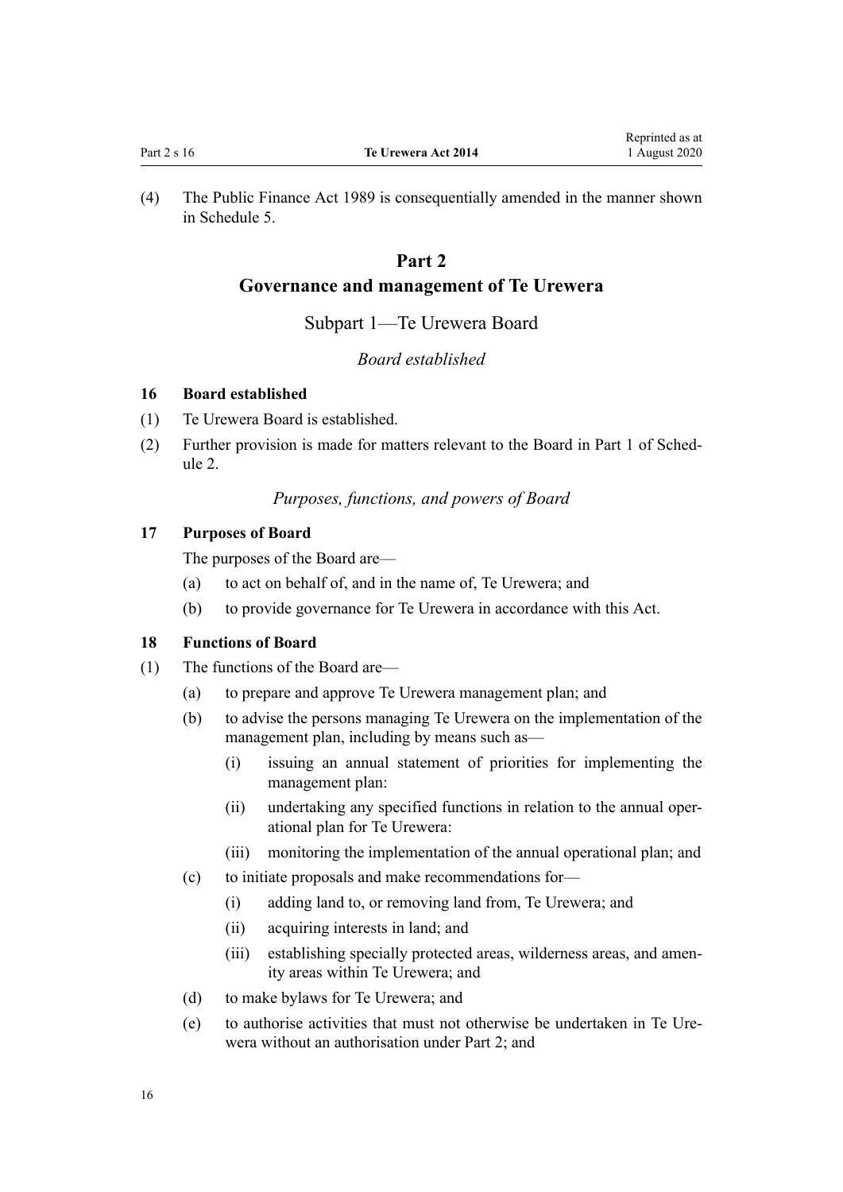(4) The Public Finance Act 1989 is consequentially amended in the manner shown in Schedule 5.

# Part 2
# Governance and management of Te Urewera

## Subpart 1—Te Urewera Board

*Board established*

### 16 Board established

(1) Te Urewera Board is established.

(2) Further provision is made for matters relevant to the Board in Part 1 of Schedule 2.

*Purposes, functions, and powers of Board*

### 17 Purposes of Board

The purposes of the Board are—

- (a) to act on behalf of, and in the name of, Te Urewera; and
- (b) to provide governance for Te Urewera in accordance with this Act.

### 18 Functions of Board

(1) The functions of the Board are—

- (a) to prepare and approve Te Urewera management plan; and
- (b) to advise the persons managing Te Urewera on the implementation of the management plan, including by means such as—
  - (i) issuing an annual statement of priorities for implementing the management plan:
  - (ii) undertaking any specified functions in relation to the annual operational plan for Te Urewera:
  - (iii) monitoring the implementation of the annual operational plan; and
- (c) to initiate proposals and make recommendations for—
  - (i) adding land to, or removing land from, Te Urewera; and
  - (ii) acquiring interests in land; and
  - (iii) establishing specially protected areas, wilderness areas, and amenity areas within Te Urewera; and
- (d) to make bylaws for Te Urewera; and
- (e) to authorise activities that must not otherwise be undertaken in Te Urewera without an authorisation under Part 2; and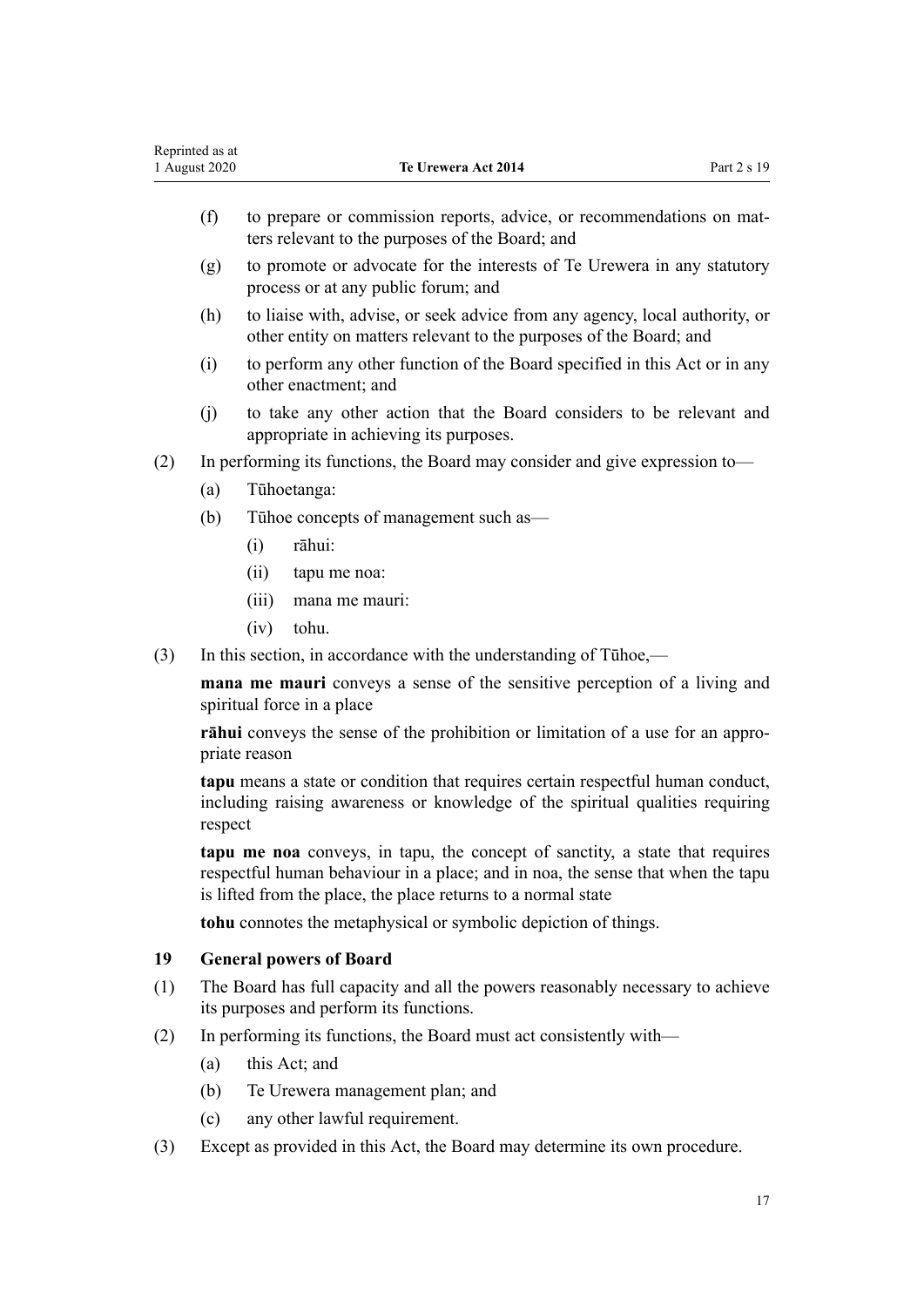(f) to prepare or commission reports, advice, or recommendations on matters relevant to the purposes of the Board; and

(g) to promote or advocate for the interests of Te Urewera in any statutory process or at any public forum; and

(h) to liaise with, advise, or seek advice from any agency, local authority, or other entity on matters relevant to the purposes of the Board; and

(i) to perform any other function of the Board specified in this Act or in any other enactment; and

(j) to take any other action that the Board considers to be relevant and appropriate in achieving its purposes.

(2) In performing its functions, the Board may consider and give expression to—

(a) Tūhoetanga:

(b) Tūhoe concepts of management such as—

(i) rāhui:

(ii) tapu me noa:

(iii) mana me mauri:

(iv) tohu.

(3) In this section, in accordance with the understanding of Tūhoe,—

**mana me mauri** conveys a sense of the sensitive perception of a living and spiritual force in a place

**rāhui** conveys the sense of the prohibition or limitation of a use for an appropriate reason

**tapu** means a state or condition that requires certain respectful human conduct, including raising awareness or knowledge of the spiritual qualities requiring respect

**tapu me noa** conveys, in tapu, the concept of sanctity, a state that requires respectful human behaviour in a place; and in noa, the sense that when the tapu is lifted from the place, the place returns to a normal state

**tohu** connotes the metaphysical or symbolic depiction of things.

### 19 General powers of Board

(1) The Board has full capacity and all the powers reasonably necessary to achieve its purposes and perform its functions.

(2) In performing its functions, the Board must act consistently with—

(a) this Act; and

(b) Te Urewera management plan; and

(c) any other lawful requirement.

(3) Except as provided in this Act, the Board may determine its own procedure.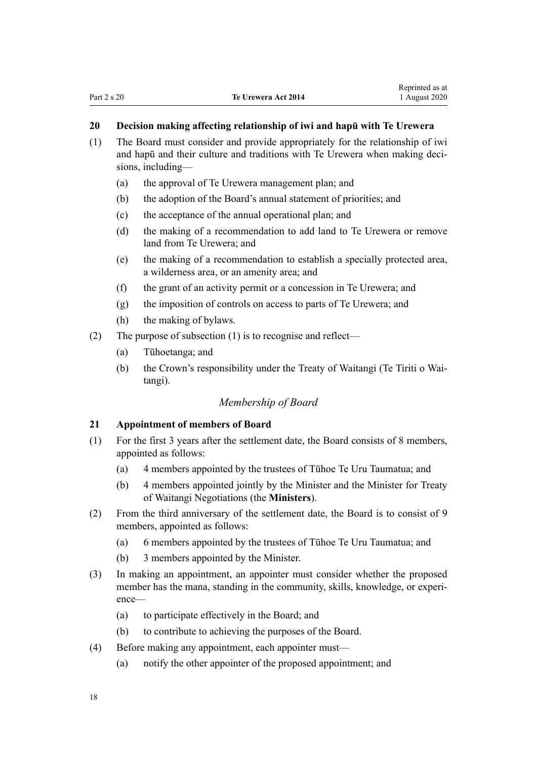### 20 Decision making affecting relationship of iwi and hapū with Te Urewera

(1) The Board must consider and provide appropriately for the relationship of iwi and hapū and their culture and traditions with Te Urewera when making decisions, including—

- (a) the approval of Te Urewera management plan; and
- (b) the adoption of the Board's annual statement of priorities; and
- (c) the acceptance of the annual operational plan; and
- (d) the making of a recommendation to add land to Te Urewera or remove land from Te Urewera; and
- (e) the making of a recommendation to establish a specially protected area, a wilderness area, or an amenity area; and
- (f) the grant of an activity permit or a concession in Te Urewera; and
- (g) the imposition of controls on access to parts of Te Urewera; and
- (h) the making of bylaws.

(2) The purpose of subsection (1) is to recognise and reflect—

- (a) Tūhoetanga; and
- (b) the Crown's responsibility under the Treaty of Waitangi (Te Tiriti o Waitangi).

*Membership of Board*

### 21 Appointment of members of Board

(1) For the first 3 years after the settlement date, the Board consists of 8 members, appointed as follows:

- (a) 4 members appointed by the trustees of Tūhoe Te Uru Taumatua; and
- (b) 4 members appointed jointly by the Minister and the Minister for Treaty of Waitangi Negotiations (the **Ministers**).

(2) From the third anniversary of the settlement date, the Board is to consist of 9 members, appointed as follows:

- (a) 6 members appointed by the trustees of Tūhoe Te Uru Taumatua; and
- (b) 3 members appointed by the Minister.

(3) In making an appointment, an appointer must consider whether the proposed member has the mana, standing in the community, skills, knowledge, or experience—

- (a) to participate effectively in the Board; and
- (b) to contribute to achieving the purposes of the Board.

(4) Before making any appointment, each appointer must—

- (a) notify the other appointer of the proposed appointment; and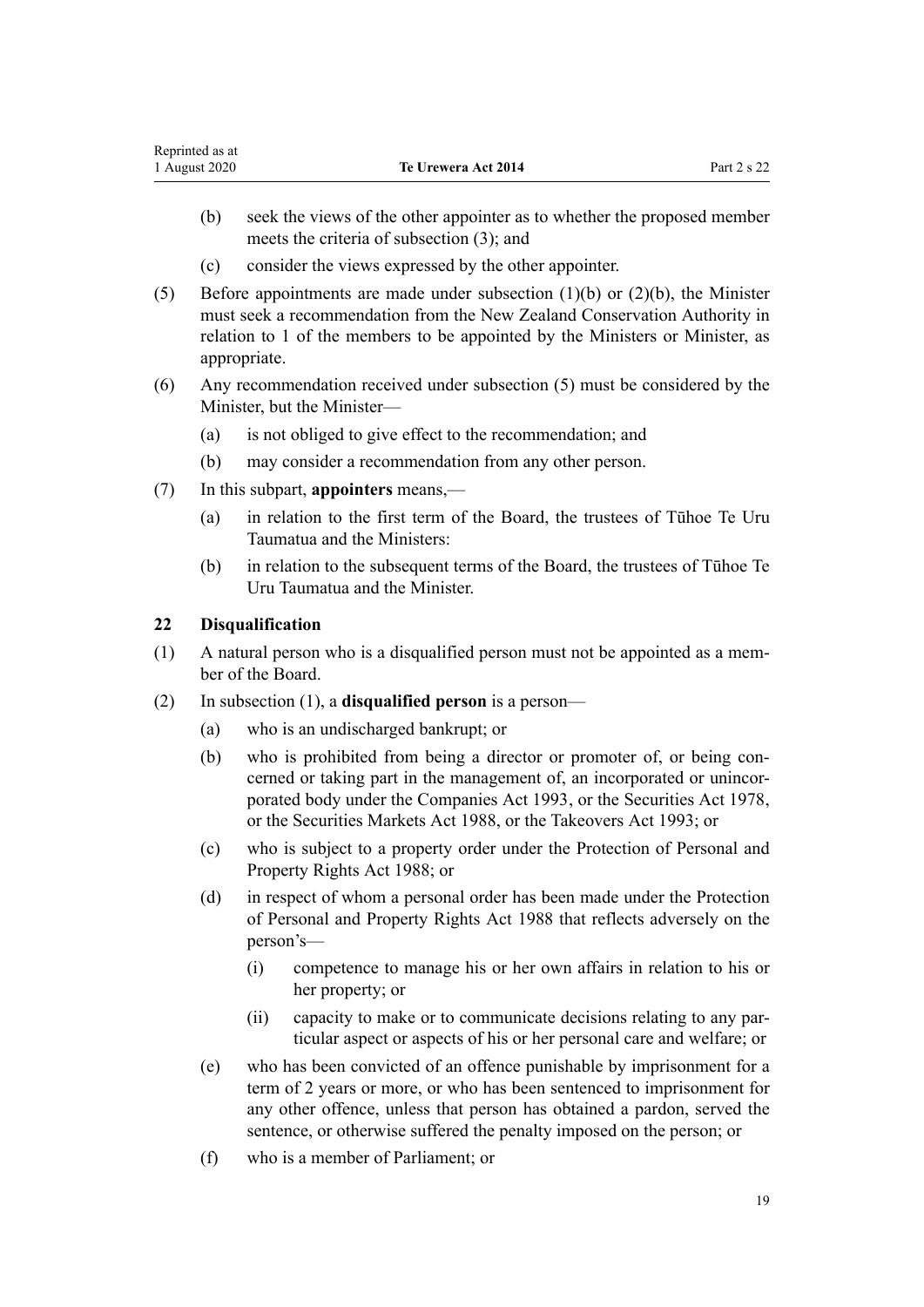(b) seek the views of the other appointer as to whether the proposed member meets the criteria of subsection (3); and

(c) consider the views expressed by the other appointer.

(5) Before appointments are made under subsection (1)(b) or (2)(b), the Minister must seek a recommendation from the New Zealand Conservation Authority in relation to 1 of the members to be appointed by the Ministers or Minister, as appropriate.

(6) Any recommendation received under subsection (5) must be considered by the Minister, but the Minister—

(a) is not obliged to give effect to the recommendation; and

(b) may consider a recommendation from any other person.

(7) In this subpart, **appointers** means,—

(a) in relation to the first term of the Board, the trustees of Tūhoe Te Uru Taumatua and the Ministers:

(b) in relation to the subsequent terms of the Board, the trustees of Tūhoe Te Uru Taumatua and the Minister.

### 22 Disqualification

(1) A natural person who is a disqualified person must not be appointed as a member of the Board.

(2) In subsection (1), a **disqualified person** is a person—

(a) who is an undischarged bankrupt; or

(b) who is prohibited from being a director or promoter of, or being concerned or taking part in the management of, an incorporated or unincorporated body under the Companies Act 1993, or the Securities Act 1978, or the Securities Markets Act 1988, or the Takeovers Act 1993; or

(c) who is subject to a property order under the Protection of Personal and Property Rights Act 1988; or

(d) in respect of whom a personal order has been made under the Protection of Personal and Property Rights Act 1988 that reflects adversely on the person's—

(i) competence to manage his or her own affairs in relation to his or her property; or

(ii) capacity to make or to communicate decisions relating to any particular aspect or aspects of his or her personal care and welfare; or

(e) who has been convicted of an offence punishable by imprisonment for a term of 2 years or more, or who has been sentenced to imprisonment for any other offence, unless that person has obtained a pardon, served the sentence, or otherwise suffered the penalty imposed on the person; or

(f) who is a member of Parliament; or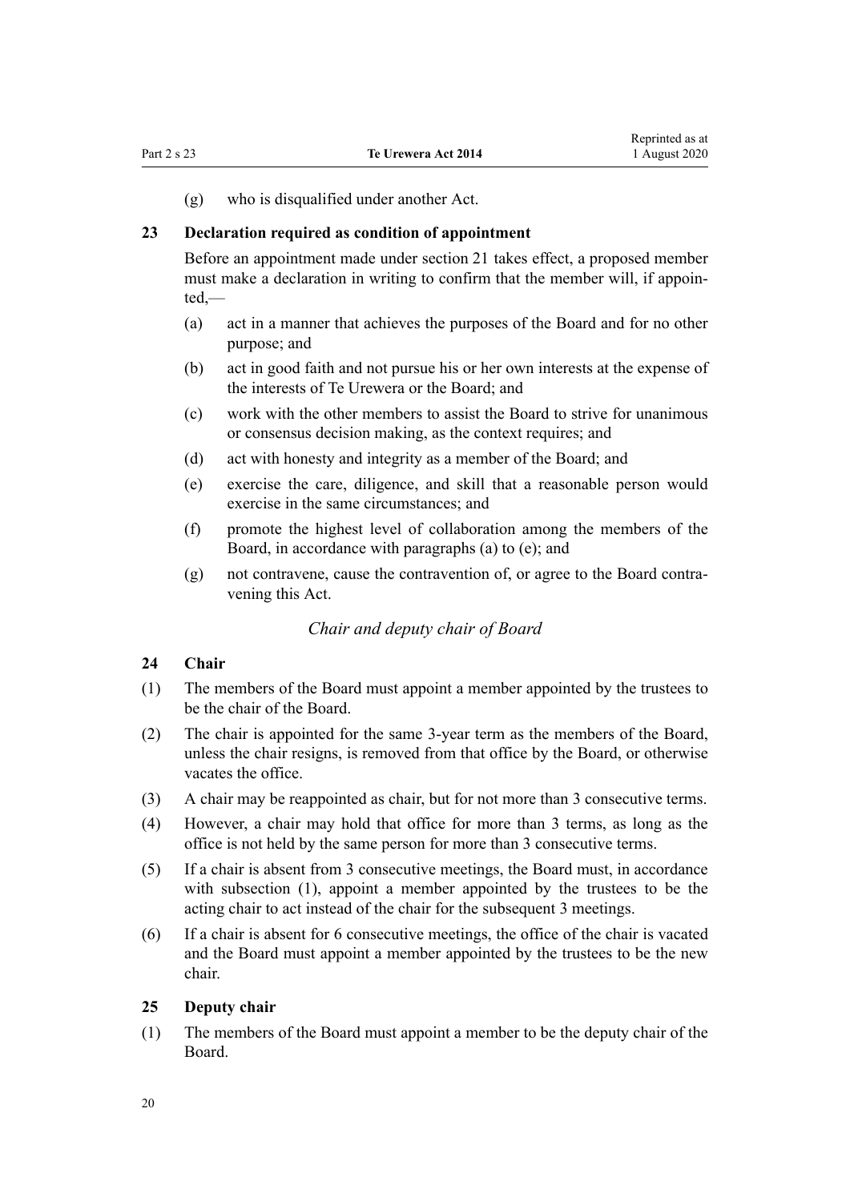(g) who is disqualified under another Act.

**23 Declaration required as condition of appointment**

Before an appointment made under section 21 takes effect, a proposed member must make a declaration in writing to confirm that the member will, if appointed,—

(a) act in a manner that achieves the purposes of the Board and for no other purpose; and

(b) act in good faith and not pursue his or her own interests at the expense of the interests of Te Urewera or the Board; and

(c) work with the other members to assist the Board to strive for unanimous or consensus decision making, as the context requires; and

(d) act with honesty and integrity as a member of the Board; and

(e) exercise the care, diligence, and skill that a reasonable person would exercise in the same circumstances; and

(f) promote the highest level of collaboration among the members of the Board, in accordance with paragraphs (a) to (e); and

(g) not contravene, cause the contravention of, or agree to the Board contravening this Act.

*Chair and deputy chair of Board*

**24 Chair**

(1) The members of the Board must appoint a member appointed by the trustees to be the chair of the Board.

(2) The chair is appointed for the same 3-year term as the members of the Board, unless the chair resigns, is removed from that office by the Board, or otherwise vacates the office.

(3) A chair may be reappointed as chair, but for not more than 3 consecutive terms.

(4) However, a chair may hold that office for more than 3 terms, as long as the office is not held by the same person for more than 3 consecutive terms.

(5) If a chair is absent from 3 consecutive meetings, the Board must, in accordance with subsection (1), appoint a member appointed by the trustees to be the acting chair to act instead of the chair for the subsequent 3 meetings.

(6) If a chair is absent for 6 consecutive meetings, the office of the chair is vacated and the Board must appoint a member appointed by the trustees to be the new chair.

**25 Deputy chair**

(1) The members of the Board must appoint a member to be the deputy chair of the Board.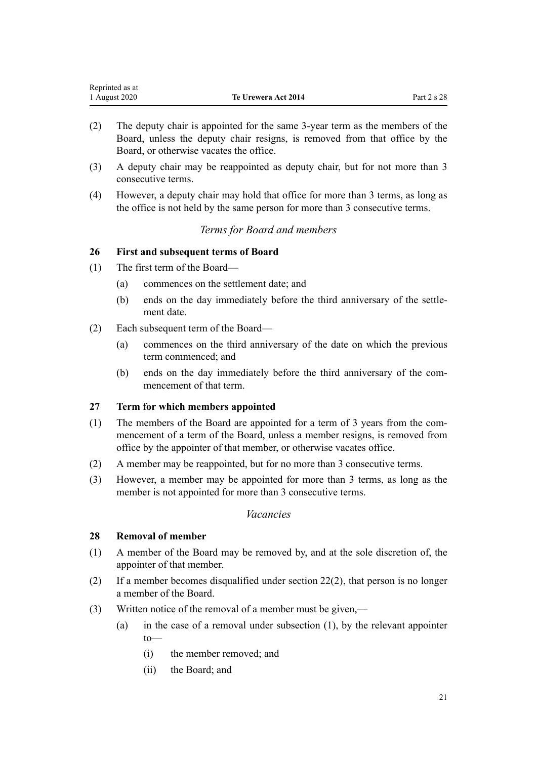(2) The deputy chair is appointed for the same 3-year term as the members of the Board, unless the deputy chair resigns, is removed from that office by the Board, or otherwise vacates the office.

(3) A deputy chair may be reappointed as deputy chair, but for not more than 3 consecutive terms.

(4) However, a deputy chair may hold that office for more than 3 terms, as long as the office is not held by the same person for more than 3 consecutive terms.

*Terms for Board and members*

### 26 First and subsequent terms of Board

(1) The first term of the Board—

- (a) commences on the settlement date; and
- (b) ends on the day immediately before the third anniversary of the settlement date.

(2) Each subsequent term of the Board—

- (a) commences on the third anniversary of the date on which the previous term commenced; and
- (b) ends on the day immediately before the third anniversary of the commencement of that term.

### 27 Term for which members appointed

(1) The members of the Board are appointed for a term of 3 years from the commencement of a term of the Board, unless a member resigns, is removed from office by the appointer of that member, or otherwise vacates office.

(2) A member may be reappointed, but for no more than 3 consecutive terms.

(3) However, a member may be appointed for more than 3 terms, as long as the member is not appointed for more than 3 consecutive terms.

*Vacancies*

### 28 Removal of member

(1) A member of the Board may be removed by, and at the sole discretion of, the appointer of that member.

(2) If a member becomes disqualified under section 22(2), that person is no longer a member of the Board.

(3) Written notice of the removal of a member must be given,—

- (a) in the case of a removal under subsection (1), by the relevant appointer to—
  - (i) the member removed; and
  - (ii) the Board; and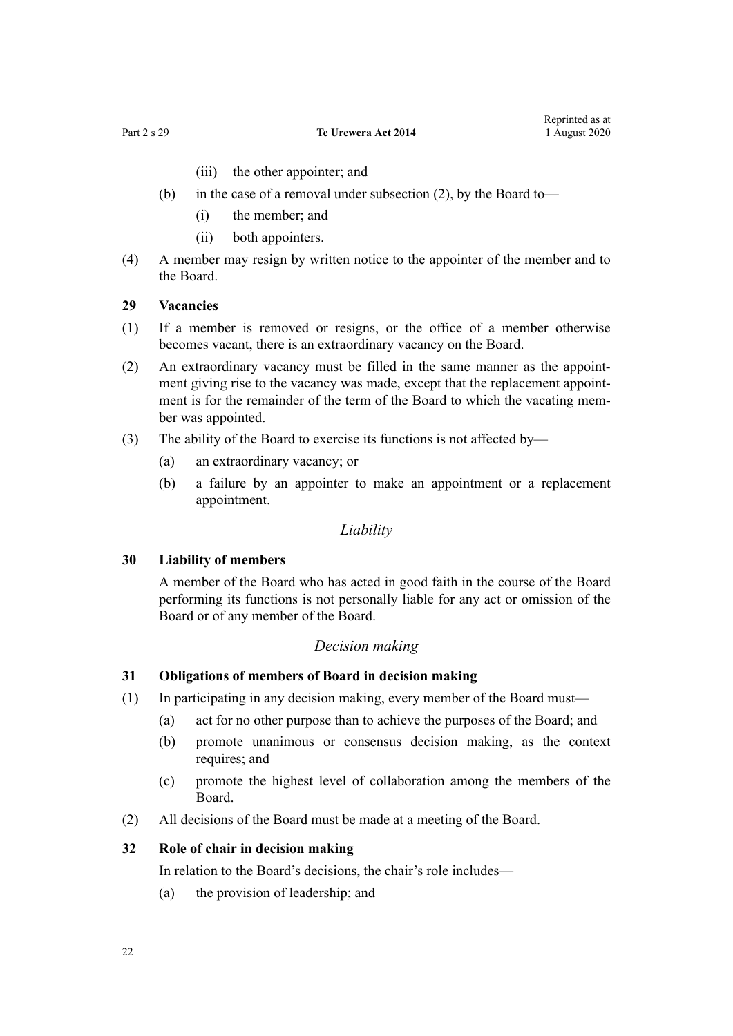(iii) the other appointer; and

(b) in the case of a removal under subsection (2), by the Board to—

(i) the member; and

(ii) both appointers.

(4) A member may resign by written notice to the appointer of the member and to the Board.

### 29 Vacancies

(1) If a member is removed or resigns, or the office of a member otherwise becomes vacant, there is an extraordinary vacancy on the Board.

(2) An extraordinary vacancy must be filled in the same manner as the appointment giving rise to the vacancy was made, except that the replacement appointment is for the remainder of the term of the Board to which the vacating member was appointed.

(3) The ability of the Board to exercise its functions is not affected by—

(a) an extraordinary vacancy; or

(b) a failure by an appointer to make an appointment or a replacement appointment.

*Liability*

### 30 Liability of members

A member of the Board who has acted in good faith in the course of the Board performing its functions is not personally liable for any act or omission of the Board or of any member of the Board.

*Decision making*

### 31 Obligations of members of Board in decision making

(1) In participating in any decision making, every member of the Board must—

(a) act for no other purpose than to achieve the purposes of the Board; and

(b) promote unanimous or consensus decision making, as the context requires; and

(c) promote the highest level of collaboration among the members of the Board.

(2) All decisions of the Board must be made at a meeting of the Board.

### 32 Role of chair in decision making

In relation to the Board's decisions, the chair's role includes—

(a) the provision of leadership; and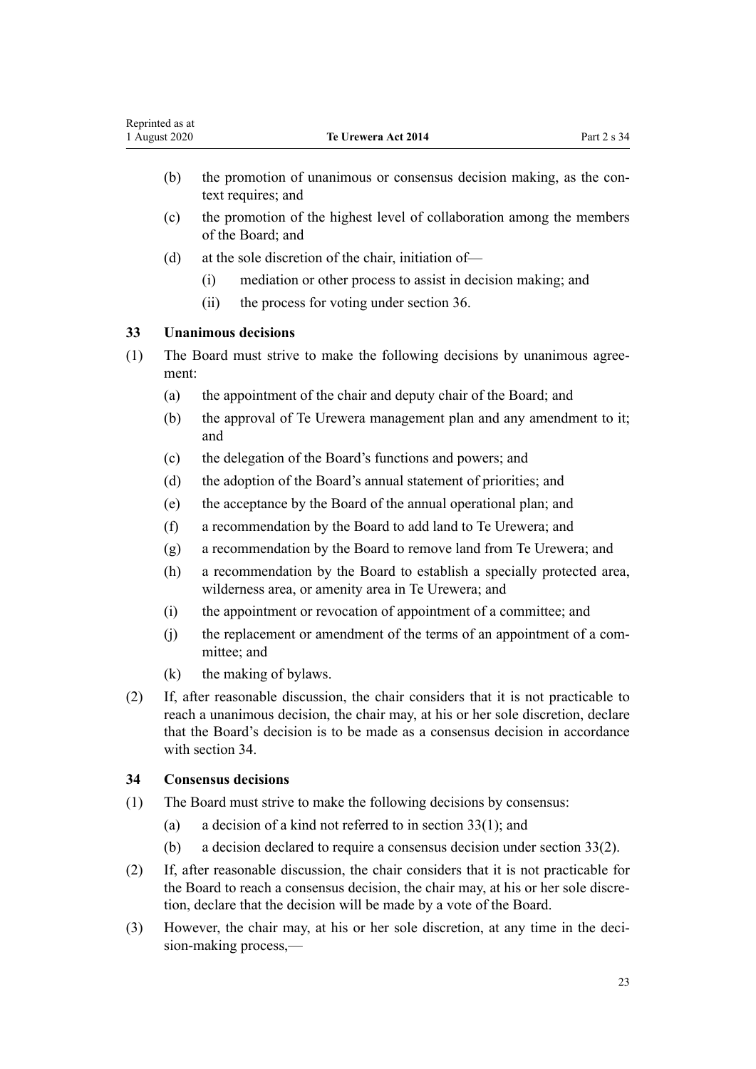(b) the promotion of unanimous or consensus decision making, as the context requires; and

(c) the promotion of the highest level of collaboration among the members of the Board; and

(d) at the sole discretion of the chair, initiation of—

  (i) mediation or other process to assist in decision making; and

  (ii) the process for voting under section 36.

### 33 Unanimous decisions

(1) The Board must strive to make the following decisions by unanimous agreement:

  (a) the appointment of the chair and deputy chair of the Board; and

  (b) the approval of Te Urewera management plan and any amendment to it; and

  (c) the delegation of the Board's functions and powers; and

  (d) the adoption of the Board's annual statement of priorities; and

  (e) the acceptance by the Board of the annual operational plan; and

  (f) a recommendation by the Board to add land to Te Urewera; and

  (g) a recommendation by the Board to remove land from Te Urewera; and

  (h) a recommendation by the Board to establish a specially protected area, wilderness area, or amenity area in Te Urewera; and

  (i) the appointment or revocation of appointment of a committee; and

  (j) the replacement or amendment of the terms of an appointment of a committee; and

  (k) the making of bylaws.

(2) If, after reasonable discussion, the chair considers that it is not practicable to reach a unanimous decision, the chair may, at his or her sole discretion, declare that the Board's decision is to be made as a consensus decision in accordance with section 34.

### 34 Consensus decisions

(1) The Board must strive to make the following decisions by consensus:

  (a) a decision of a kind not referred to in section 33(1); and

  (b) a decision declared to require a consensus decision under section 33(2).

(2) If, after reasonable discussion, the chair considers that it is not practicable for the Board to reach a consensus decision, the chair may, at his or her sole discretion, declare that the decision will be made by a vote of the Board.

(3) However, the chair may, at his or her sole discretion, at any time in the decision-making process,—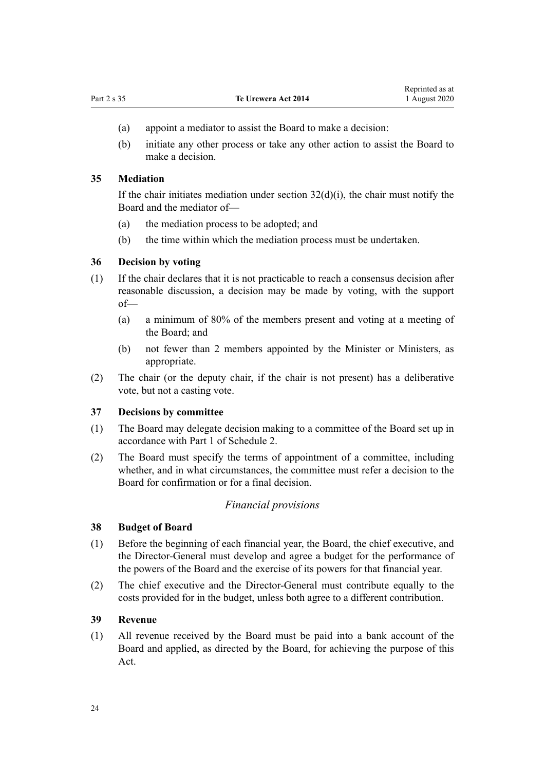(a) appoint a mediator to assist the Board to make a decision:

(b) initiate any other process or take any other action to assist the Board to make a decision.

### 35 Mediation

If the chair initiates mediation under section 32(d)(i), the chair must notify the Board and the mediator of—

(a) the mediation process to be adopted; and

(b) the time within which the mediation process must be undertaken.

### 36 Decision by voting

(1) If the chair declares that it is not practicable to reach a consensus decision after reasonable discussion, a decision may be made by voting, with the support of—

(a) a minimum of 80% of the members present and voting at a meeting of the Board; and

(b) not fewer than 2 members appointed by the Minister or Ministers, as appropriate.

(2) The chair (or the deputy chair, if the chair is not present) has a deliberative vote, but not a casting vote.

### 37 Decisions by committee

(1) The Board may delegate decision making to a committee of the Board set up in accordance with Part 1 of Schedule 2.

(2) The Board must specify the terms of appointment of a committee, including whether, and in what circumstances, the committee must refer a decision to the Board for confirmation or for a final decision.

*Financial provisions*

### 38 Budget of Board

(1) Before the beginning of each financial year, the Board, the chief executive, and the Director-General must develop and agree a budget for the performance of the powers of the Board and the exercise of its powers for that financial year.

(2) The chief executive and the Director-General must contribute equally to the costs provided for in the budget, unless both agree to a different contribution.

### 39 Revenue

(1) All revenue received by the Board must be paid into a bank account of the Board and applied, as directed by the Board, for achieving the purpose of this Act.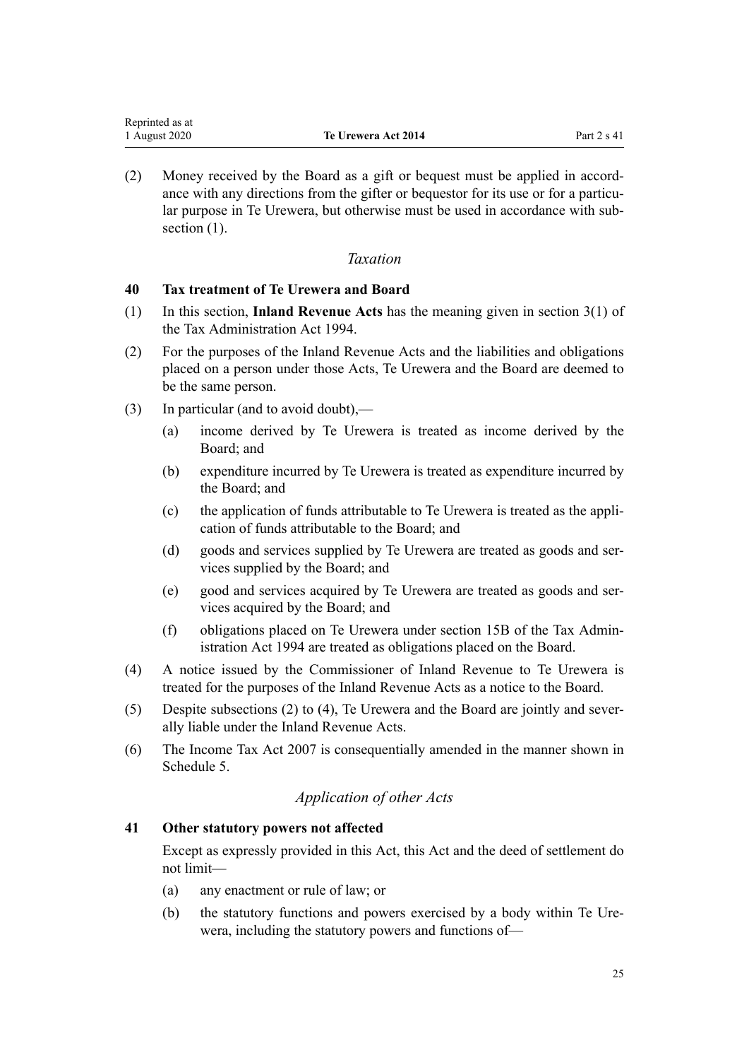(2) Money received by the Board as a gift or bequest must be applied in accordance with any directions from the gifter or bequestor for its use or for a particular purpose in Te Urewera, but otherwise must be used in accordance with subsection (1).

*Taxation*

### 40 Tax treatment of Te Urewera and Board

(1) In this section, **Inland Revenue Acts** has the meaning given in section 3(1) of the Tax Administration Act 1994.

(2) For the purposes of the Inland Revenue Acts and the liabilities and obligations placed on a person under those Acts, Te Urewera and the Board are deemed to be the same person.

(3) In particular (and to avoid doubt),—

- (a) income derived by Te Urewera is treated as income derived by the Board; and
- (b) expenditure incurred by Te Urewera is treated as expenditure incurred by the Board; and
- (c) the application of funds attributable to Te Urewera is treated as the application of funds attributable to the Board; and
- (d) goods and services supplied by Te Urewera are treated as goods and services supplied by the Board; and
- (e) good and services acquired by Te Urewera are treated as goods and services acquired by the Board; and
- (f) obligations placed on Te Urewera under section 15B of the Tax Administration Act 1994 are treated as obligations placed on the Board.

(4) A notice issued by the Commissioner of Inland Revenue to Te Urewera is treated for the purposes of the Inland Revenue Acts as a notice to the Board.

(5) Despite subsections (2) to (4), Te Urewera and the Board are jointly and severally liable under the Inland Revenue Acts.

(6) The Income Tax Act 2007 is consequentially amended in the manner shown in Schedule 5.

*Application of other Acts*

### 41 Other statutory powers not affected

Except as expressly provided in this Act, this Act and the deed of settlement do not limit—

- (a) any enactment or rule of law; or
- (b) the statutory functions and powers exercised by a body within Te Urewera, including the statutory powers and functions of—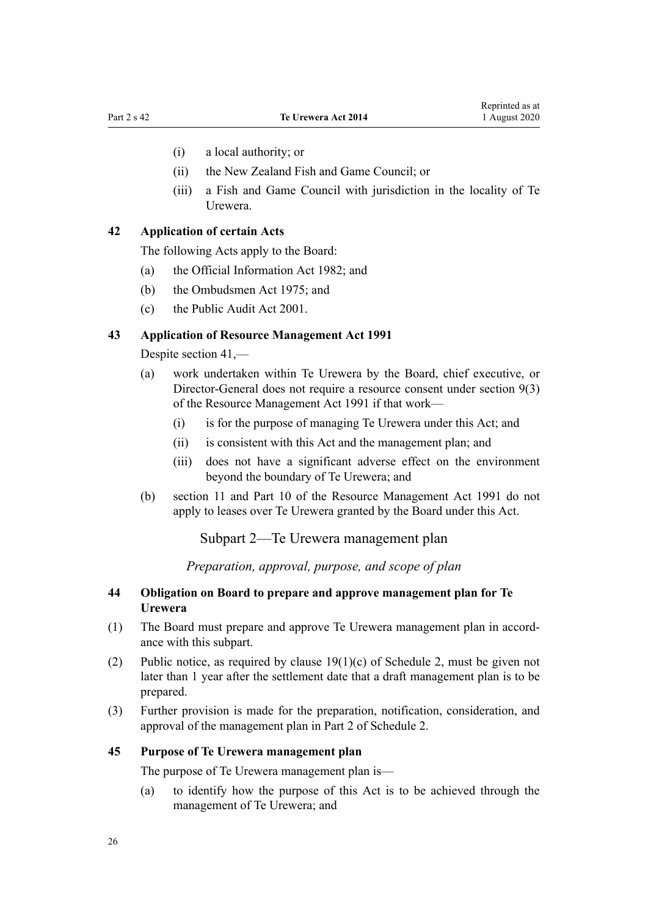(i) a local authority; or

(ii) the New Zealand Fish and Game Council; or

(iii) a Fish and Game Council with jurisdiction in the locality of Te Urewera.

### 42 Application of certain Acts

The following Acts apply to the Board:

(a) the Official Information Act 1982; and

(b) the Ombudsmen Act 1975; and

(c) the Public Audit Act 2001.

### 43 Application of Resource Management Act 1991

Despite section 41,—

(a) work undertaken within Te Urewera by the Board, chief executive, or Director-General does not require a resource consent under section 9(3) of the Resource Management Act 1991 if that work—

  (i) is for the purpose of managing Te Urewera under this Act; and

  (ii) is consistent with this Act and the management plan; and

  (iii) does not have a significant adverse effect on the environment beyond the boundary of Te Urewera; and

(b) section 11 and Part 10 of the Resource Management Act 1991 do not apply to leases over Te Urewera granted by the Board under this Act.

## Subpart 2—Te Urewera management plan

*Preparation, approval, purpose, and scope of plan*

### 44 Obligation on Board to prepare and approve management plan for Te Urewera

(1) The Board must prepare and approve Te Urewera management plan in accordance with this subpart.

(2) Public notice, as required by clause 19(1)(c) of Schedule 2, must be given not later than 1 year after the settlement date that a draft management plan is to be prepared.

(3) Further provision is made for the preparation, notification, consideration, and approval of the management plan in Part 2 of Schedule 2.

### 45 Purpose of Te Urewera management plan

The purpose of Te Urewera management plan is—

(a) to identify how the purpose of this Act is to be achieved through the management of Te Urewera; and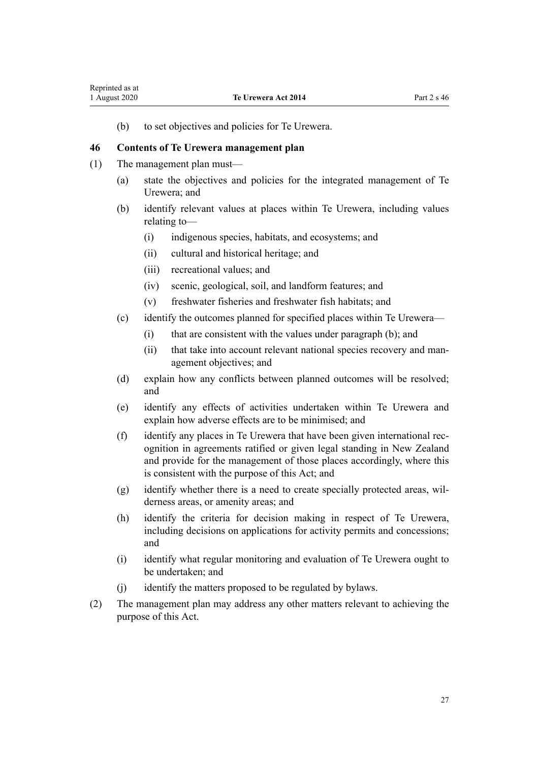(b) to set objectives and policies for Te Urewera.

### 46 Contents of Te Urewera management plan

(1) The management plan must—

- (a) state the objectives and policies for the integrated management of Te Urewera; and
- (b) identify relevant values at places within Te Urewera, including values relating to—
  - (i) indigenous species, habitats, and ecosystems; and
  - (ii) cultural and historical heritage; and
  - (iii) recreational values; and
  - (iv) scenic, geological, soil, and landform features; and
  - (v) freshwater fisheries and freshwater fish habitats; and
- (c) identify the outcomes planned for specified places within Te Urewera—
  - (i) that are consistent with the values under paragraph (b); and
  - (ii) that take into account relevant national species recovery and management objectives; and
- (d) explain how any conflicts between planned outcomes will be resolved; and
- (e) identify any effects of activities undertaken within Te Urewera and explain how adverse effects are to be minimised; and
- (f) identify any places in Te Urewera that have been given international recognition in agreements ratified or given legal standing in New Zealand and provide for the management of those places accordingly, where this is consistent with the purpose of this Act; and
- (g) identify whether there is a need to create specially protected areas, wilderness areas, or amenity areas; and
- (h) identify the criteria for decision making in respect of Te Urewera, including decisions on applications for activity permits and concessions; and
- (i) identify what regular monitoring and evaluation of Te Urewera ought to be undertaken; and
- (j) identify the matters proposed to be regulated by bylaws.

(2) The management plan may address any other matters relevant to achieving the purpose of this Act.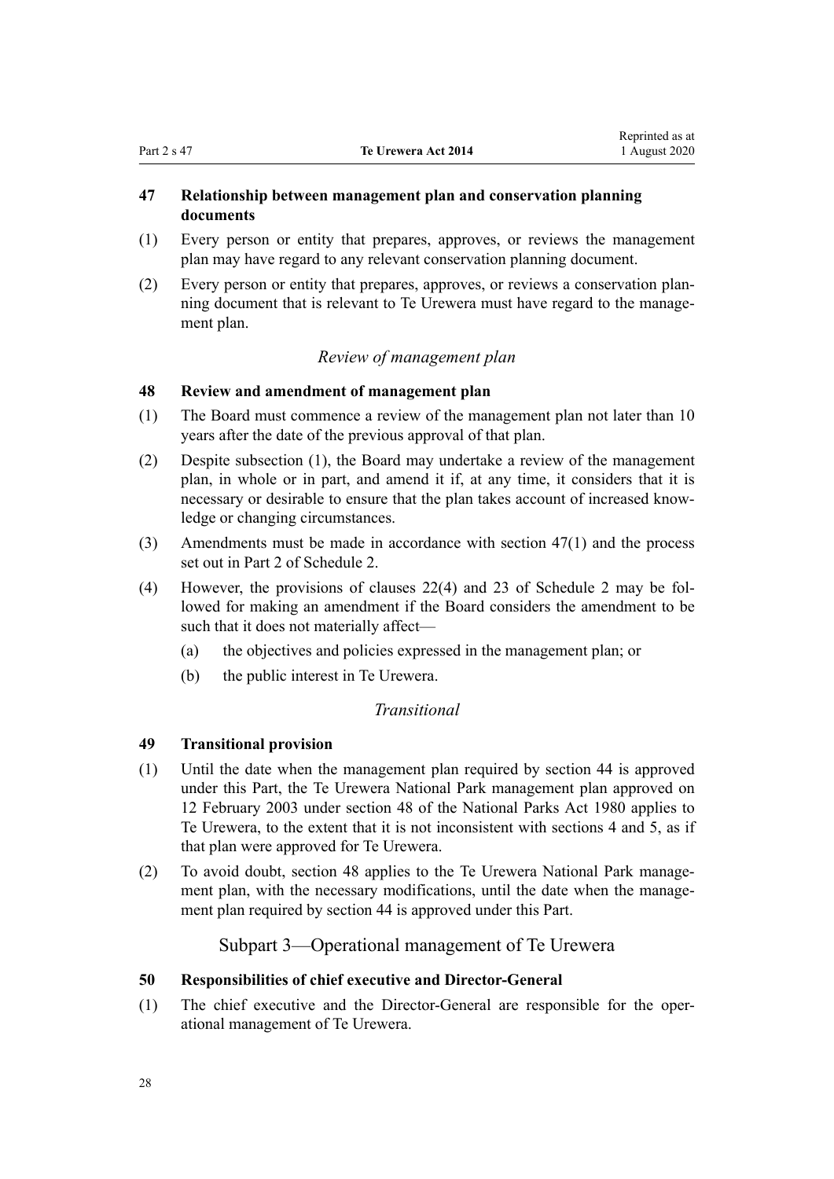### 47 Relationship between management plan and conservation planning documents

(1) Every person or entity that prepares, approves, or reviews the management plan may have regard to any relevant conservation planning document.

(2) Every person or entity that prepares, approves, or reviews a conservation planning document that is relevant to Te Urewera must have regard to the management plan.

*Review of management plan*

### 48 Review and amendment of management plan

(1) The Board must commence a review of the management plan not later than 10 years after the date of the previous approval of that plan.

(2) Despite subsection (1), the Board may undertake a review of the management plan, in whole or in part, and amend it if, at any time, it considers that it is necessary or desirable to ensure that the plan takes account of increased knowledge or changing circumstances.

(3) Amendments must be made in accordance with section 47(1) and the process set out in Part 2 of Schedule 2.

(4) However, the provisions of clauses 22(4) and 23 of Schedule 2 may be followed for making an amendment if the Board considers the amendment to be such that it does not materially affect—

   (a) the objectives and policies expressed in the management plan; or

   (b) the public interest in Te Urewera.

*Transitional*

### 49 Transitional provision

(1) Until the date when the management plan required by section 44 is approved under this Part, the Te Urewera National Park management plan approved on 12 February 2003 under section 48 of the National Parks Act 1980 applies to Te Urewera, to the extent that it is not inconsistent with sections 4 and 5, as if that plan were approved for Te Urewera.

(2) To avoid doubt, section 48 applies to the Te Urewera National Park management plan, with the necessary modifications, until the date when the management plan required by section 44 is approved under this Part.

## Subpart 3—Operational management of Te Urewera

### 50 Responsibilities of chief executive and Director-General

(1) The chief executive and the Director-General are responsible for the operational management of Te Urewera.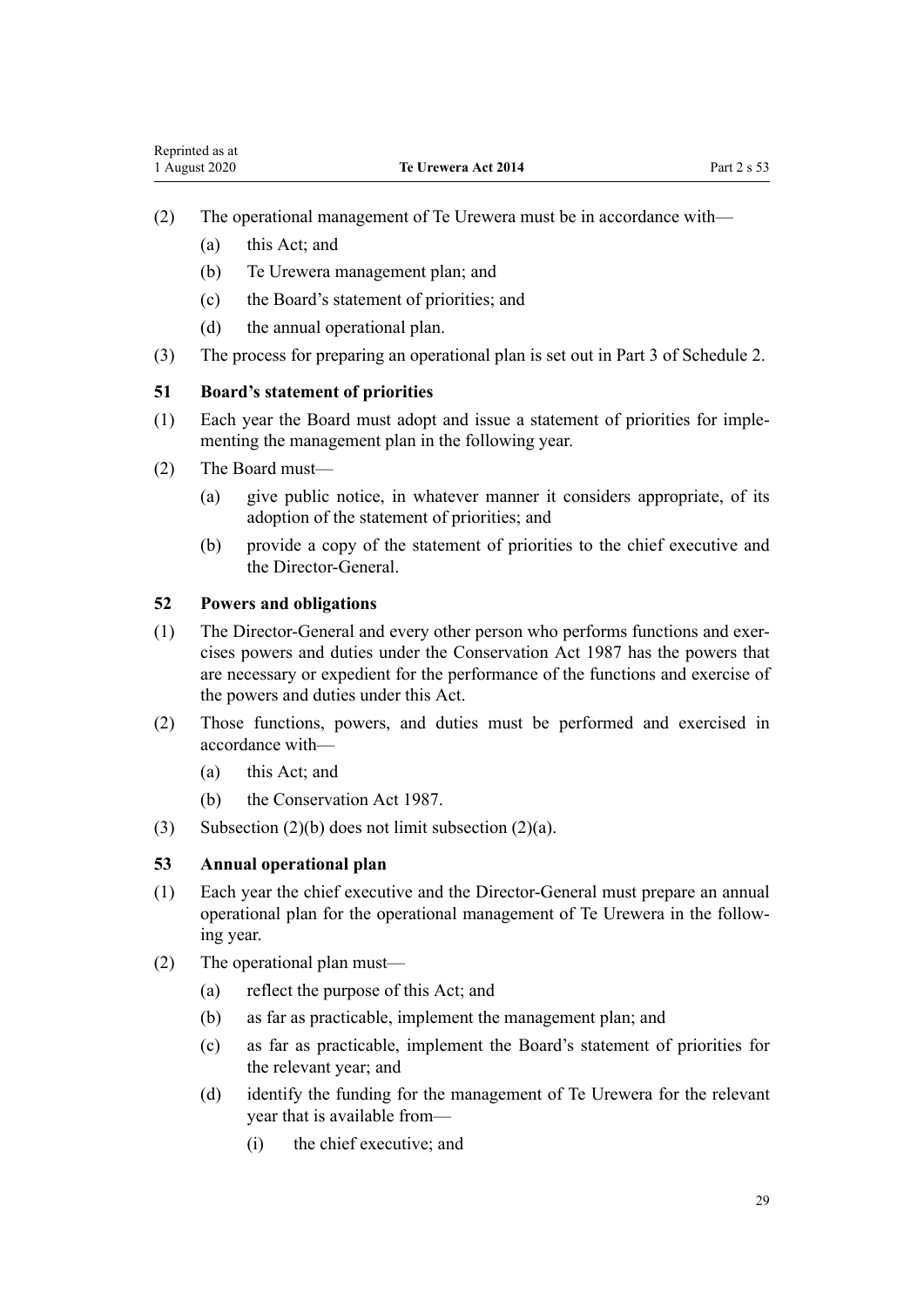(2) The operational management of Te Urewera must be in accordance with—

(a) this Act; and

(b) Te Urewera management plan; and

(c) the Board's statement of priorities; and

(d) the annual operational plan.

(3) The process for preparing an operational plan is set out in Part 3 of Schedule 2.

### 51 Board's statement of priorities

(1) Each year the Board must adopt and issue a statement of priorities for implementing the management plan in the following year.

(2) The Board must—

(a) give public notice, in whatever manner it considers appropriate, of its adoption of the statement of priorities; and

(b) provide a copy of the statement of priorities to the chief executive and the Director-General.

### 52 Powers and obligations

(1) The Director-General and every other person who performs functions and exercises powers and duties under the Conservation Act 1987 has the powers that are necessary or expedient for the performance of the functions and exercise of the powers and duties under this Act.

(2) Those functions, powers, and duties must be performed and exercised in accordance with—

(a) this Act; and

(b) the Conservation Act 1987.

(3) Subsection (2)(b) does not limit subsection (2)(a).

### 53 Annual operational plan

(1) Each year the chief executive and the Director-General must prepare an annual operational plan for the operational management of Te Urewera in the following year.

(2) The operational plan must—

(a) reflect the purpose of this Act; and

(b) as far as practicable, implement the management plan; and

(c) as far as practicable, implement the Board's statement of priorities for the relevant year; and

(d) identify the funding for the management of Te Urewera for the relevant year that is available from—

(i) the chief executive; and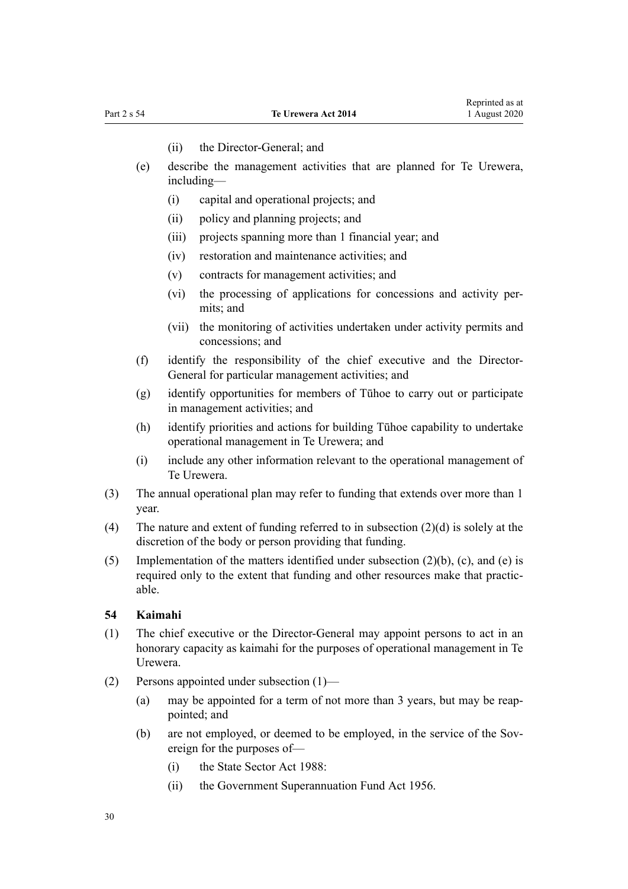(ii) the Director-General; and

(e) describe the management activities that are planned for Te Urewera, including—

(i) capital and operational projects; and

(ii) policy and planning projects; and

(iii) projects spanning more than 1 financial year; and

(iv) restoration and maintenance activities; and

(v) contracts for management activities; and

(vi) the processing of applications for concessions and activity permits; and

(vii) the monitoring of activities undertaken under activity permits and concessions; and

(f) identify the responsibility of the chief executive and the Director-General for particular management activities; and

(g) identify opportunities for members of Tūhoe to carry out or participate in management activities; and

(h) identify priorities and actions for building Tūhoe capability to undertake operational management in Te Urewera; and

(i) include any other information relevant to the operational management of Te Urewera.

(3) The annual operational plan may refer to funding that extends over more than 1 year.

(4) The nature and extent of funding referred to in subsection (2)(d) is solely at the discretion of the body or person providing that funding.

(5) Implementation of the matters identified under subsection (2)(b), (c), and (e) is required only to the extent that funding and other resources make that practicable.

### 54 Kaimahi

(1) The chief executive or the Director-General may appoint persons to act in an honorary capacity as kaimahi for the purposes of operational management in Te Urewera.

(2) Persons appointed under subsection (1)—

(a) may be appointed for a term of not more than 3 years, but may be reappointed; and

(b) are not employed, or deemed to be employed, in the service of the Sovereign for the purposes of—

(i) the State Sector Act 1988:

(ii) the Government Superannuation Fund Act 1956.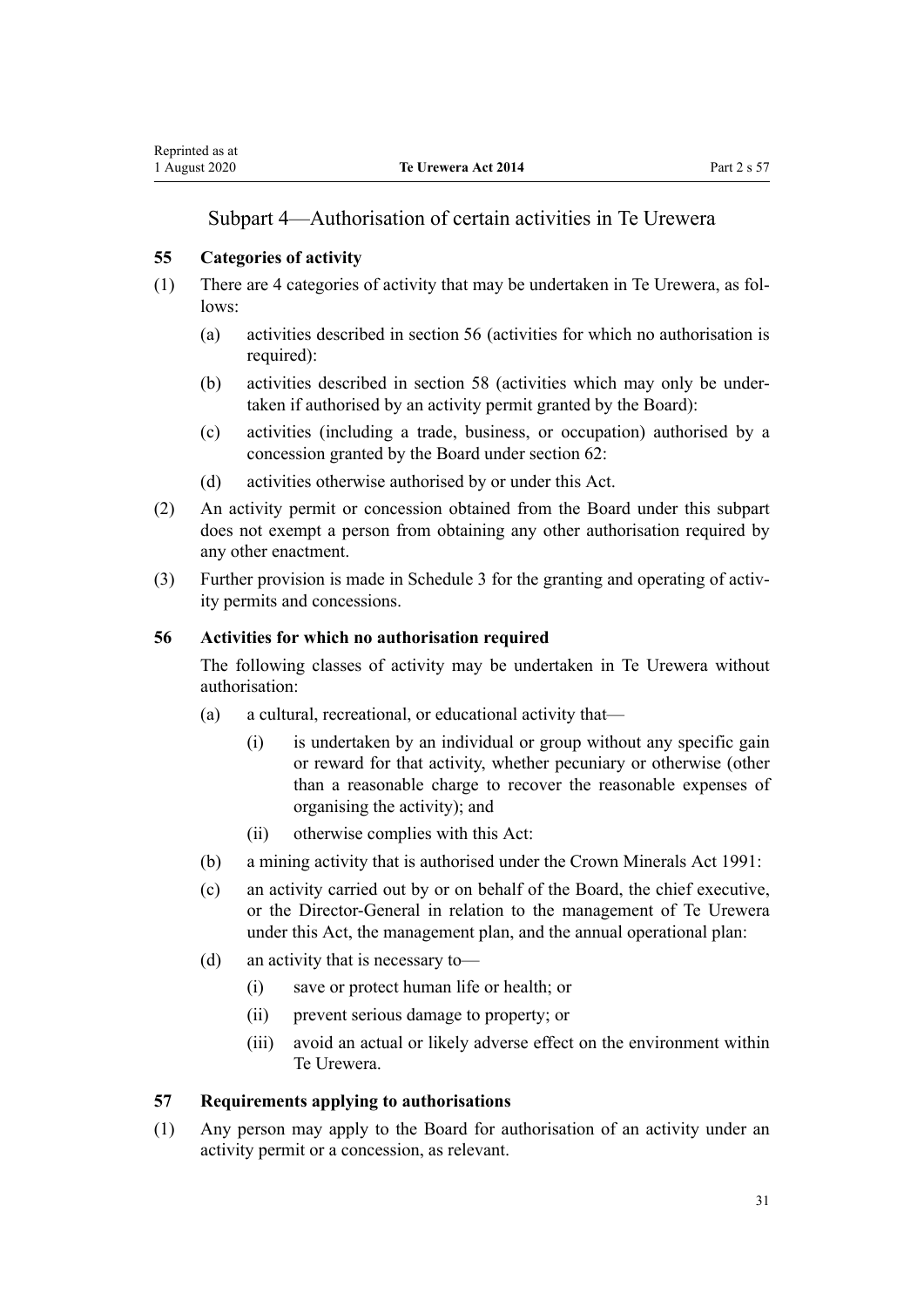## Subpart 4—Authorisation of certain activities in Te Urewera

### 55 Categories of activity

(1) There are 4 categories of activity that may be undertaken in Te Urewera, as follows:

(a) activities described in section 56 (activities for which no authorisation is required):

(b) activities described in section 58 (activities which may only be undertaken if authorised by an activity permit granted by the Board):

(c) activities (including a trade, business, or occupation) authorised by a concession granted by the Board under section 62:

(d) activities otherwise authorised by or under this Act.

(2) An activity permit or concession obtained from the Board under this subpart does not exempt a person from obtaining any other authorisation required by any other enactment.

(3) Further provision is made in Schedule 3 for the granting and operating of activity permits and concessions.

### 56 Activities for which no authorisation required

The following classes of activity may be undertaken in Te Urewera without authorisation:

(a) a cultural, recreational, or educational activity that—

(i) is undertaken by an individual or group without any specific gain or reward for that activity, whether pecuniary or otherwise (other than a reasonable charge to recover the reasonable expenses of organising the activity); and

(ii) otherwise complies with this Act:

(b) a mining activity that is authorised under the Crown Minerals Act 1991:

(c) an activity carried out by or on behalf of the Board, the chief executive, or the Director-General in relation to the management of Te Urewera under this Act, the management plan, and the annual operational plan:

(d) an activity that is necessary to—

(i) save or protect human life or health; or

(ii) prevent serious damage to property; or

(iii) avoid an actual or likely adverse effect on the environment within Te Urewera.

### 57 Requirements applying to authorisations

(1) Any person may apply to the Board for authorisation of an activity under an activity permit or a concession, as relevant.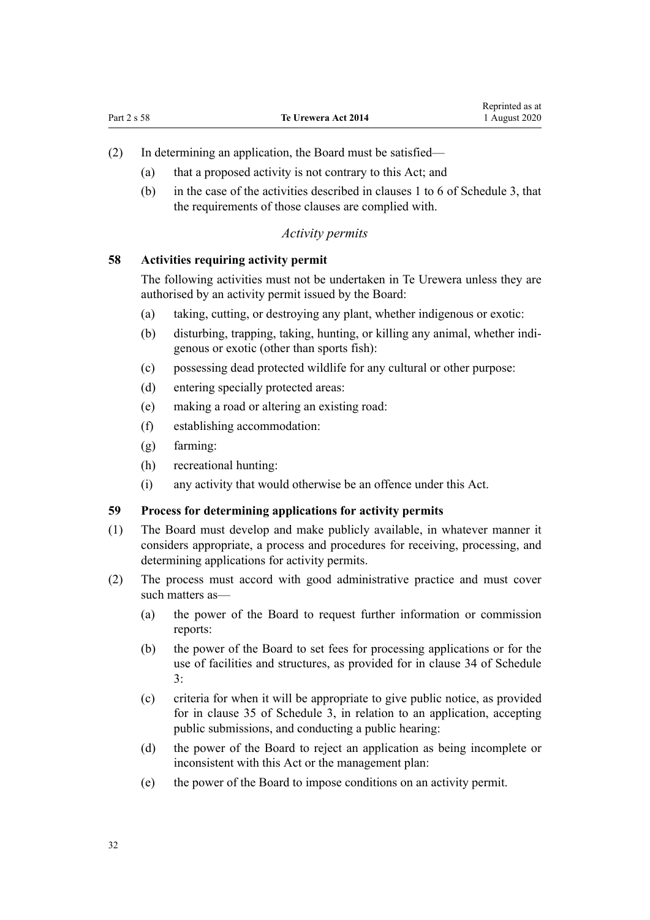(2) In determining an application, the Board must be satisfied—

(a) that a proposed activity is not contrary to this Act; and

(b) in the case of the activities described in clauses 1 to 6 of Schedule 3, that the requirements of those clauses are complied with.

*Activity permits*

**58 Activities requiring activity permit**

The following activities must not be undertaken in Te Urewera unless they are authorised by an activity permit issued by the Board:

(a) taking, cutting, or destroying any plant, whether indigenous or exotic:

(b) disturbing, trapping, taking, hunting, or killing any animal, whether indigenous or exotic (other than sports fish):

(c) possessing dead protected wildlife for any cultural or other purpose:

(d) entering specially protected areas:

(e) making a road or altering an existing road:

(f) establishing accommodation:

(g) farming:

(h) recreational hunting:

(i) any activity that would otherwise be an offence under this Act.

**59 Process for determining applications for activity permits**

(1) The Board must develop and make publicly available, in whatever manner it considers appropriate, a process and procedures for receiving, processing, and determining applications for activity permits.

(2) The process must accord with good administrative practice and must cover such matters as—

(a) the power of the Board to request further information or commission reports:

(b) the power of the Board to set fees for processing applications or for the use of facilities and structures, as provided for in clause 34 of Schedule 3:

(c) criteria for when it will be appropriate to give public notice, as provided for in clause 35 of Schedule 3, in relation to an application, accepting public submissions, and conducting a public hearing:

(d) the power of the Board to reject an application as being incomplete or inconsistent with this Act or the management plan:

(e) the power of the Board to impose conditions on an activity permit.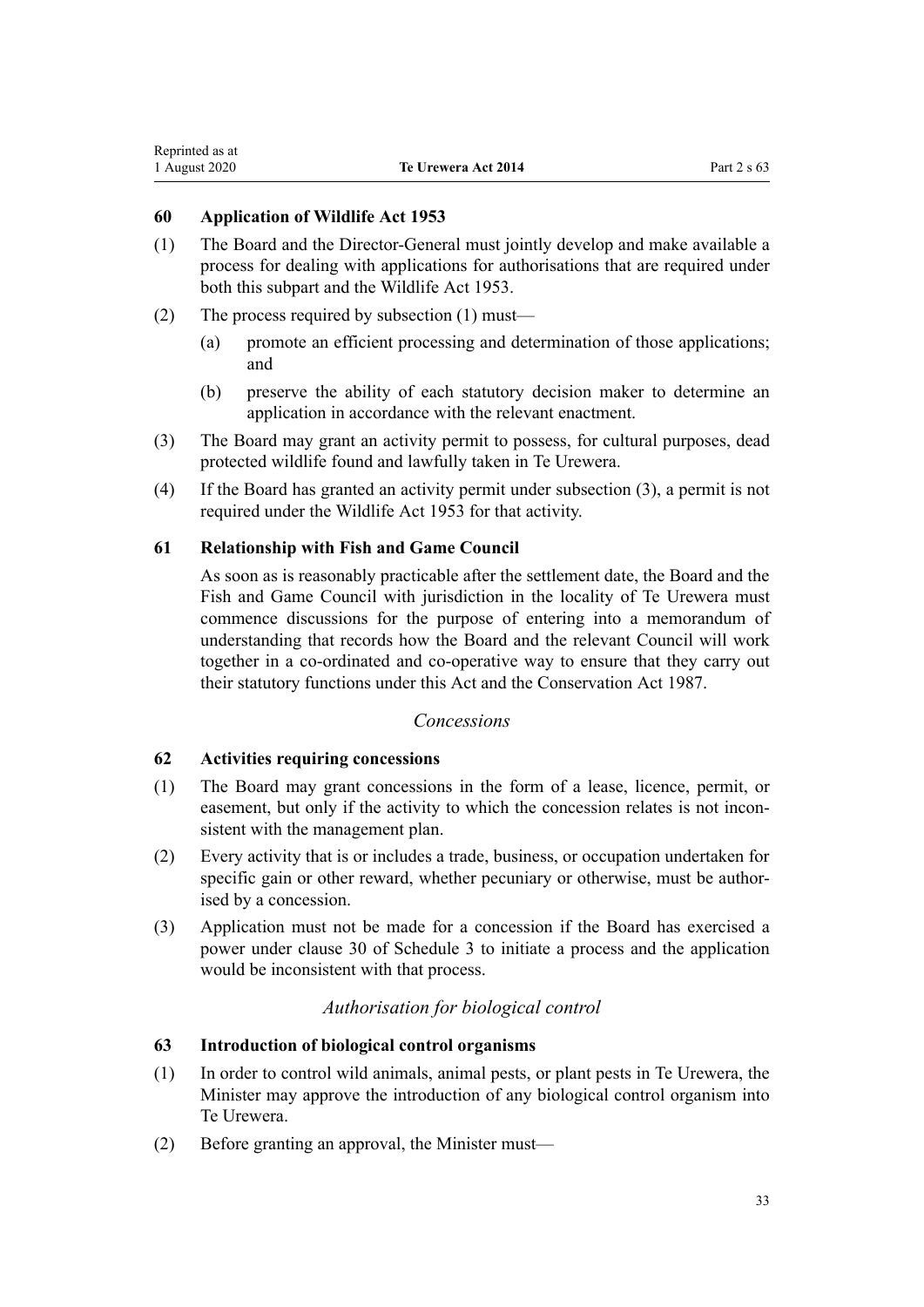### 60 Application of Wildlife Act 1953

(1) The Board and the Director-General must jointly develop and make available a process for dealing with applications for authorisations that are required under both this subpart and the Wildlife Act 1953.

(2) The process required by subsection (1) must—

  (a) promote an efficient processing and determination of those applications; and

  (b) preserve the ability of each statutory decision maker to determine an application in accordance with the relevant enactment.

(3) The Board may grant an activity permit to possess, for cultural purposes, dead protected wildlife found and lawfully taken in Te Urewera.

(4) If the Board has granted an activity permit under subsection (3), a permit is not required under the Wildlife Act 1953 for that activity.

### 61 Relationship with Fish and Game Council

As soon as is reasonably practicable after the settlement date, the Board and the Fish and Game Council with jurisdiction in the locality of Te Urewera must commence discussions for the purpose of entering into a memorandum of understanding that records how the Board and the relevant Council will work together in a co-ordinated and co-operative way to ensure that they carry out their statutory functions under this Act and the Conservation Act 1987.

*Concessions*

### 62 Activities requiring concessions

(1) The Board may grant concessions in the form of a lease, licence, permit, or easement, but only if the activity to which the concession relates is not inconsistent with the management plan.

(2) Every activity that is or includes a trade, business, or occupation undertaken for specific gain or other reward, whether pecuniary or otherwise, must be authorised by a concession.

(3) Application must not be made for a concession if the Board has exercised a power under clause 30 of Schedule 3 to initiate a process and the application would be inconsistent with that process.

*Authorisation for biological control*

### 63 Introduction of biological control organisms

(1) In order to control wild animals, animal pests, or plant pests in Te Urewera, the Minister may approve the introduction of any biological control organism into Te Urewera.

(2) Before granting an approval, the Minister must—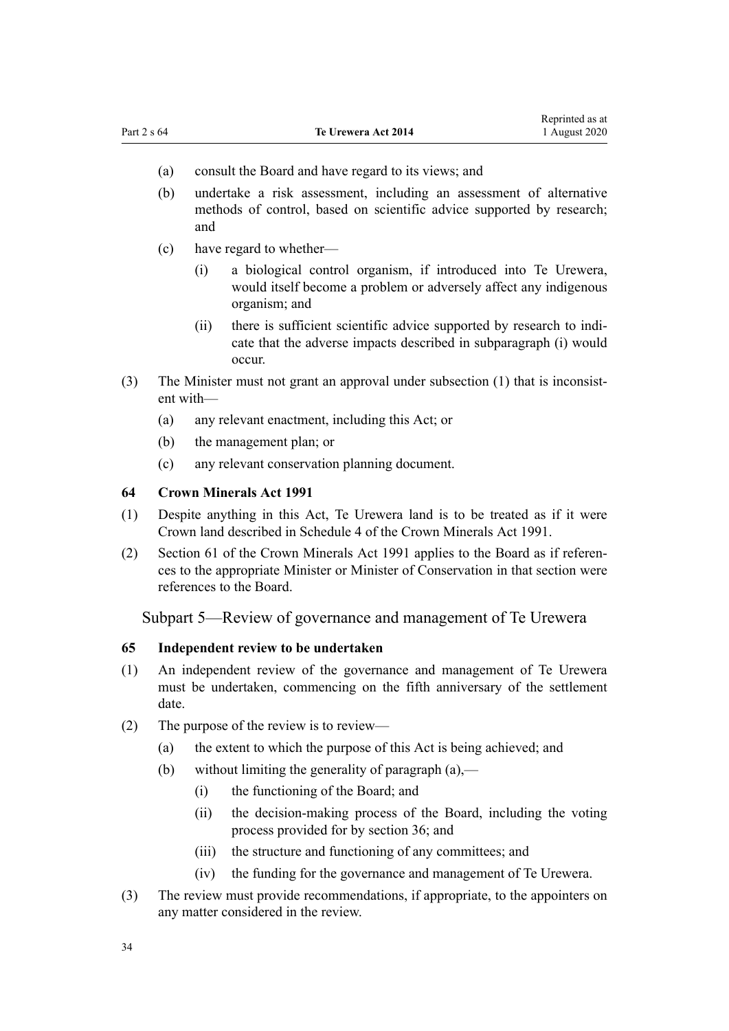(a) consult the Board and have regard to its views; and

(b) undertake a risk assessment, including an assessment of alternative methods of control, based on scientific advice supported by research; and

(c) have regard to whether—

 (i) a biological control organism, if introduced into Te Urewera, would itself become a problem or adversely affect any indigenous organism; and

 (ii) there is sufficient scientific advice supported by research to indicate that the adverse impacts described in subparagraph (i) would occur.

(3) The Minister must not grant an approval under subsection (1) that is inconsistent with—

(a) any relevant enactment, including this Act; or

(b) the management plan; or

(c) any relevant conservation planning document.

### 64 Crown Minerals Act 1991

(1) Despite anything in this Act, Te Urewera land is to be treated as if it were Crown land described in Schedule 4 of the Crown Minerals Act 1991.

(2) Section 61 of the Crown Minerals Act 1991 applies to the Board as if references to the appropriate Minister or Minister of Conservation in that section were references to the Board.

## Subpart 5—Review of governance and management of Te Urewera

### 65 Independent review to be undertaken

(1) An independent review of the governance and management of Te Urewera must be undertaken, commencing on the fifth anniversary of the settlement date.

(2) The purpose of the review is to review—

(a) the extent to which the purpose of this Act is being achieved; and

(b) without limiting the generality of paragraph (a),—

 (i) the functioning of the Board; and

 (ii) the decision-making process of the Board, including the voting process provided for by section 36; and

 (iii) the structure and functioning of any committees; and

 (iv) the funding for the governance and management of Te Urewera.

(3) The review must provide recommendations, if appropriate, to the appointers on any matter considered in the review.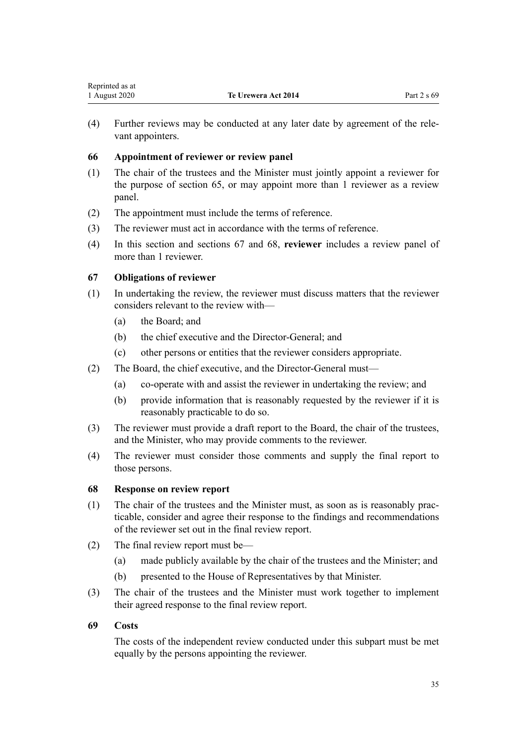(4) Further reviews may be conducted at any later date by agreement of the relevant appointers.

### 66 Appointment of reviewer or review panel

(1) The chair of the trustees and the Minister must jointly appoint a reviewer for the purpose of section 65, or may appoint more than 1 reviewer as a review panel.

(2) The appointment must include the terms of reference.

(3) The reviewer must act in accordance with the terms of reference.

(4) In this section and sections 67 and 68, **reviewer** includes a review panel of more than 1 reviewer.

### 67 Obligations of reviewer

(1) In undertaking the review, the reviewer must discuss matters that the reviewer considers relevant to the review with—

(a) the Board; and

(b) the chief executive and the Director-General; and

(c) other persons or entities that the reviewer considers appropriate.

(2) The Board, the chief executive, and the Director-General must—

(a) co-operate with and assist the reviewer in undertaking the review; and

(b) provide information that is reasonably requested by the reviewer if it is reasonably practicable to do so.

(3) The reviewer must provide a draft report to the Board, the chair of the trustees, and the Minister, who may provide comments to the reviewer.

(4) The reviewer must consider those comments and supply the final report to those persons.

### 68 Response on review report

(1) The chair of the trustees and the Minister must, as soon as is reasonably practicable, consider and agree their response to the findings and recommendations of the reviewer set out in the final review report.

(2) The final review report must be—

(a) made publicly available by the chair of the trustees and the Minister; and

(b) presented to the House of Representatives by that Minister.

(3) The chair of the trustees and the Minister must work together to implement their agreed response to the final review report.

### 69 Costs

The costs of the independent review conducted under this subpart must be met equally by the persons appointing the reviewer.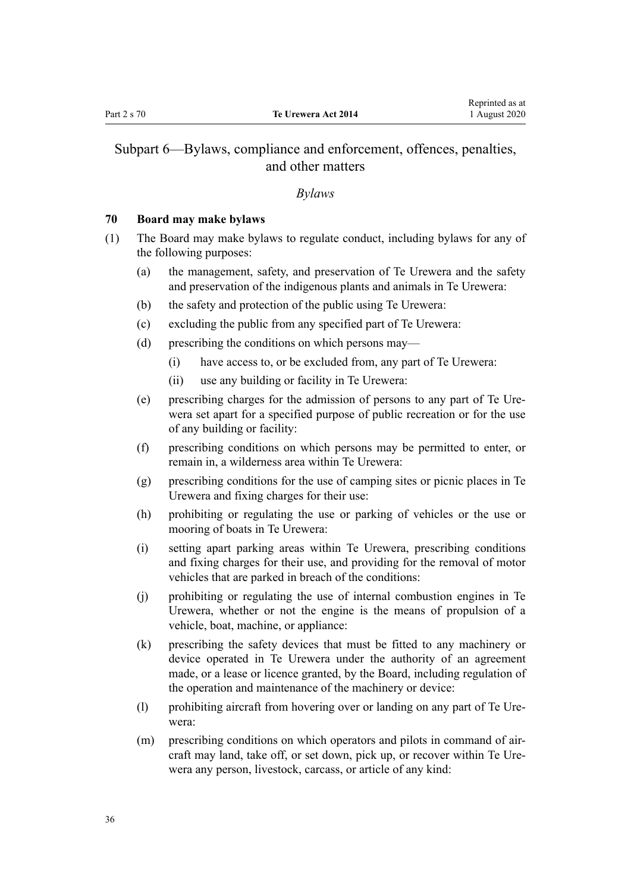## Subpart 6—Bylaws, compliance and enforcement, offences, penalties, and other matters

### *Bylaws*

**70 Board may make bylaws**

(1) The Board may make bylaws to regulate conduct, including bylaws for any of the following purposes:

  (a) the management, safety, and preservation of Te Urewera and the safety and preservation of the indigenous plants and animals in Te Urewera:

  (b) the safety and protection of the public using Te Urewera:

  (c) excluding the public from any specified part of Te Urewera:

  (d) prescribing the conditions on which persons may—

    (i) have access to, or be excluded from, any part of Te Urewera:

    (ii) use any building or facility in Te Urewera:

  (e) prescribing charges for the admission of persons to any part of Te Urewera set apart for a specified purpose of public recreation or for the use of any building or facility:

  (f) prescribing conditions on which persons may be permitted to enter, or remain in, a wilderness area within Te Urewera:

  (g) prescribing conditions for the use of camping sites or picnic places in Te Urewera and fixing charges for their use:

  (h) prohibiting or regulating the use or parking of vehicles or the use or mooring of boats in Te Urewera:

  (i) setting apart parking areas within Te Urewera, prescribing conditions and fixing charges for their use, and providing for the removal of motor vehicles that are parked in breach of the conditions:

  (j) prohibiting or regulating the use of internal combustion engines in Te Urewera, whether or not the engine is the means of propulsion of a vehicle, boat, machine, or appliance:

  (k) prescribing the safety devices that must be fitted to any machinery or device operated in Te Urewera under the authority of an agreement made, or a lease or licence granted, by the Board, including regulation of the operation and maintenance of the machinery or device:

  (l) prohibiting aircraft from hovering over or landing on any part of Te Urewera:

  (m) prescribing conditions on which operators and pilots in command of aircraft may land, take off, or set down, pick up, or recover within Te Urewera any person, livestock, carcass, or article of any kind: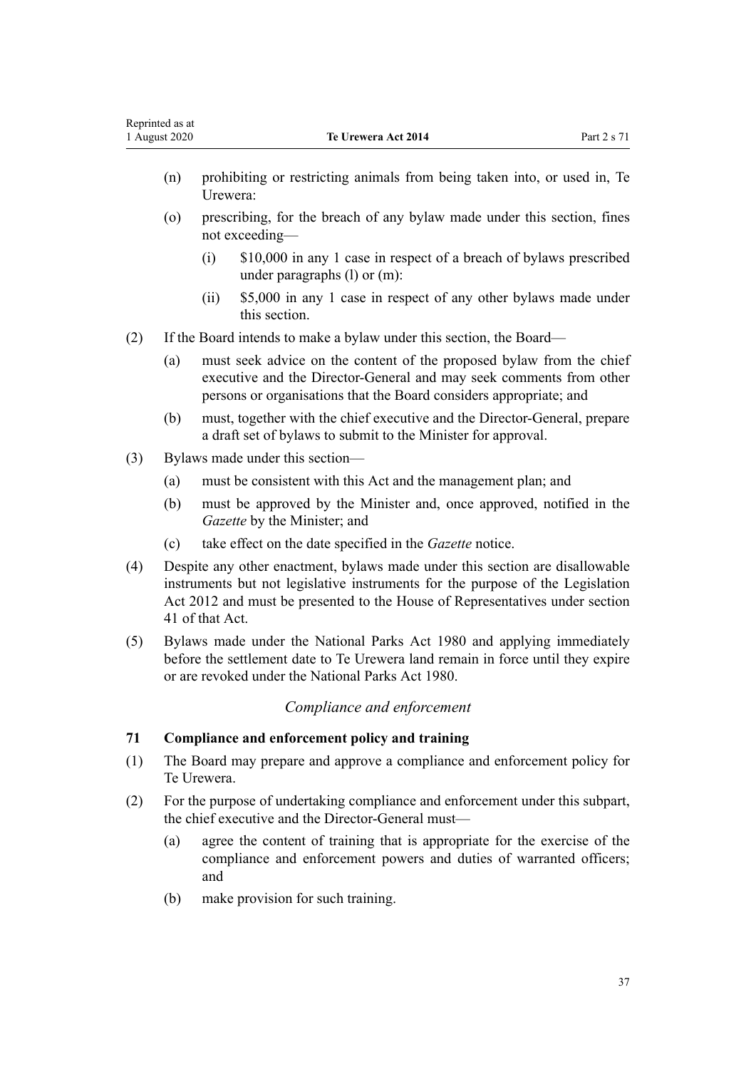(n) prohibiting or restricting animals from being taken into, or used in, Te Urewera:

(o) prescribing, for the breach of any bylaw made under this section, fines not exceeding—

(i) $10,000 in any 1 case in respect of a breach of bylaws prescribed under paragraphs (l) or (m):

(ii) $5,000 in any 1 case in respect of any other bylaws made under this section.

(2) If the Board intends to make a bylaw under this section, the Board—

(a) must seek advice on the content of the proposed bylaw from the chief executive and the Director-General and may seek comments from other persons or organisations that the Board considers appropriate; and

(b) must, together with the chief executive and the Director-General, prepare a draft set of bylaws to submit to the Minister for approval.

(3) Bylaws made under this section—

(a) must be consistent with this Act and the management plan; and

(b) must be approved by the Minister and, once approved, notified in the *Gazette* by the Minister; and

(c) take effect on the date specified in the *Gazette* notice.

(4) Despite any other enactment, bylaws made under this section are disallowable instruments but not legislative instruments for the purpose of the Legislation Act 2012 and must be presented to the House of Representatives under section 41 of that Act.

(5) Bylaws made under the National Parks Act 1980 and applying immediately before the settlement date to Te Urewera land remain in force until they expire or are revoked under the National Parks Act 1980.

### *Compliance and enforcement*

### 71 Compliance and enforcement policy and training

(1) The Board may prepare and approve a compliance and enforcement policy for Te Urewera.

(2) For the purpose of undertaking compliance and enforcement under this subpart, the chief executive and the Director-General must—

(a) agree the content of training that is appropriate for the exercise of the compliance and enforcement powers and duties of warranted officers; and

(b) make provision for such training.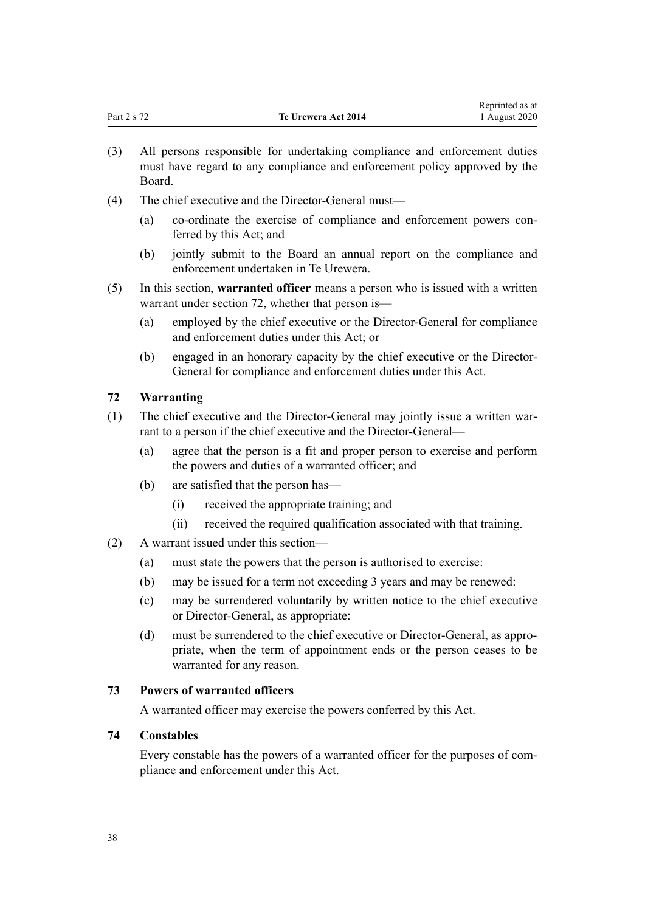(3) All persons responsible for undertaking compliance and enforcement duties must have regard to any compliance and enforcement policy approved by the Board.

(4) The chief executive and the Director-General must—

- (a) co-ordinate the exercise of compliance and enforcement powers conferred by this Act; and
- (b) jointly submit to the Board an annual report on the compliance and enforcement undertaken in Te Urewera.

(5) In this section, **warranted officer** means a person who is issued with a written warrant under section 72, whether that person is—

- (a) employed by the chief executive or the Director-General for compliance and enforcement duties under this Act; or
- (b) engaged in an honorary capacity by the chief executive or the Director-General for compliance and enforcement duties under this Act.

### 72 Warranting

(1) The chief executive and the Director-General may jointly issue a written warrant to a person if the chief executive and the Director-General—

- (a) agree that the person is a fit and proper person to exercise and perform the powers and duties of a warranted officer; and
- (b) are satisfied that the person has—
  - (i) received the appropriate training; and
  - (ii) received the required qualification associated with that training.

(2) A warrant issued under this section—

- (a) must state the powers that the person is authorised to exercise:
- (b) may be issued for a term not exceeding 3 years and may be renewed:
- (c) may be surrendered voluntarily by written notice to the chief executive or Director-General, as appropriate:
- (d) must be surrendered to the chief executive or Director-General, as appropriate, when the term of appointment ends or the person ceases to be warranted for any reason.

### 73 Powers of warranted officers

A warranted officer may exercise the powers conferred by this Act.

### 74 Constables

Every constable has the powers of a warranted officer for the purposes of compliance and enforcement under this Act.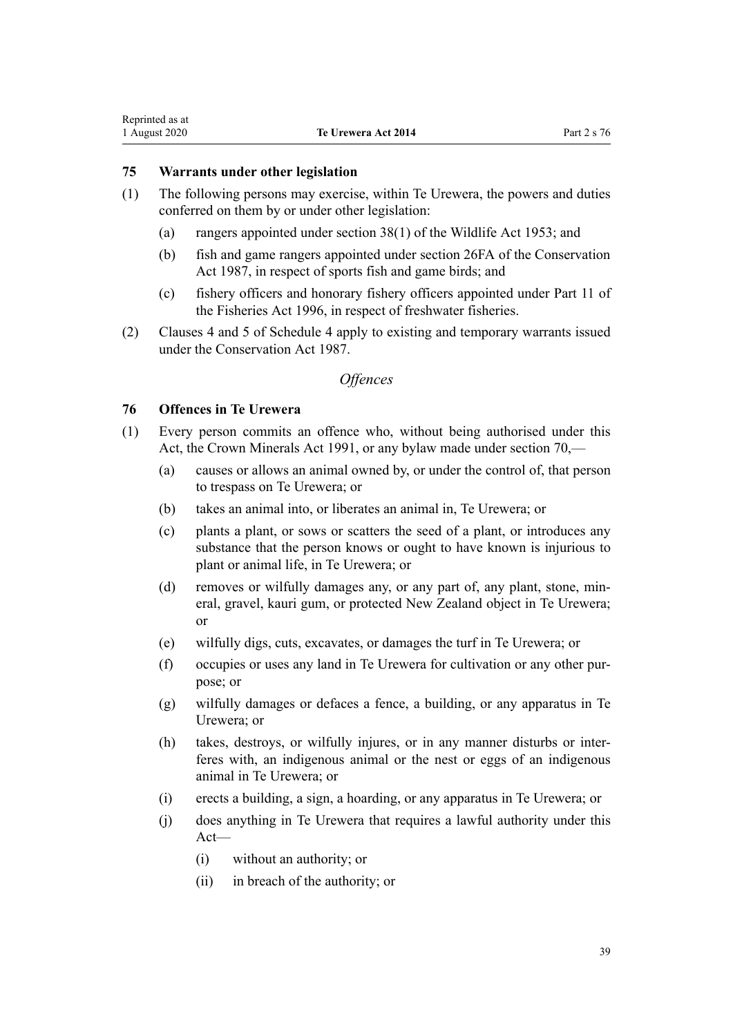### 75 Warrants under other legislation

(1) The following persons may exercise, within Te Urewera, the powers and duties conferred on them by or under other legislation:

  (a) rangers appointed under section 38(1) of the Wildlife Act 1953; and

  (b) fish and game rangers appointed under section 26FA of the Conservation Act 1987, in respect of sports fish and game birds; and

  (c) fishery officers and honorary fishery officers appointed under Part 11 of the Fisheries Act 1996, in respect of freshwater fisheries.

(2) Clauses 4 and 5 of Schedule 4 apply to existing and temporary warrants issued under the Conservation Act 1987.

*Offences*

### 76 Offences in Te Urewera

(1) Every person commits an offence who, without being authorised under this Act, the Crown Minerals Act 1991, or any bylaw made under section 70,—

  (a) causes or allows an animal owned by, or under the control of, that person to trespass on Te Urewera; or

  (b) takes an animal into, or liberates an animal in, Te Urewera; or

  (c) plants a plant, or sows or scatters the seed of a plant, or introduces any substance that the person knows or ought to have known is injurious to plant or animal life, in Te Urewera; or

  (d) removes or wilfully damages any, or any part of, any plant, stone, mineral, gravel, kauri gum, or protected New Zealand object in Te Urewera; or

  (e) wilfully digs, cuts, excavates, or damages the turf in Te Urewera; or

  (f) occupies or uses any land in Te Urewera for cultivation or any other purpose; or

  (g) wilfully damages or defaces a fence, a building, or any apparatus in Te Urewera; or

  (h) takes, destroys, or wilfully injures, or in any manner disturbs or interferes with, an indigenous animal or the nest or eggs of an indigenous animal in Te Urewera; or

  (i) erects a building, a sign, a hoarding, or any apparatus in Te Urewera; or

  (j) does anything in Te Urewera that requires a lawful authority under this Act—

    (i) without an authority; or

    (ii) in breach of the authority; or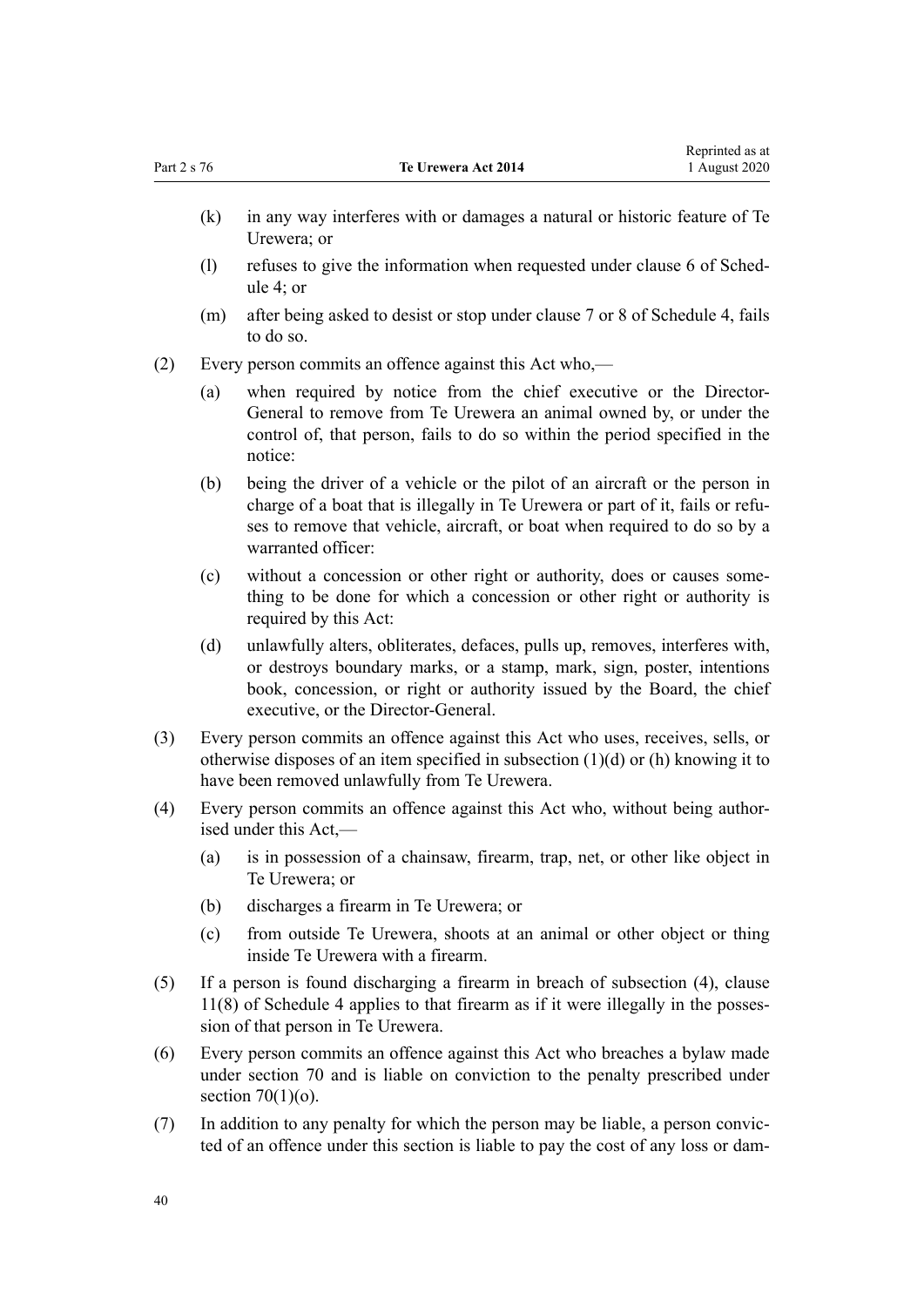(k) in any way interferes with or damages a natural or historic feature of Te Urewera; or

(l) refuses to give the information when requested under clause 6 of Schedule 4; or

(m) after being asked to desist or stop under clause 7 or 8 of Schedule 4, fails to do so.

(2) Every person commits an offence against this Act who,—

(a) when required by notice from the chief executive or the Director-General to remove from Te Urewera an animal owned by, or under the control of, that person, fails to do so within the period specified in the notice:

(b) being the driver of a vehicle or the pilot of an aircraft or the person in charge of a boat that is illegally in Te Urewera or part of it, fails or refuses to remove that vehicle, aircraft, or boat when required to do so by a warranted officer:

(c) without a concession or other right or authority, does or causes something to be done for which a concession or other right or authority is required by this Act:

(d) unlawfully alters, obliterates, defaces, pulls up, removes, interferes with, or destroys boundary marks, or a stamp, mark, sign, poster, intentions book, concession, or right or authority issued by the Board, the chief executive, or the Director-General.

(3) Every person commits an offence against this Act who uses, receives, sells, or otherwise disposes of an item specified in subsection (1)(d) or (h) knowing it to have been removed unlawfully from Te Urewera.

(4) Every person commits an offence against this Act who, without being authorised under this Act,—

(a) is in possession of a chainsaw, firearm, trap, net, or other like object in Te Urewera; or

(b) discharges a firearm in Te Urewera; or

(c) from outside Te Urewera, shoots at an animal or other object or thing inside Te Urewera with a firearm.

(5) If a person is found discharging a firearm in breach of subsection (4), clause 11(8) of Schedule 4 applies to that firearm as if it were illegally in the possession of that person in Te Urewera.

(6) Every person commits an offence against this Act who breaches a bylaw made under section 70 and is liable on conviction to the penalty prescribed under section 70(1)(o).

(7) In addition to any penalty for which the person may be liable, a person convicted of an offence under this section is liable to pay the cost of any loss or dam-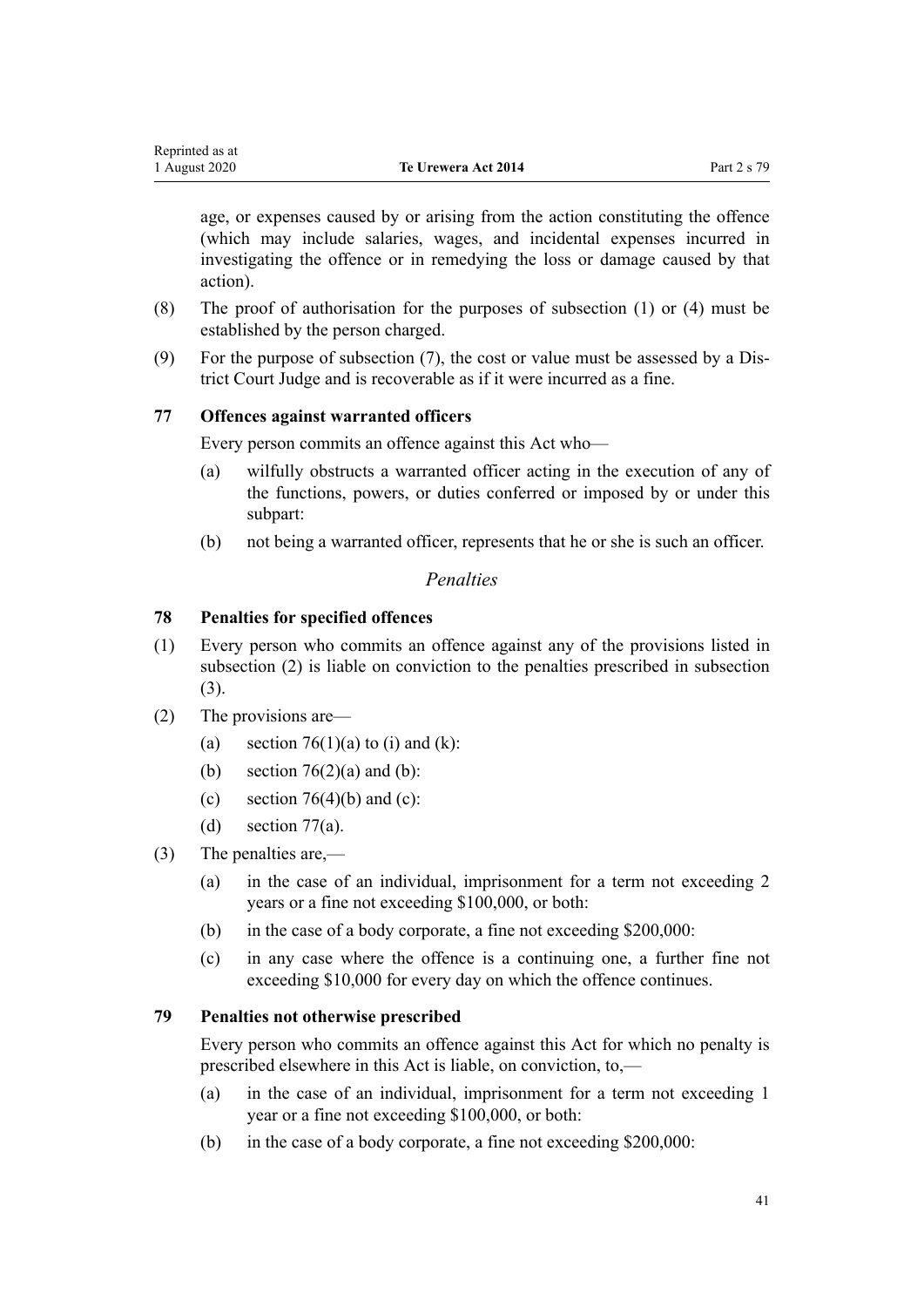age, or expenses caused by or arising from the action constituting the offence (which may include salaries, wages, and incidental expenses incurred in investigating the offence or in remedying the loss or damage caused by that action).

(8) The proof of authorisation for the purposes of subsection (1) or (4) must be established by the person charged.

(9) For the purpose of subsection (7), the cost or value must be assessed by a District Court Judge and is recoverable as if it were incurred as a fine.

### 77 Offences against warranted officers

Every person commits an offence against this Act who—

(a) wilfully obstructs a warranted officer acting in the execution of any of the functions, powers, or duties conferred or imposed by or under this subpart:

(b) not being a warranted officer, represents that he or she is such an officer.

*Penalties*

### 78 Penalties for specified offences

(1) Every person who commits an offence against any of the provisions listed in subsection (2) is liable on conviction to the penalties prescribed in subsection (3).

(2) The provisions are—

(a) section 76(1)(a) to (i) and (k):

(b) section 76(2)(a) and (b):

(c) section 76(4)(b) and (c):

(d) section 77(a).

(3) The penalties are,—

(a) in the case of an individual, imprisonment for a term not exceeding 2 years or a fine not exceeding $100,000, or both:

(b) in the case of a body corporate, a fine not exceeding $200,000:

(c) in any case where the offence is a continuing one, a further fine not exceeding $10,000 for every day on which the offence continues.

### 79 Penalties not otherwise prescribed

Every person who commits an offence against this Act for which no penalty is prescribed elsewhere in this Act is liable, on conviction, to,—

(a) in the case of an individual, imprisonment for a term not exceeding 1 year or a fine not exceeding $100,000, or both:

(b) in the case of a body corporate, a fine not exceeding $200,000: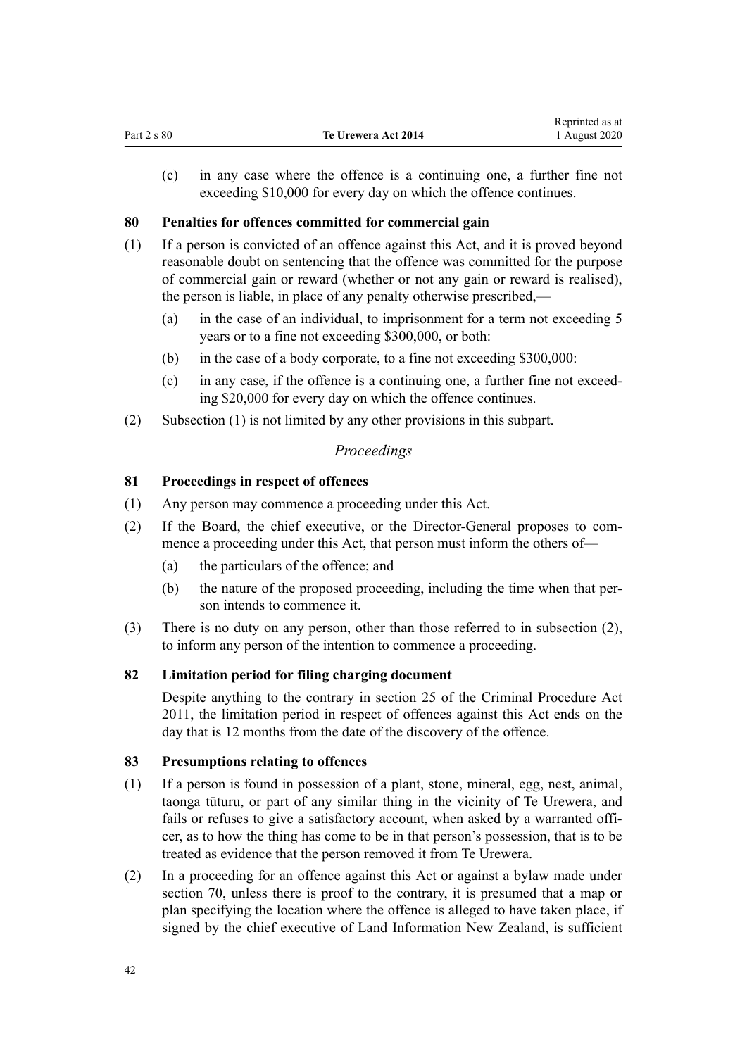(c) in any case where the offence is a continuing one, a further fine not exceeding $10,000 for every day on which the offence continues.

### 80 Penalties for offences committed for commercial gain

(1) If a person is convicted of an offence against this Act, and it is proved beyond reasonable doubt on sentencing that the offence was committed for the purpose of commercial gain or reward (whether or not any gain or reward is realised), the person is liable, in place of any penalty otherwise prescribed,—

(a) in the case of an individual, to imprisonment for a term not exceeding 5 years or to a fine not exceeding $300,000, or both:

(b) in the case of a body corporate, to a fine not exceeding $300,000:

(c) in any case, if the offence is a continuing one, a further fine not exceeding $20,000 for every day on which the offence continues.

(2) Subsection (1) is not limited by any other provisions in this subpart.

## *Proceedings*

### 81 Proceedings in respect of offences

(1) Any person may commence a proceeding under this Act.

(2) If the Board, the chief executive, or the Director-General proposes to commence a proceeding under this Act, that person must inform the others of—

(a) the particulars of the offence; and

(b) the nature of the proposed proceeding, including the time when that person intends to commence it.

(3) There is no duty on any person, other than those referred to in subsection (2), to inform any person of the intention to commence a proceeding.

### 82 Limitation period for filing charging document

Despite anything to the contrary in section 25 of the Criminal Procedure Act 2011, the limitation period in respect of offences against this Act ends on the day that is 12 months from the date of the discovery of the offence.

### 83 Presumptions relating to offences

(1) If a person is found in possession of a plant, stone, mineral, egg, nest, animal, taonga tūturu, or part of any similar thing in the vicinity of Te Urewera, and fails or refuses to give a satisfactory account, when asked by a warranted officer, as to how the thing has come to be in that person's possession, that is to be treated as evidence that the person removed it from Te Urewera.

(2) In a proceeding for an offence against this Act or against a bylaw made under section 70, unless there is proof to the contrary, it is presumed that a map or plan specifying the location where the offence is alleged to have taken place, if signed by the chief executive of Land Information New Zealand, is sufficient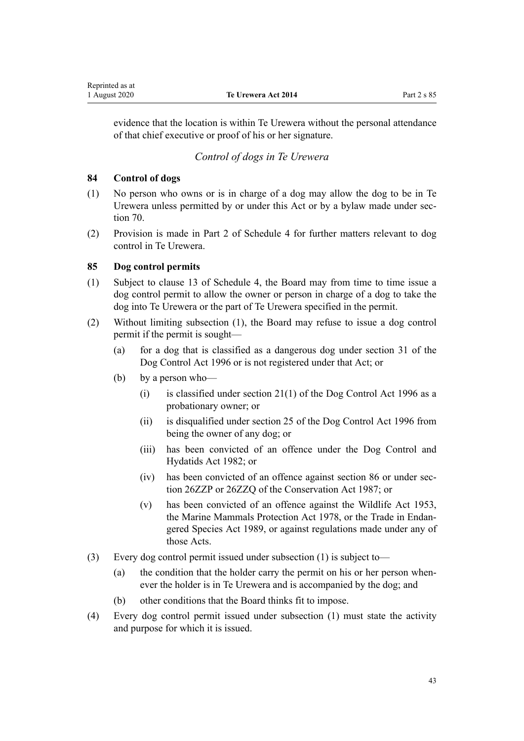evidence that the location is within Te Urewera without the personal attendance of that chief executive or proof of his or her signature.

*Control of dogs in Te Urewera*

### 84 Control of dogs

(1) No person who owns or is in charge of a dog may allow the dog to be in Te Urewera unless permitted by or under this Act or by a bylaw made under section 70.

(2) Provision is made in Part 2 of Schedule 4 for further matters relevant to dog control in Te Urewera.

### 85 Dog control permits

(1) Subject to clause 13 of Schedule 4, the Board may from time to time issue a dog control permit to allow the owner or person in charge of a dog to take the dog into Te Urewera or the part of Te Urewera specified in the permit.

(2) Without limiting subsection (1), the Board may refuse to issue a dog control permit if the permit is sought—

- (a) for a dog that is classified as a dangerous dog under section 31 of the Dog Control Act 1996 or is not registered under that Act; or
- (b) by a person who—
  - (i) is classified under section 21(1) of the Dog Control Act 1996 as a probationary owner; or
  - (ii) is disqualified under section 25 of the Dog Control Act 1996 from being the owner of any dog; or
  - (iii) has been convicted of an offence under the Dog Control and Hydatids Act 1982; or
  - (iv) has been convicted of an offence against section 86 or under section 26ZZP or 26ZZQ of the Conservation Act 1987; or
  - (v) has been convicted of an offence against the Wildlife Act 1953, the Marine Mammals Protection Act 1978, or the Trade in Endangered Species Act 1989, or against regulations made under any of those Acts.

(3) Every dog control permit issued under subsection (1) is subject to—

- (a) the condition that the holder carry the permit on his or her person whenever the holder is in Te Urewera and is accompanied by the dog; and
- (b) other conditions that the Board thinks fit to impose.

(4) Every dog control permit issued under subsection (1) must state the activity and purpose for which it is issued.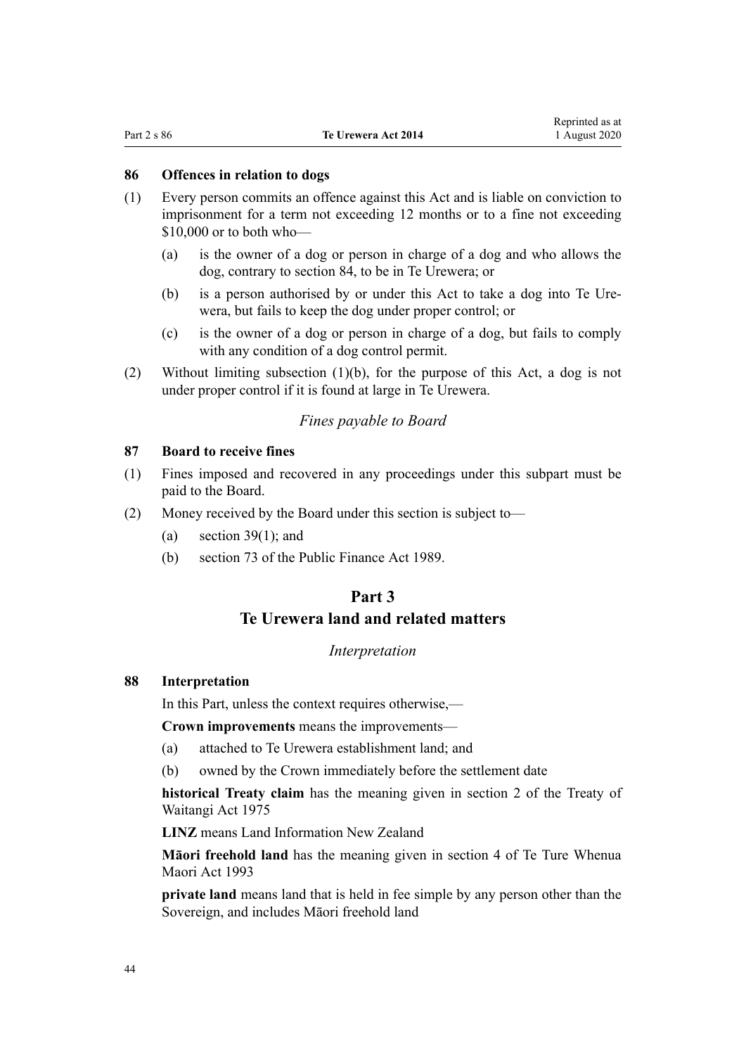### 86 Offences in relation to dogs

(1) Every person commits an offence against this Act and is liable on conviction to imprisonment for a term not exceeding 12 months or to a fine not exceeding $10,000 or to both who—

(a) is the owner of a dog or person in charge of a dog and who allows the dog, contrary to section 84, to be in Te Urewera; or

(b) is a person authorised by or under this Act to take a dog into Te Urewera, but fails to keep the dog under proper control; or

(c) is the owner of a dog or person in charge of a dog, but fails to comply with any condition of a dog control permit.

(2) Without limiting subsection (1)(b), for the purpose of this Act, a dog is not under proper control if it is found at large in Te Urewera.

*Fines payable to Board*

### 87 Board to receive fines

(1) Fines imposed and recovered in any proceedings under this subpart must be paid to the Board.

(2) Money received by the Board under this section is subject to—

(a) section 39(1); and

(b) section 73 of the Public Finance Act 1989.

## Part 3
## Te Urewera land and related matters

*Interpretation*

### 88 Interpretation

In this Part, unless the context requires otherwise,—

**Crown improvements** means the improvements—

(a) attached to Te Urewera establishment land; and

(b) owned by the Crown immediately before the settlement date

**historical Treaty claim** has the meaning given in section 2 of the Treaty of Waitangi Act 1975

**LINZ** means Land Information New Zealand

**Māori freehold land** has the meaning given in section 4 of Te Ture Whenua Maori Act 1993

**private land** means land that is held in fee simple by any person other than the Sovereign, and includes Māori freehold land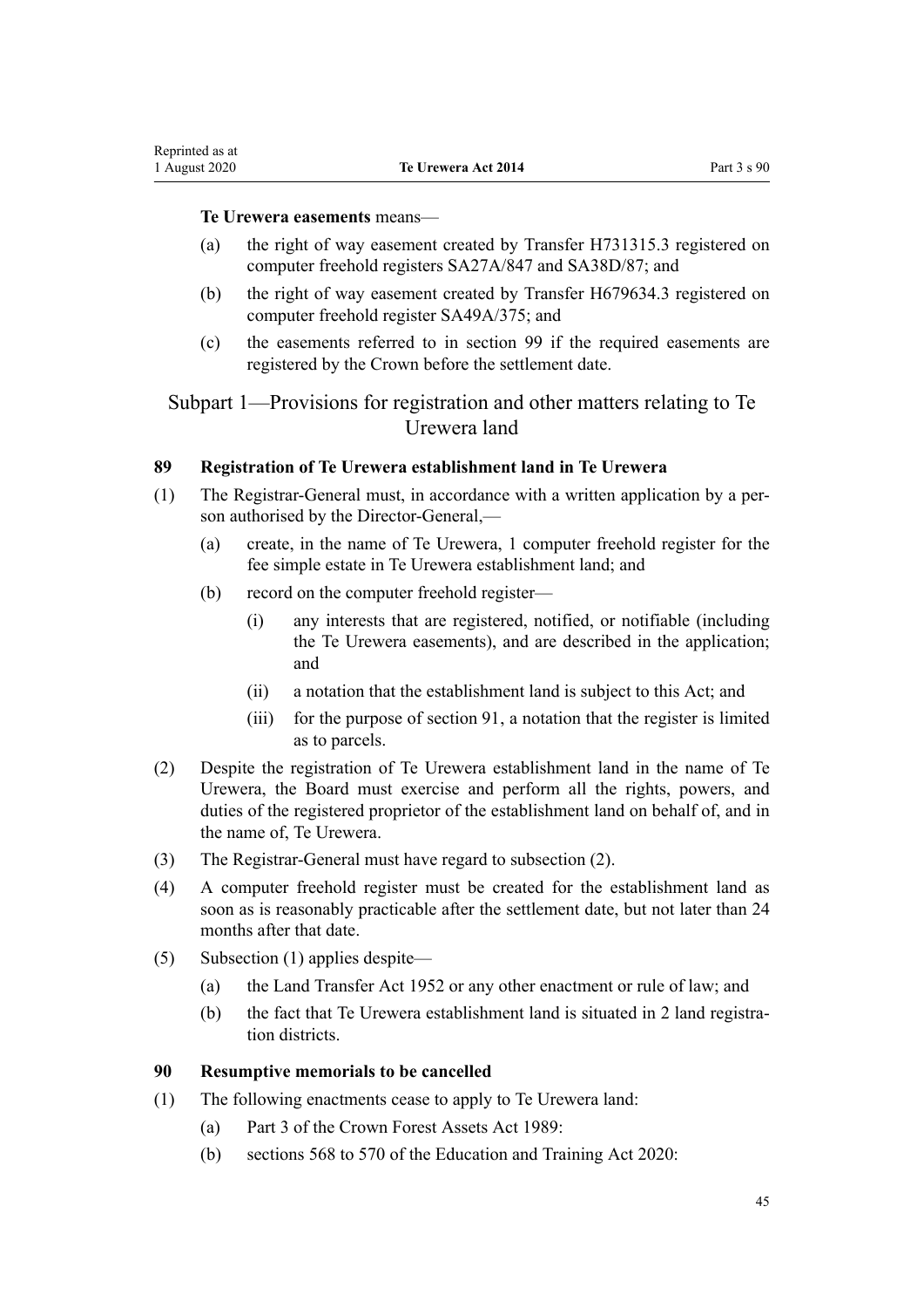**Te Urewera easements** means—

(a) the right of way easement created by Transfer H731315.3 registered on computer freehold registers SA27A/847 and SA38D/87; and

(b) the right of way easement created by Transfer H679634.3 registered on computer freehold register SA49A/375; and

(c) the easements referred to in section 99 if the required easements are registered by the Crown before the settlement date.

## Subpart 1—Provisions for registration and other matters relating to Te Urewera land

### 89 Registration of Te Urewera establishment land in Te Urewera

(1) The Registrar-General must, in accordance with a written application by a person authorised by the Director-General,—

(a) create, in the name of Te Urewera, 1 computer freehold register for the fee simple estate in Te Urewera establishment land; and

(b) record on the computer freehold register—

(i) any interests that are registered, notified, or notifiable (including the Te Urewera easements), and are described in the application; and

(ii) a notation that the establishment land is subject to this Act; and

(iii) for the purpose of section 91, a notation that the register is limited as to parcels.

(2) Despite the registration of Te Urewera establishment land in the name of Te Urewera, the Board must exercise and perform all the rights, powers, and duties of the registered proprietor of the establishment land on behalf of, and in the name of, Te Urewera.

(3) The Registrar-General must have regard to subsection (2).

(4) A computer freehold register must be created for the establishment land as soon as is reasonably practicable after the settlement date, but not later than 24 months after that date.

(5) Subsection (1) applies despite—

(a) the Land Transfer Act 1952 or any other enactment or rule of law; and

(b) the fact that Te Urewera establishment land is situated in 2 land registration districts.

### 90 Resumptive memorials to be cancelled

(1) The following enactments cease to apply to Te Urewera land:

(a) Part 3 of the Crown Forest Assets Act 1989:

(b) sections 568 to 570 of the Education and Training Act 2020: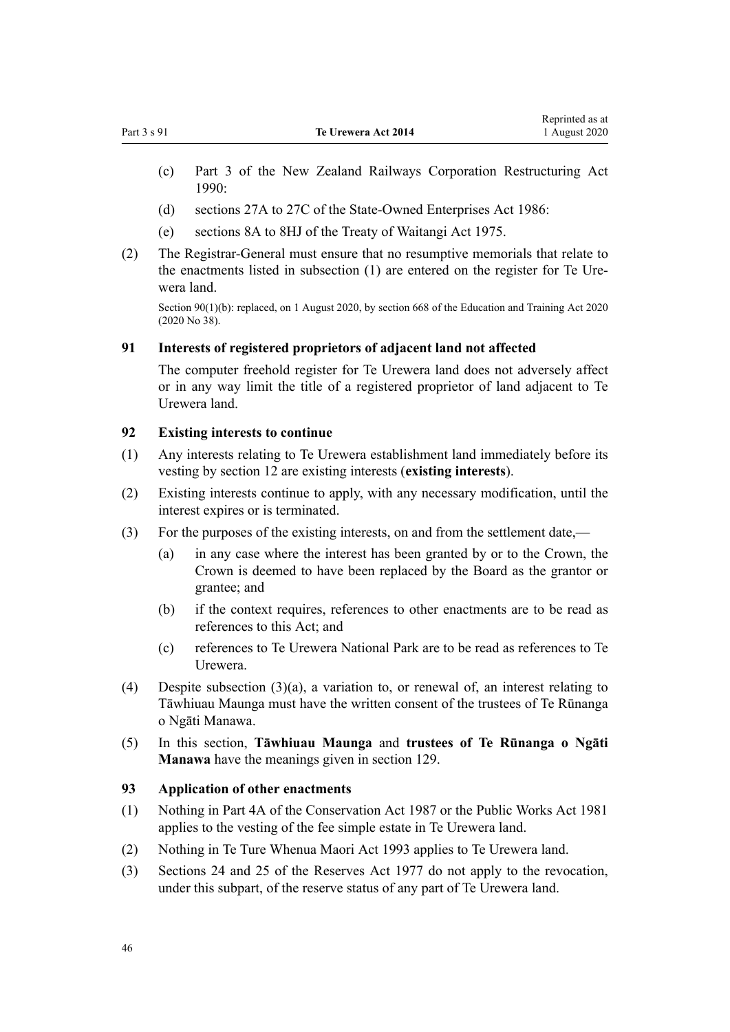(c) Part 3 of the New Zealand Railways Corporation Restructuring Act 1990:

(d) sections 27A to 27C of the State-Owned Enterprises Act 1986:

(e) sections 8A to 8HJ of the Treaty of Waitangi Act 1975.

(2) The Registrar-General must ensure that no resumptive memorials that relate to the enactments listed in subsection (1) are entered on the register for Te Urewera land.

Section 90(1)(b): replaced, on 1 August 2020, by section 668 of the Education and Training Act 2020 (2020 No 38).

### 91 Interests of registered proprietors of adjacent land not affected

The computer freehold register for Te Urewera land does not adversely affect or in any way limit the title of a registered proprietor of land adjacent to Te Urewera land.

### 92 Existing interests to continue

(1) Any interests relating to Te Urewera establishment land immediately before its vesting by section 12 are existing interests (**existing interests**).

(2) Existing interests continue to apply, with any necessary modification, until the interest expires or is terminated.

(3) For the purposes of the existing interests, on and from the settlement date,—

(a) in any case where the interest has been granted by or to the Crown, the Crown is deemed to have been replaced by the Board as the grantor or grantee; and

(b) if the context requires, references to other enactments are to be read as references to this Act; and

(c) references to Te Urewera National Park are to be read as references to Te Urewera.

(4) Despite subsection (3)(a), a variation to, or renewal of, an interest relating to Tāwhiuau Maunga must have the written consent of the trustees of Te Rūnanga o Ngāti Manawa.

(5) In this section, **Tāwhiuau Maunga** and **trustees of Te Rūnanga o Ngāti Manawa** have the meanings given in section 129.

### 93 Application of other enactments

(1) Nothing in Part 4A of the Conservation Act 1987 or the Public Works Act 1981 applies to the vesting of the fee simple estate in Te Urewera land.

(2) Nothing in Te Ture Whenua Maori Act 1993 applies to Te Urewera land.

(3) Sections 24 and 25 of the Reserves Act 1977 do not apply to the revocation, under this subpart, of the reserve status of any part of Te Urewera land.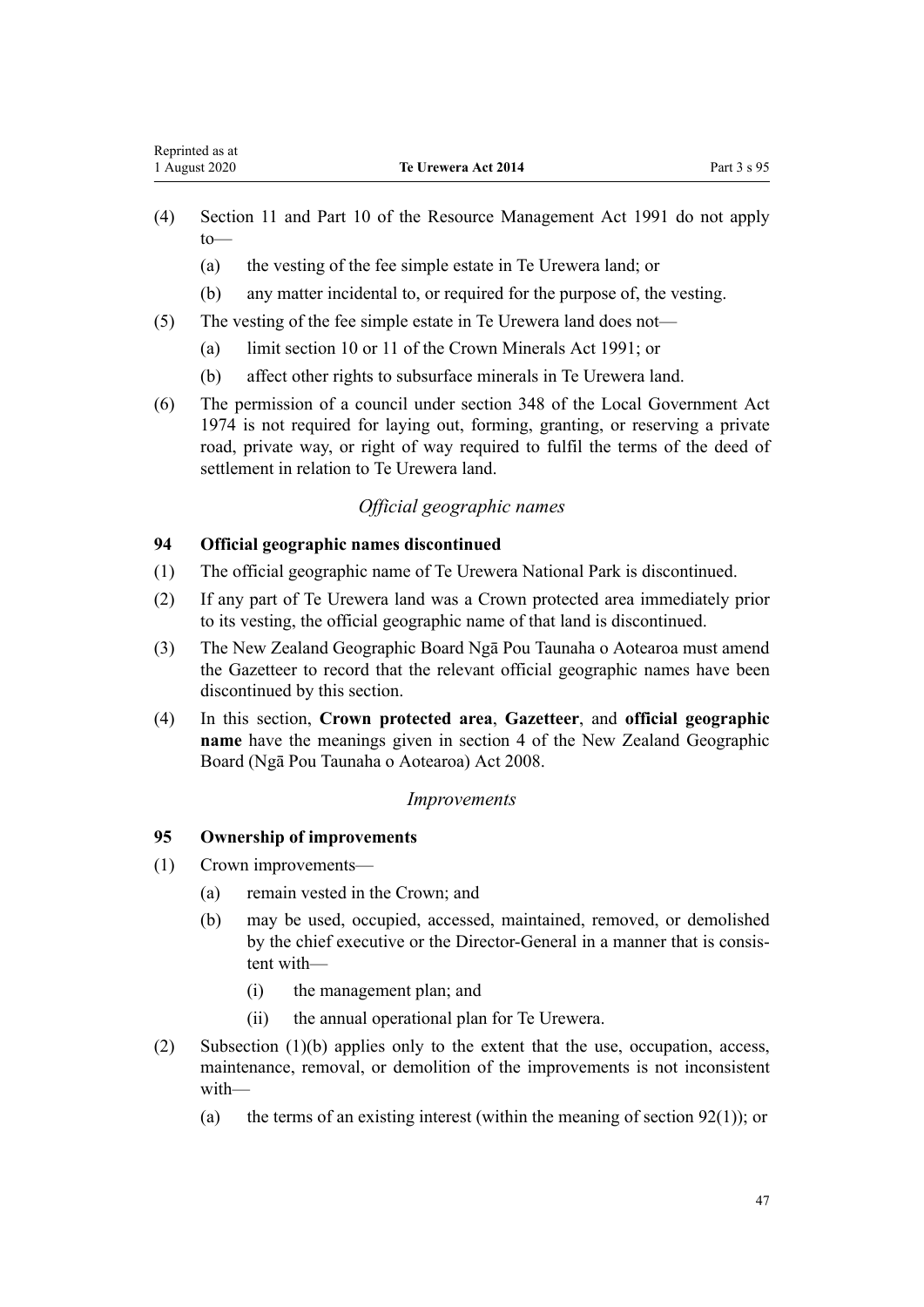(4) Section 11 and Part 10 of the Resource Management Act 1991 do not apply to—

   (a) the vesting of the fee simple estate in Te Urewera land; or

   (b) any matter incidental to, or required for the purpose of, the vesting.

(5) The vesting of the fee simple estate in Te Urewera land does not—

   (a) limit section 10 or 11 of the Crown Minerals Act 1991; or

   (b) affect other rights to subsurface minerals in Te Urewera land.

(6) The permission of a council under section 348 of the Local Government Act 1974 is not required for laying out, forming, granting, or reserving a private road, private way, or right of way required to fulfil the terms of the deed of settlement in relation to Te Urewera land.

*Official geographic names*

### 94 Official geographic names discontinued

(1) The official geographic name of Te Urewera National Park is discontinued.

(2) If any part of Te Urewera land was a Crown protected area immediately prior to its vesting, the official geographic name of that land is discontinued.

(3) The New Zealand Geographic Board Ngā Pou Taunaha o Aotearoa must amend the Gazetteer to record that the relevant official geographic names have been discontinued by this section.

(4) In this section, **Crown protected area**, **Gazetteer**, and **official geographic name** have the meanings given in section 4 of the New Zealand Geographic Board (Ngā Pou Taunaha o Aotearoa) Act 2008.

*Improvements*

### 95 Ownership of improvements

(1) Crown improvements—

   (a) remain vested in the Crown; and

   (b) may be used, occupied, accessed, maintained, removed, or demolished by the chief executive or the Director-General in a manner that is consistent with—

      (i) the management plan; and

      (ii) the annual operational plan for Te Urewera.

(2) Subsection (1)(b) applies only to the extent that the use, occupation, access, maintenance, removal, or demolition of the improvements is not inconsistent with—

   (a) the terms of an existing interest (within the meaning of section 92(1)); or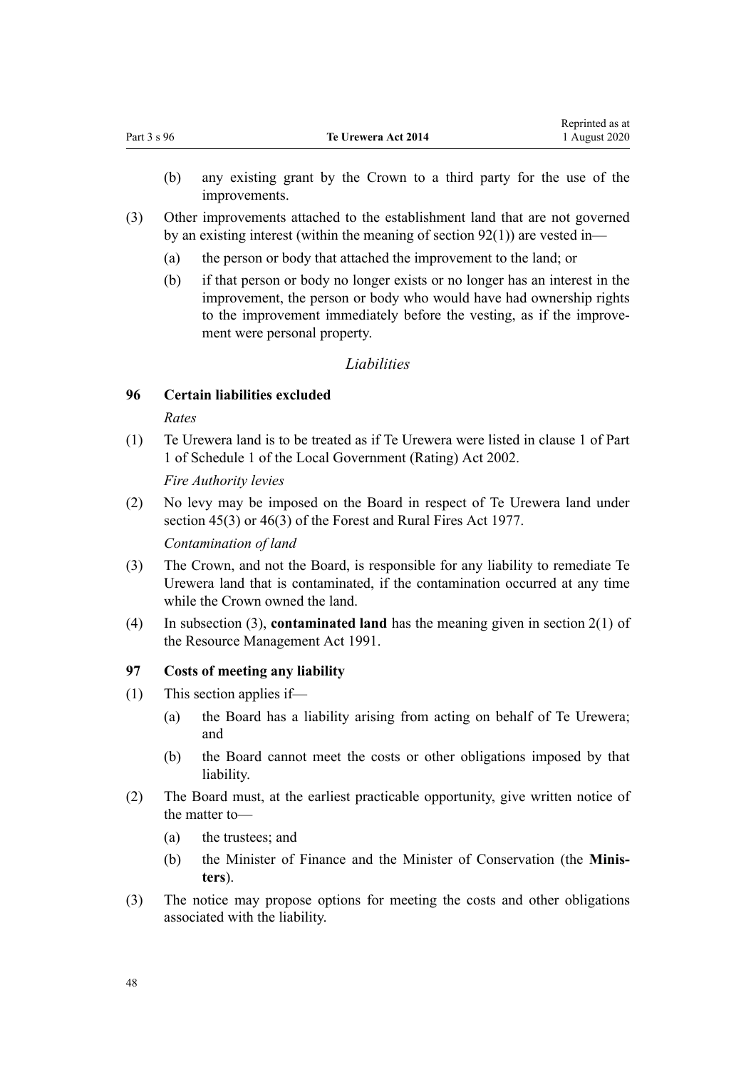(b) any existing grant by the Crown to a third party for the use of the improvements.

(3) Other improvements attached to the establishment land that are not governed by an existing interest (within the meaning of section 92(1)) are vested in—

(a) the person or body that attached the improvement to the land; or

(b) if that person or body no longer exists or no longer has an interest in the improvement, the person or body who would have had ownership rights to the improvement immediately before the vesting, as if the improvement were personal property.

*Liabilities*

### 96 Certain liabilities excluded

*Rates*

(1) Te Urewera land is to be treated as if Te Urewera were listed in clause 1 of Part 1 of Schedule 1 of the Local Government (Rating) Act 2002.

*Fire Authority levies*

(2) No levy may be imposed on the Board in respect of Te Urewera land under section 45(3) or 46(3) of the Forest and Rural Fires Act 1977.

*Contamination of land*

(3) The Crown, and not the Board, is responsible for any liability to remediate Te Urewera land that is contaminated, if the contamination occurred at any time while the Crown owned the land.

(4) In subsection (3), **contaminated land** has the meaning given in section 2(1) of the Resource Management Act 1991.

### 97 Costs of meeting any liability

(1) This section applies if—

(a) the Board has a liability arising from acting on behalf of Te Urewera; and

(b) the Board cannot meet the costs or other obligations imposed by that liability.

(2) The Board must, at the earliest practicable opportunity, give written notice of the matter to—

(a) the trustees; and

(b) the Minister of Finance and the Minister of Conservation (the **Ministers**).

(3) The notice may propose options for meeting the costs and other obligations associated with the liability.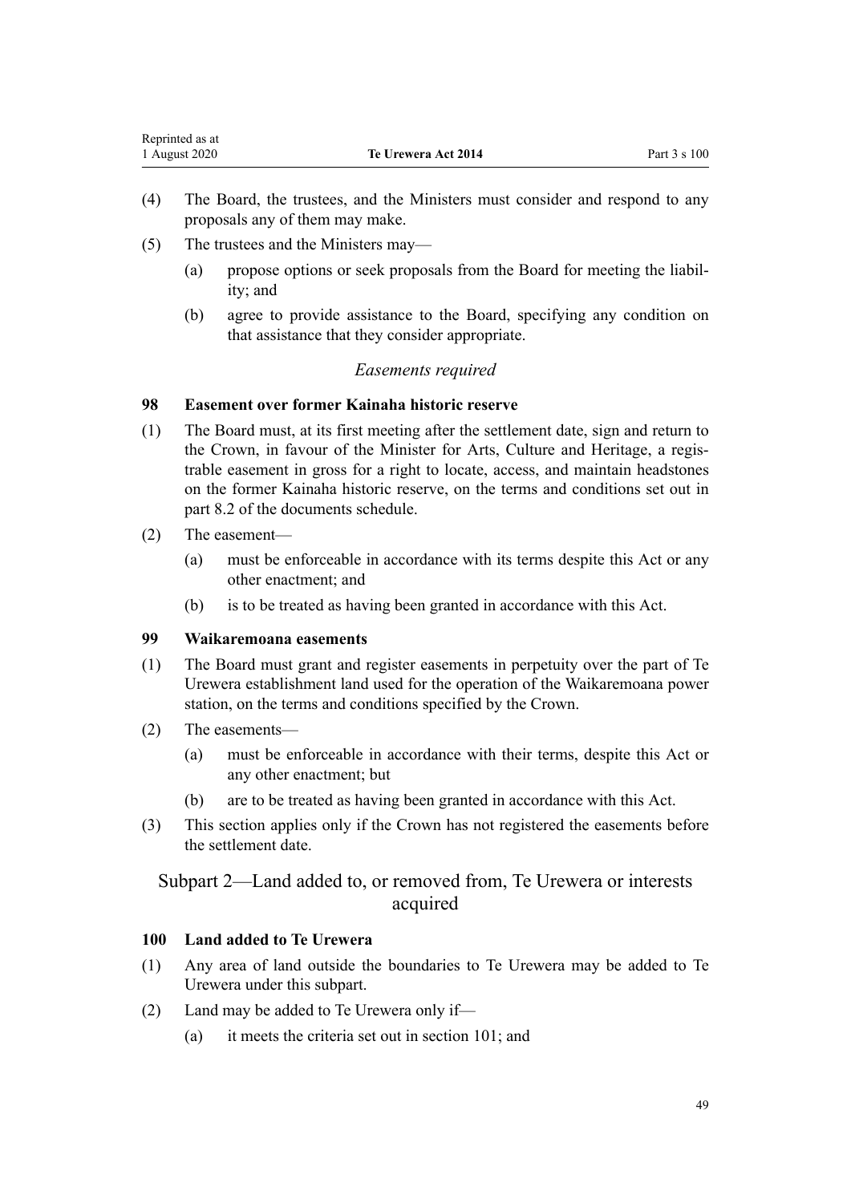(4) The Board, the trustees, and the Ministers must consider and respond to any proposals any of them may make.

(5) The trustees and the Ministers may—

(a) propose options or seek proposals from the Board for meeting the liability; and

(b) agree to provide assistance to the Board, specifying any condition on that assistance that they consider appropriate.

*Easements required*

### 98 Easement over former Kainaha historic reserve

(1) The Board must, at its first meeting after the settlement date, sign and return to the Crown, in favour of the Minister for Arts, Culture and Heritage, a registrable easement in gross for a right to locate, access, and maintain headstones on the former Kainaha historic reserve, on the terms and conditions set out in part 8.2 of the documents schedule.

(2) The easement—

(a) must be enforceable in accordance with its terms despite this Act or any other enactment; and

(b) is to be treated as having been granted in accordance with this Act.

### 99 Waikaremoana easements

(1) The Board must grant and register easements in perpetuity over the part of Te Urewera establishment land used for the operation of the Waikaremoana power station, on the terms and conditions specified by the Crown.

(2) The easements—

(a) must be enforceable in accordance with their terms, despite this Act or any other enactment; but

(b) are to be treated as having been granted in accordance with this Act.

(3) This section applies only if the Crown has not registered the easements before the settlement date.

## Subpart 2—Land added to, or removed from, Te Urewera or interests acquired

### 100 Land added to Te Urewera

(1) Any area of land outside the boundaries to Te Urewera may be added to Te Urewera under this subpart.

(2) Land may be added to Te Urewera only if—

(a) it meets the criteria set out in section 101; and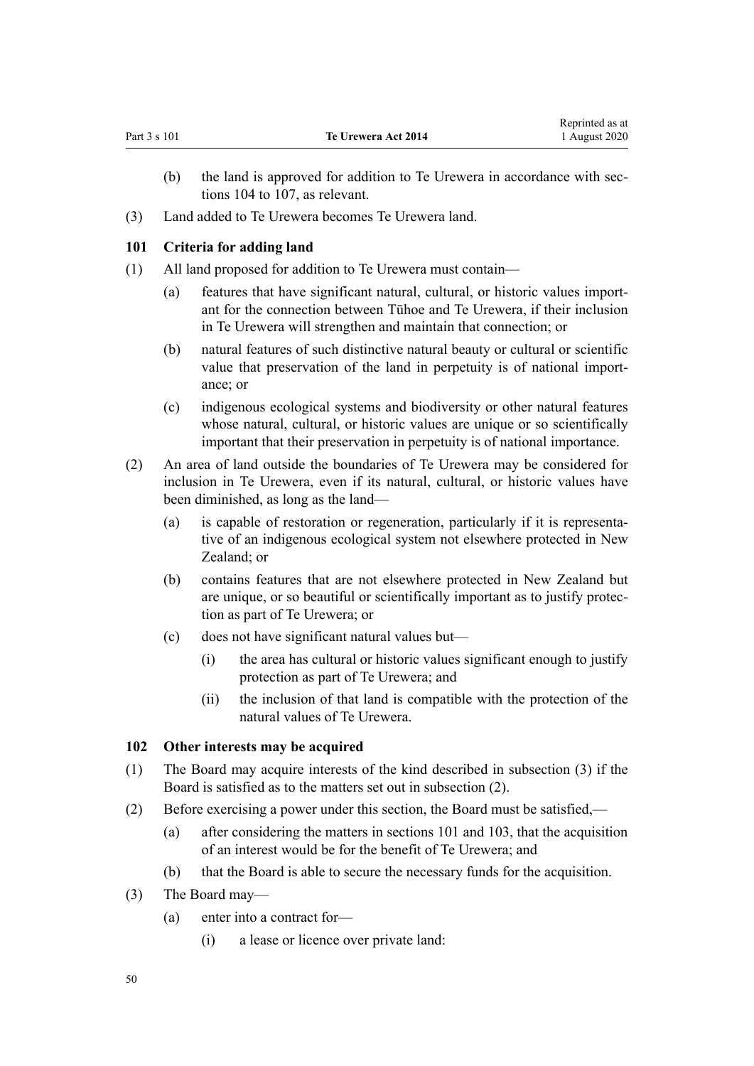(b) the land is approved for addition to Te Urewera in accordance with sections 104 to 107, as relevant.

(3) Land added to Te Urewera becomes Te Urewera land.

### 101 Criteria for adding land

(1) All land proposed for addition to Te Urewera must contain—

(a) features that have significant natural, cultural, or historic values important for the connection between Tūhoe and Te Urewera, if their inclusion in Te Urewera will strengthen and maintain that connection; or

(b) natural features of such distinctive natural beauty or cultural or scientific value that preservation of the land in perpetuity is of national importance; or

(c) indigenous ecological systems and biodiversity or other natural features whose natural, cultural, or historic values are unique or so scientifically important that their preservation in perpetuity is of national importance.

(2) An area of land outside the boundaries of Te Urewera may be considered for inclusion in Te Urewera, even if its natural, cultural, or historic values have been diminished, as long as the land—

(a) is capable of restoration or regeneration, particularly if it is representative of an indigenous ecological system not elsewhere protected in New Zealand; or

(b) contains features that are not elsewhere protected in New Zealand but are unique, or so beautiful or scientifically important as to justify protection as part of Te Urewera; or

(c) does not have significant natural values but—

(i) the area has cultural or historic values significant enough to justify protection as part of Te Urewera; and

(ii) the inclusion of that land is compatible with the protection of the natural values of Te Urewera.

### 102 Other interests may be acquired

(1) The Board may acquire interests of the kind described in subsection (3) if the Board is satisfied as to the matters set out in subsection (2).

(2) Before exercising a power under this section, the Board must be satisfied,—

(a) after considering the matters in sections 101 and 103, that the acquisition of an interest would be for the benefit of Te Urewera; and

(b) that the Board is able to secure the necessary funds for the acquisition.

(3) The Board may—

(a) enter into a contract for—

(i) a lease or licence over private land: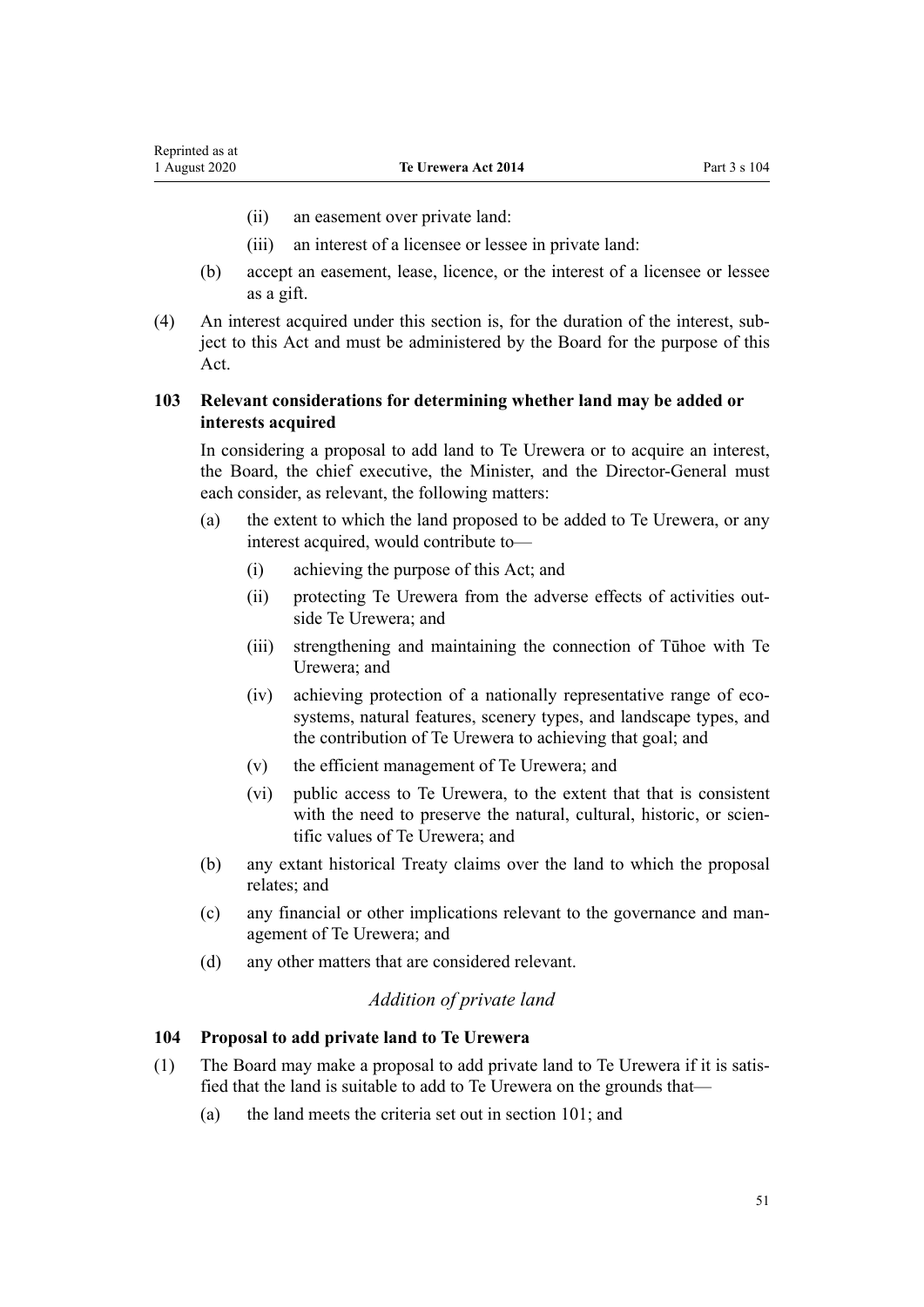(ii) an easement over private land:

(iii) an interest of a licensee or lessee in private land:

(b) accept an easement, lease, licence, or the interest of a licensee or lessee as a gift.

(4) An interest acquired under this section is, for the duration of the interest, subject to this Act and must be administered by the Board for the purpose of this Act.

### 103 Relevant considerations for determining whether land may be added or interests acquired

In considering a proposal to add land to Te Urewera or to acquire an interest, the Board, the chief executive, the Minister, and the Director-General must each consider, as relevant, the following matters:

(a) the extent to which the land proposed to be added to Te Urewera, or any interest acquired, would contribute to—

(i) achieving the purpose of this Act; and

(ii) protecting Te Urewera from the adverse effects of activities outside Te Urewera; and

(iii) strengthening and maintaining the connection of Tūhoe with Te Urewera; and

(iv) achieving protection of a nationally representative range of ecosystems, natural features, scenery types, and landscape types, and the contribution of Te Urewera to achieving that goal; and

(v) the efficient management of Te Urewera; and

(vi) public access to Te Urewera, to the extent that that is consistent with the need to preserve the natural, cultural, historic, or scientific values of Te Urewera; and

(b) any extant historical Treaty claims over the land to which the proposal relates; and

(c) any financial or other implications relevant to the governance and management of Te Urewera; and

(d) any other matters that are considered relevant.

*Addition of private land*

### 104 Proposal to add private land to Te Urewera

(1) The Board may make a proposal to add private land to Te Urewera if it is satisfied that the land is suitable to add to Te Urewera on the grounds that—

(a) the land meets the criteria set out in section 101; and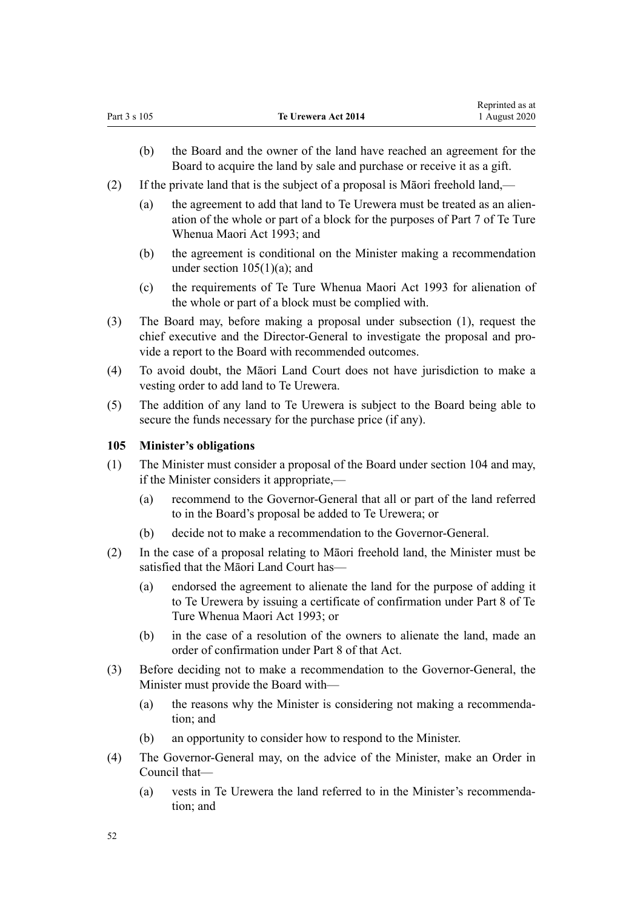(b) the Board and the owner of the land have reached an agreement for the Board to acquire the land by sale and purchase or receive it as a gift.

(2) If the private land that is the subject of a proposal is Māori freehold land,—

(a) the agreement to add that land to Te Urewera must be treated as an alienation of the whole or part of a block for the purposes of Part 7 of Te Ture Whenua Maori Act 1993; and

(b) the agreement is conditional on the Minister making a recommendation under section 105(1)(a); and

(c) the requirements of Te Ture Whenua Maori Act 1993 for alienation of the whole or part of a block must be complied with.

(3) The Board may, before making a proposal under subsection (1), request the chief executive and the Director-General to investigate the proposal and provide a report to the Board with recommended outcomes.

(4) To avoid doubt, the Māori Land Court does not have jurisdiction to make a vesting order to add land to Te Urewera.

(5) The addition of any land to Te Urewera is subject to the Board being able to secure the funds necessary for the purchase price (if any).

### 105 Minister's obligations

(1) The Minister must consider a proposal of the Board under section 104 and may, if the Minister considers it appropriate,—

(a) recommend to the Governor-General that all or part of the land referred to in the Board's proposal be added to Te Urewera; or

(b) decide not to make a recommendation to the Governor-General.

(2) In the case of a proposal relating to Māori freehold land, the Minister must be satisfied that the Māori Land Court has—

(a) endorsed the agreement to alienate the land for the purpose of adding it to Te Urewera by issuing a certificate of confirmation under Part 8 of Te Ture Whenua Maori Act 1993; or

(b) in the case of a resolution of the owners to alienate the land, made an order of confirmation under Part 8 of that Act.

(3) Before deciding not to make a recommendation to the Governor-General, the Minister must provide the Board with—

(a) the reasons why the Minister is considering not making a recommendation; and

(b) an opportunity to consider how to respond to the Minister.

(4) The Governor-General may, on the advice of the Minister, make an Order in Council that—

(a) vests in Te Urewera the land referred to in the Minister's recommendation; and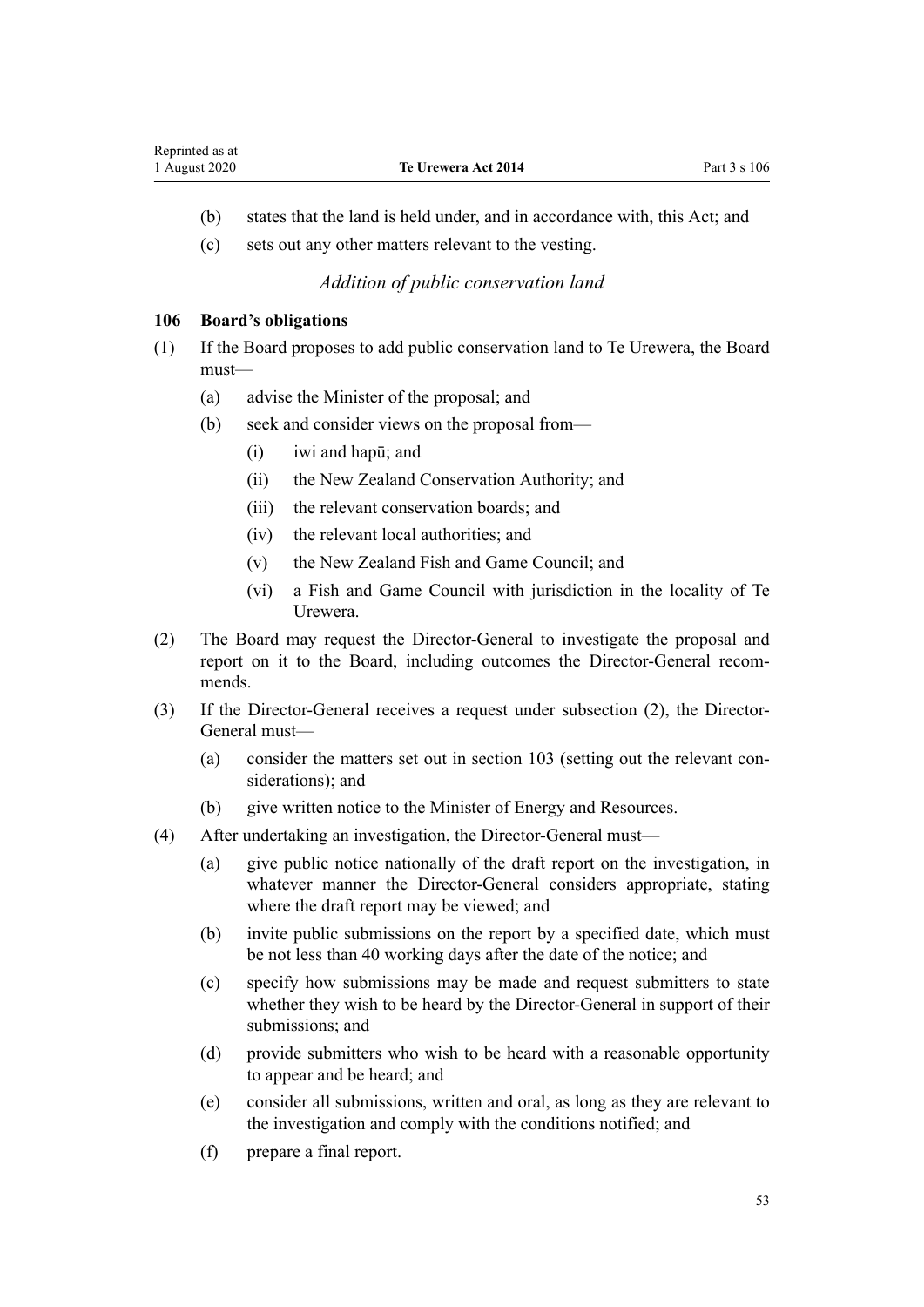(b) states that the land is held under, and in accordance with, this Act; and

(c) sets out any other matters relevant to the vesting.

*Addition of public conservation land*

### 106 Board's obligations

(1) If the Board proposes to add public conservation land to Te Urewera, the Board must—

- (a) advise the Minister of the proposal; and
- (b) seek and consider views on the proposal from—
  - (i) iwi and hapū; and
  - (ii) the New Zealand Conservation Authority; and
  - (iii) the relevant conservation boards; and
  - (iv) the relevant local authorities; and
  - (v) the New Zealand Fish and Game Council; and
  - (vi) a Fish and Game Council with jurisdiction in the locality of Te Urewera.

(2) The Board may request the Director-General to investigate the proposal and report on it to the Board, including outcomes the Director-General recommends.

(3) If the Director-General receives a request under subsection (2), the Director-General must—

- (a) consider the matters set out in section 103 (setting out the relevant considerations); and
- (b) give written notice to the Minister of Energy and Resources.

(4) After undertaking an investigation, the Director-General must—

- (a) give public notice nationally of the draft report on the investigation, in whatever manner the Director-General considers appropriate, stating where the draft report may be viewed; and
- (b) invite public submissions on the report by a specified date, which must be not less than 40 working days after the date of the notice; and
- (c) specify how submissions may be made and request submitters to state whether they wish to be heard by the Director-General in support of their submissions; and
- (d) provide submitters who wish to be heard with a reasonable opportunity to appear and be heard; and
- (e) consider all submissions, written and oral, as long as they are relevant to the investigation and comply with the conditions notified; and
- (f) prepare a final report.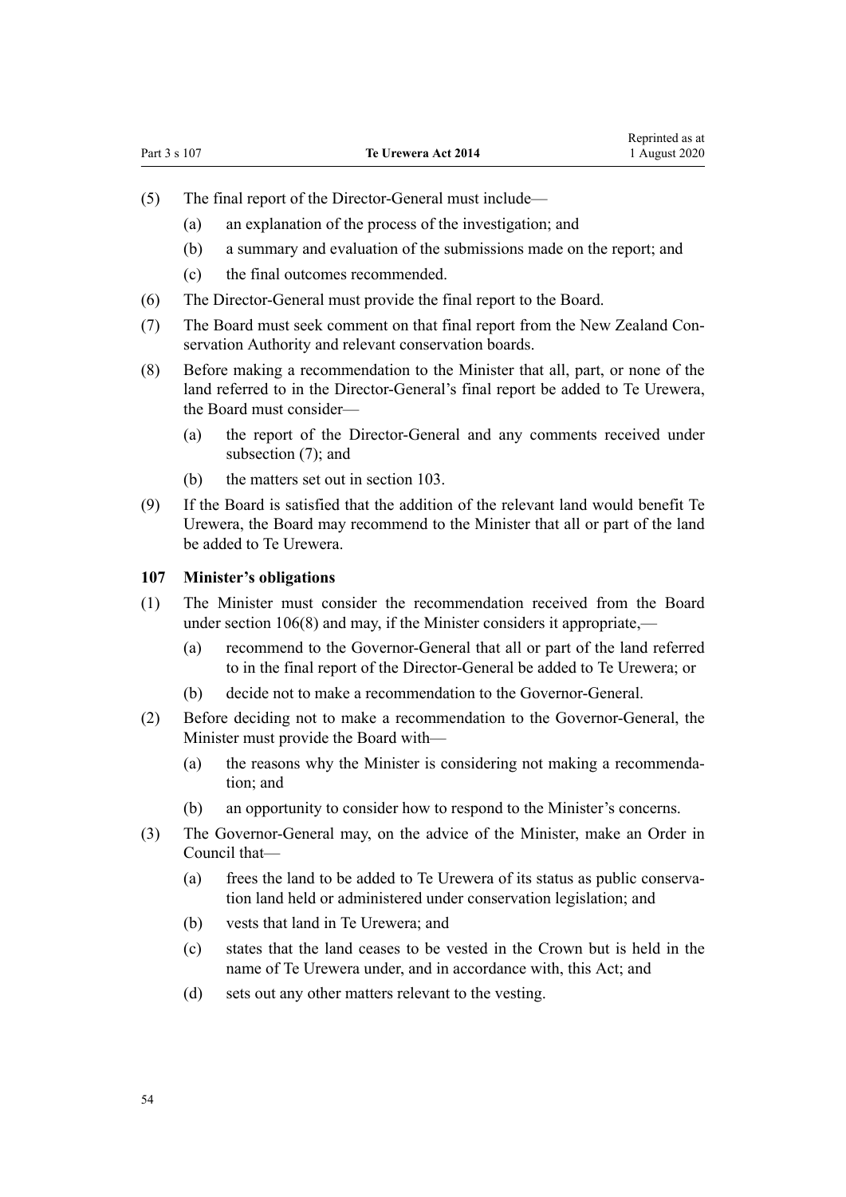(5) The final report of the Director-General must include—

(a) an explanation of the process of the investigation; and

(b) a summary and evaluation of the submissions made on the report; and

(c) the final outcomes recommended.

(6) The Director-General must provide the final report to the Board.

(7) The Board must seek comment on that final report from the New Zealand Conservation Authority and relevant conservation boards.

(8) Before making a recommendation to the Minister that all, part, or none of the land referred to in the Director-General's final report be added to Te Urewera, the Board must consider—

(a) the report of the Director-General and any comments received under subsection (7); and

(b) the matters set out in section 103.

(9) If the Board is satisfied that the addition of the relevant land would benefit Te Urewera, the Board may recommend to the Minister that all or part of the land be added to Te Urewera.

### 107 Minister's obligations

(1) The Minister must consider the recommendation received from the Board under section 106(8) and may, if the Minister considers it appropriate,—

(a) recommend to the Governor-General that all or part of the land referred to in the final report of the Director-General be added to Te Urewera; or

(b) decide not to make a recommendation to the Governor-General.

(2) Before deciding not to make a recommendation to the Governor-General, the Minister must provide the Board with—

(a) the reasons why the Minister is considering not making a recommendation; and

(b) an opportunity to consider how to respond to the Minister's concerns.

(3) The Governor-General may, on the advice of the Minister, make an Order in Council that—

(a) frees the land to be added to Te Urewera of its status as public conservation land held or administered under conservation legislation; and

(b) vests that land in Te Urewera; and

(c) states that the land ceases to be vested in the Crown but is held in the name of Te Urewera under, and in accordance with, this Act; and

(d) sets out any other matters relevant to the vesting.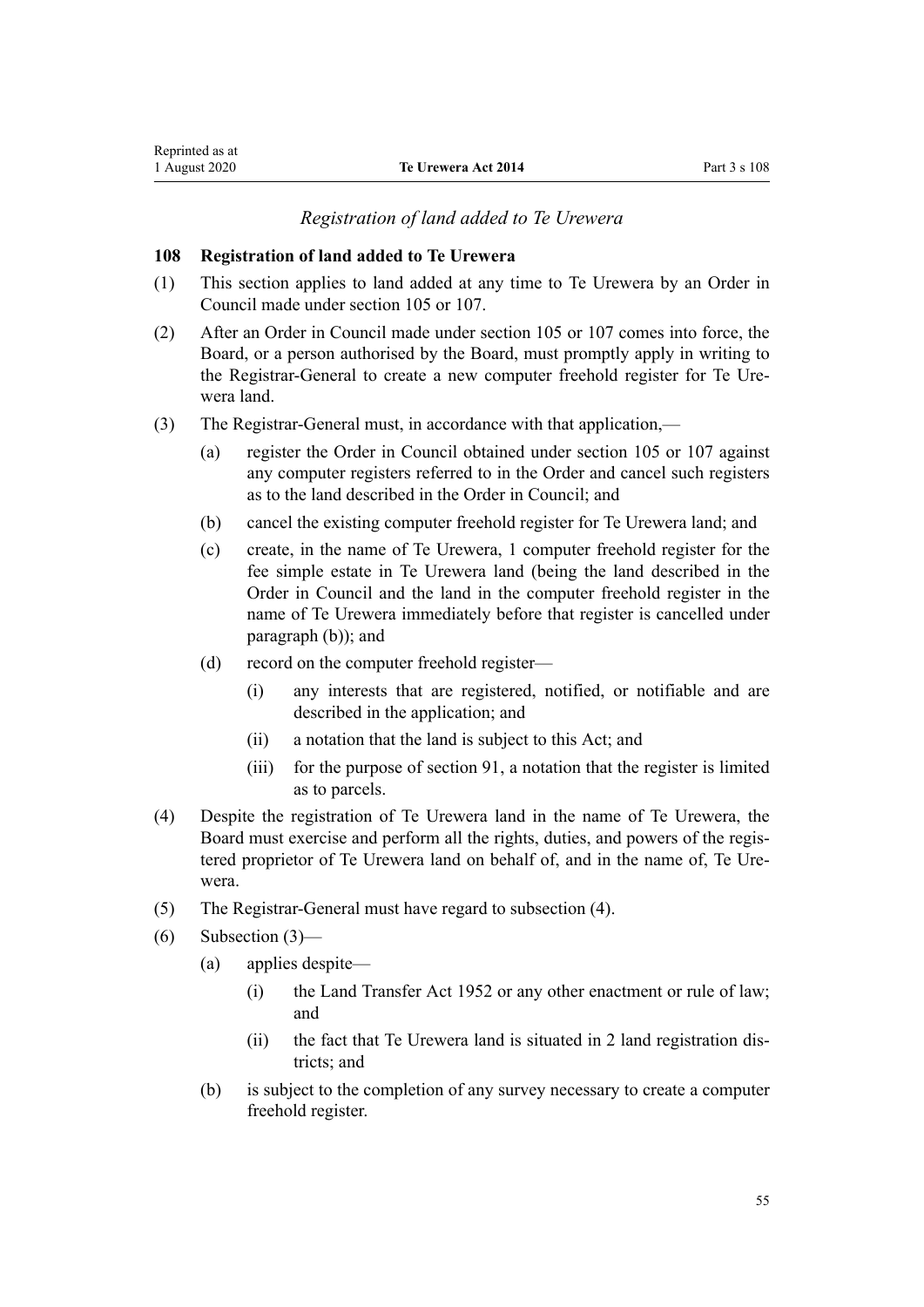*Registration of land added to Te Urewera*

### 108 Registration of land added to Te Urewera

(1) This section applies to land added at any time to Te Urewera by an Order in Council made under section 105 or 107.

(2) After an Order in Council made under section 105 or 107 comes into force, the Board, or a person authorised by the Board, must promptly apply in writing to the Registrar-General to create a new computer freehold register for Te Urewera land.

(3) The Registrar-General must, in accordance with that application,—

- (a) register the Order in Council obtained under section 105 or 107 against any computer registers referred to in the Order and cancel such registers as to the land described in the Order in Council; and
- (b) cancel the existing computer freehold register for Te Urewera land; and
- (c) create, in the name of Te Urewera, 1 computer freehold register for the fee simple estate in Te Urewera land (being the land described in the Order in Council and the land in the computer freehold register in the name of Te Urewera immediately before that register is cancelled under paragraph (b)); and
- (d) record on the computer freehold register—
  - (i) any interests that are registered, notified, or notifiable and are described in the application; and
  - (ii) a notation that the land is subject to this Act; and
  - (iii) for the purpose of section 91, a notation that the register is limited as to parcels.

(4) Despite the registration of Te Urewera land in the name of Te Urewera, the Board must exercise and perform all the rights, duties, and powers of the registered proprietor of Te Urewera land on behalf of, and in the name of, Te Urewera.

(5) The Registrar-General must have regard to subsection (4).

(6) Subsection (3)—

- (a) applies despite—
  - (i) the Land Transfer Act 1952 or any other enactment or rule of law; and
  - (ii) the fact that Te Urewera land is situated in 2 land registration districts; and
- (b) is subject to the completion of any survey necessary to create a computer freehold register.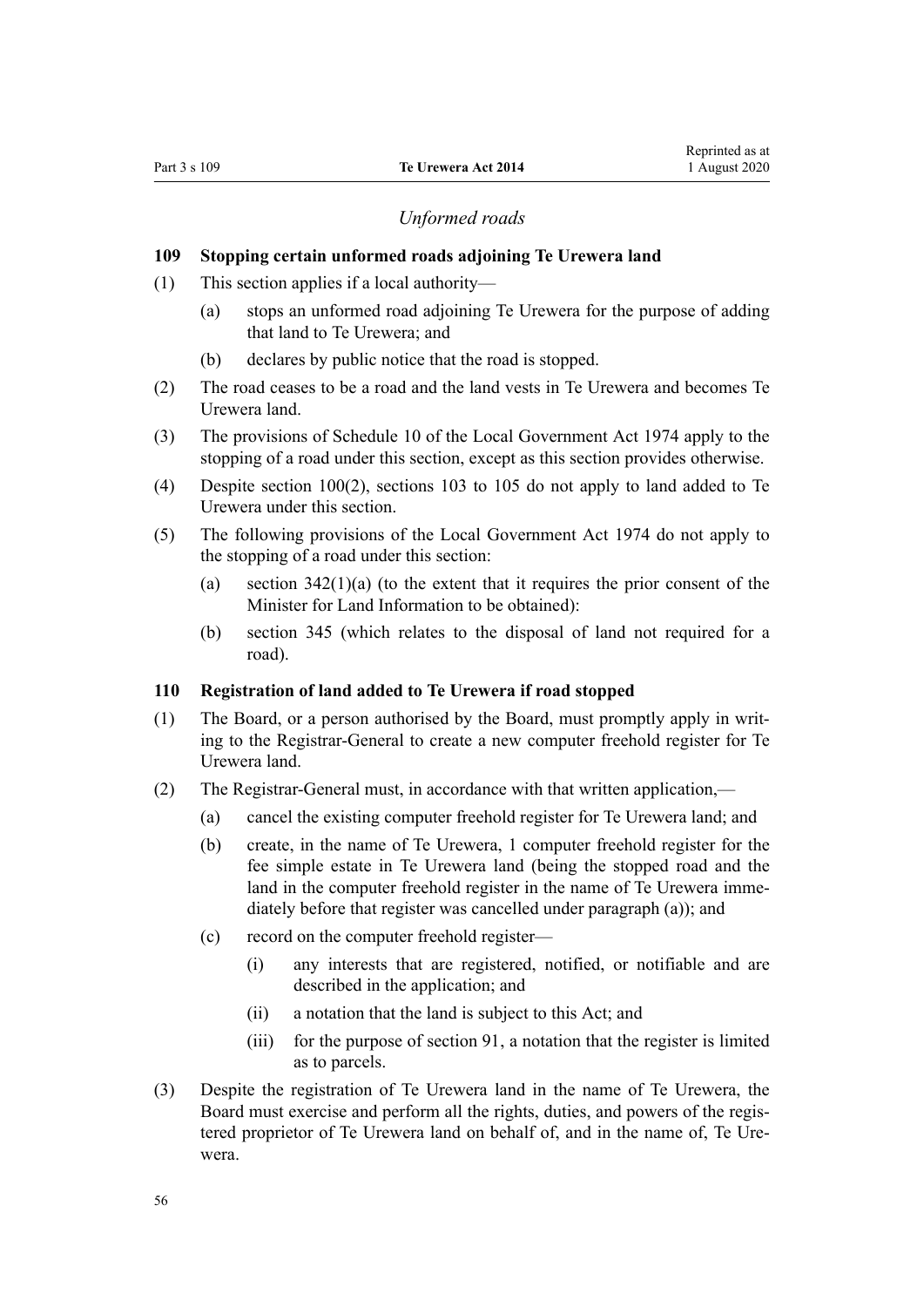*Unformed roads*

### 109 Stopping certain unformed roads adjoining Te Urewera land

(1) This section applies if a local authority—

(a) stops an unformed road adjoining Te Urewera for the purpose of adding that land to Te Urewera; and

(b) declares by public notice that the road is stopped.

(2) The road ceases to be a road and the land vests in Te Urewera and becomes Te Urewera land.

(3) The provisions of Schedule 10 of the Local Government Act 1974 apply to the stopping of a road under this section, except as this section provides otherwise.

(4) Despite section 100(2), sections 103 to 105 do not apply to land added to Te Urewera under this section.

(5) The following provisions of the Local Government Act 1974 do not apply to the stopping of a road under this section:

(a) section 342(1)(a) (to the extent that it requires the prior consent of the Minister for Land Information to be obtained):

(b) section 345 (which relates to the disposal of land not required for a road).

### 110 Registration of land added to Te Urewera if road stopped

(1) The Board, or a person authorised by the Board, must promptly apply in writing to the Registrar-General to create a new computer freehold register for Te Urewera land.

(2) The Registrar-General must, in accordance with that written application,—

(a) cancel the existing computer freehold register for Te Urewera land; and

(b) create, in the name of Te Urewera, 1 computer freehold register for the fee simple estate in Te Urewera land (being the stopped road and the land in the computer freehold register in the name of Te Urewera immediately before that register was cancelled under paragraph (a)); and

(c) record on the computer freehold register—

(i) any interests that are registered, notified, or notifiable and are described in the application; and

(ii) a notation that the land is subject to this Act; and

(iii) for the purpose of section 91, a notation that the register is limited as to parcels.

(3) Despite the registration of Te Urewera land in the name of Te Urewera, the Board must exercise and perform all the rights, duties, and powers of the registered proprietor of Te Urewera land on behalf of, and in the name of, Te Urewera.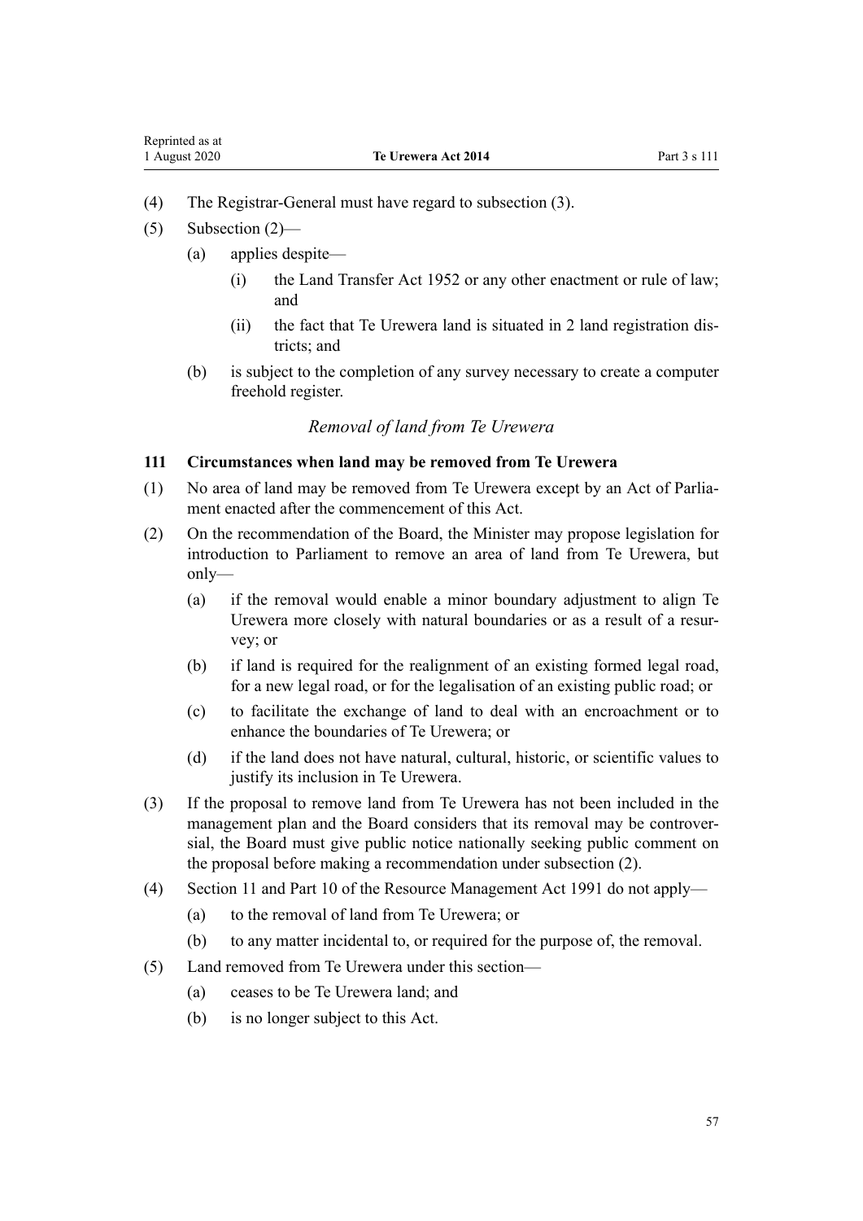(4) The Registrar-General must have regard to subsection (3).

(5) Subsection (2)—

   (a) applies despite—

      (i) the Land Transfer Act 1952 or any other enactment or rule of law; and

      (ii) the fact that Te Urewera land is situated in 2 land registration districts; and

   (b) is subject to the completion of any survey necessary to create a computer freehold register.

*Removal of land from Te Urewera*

### 111 Circumstances when land may be removed from Te Urewera

(1) No area of land may be removed from Te Urewera except by an Act of Parliament enacted after the commencement of this Act.

(2) On the recommendation of the Board, the Minister may propose legislation for introduction to Parliament to remove an area of land from Te Urewera, but only—

   (a) if the removal would enable a minor boundary adjustment to align Te Urewera more closely with natural boundaries or as a result of a resurvey; or

   (b) if land is required for the realignment of an existing formed legal road, for a new legal road, or for the legalisation of an existing public road; or

   (c) to facilitate the exchange of land to deal with an encroachment or to enhance the boundaries of Te Urewera; or

   (d) if the land does not have natural, cultural, historic, or scientific values to justify its inclusion in Te Urewera.

(3) If the proposal to remove land from Te Urewera has not been included in the management plan and the Board considers that its removal may be controversial, the Board must give public notice nationally seeking public comment on the proposal before making a recommendation under subsection (2).

(4) Section 11 and Part 10 of the Resource Management Act 1991 do not apply—

   (a) to the removal of land from Te Urewera; or

   (b) to any matter incidental to, or required for the purpose of, the removal.

(5) Land removed from Te Urewera under this section—

   (a) ceases to be Te Urewera land; and

   (b) is no longer subject to this Act.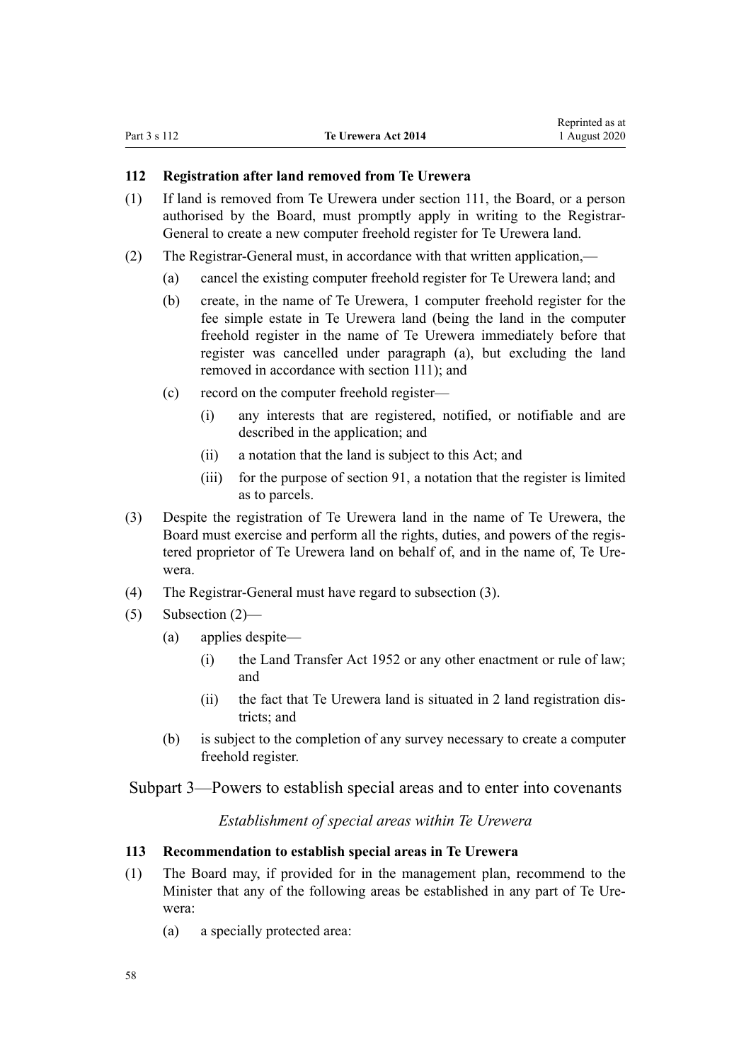### 112 Registration after land removed from Te Urewera

(1) If land is removed from Te Urewera under section 111, the Board, or a person authorised by the Board, must promptly apply in writing to the Registrar-General to create a new computer freehold register for Te Urewera land.

(2) The Registrar-General must, in accordance with that written application,—

- (a) cancel the existing computer freehold register for Te Urewera land; and
- (b) create, in the name of Te Urewera, 1 computer freehold register for the fee simple estate in Te Urewera land (being the land in the computer freehold register in the name of Te Urewera immediately before that register was cancelled under paragraph (a), but excluding the land removed in accordance with section 111); and
- (c) record on the computer freehold register—
  - (i) any interests that are registered, notified, or notifiable and are described in the application; and
  - (ii) a notation that the land is subject to this Act; and
  - (iii) for the purpose of section 91, a notation that the register is limited as to parcels.

(3) Despite the registration of Te Urewera land in the name of Te Urewera, the Board must exercise and perform all the rights, duties, and powers of the registered proprietor of Te Urewera land on behalf of, and in the name of, Te Urewera.

(4) The Registrar-General must have regard to subsection (3).

(5) Subsection (2)—

- (a) applies despite—
  - (i) the Land Transfer Act 1952 or any other enactment or rule of law; and
  - (ii) the fact that Te Urewera land is situated in 2 land registration districts; and
- (b) is subject to the completion of any survey necessary to create a computer freehold register.

## Subpart 3—Powers to establish special areas and to enter into covenants

*Establishment of special areas within Te Urewera*

### 113 Recommendation to establish special areas in Te Urewera

(1) The Board may, if provided for in the management plan, recommend to the Minister that any of the following areas be established in any part of Te Urewera:

- (a) a specially protected area: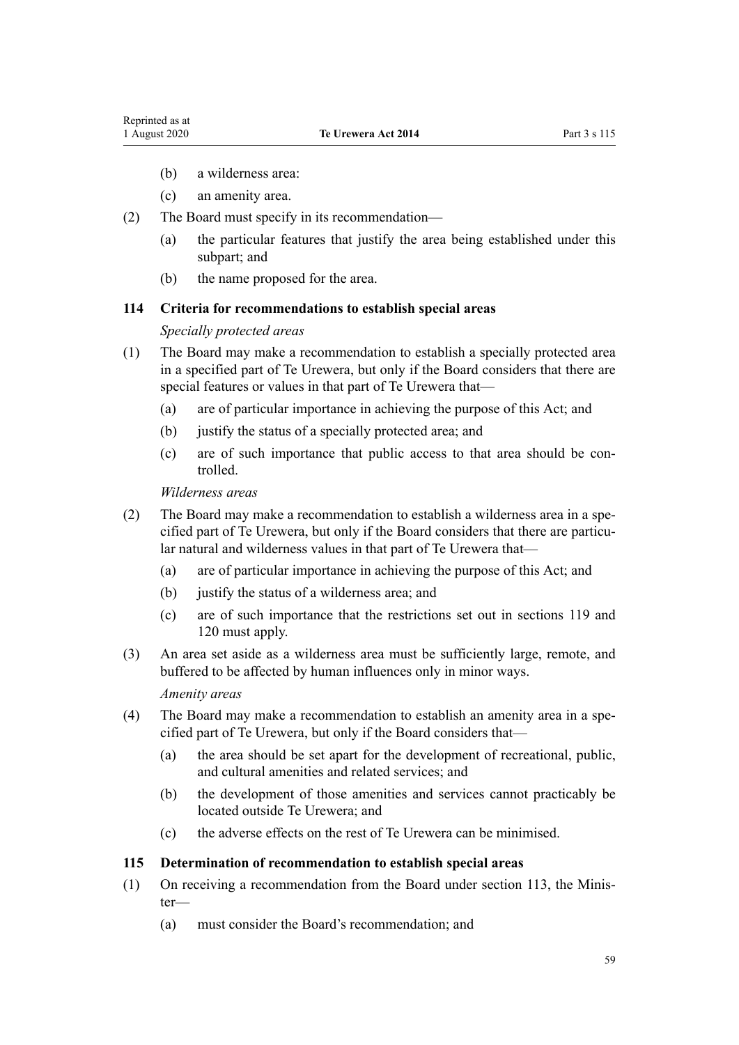(b) a wilderness area:

(c) an amenity area.

(2) The Board must specify in its recommendation—

(a) the particular features that justify the area being established under this subpart; and

(b) the name proposed for the area.

### 114 Criteria for recommendations to establish special areas

*Specially protected areas*

(1) The Board may make a recommendation to establish a specially protected area in a specified part of Te Urewera, but only if the Board considers that there are special features or values in that part of Te Urewera that—

(a) are of particular importance in achieving the purpose of this Act; and

(b) justify the status of a specially protected area; and

(c) are of such importance that public access to that area should be controlled.

*Wilderness areas*

(2) The Board may make a recommendation to establish a wilderness area in a specified part of Te Urewera, but only if the Board considers that there are particular natural and wilderness values in that part of Te Urewera that—

(a) are of particular importance in achieving the purpose of this Act; and

(b) justify the status of a wilderness area; and

(c) are of such importance that the restrictions set out in sections 119 and 120 must apply.

(3) An area set aside as a wilderness area must be sufficiently large, remote, and buffered to be affected by human influences only in minor ways.

*Amenity areas*

(4) The Board may make a recommendation to establish an amenity area in a specified part of Te Urewera, but only if the Board considers that—

(a) the area should be set apart for the development of recreational, public, and cultural amenities and related services; and

(b) the development of those amenities and services cannot practicably be located outside Te Urewera; and

(c) the adverse effects on the rest of Te Urewera can be minimised.

### 115 Determination of recommendation to establish special areas

(1) On receiving a recommendation from the Board under section 113, the Minister—

(a) must consider the Board's recommendation; and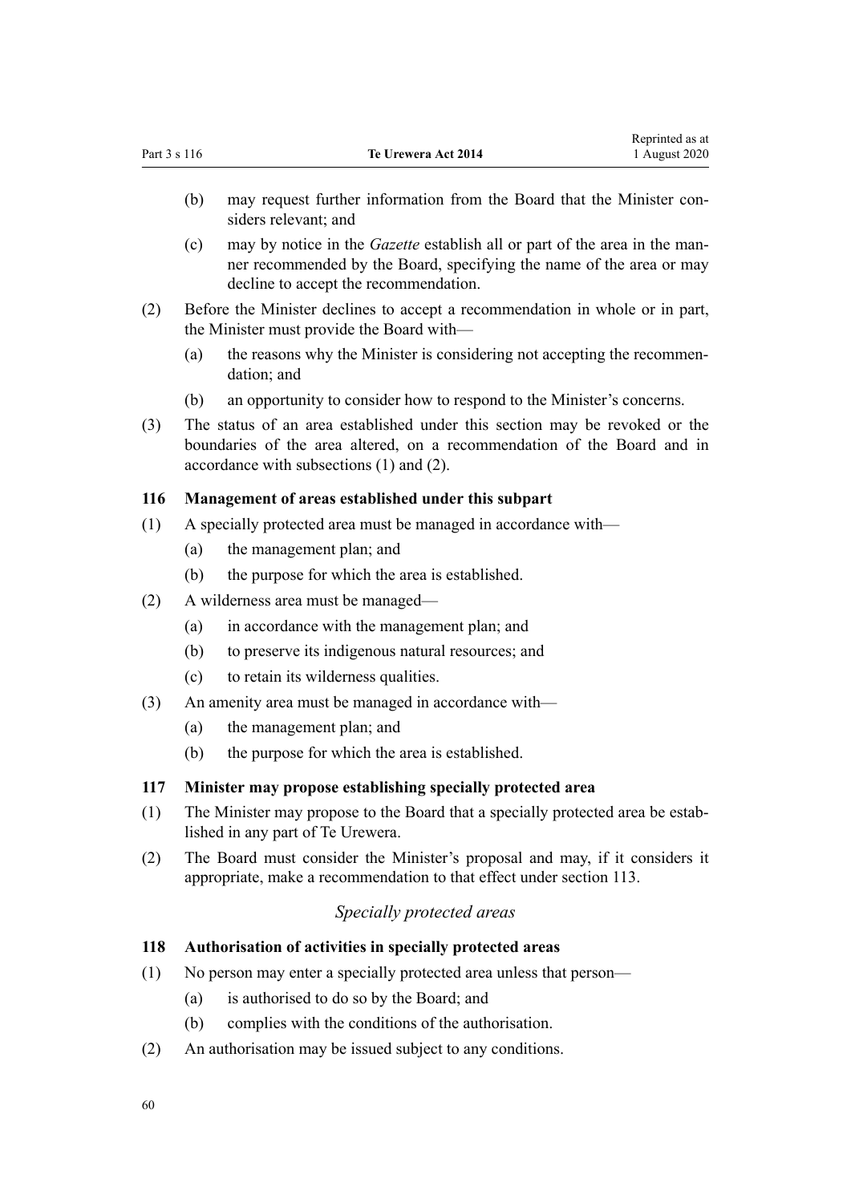(b) may request further information from the Board that the Minister considers relevant; and

(c) may by notice in the *Gazette* establish all or part of the area in the manner recommended by the Board, specifying the name of the area or may decline to accept the recommendation.

(2) Before the Minister declines to accept a recommendation in whole or in part, the Minister must provide the Board with—

(a) the reasons why the Minister is considering not accepting the recommendation; and

(b) an opportunity to consider how to respond to the Minister's concerns.

(3) The status of an area established under this section may be revoked or the boundaries of the area altered, on a recommendation of the Board and in accordance with subsections (1) and (2).

### 116 Management of areas established under this subpart

(1) A specially protected area must be managed in accordance with—

(a) the management plan; and

(b) the purpose for which the area is established.

(2) A wilderness area must be managed—

(a) in accordance with the management plan; and

(b) to preserve its indigenous natural resources; and

(c) to retain its wilderness qualities.

(3) An amenity area must be managed in accordance with—

(a) the management plan; and

(b) the purpose for which the area is established.

### 117 Minister may propose establishing specially protected area

(1) The Minister may propose to the Board that a specially protected area be established in any part of Te Urewera.

(2) The Board must consider the Minister's proposal and may, if it considers it appropriate, make a recommendation to that effect under section 113.

## *Specially protected areas*

### 118 Authorisation of activities in specially protected areas

(1) No person may enter a specially protected area unless that person—

(a) is authorised to do so by the Board; and

(b) complies with the conditions of the authorisation.

(2) An authorisation may be issued subject to any conditions.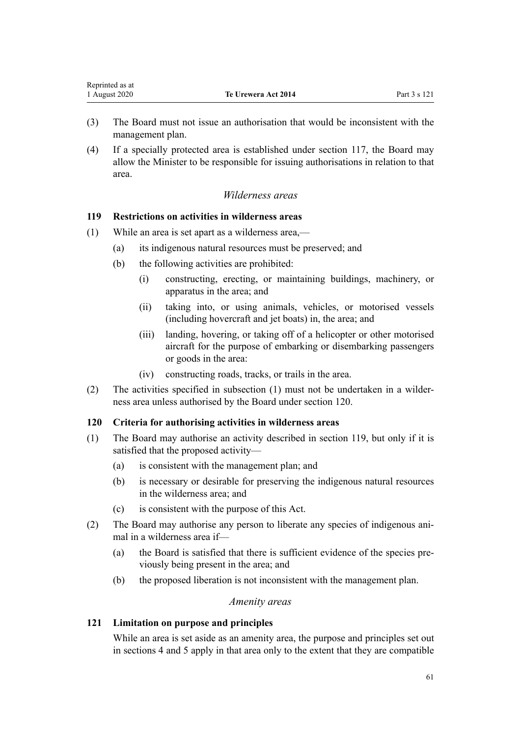(3) The Board must not issue an authorisation that would be inconsistent with the management plan.

(4) If a specially protected area is established under section 117, the Board may allow the Minister to be responsible for issuing authorisations in relation to that area.

*Wilderness areas*

### 119 Restrictions on activities in wilderness areas

(1) While an area is set apart as a wilderness area,—

  (a) its indigenous natural resources must be preserved; and

  (b) the following activities are prohibited:

    (i) constructing, erecting, or maintaining buildings, machinery, or apparatus in the area; and

    (ii) taking into, or using animals, vehicles, or motorised vessels (including hovercraft and jet boats) in, the area; and

    (iii) landing, hovering, or taking off of a helicopter or other motorised aircraft for the purpose of embarking or disembarking passengers or goods in the area:

    (iv) constructing roads, tracks, or trails in the area.

(2) The activities specified in subsection (1) must not be undertaken in a wilderness area unless authorised by the Board under section 120.

### 120 Criteria for authorising activities in wilderness areas

(1) The Board may authorise an activity described in section 119, but only if it is satisfied that the proposed activity—

  (a) is consistent with the management plan; and

  (b) is necessary or desirable for preserving the indigenous natural resources in the wilderness area; and

  (c) is consistent with the purpose of this Act.

(2) The Board may authorise any person to liberate any species of indigenous animal in a wilderness area if—

  (a) the Board is satisfied that there is sufficient evidence of the species previously being present in the area; and

  (b) the proposed liberation is not inconsistent with the management plan.

*Amenity areas*

### 121 Limitation on purpose and principles

While an area is set aside as an amenity area, the purpose and principles set out in sections 4 and 5 apply in that area only to the extent that they are compatible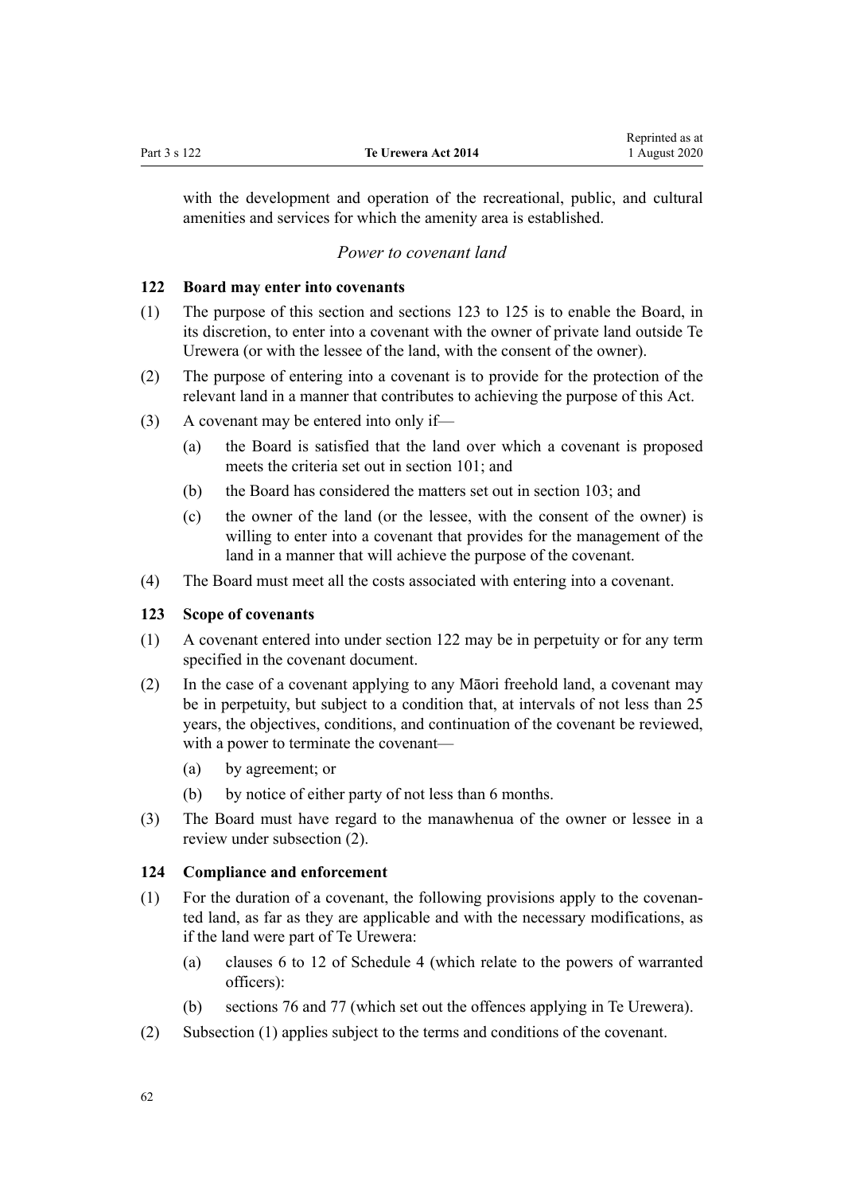with the development and operation of the recreational, public, and cultural amenities and services for which the amenity area is established.

### *Power to covenant land*

#### 122 Board may enter into covenants

(1) The purpose of this section and sections 123 to 125 is to enable the Board, in its discretion, to enter into a covenant with the owner of private land outside Te Urewera (or with the lessee of the land, with the consent of the owner).

(2) The purpose of entering into a covenant is to provide for the protection of the relevant land in a manner that contributes to achieving the purpose of this Act.

(3) A covenant may be entered into only if—

- (a) the Board is satisfied that the land over which a covenant is proposed meets the criteria set out in section 101; and
- (b) the Board has considered the matters set out in section 103; and
- (c) the owner of the land (or the lessee, with the consent of the owner) is willing to enter into a covenant that provides for the management of the land in a manner that will achieve the purpose of the covenant.

(4) The Board must meet all the costs associated with entering into a covenant.

#### 123 Scope of covenants

(1) A covenant entered into under section 122 may be in perpetuity or for any term specified in the covenant document.

(2) In the case of a covenant applying to any Māori freehold land, a covenant may be in perpetuity, but subject to a condition that, at intervals of not less than 25 years, the objectives, conditions, and continuation of the covenant be reviewed, with a power to terminate the covenant—

- (a) by agreement; or
- (b) by notice of either party of not less than 6 months.

(3) The Board must have regard to the manawhenua of the owner or lessee in a review under subsection (2).

#### 124 Compliance and enforcement

(1) For the duration of a covenant, the following provisions apply to the covenanted land, as far as they are applicable and with the necessary modifications, as if the land were part of Te Urewera:

- (a) clauses 6 to 12 of Schedule 4 (which relate to the powers of warranted officers):
- (b) sections 76 and 77 (which set out the offences applying in Te Urewera).

(2) Subsection (1) applies subject to the terms and conditions of the covenant.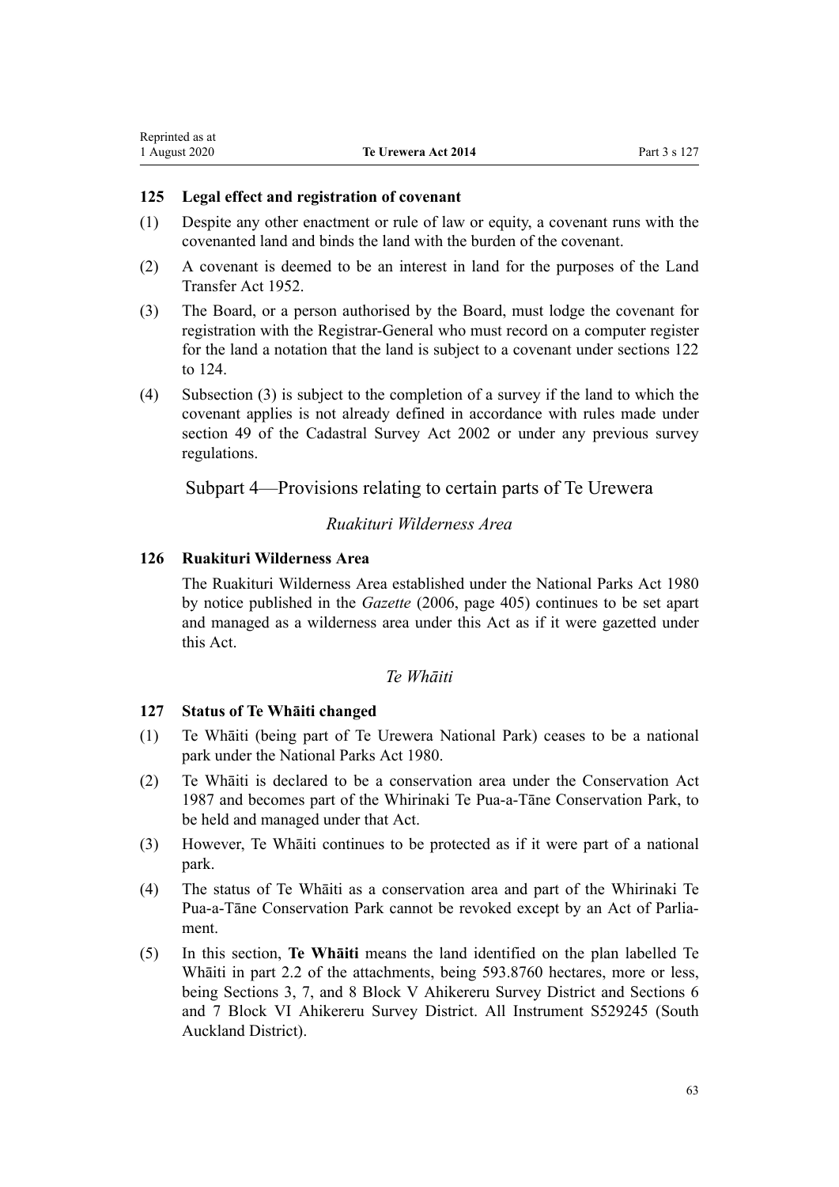### 125 Legal effect and registration of covenant

(1) Despite any other enactment or rule of law or equity, a covenant runs with the covenanted land and binds the land with the burden of the covenant.

(2) A covenant is deemed to be an interest in land for the purposes of the Land Transfer Act 1952.

(3) The Board, or a person authorised by the Board, must lodge the covenant for registration with the Registrar-General who must record on a computer register for the land a notation that the land is subject to a covenant under sections 122 to 124.

(4) Subsection (3) is subject to the completion of a survey if the land to which the covenant applies is not already defined in accordance with rules made under section 49 of the Cadastral Survey Act 2002 or under any previous survey regulations.

## Subpart 4—Provisions relating to certain parts of Te Urewera

*Ruakituri Wilderness Area*

### 126 Ruakituri Wilderness Area

The Ruakituri Wilderness Area established under the National Parks Act 1980 by notice published in the *Gazette* (2006, page 405) continues to be set apart and managed as a wilderness area under this Act as if it were gazetted under this Act.

*Te Whāiti*

### 127 Status of Te Whāiti changed

(1) Te Whāiti (being part of Te Urewera National Park) ceases to be a national park under the National Parks Act 1980.

(2) Te Whāiti is declared to be a conservation area under the Conservation Act 1987 and becomes part of the Whirinaki Te Pua-a-Tāne Conservation Park, to be held and managed under that Act.

(3) However, Te Whāiti continues to be protected as if it were part of a national park.

(4) The status of Te Whāiti as a conservation area and part of the Whirinaki Te Pua-a-Tāne Conservation Park cannot be revoked except by an Act of Parliament.

(5) In this section, **Te Whāiti** means the land identified on the plan labelled Te Whāiti in part 2.2 of the attachments, being 593.8760 hectares, more or less, being Sections 3, 7, and 8 Block V Ahikereru Survey District and Sections 6 and 7 Block VI Ahikereru Survey District. All Instrument S529245 (South Auckland District).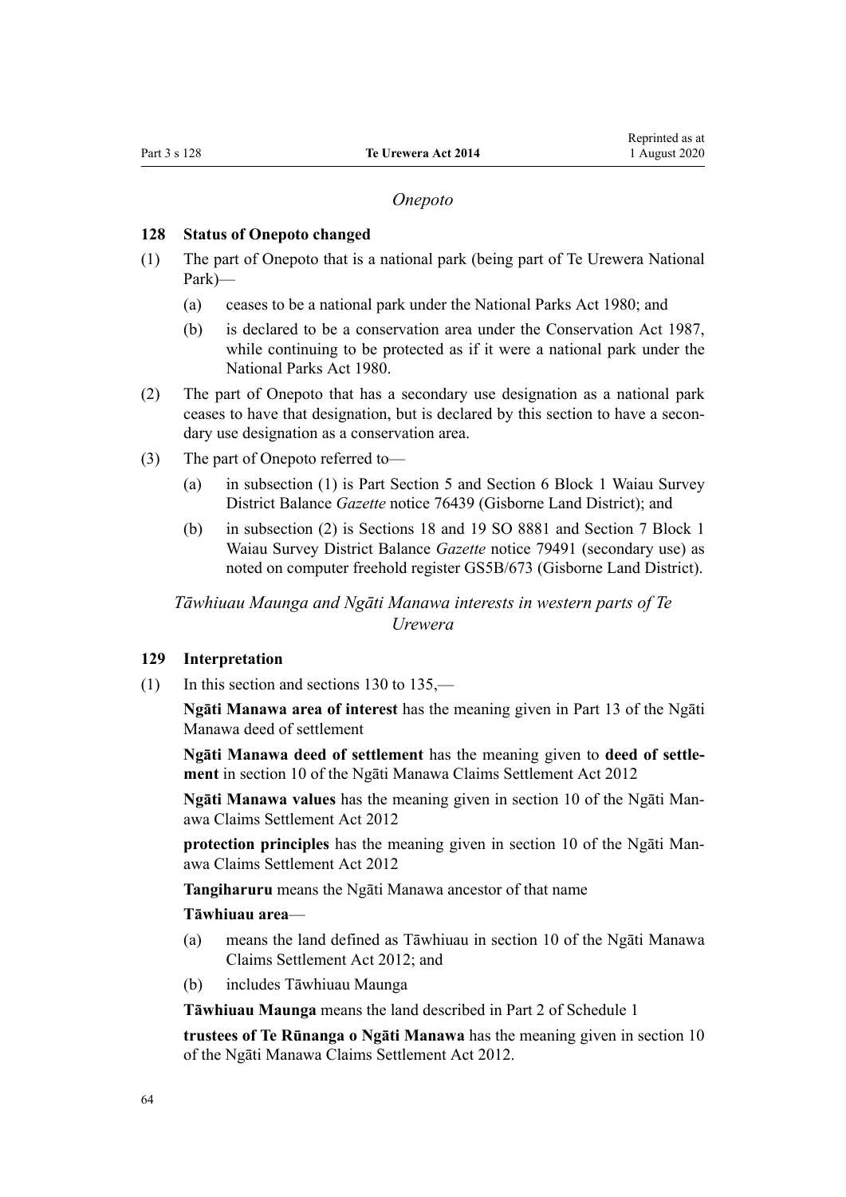*Onepoto*

### 128 Status of Onepoto changed

(1) The part of Onepoto that is a national park (being part of Te Urewera National Park)—

  (a) ceases to be a national park under the National Parks Act 1980; and

  (b) is declared to be a conservation area under the Conservation Act 1987, while continuing to be protected as if it were a national park under the National Parks Act 1980.

(2) The part of Onepoto that has a secondary use designation as a national park ceases to have that designation, but is declared by this section to have a secondary use designation as a conservation area.

(3) The part of Onepoto referred to—

  (a) in subsection (1) is Part Section 5 and Section 6 Block 1 Waiau Survey District Balance *Gazette* notice 76439 (Gisborne Land District); and

  (b) in subsection (2) is Sections 18 and 19 SO 8881 and Section 7 Block 1 Waiau Survey District Balance *Gazette* notice 79491 (secondary use) as noted on computer freehold register GS5B/673 (Gisborne Land District).

*Tāwhiuau Maunga and Ngāti Manawa interests in western parts of Te Urewera*

### 129 Interpretation

(1) In this section and sections 130 to 135,—

**Ngāti Manawa area of interest** has the meaning given in Part 13 of the Ngāti Manawa deed of settlement

**Ngāti Manawa deed of settlement** has the meaning given to **deed of settlement** in section 10 of the Ngāti Manawa Claims Settlement Act 2012

**Ngāti Manawa values** has the meaning given in section 10 of the Ngāti Manawa Claims Settlement Act 2012

**protection principles** has the meaning given in section 10 of the Ngāti Manawa Claims Settlement Act 2012

**Tangiharuru** means the Ngāti Manawa ancestor of that name

**Tāwhiuau area**—

  (a) means the land defined as Tāwhiuau in section 10 of the Ngāti Manawa Claims Settlement Act 2012; and

  (b) includes Tāwhiuau Maunga

**Tāwhiuau Maunga** means the land described in Part 2 of Schedule 1

**trustees of Te Rūnanga o Ngāti Manawa** has the meaning given in section 10 of the Ngāti Manawa Claims Settlement Act 2012.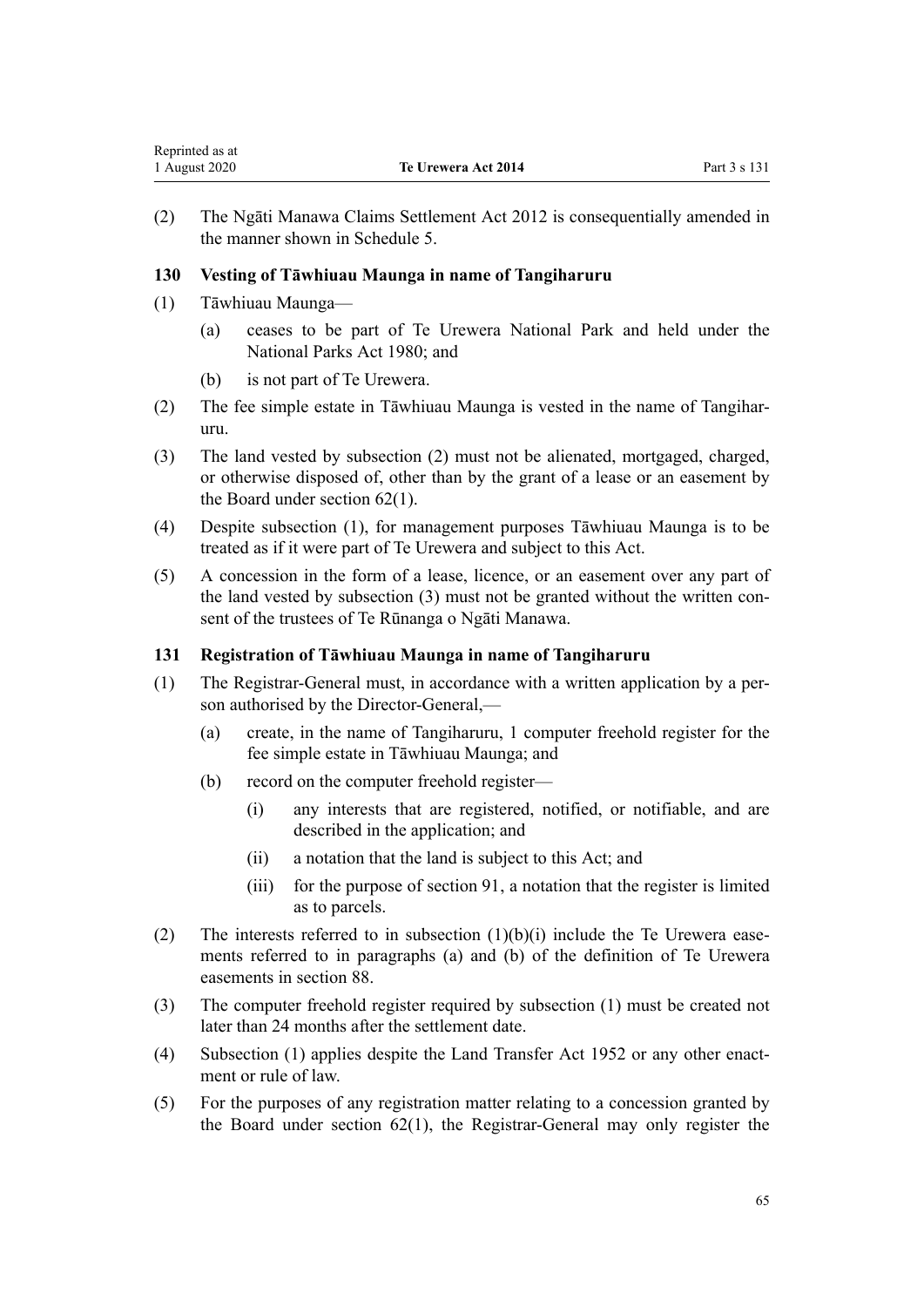(2) The Ngāti Manawa Claims Settlement Act 2012 is consequentially amended in the manner shown in Schedule 5.

### 130 Vesting of Tāwhiuau Maunga in name of Tangiharuru

(1) Tāwhiuau Maunga—

(a) ceases to be part of Te Urewera National Park and held under the National Parks Act 1980; and

(b) is not part of Te Urewera.

(2) The fee simple estate in Tāwhiuau Maunga is vested in the name of Tangiharuru.

(3) The land vested by subsection (2) must not be alienated, mortgaged, charged, or otherwise disposed of, other than by the grant of a lease or an easement by the Board under section 62(1).

(4) Despite subsection (1), for management purposes Tāwhiuau Maunga is to be treated as if it were part of Te Urewera and subject to this Act.

(5) A concession in the form of a lease, licence, or an easement over any part of the land vested by subsection (3) must not be granted without the written consent of the trustees of Te Rūnanga o Ngāti Manawa.

### 131 Registration of Tāwhiuau Maunga in name of Tangiharuru

(1) The Registrar-General must, in accordance with a written application by a person authorised by the Director-General,—

(a) create, in the name of Tangiharuru, 1 computer freehold register for the fee simple estate in Tāwhiuau Maunga; and

(b) record on the computer freehold register—

(i) any interests that are registered, notified, or notifiable, and are described in the application; and

(ii) a notation that the land is subject to this Act; and

(iii) for the purpose of section 91, a notation that the register is limited as to parcels.

(2) The interests referred to in subsection (1)(b)(i) include the Te Urewera easements referred to in paragraphs (a) and (b) of the definition of Te Urewera easements in section 88.

(3) The computer freehold register required by subsection (1) must be created not later than 24 months after the settlement date.

(4) Subsection (1) applies despite the Land Transfer Act 1952 or any other enactment or rule of law.

(5) For the purposes of any registration matter relating to a concession granted by the Board under section 62(1), the Registrar-General may only register the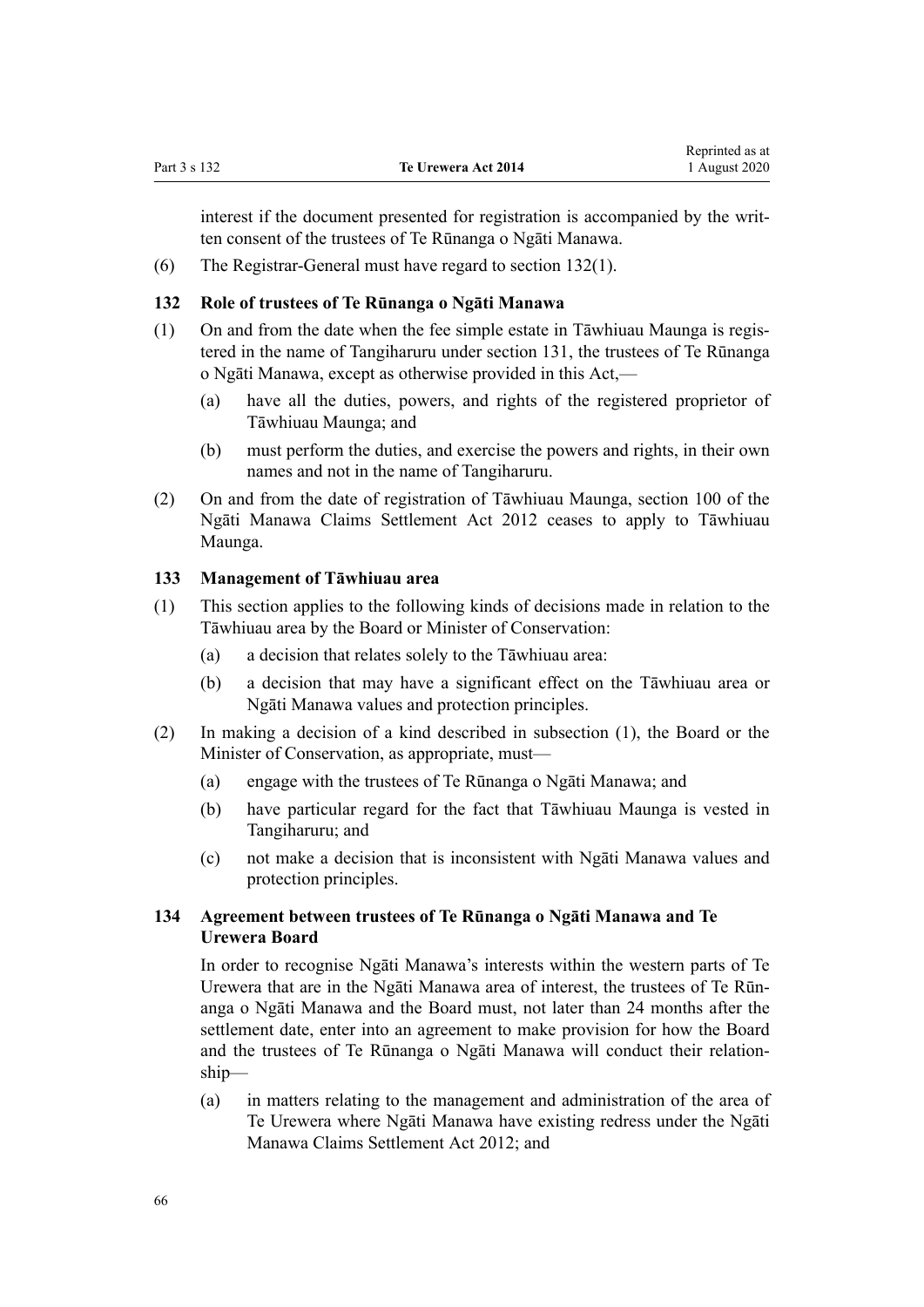interest if the document presented for registration is accompanied by the written consent of the trustees of Te Rūnanga o Ngāti Manawa.

(6) The Registrar-General must have regard to section 132(1).

### 132 Role of trustees of Te Rūnanga o Ngāti Manawa

(1) On and from the date when the fee simple estate in Tāwhiuau Maunga is registered in the name of Tangiharuru under section 131, the trustees of Te Rūnanga o Ngāti Manawa, except as otherwise provided in this Act,—

   (a) have all the duties, powers, and rights of the registered proprietor of Tāwhiuau Maunga; and

   (b) must perform the duties, and exercise the powers and rights, in their own names and not in the name of Tangiharuru.

(2) On and from the date of registration of Tāwhiuau Maunga, section 100 of the Ngāti Manawa Claims Settlement Act 2012 ceases to apply to Tāwhiuau Maunga.

### 133 Management of Tāwhiuau area

(1) This section applies to the following kinds of decisions made in relation to the Tāwhiuau area by the Board or Minister of Conservation:

   (a) a decision that relates solely to the Tāwhiuau area:

   (b) a decision that may have a significant effect on the Tāwhiuau area or Ngāti Manawa values and protection principles.

(2) In making a decision of a kind described in subsection (1), the Board or the Minister of Conservation, as appropriate, must—

   (a) engage with the trustees of Te Rūnanga o Ngāti Manawa; and

   (b) have particular regard for the fact that Tāwhiuau Maunga is vested in Tangiharuru; and

   (c) not make a decision that is inconsistent with Ngāti Manawa values and protection principles.

### 134 Agreement between trustees of Te Rūnanga o Ngāti Manawa and Te Urewera Board

In order to recognise Ngāti Manawa's interests within the western parts of Te Urewera that are in the Ngāti Manawa area of interest, the trustees of Te Rūnanga o Ngāti Manawa and the Board must, not later than 24 months after the settlement date, enter into an agreement to make provision for how the Board and the trustees of Te Rūnanga o Ngāti Manawa will conduct their relationship—

   (a) in matters relating to the management and administration of the area of Te Urewera where Ngāti Manawa have existing redress under the Ngāti Manawa Claims Settlement Act 2012; and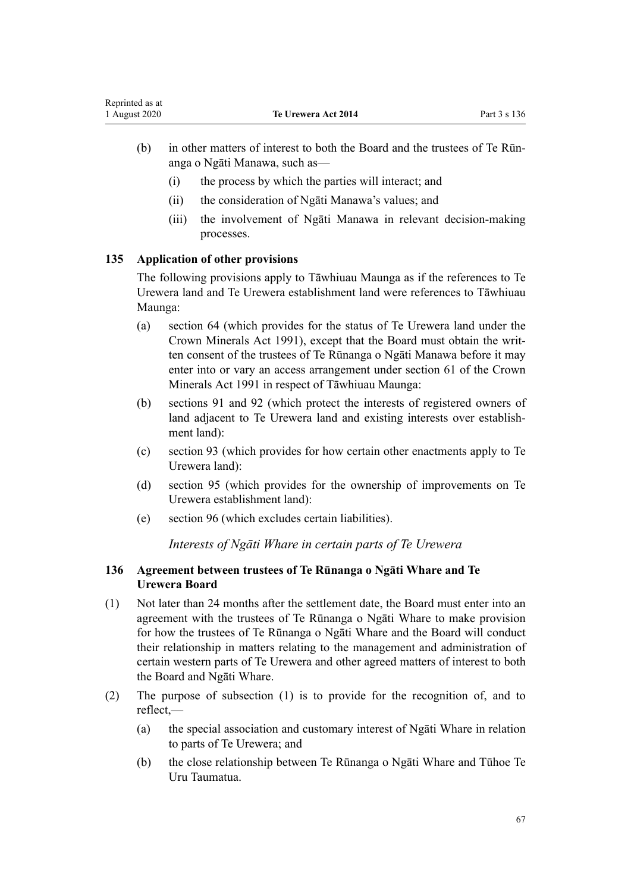(b) in other matters of interest to both the Board and the trustees of Te Rūnanga o Ngāti Manawa, such as—

   (i) the process by which the parties will interact; and

   (ii) the consideration of Ngāti Manawa's values; and

   (iii) the involvement of Ngāti Manawa in relevant decision-making processes.

### 135 Application of other provisions

The following provisions apply to Tāwhiuau Maunga as if the references to Te Urewera land and Te Urewera establishment land were references to Tāwhiuau Maunga:

(a) section 64 (which provides for the status of Te Urewera land under the Crown Minerals Act 1991), except that the Board must obtain the written consent of the trustees of Te Rūnanga o Ngāti Manawa before it may enter into or vary an access arrangement under section 61 of the Crown Minerals Act 1991 in respect of Tāwhiuau Maunga:

(b) sections 91 and 92 (which protect the interests of registered owners of land adjacent to Te Urewera land and existing interests over establishment land):

(c) section 93 (which provides for how certain other enactments apply to Te Urewera land):

(d) section 95 (which provides for the ownership of improvements on Te Urewera establishment land):

(e) section 96 (which excludes certain liabilities).

*Interests of Ngāti Whare in certain parts of Te Urewera*

### 136 Agreement between trustees of Te Rūnanga o Ngāti Whare and Te Urewera Board

(1) Not later than 24 months after the settlement date, the Board must enter into an agreement with the trustees of Te Rūnanga o Ngāti Whare to make provision for how the trustees of Te Rūnanga o Ngāti Whare and the Board will conduct their relationship in matters relating to the management and administration of certain western parts of Te Urewera and other agreed matters of interest to both the Board and Ngāti Whare.

(2) The purpose of subsection (1) is to provide for the recognition of, and to reflect,—

   (a) the special association and customary interest of Ngāti Whare in relation to parts of Te Urewera; and

   (b) the close relationship between Te Rūnanga o Ngāti Whare and Tūhoe Te Uru Taumatua.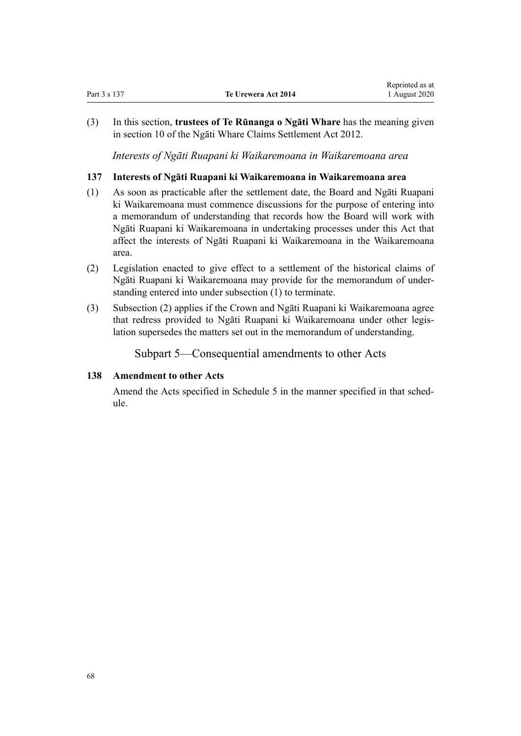(3) In this section, **trustees of Te Rūnanga o Ngāti Whare** has the meaning given in section 10 of the Ngāti Whare Claims Settlement Act 2012.

*Interests of Ngāti Ruapani ki Waikaremoana in Waikaremoana area*

### 137 Interests of Ngāti Ruapani ki Waikaremoana in Waikaremoana area

(1) As soon as practicable after the settlement date, the Board and Ngāti Ruapani ki Waikaremoana must commence discussions for the purpose of entering into a memorandum of understanding that records how the Board will work with Ngāti Ruapani ki Waikaremoana in undertaking processes under this Act that affect the interests of Ngāti Ruapani ki Waikaremoana in the Waikaremoana area.

(2) Legislation enacted to give effect to a settlement of the historical claims of Ngāti Ruapani ki Waikaremoana may provide for the memorandum of understanding entered into under subsection (1) to terminate.

(3) Subsection (2) applies if the Crown and Ngāti Ruapani ki Waikaremoana agree that redress provided to Ngāti Ruapani ki Waikaremoana under other legislation supersedes the matters set out in the memorandum of understanding.

## Subpart 5—Consequential amendments to other Acts

### 138 Amendment to other Acts

Amend the Acts specified in Schedule 5 in the manner specified in that schedule.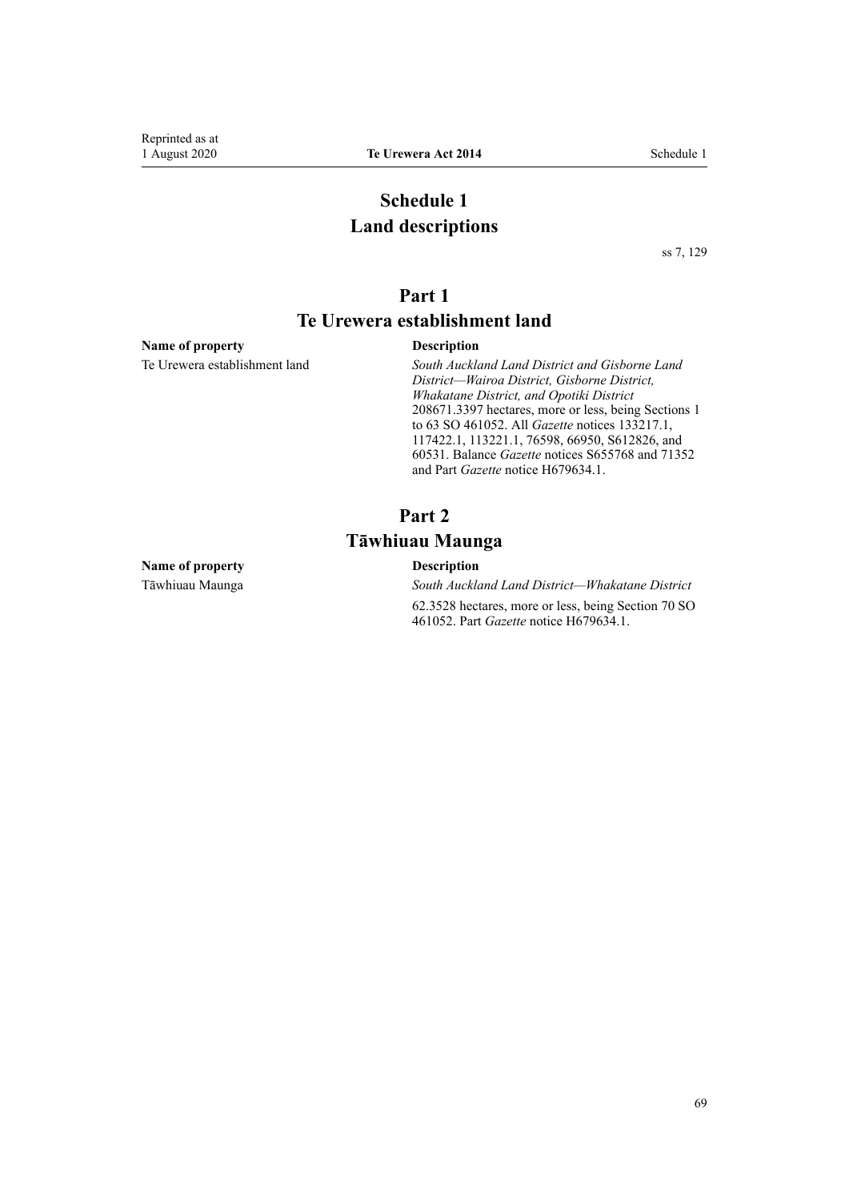# Schedule 1
# Land descriptions

ss 7, 129

## Part 1
## Te Urewera establishment land

| Name of property | Description |
| --- | --- |
| Te Urewera establishment land | *South Auckland Land District and Gisborne Land District—Wairoa District, Gisborne District, Whakatane District, and Opotiki District* 208671.3397 hectares, more or less, being Sections 1 to 63 SO 461052. All *Gazette* notices 133217.1, 117422.1, 113221.1, 76598, 66950, S612826, and 60531. Balance *Gazette* notices S655768 and 71352 and Part *Gazette* notice H679634.1. |

## Part 2
## Tāwhiuau Maunga

| Name of property | Description |
| --- | --- |
| Tāwhiuau Maunga | *South Auckland Land District—Whakatane District* 62.3528 hectares, more or less, being Section 70 SO 461052. Part *Gazette* notice H679634.1. |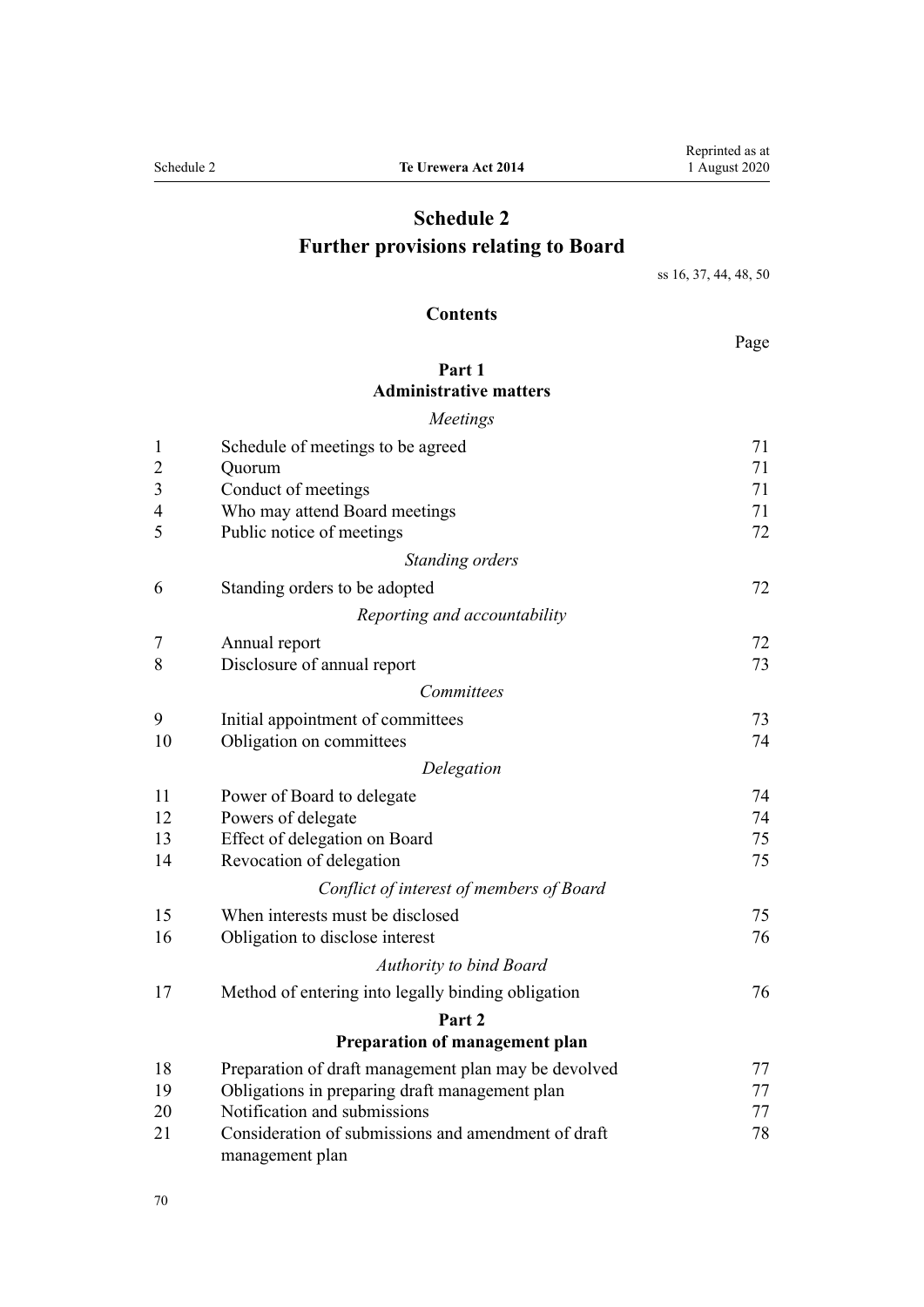# Schedule 2
# Further provisions relating to Board

ss 16, 37, 44, 48, 50

## Contents

| | | Page |
|---|---|---|
| | **Part 1** **Administrative matters** | |
| | *Meetings* | |
| 1 | Schedule of meetings to be agreed | 71 |
| 2 | Quorum | 71 |
| 3 | Conduct of meetings | 71 |
| 4 | Who may attend Board meetings | 71 |
| 5 | Public notice of meetings | 72 |
| | *Standing orders* | |
| 6 | Standing orders to be adopted | 72 |
| | *Reporting and accountability* | |
| 7 | Annual report | 72 |
| 8 | Disclosure of annual report | 73 |
| | *Committees* | |
| 9 | Initial appointment of committees | 73 |
| 10 | Obligation on committees | 74 |
| | *Delegation* | |
| 11 | Power of Board to delegate | 74 |
| 12 | Powers of delegate | 74 |
| 13 | Effect of delegation on Board | 75 |
| 14 | Revocation of delegation | 75 |
| | *Conflict of interest of members of Board* | |
| 15 | When interests must be disclosed | 75 |
| 16 | Obligation to disclose interest | 76 |
| | *Authority to bind Board* | |
| 17 | Method of entering into legally binding obligation | 76 |
| | **Part 2** **Preparation of management plan** | |
| 18 | Preparation of draft management plan may be devolved | 77 |
| 19 | Obligations in preparing draft management plan | 77 |
| 20 | Notification and submissions | 77 |
| 21 | Consideration of submissions and amendment of draft management plan | 78 |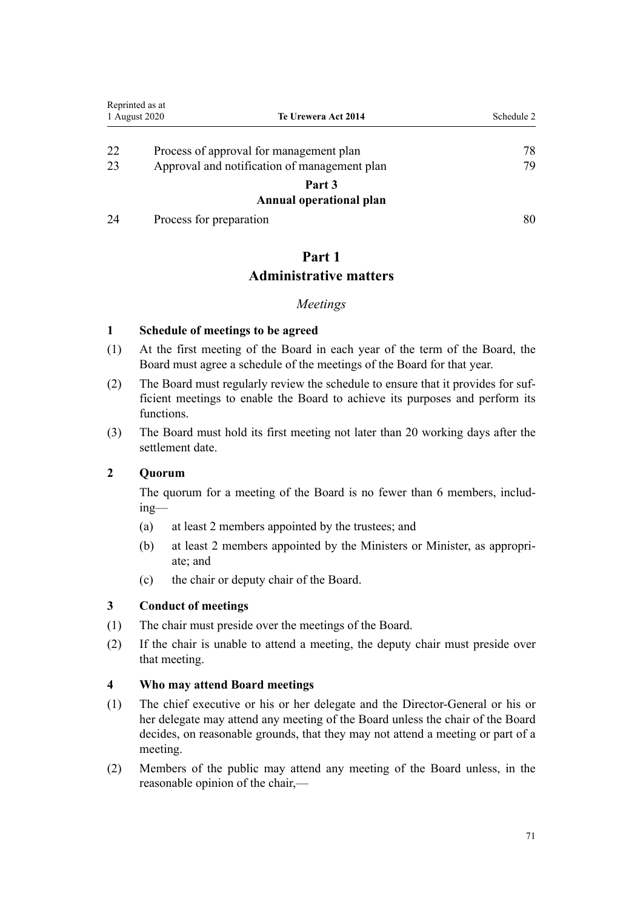| | | |
|---|---|---|
| 22 | Process of approval for management plan | 78 |
| 23 | Approval and notification of management plan | 79 |
| | **Part 3** **Annual operational plan** | |
| 24 | Process for preparation | 80 |

## Part 1
## Administrative matters

*Meetings*

### 1 Schedule of meetings to be agreed

(1) At the first meeting of the Board in each year of the term of the Board, the Board must agree a schedule of the meetings of the Board for that year.

(2) The Board must regularly review the schedule to ensure that it provides for sufficient meetings to enable the Board to achieve its purposes and perform its functions.

(3) The Board must hold its first meeting not later than 20 working days after the settlement date.

### 2 Quorum

The quorum for a meeting of the Board is no fewer than 6 members, including—

(a) at least 2 members appointed by the trustees; and

(b) at least 2 members appointed by the Ministers or Minister, as appropriate; and

(c) the chair or deputy chair of the Board.

### 3 Conduct of meetings

(1) The chair must preside over the meetings of the Board.

(2) If the chair is unable to attend a meeting, the deputy chair must preside over that meeting.

### 4 Who may attend Board meetings

(1) The chief executive or his or her delegate and the Director-General or his or her delegate may attend any meeting of the Board unless the chair of the Board decides, on reasonable grounds, that they may not attend a meeting or part of a meeting.

(2) Members of the public may attend any meeting of the Board unless, in the reasonable opinion of the chair,—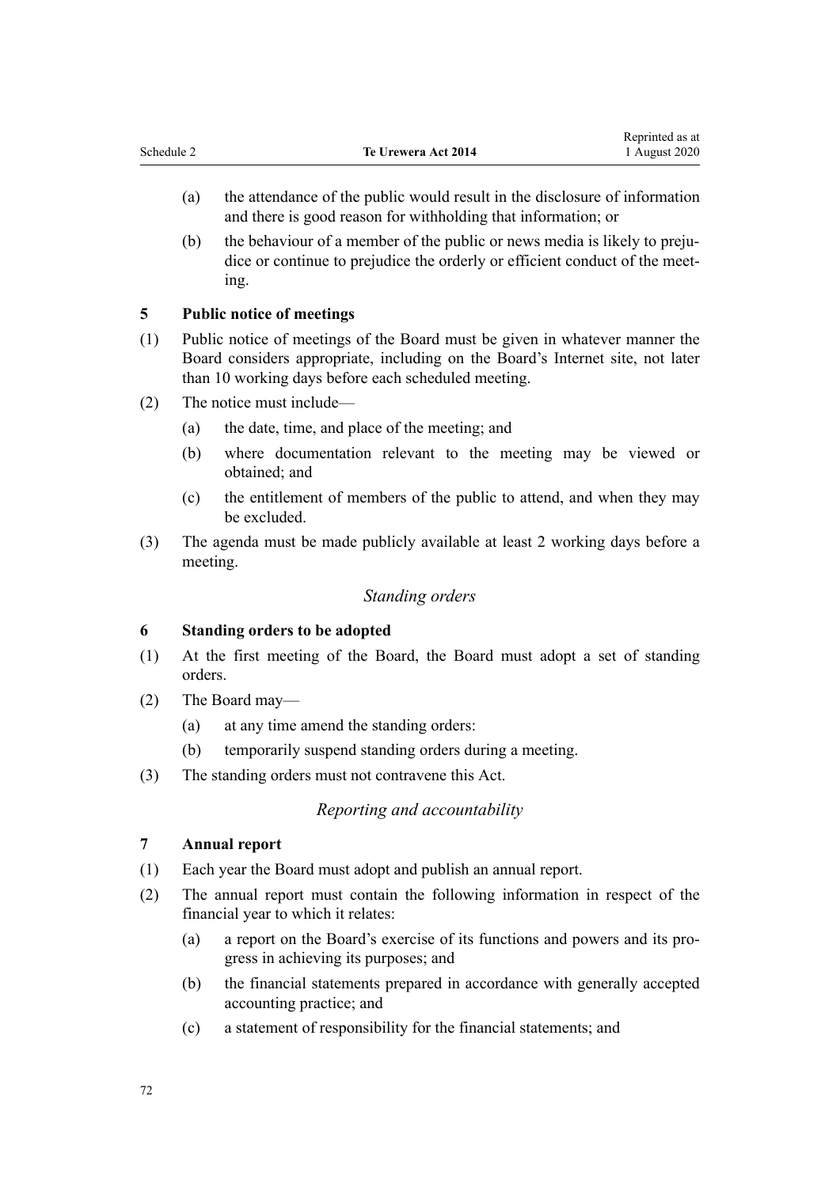(a) the attendance of the public would result in the disclosure of information and there is good reason for withholding that information; or

(b) the behaviour of a member of the public or news media is likely to prejudice or continue to prejudice the orderly or efficient conduct of the meeting.

**5 Public notice of meetings**

(1) Public notice of meetings of the Board must be given in whatever manner the Board considers appropriate, including on the Board's Internet site, not later than 10 working days before each scheduled meeting.

(2) The notice must include—

(a) the date, time, and place of the meeting; and

(b) where documentation relevant to the meeting may be viewed or obtained; and

(c) the entitlement of members of the public to attend, and when they may be excluded.

(3) The agenda must be made publicly available at least 2 working days before a meeting.

*Standing orders*

**6 Standing orders to be adopted**

(1) At the first meeting of the Board, the Board must adopt a set of standing orders.

(2) The Board may—

(a) at any time amend the standing orders:

(b) temporarily suspend standing orders during a meeting.

(3) The standing orders must not contravene this Act.

*Reporting and accountability*

**7 Annual report**

(1) Each year the Board must adopt and publish an annual report.

(2) The annual report must contain the following information in respect of the financial year to which it relates:

(a) a report on the Board's exercise of its functions and powers and its progress in achieving its purposes; and

(b) the financial statements prepared in accordance with generally accepted accounting practice; and

(c) a statement of responsibility for the financial statements; and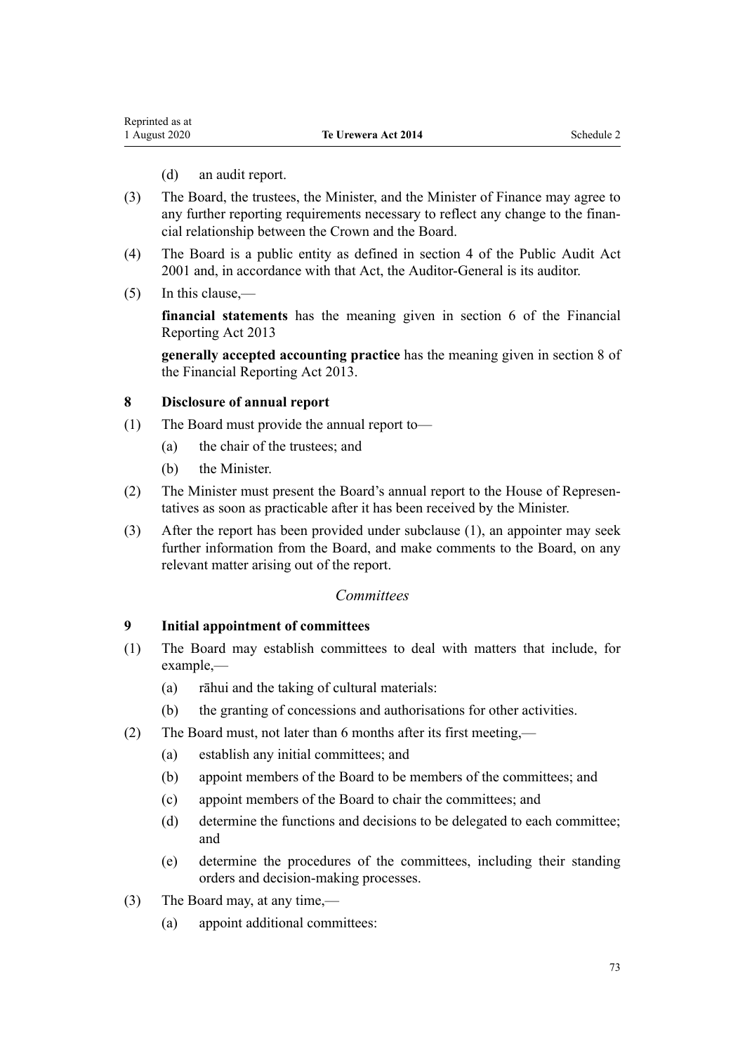(d) an audit report.

(3) The Board, the trustees, the Minister, and the Minister of Finance may agree to any further reporting requirements necessary to reflect any change to the financial relationship between the Crown and the Board.

(4) The Board is a public entity as defined in section 4 of the Public Audit Act 2001 and, in accordance with that Act, the Auditor-General is its auditor.

(5) In this clause,—

**financial statements** has the meaning given in section 6 of the Financial Reporting Act 2013

**generally accepted accounting practice** has the meaning given in section 8 of the Financial Reporting Act 2013.

### 8 Disclosure of annual report

(1) The Board must provide the annual report to—

(a) the chair of the trustees; and

(b) the Minister.

(2) The Minister must present the Board's annual report to the House of Representatives as soon as practicable after it has been received by the Minister.

(3) After the report has been provided under subclause (1), an appointer may seek further information from the Board, and make comments to the Board, on any relevant matter arising out of the report.

*Committees*

### 9 Initial appointment of committees

(1) The Board may establish committees to deal with matters that include, for example,—

(a) rāhui and the taking of cultural materials:

(b) the granting of concessions and authorisations for other activities.

(2) The Board must, not later than 6 months after its first meeting,—

(a) establish any initial committees; and

(b) appoint members of the Board to be members of the committees; and

(c) appoint members of the Board to chair the committees; and

(d) determine the functions and decisions to be delegated to each committee; and

(e) determine the procedures of the committees, including their standing orders and decision-making processes.

(3) The Board may, at any time,—

(a) appoint additional committees: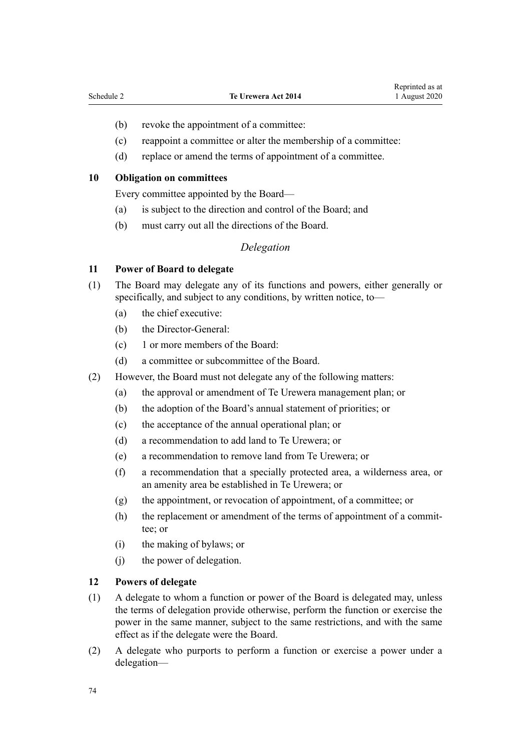(b) revoke the appointment of a committee:

(c) reappoint a committee or alter the membership of a committee:

(d) replace or amend the terms of appointment of a committee.

**10 Obligation on committees**

Every committee appointed by the Board—

(a) is subject to the direction and control of the Board; and

(b) must carry out all the directions of the Board.

*Delegation*

**11 Power of Board to delegate**

(1) The Board may delegate any of its functions and powers, either generally or specifically, and subject to any conditions, by written notice, to—

(a) the chief executive:

(b) the Director-General:

(c) 1 or more members of the Board:

(d) a committee or subcommittee of the Board.

(2) However, the Board must not delegate any of the following matters:

(a) the approval or amendment of Te Urewera management plan; or

(b) the adoption of the Board's annual statement of priorities; or

(c) the acceptance of the annual operational plan; or

(d) a recommendation to add land to Te Urewera; or

(e) a recommendation to remove land from Te Urewera; or

(f) a recommendation that a specially protected area, a wilderness area, or an amenity area be established in Te Urewera; or

(g) the appointment, or revocation of appointment, of a committee; or

(h) the replacement or amendment of the terms of appointment of a committee; or

(i) the making of bylaws; or

(j) the power of delegation.

**12 Powers of delegate**

(1) A delegate to whom a function or power of the Board is delegated may, unless the terms of delegation provide otherwise, perform the function or exercise the power in the same manner, subject to the same restrictions, and with the same effect as if the delegate were the Board.

(2) A delegate who purports to perform a function or exercise a power under a delegation—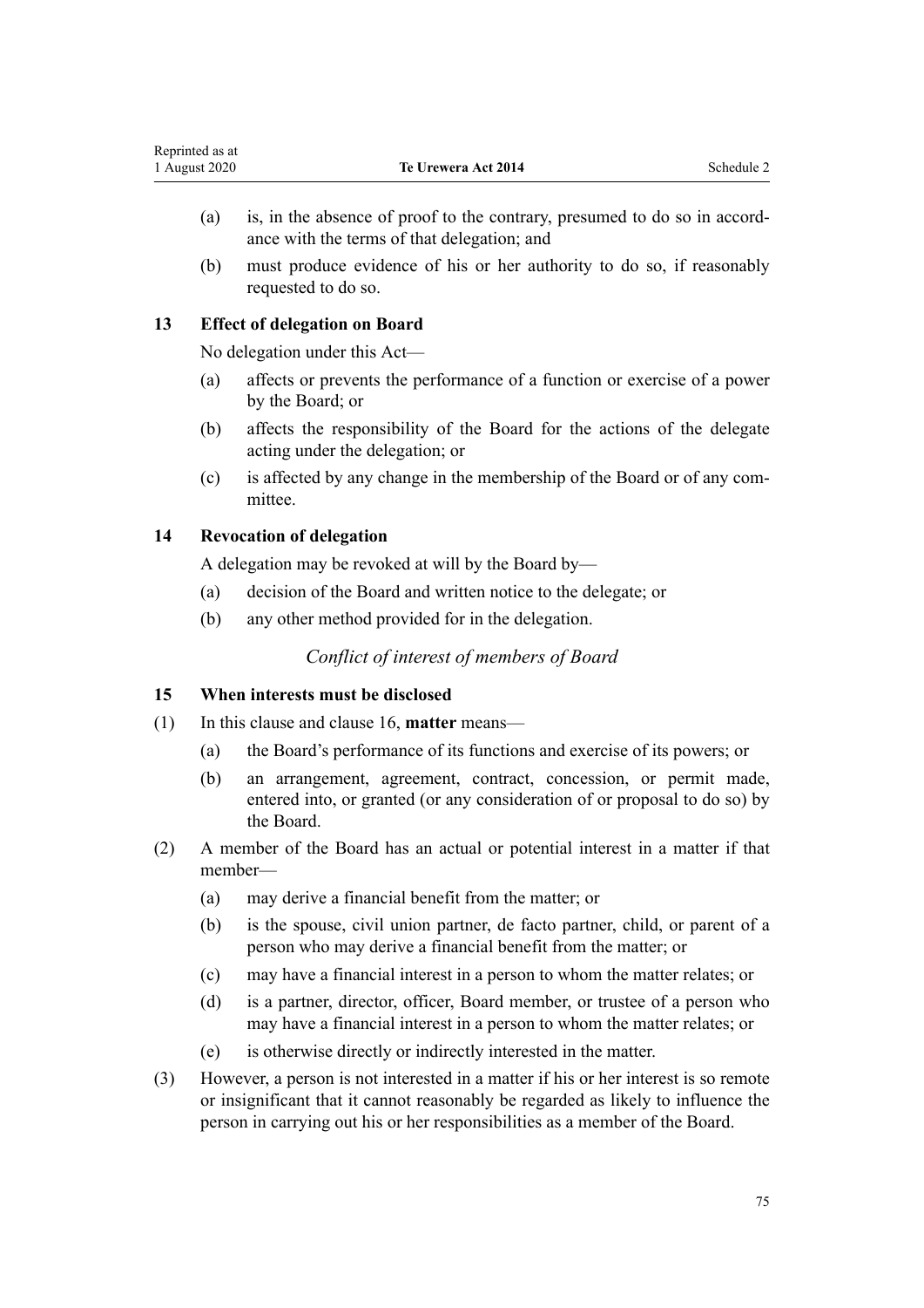(a) is, in the absence of proof to the contrary, presumed to do so in accordance with the terms of that delegation; and

(b) must produce evidence of his or her authority to do so, if reasonably requested to do so.

### 13 Effect of delegation on Board

No delegation under this Act—

(a) affects or prevents the performance of a function or exercise of a power by the Board; or

(b) affects the responsibility of the Board for the actions of the delegate acting under the delegation; or

(c) is affected by any change in the membership of the Board or of any committee.

### 14 Revocation of delegation

A delegation may be revoked at will by the Board by—

(a) decision of the Board and written notice to the delegate; or

(b) any other method provided for in the delegation.

*Conflict of interest of members of Board*

### 15 When interests must be disclosed

(1) In this clause and clause 16, **matter** means—

(a) the Board's performance of its functions and exercise of its powers; or

(b) an arrangement, agreement, contract, concession, or permit made, entered into, or granted (or any consideration of or proposal to do so) by the Board.

(2) A member of the Board has an actual or potential interest in a matter if that member—

(a) may derive a financial benefit from the matter; or

(b) is the spouse, civil union partner, de facto partner, child, or parent of a person who may derive a financial benefit from the matter; or

(c) may have a financial interest in a person to whom the matter relates; or

(d) is a partner, director, officer, Board member, or trustee of a person who may have a financial interest in a person to whom the matter relates; or

(e) is otherwise directly or indirectly interested in the matter.

(3) However, a person is not interested in a matter if his or her interest is so remote or insignificant that it cannot reasonably be regarded as likely to influence the person in carrying out his or her responsibilities as a member of the Board.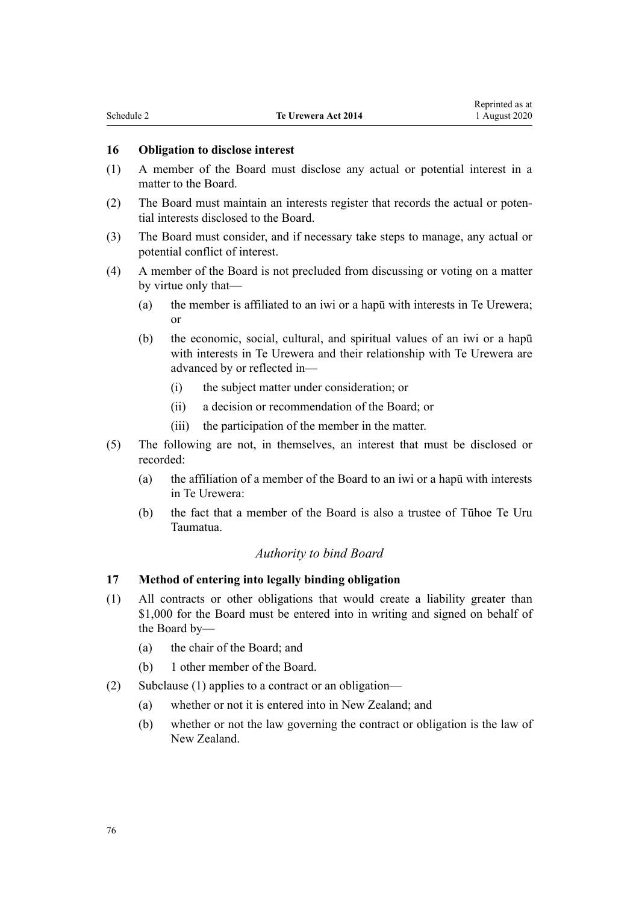### 16 Obligation to disclose interest

(1) A member of the Board must disclose any actual or potential interest in a matter to the Board.

(2) The Board must maintain an interests register that records the actual or potential interests disclosed to the Board.

(3) The Board must consider, and if necessary take steps to manage, any actual or potential conflict of interest.

(4) A member of the Board is not precluded from discussing or voting on a matter by virtue only that—

- (a) the member is affiliated to an iwi or a hapū with interests in Te Urewera; or
- (b) the economic, social, cultural, and spiritual values of an iwi or a hapū with interests in Te Urewera and their relationship with Te Urewera are advanced by or reflected in—
  - (i) the subject matter under consideration; or
  - (ii) a decision or recommendation of the Board; or
  - (iii) the participation of the member in the matter.

(5) The following are not, in themselves, an interest that must be disclosed or recorded:

- (a) the affiliation of a member of the Board to an iwi or a hapū with interests in Te Urewera:
- (b) the fact that a member of the Board is also a trustee of Tūhoe Te Uru Taumatua.

*Authority to bind Board*

### 17 Method of entering into legally binding obligation

(1) All contracts or other obligations that would create a liability greater than $1,000 for the Board must be entered into in writing and signed on behalf of the Board by—

- (a) the chair of the Board; and
- (b) 1 other member of the Board.

(2) Subclause (1) applies to a contract or an obligation—

- (a) whether or not it is entered into in New Zealand; and
- (b) whether or not the law governing the contract or obligation is the law of New Zealand.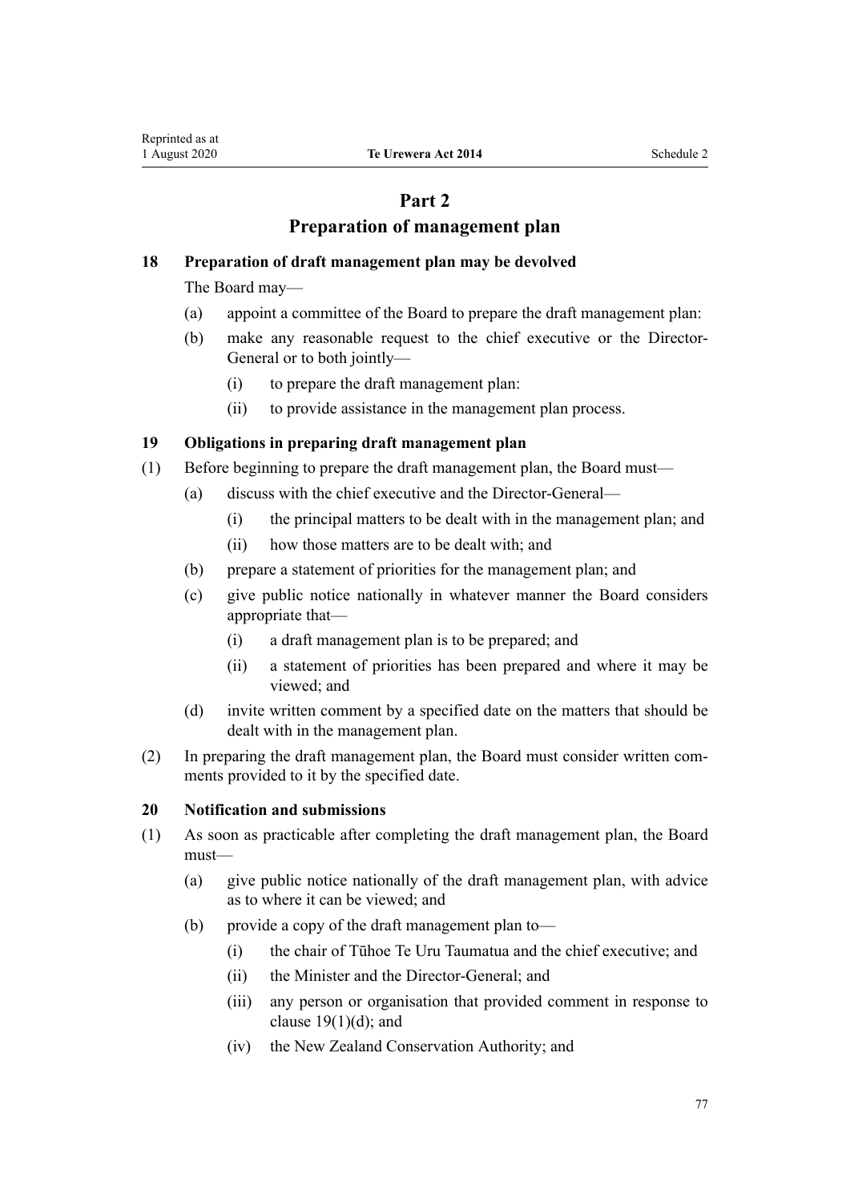## Part 2
## Preparation of management plan

### 18 Preparation of draft management plan may be devolved

The Board may—

(a) appoint a committee of the Board to prepare the draft management plan:

(b) make any reasonable request to the chief executive or the Director-General or to both jointly—

  (i) to prepare the draft management plan:

  (ii) to provide assistance in the management plan process.

### 19 Obligations in preparing draft management plan

(1) Before beginning to prepare the draft management plan, the Board must—

  (a) discuss with the chief executive and the Director-General—

    (i) the principal matters to be dealt with in the management plan; and

    (ii) how those matters are to be dealt with; and

  (b) prepare a statement of priorities for the management plan; and

  (c) give public notice nationally in whatever manner the Board considers appropriate that—

    (i) a draft management plan is to be prepared; and

    (ii) a statement of priorities has been prepared and where it may be viewed; and

  (d) invite written comment by a specified date on the matters that should be dealt with in the management plan.

(2) In preparing the draft management plan, the Board must consider written comments provided to it by the specified date.

### 20 Notification and submissions

(1) As soon as practicable after completing the draft management plan, the Board must—

  (a) give public notice nationally of the draft management plan, with advice as to where it can be viewed; and

  (b) provide a copy of the draft management plan to—

    (i) the chair of Tūhoe Te Uru Taumatua and the chief executive; and

    (ii) the Minister and the Director-General; and

    (iii) any person or organisation that provided comment in response to clause 19(1)(d); and

    (iv) the New Zealand Conservation Authority; and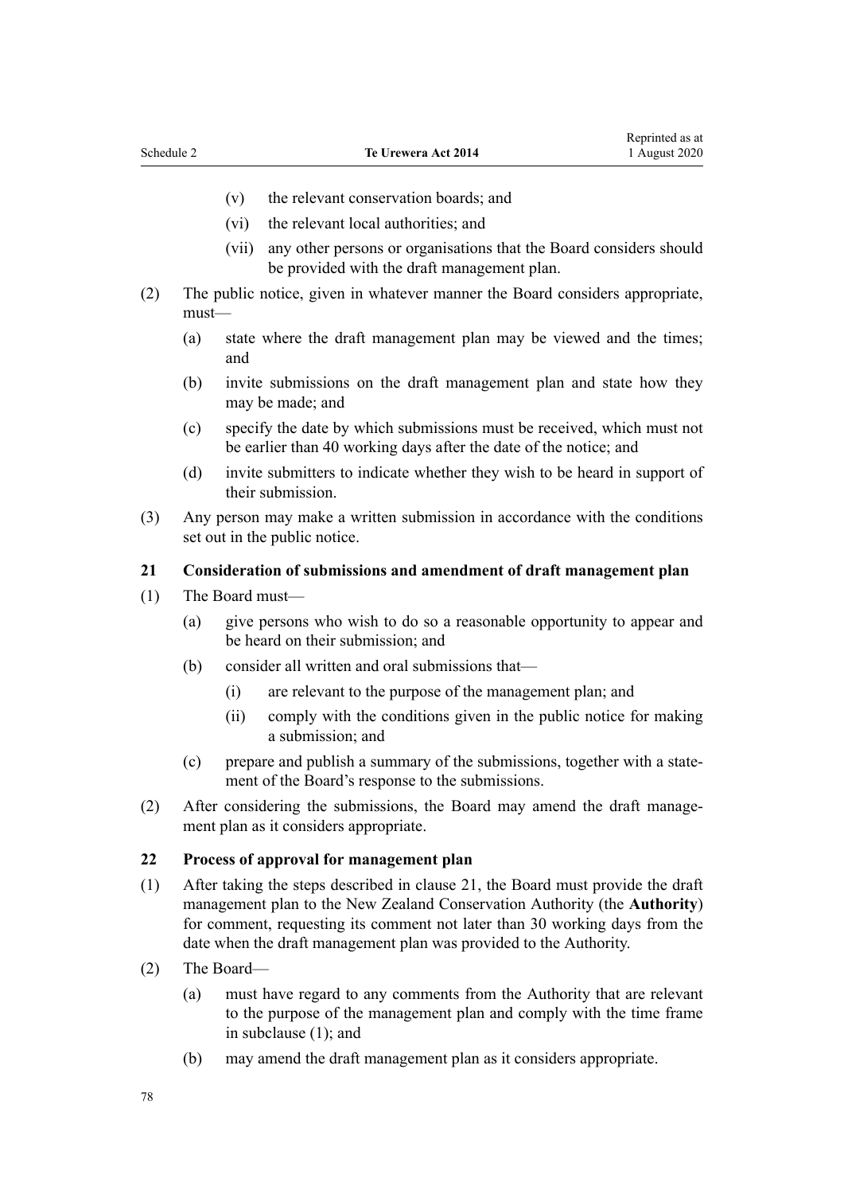- (v) the relevant conservation boards; and
- (vi) the relevant local authorities; and
- (vii) any other persons or organisations that the Board considers should be provided with the draft management plan.

(2) The public notice, given in whatever manner the Board considers appropriate, must—

- (a) state where the draft management plan may be viewed and the times; and
- (b) invite submissions on the draft management plan and state how they may be made; and
- (c) specify the date by which submissions must be received, which must not be earlier than 40 working days after the date of the notice; and
- (d) invite submitters to indicate whether they wish to be heard in support of their submission.

(3) Any person may make a written submission in accordance with the conditions set out in the public notice.

### 21 Consideration of submissions and amendment of draft management plan

(1) The Board must—

- (a) give persons who wish to do so a reasonable opportunity to appear and be heard on their submission; and
- (b) consider all written and oral submissions that—
  - (i) are relevant to the purpose of the management plan; and
  - (ii) comply with the conditions given in the public notice for making a submission; and
- (c) prepare and publish a summary of the submissions, together with a statement of the Board's response to the submissions.

(2) After considering the submissions, the Board may amend the draft management plan as it considers appropriate.

### 22 Process of approval for management plan

(1) After taking the steps described in clause 21, the Board must provide the draft management plan to the New Zealand Conservation Authority (the **Authority**) for comment, requesting its comment not later than 30 working days from the date when the draft management plan was provided to the Authority.

(2) The Board—

- (a) must have regard to any comments from the Authority that are relevant to the purpose of the management plan and comply with the time frame in subclause (1); and
- (b) may amend the draft management plan as it considers appropriate.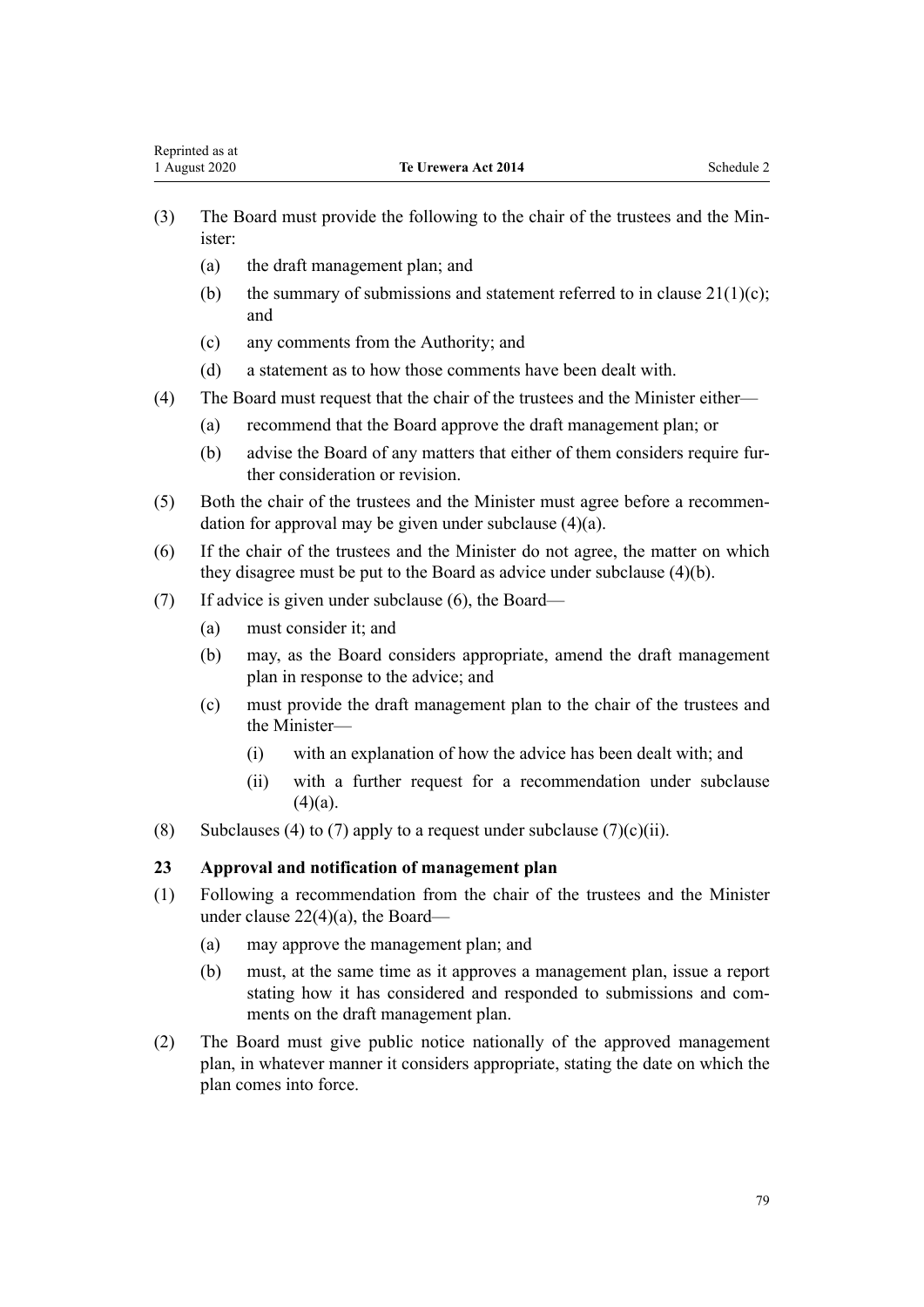(3) The Board must provide the following to the chair of the trustees and the Minister:

   (a) the draft management plan; and

   (b) the summary of submissions and statement referred to in clause 21(1)(c); and

   (c) any comments from the Authority; and

   (d) a statement as to how those comments have been dealt with.

(4) The Board must request that the chair of the trustees and the Minister either—

   (a) recommend that the Board approve the draft management plan; or

   (b) advise the Board of any matters that either of them considers require further consideration or revision.

(5) Both the chair of the trustees and the Minister must agree before a recommendation for approval may be given under subclause (4)(a).

(6) If the chair of the trustees and the Minister do not agree, the matter on which they disagree must be put to the Board as advice under subclause (4)(b).

(7) If advice is given under subclause (6), the Board—

   (a) must consider it; and

   (b) may, as the Board considers appropriate, amend the draft management plan in response to the advice; and

   (c) must provide the draft management plan to the chair of the trustees and the Minister—

      (i) with an explanation of how the advice has been dealt with; and

      (ii) with a further request for a recommendation under subclause (4)(a).

(8) Subclauses (4) to (7) apply to a request under subclause (7)(c)(ii).

**23 Approval and notification of management plan**

(1) Following a recommendation from the chair of the trustees and the Minister under clause 22(4)(a), the Board—

   (a) may approve the management plan; and

   (b) must, at the same time as it approves a management plan, issue a report stating how it has considered and responded to submissions and comments on the draft management plan.

(2) The Board must give public notice nationally of the approved management plan, in whatever manner it considers appropriate, stating the date on which the plan comes into force.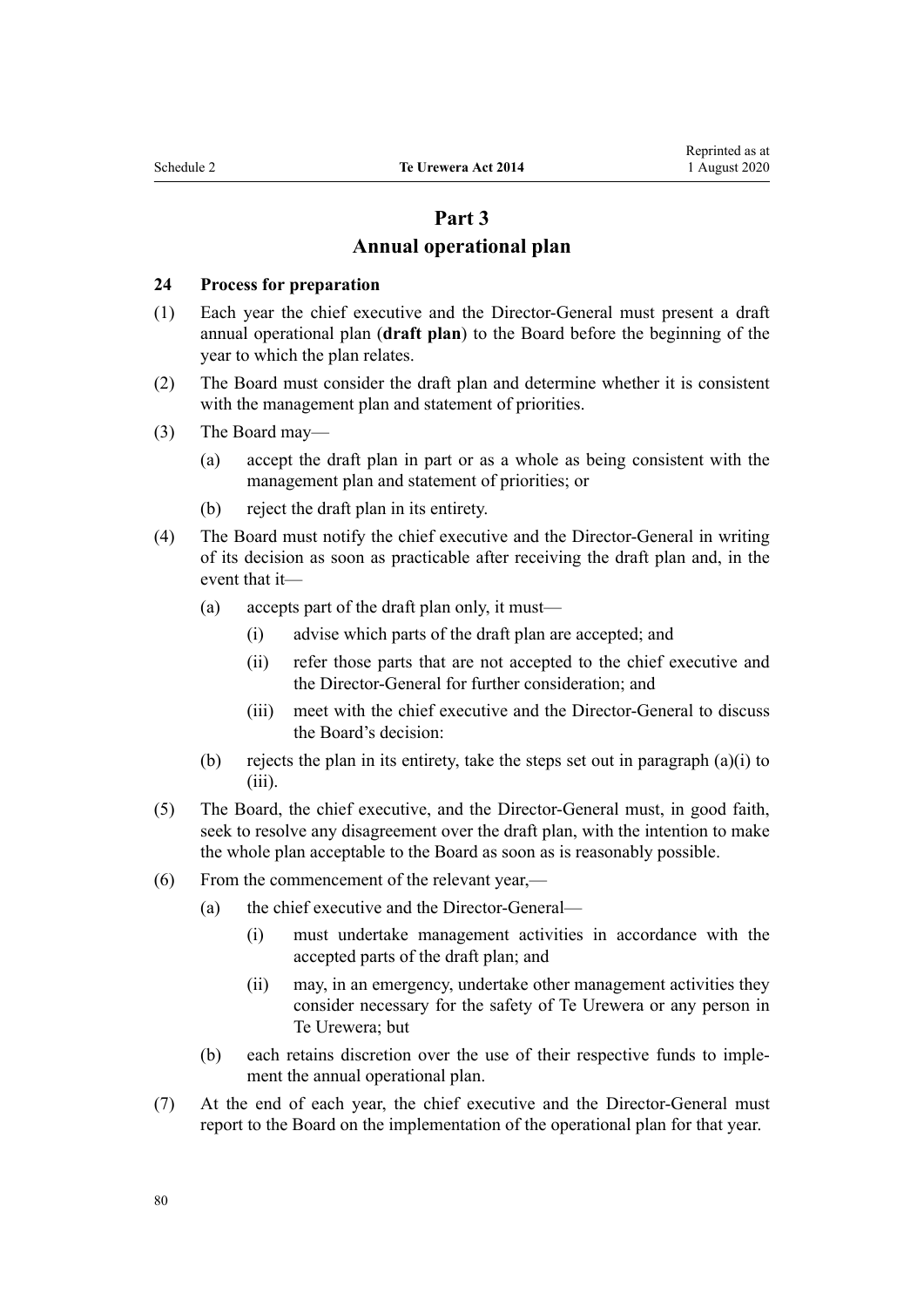# Part 3
# Annual operational plan

### 24 Process for preparation

(1) Each year the chief executive and the Director-General must present a draft annual operational plan (**draft plan**) to the Board before the beginning of the year to which the plan relates.

(2) The Board must consider the draft plan and determine whether it is consistent with the management plan and statement of priorities.

(3) The Board may—

- (a) accept the draft plan in part or as a whole as being consistent with the management plan and statement of priorities; or
- (b) reject the draft plan in its entirety.

(4) The Board must notify the chief executive and the Director-General in writing of its decision as soon as practicable after receiving the draft plan and, in the event that it—

- (a) accepts part of the draft plan only, it must—
  - (i) advise which parts of the draft plan are accepted; and
  - (ii) refer those parts that are not accepted to the chief executive and the Director-General for further consideration; and
  - (iii) meet with the chief executive and the Director-General to discuss the Board's decision:
- (b) rejects the plan in its entirety, take the steps set out in paragraph (a)(i) to (iii).

(5) The Board, the chief executive, and the Director-General must, in good faith, seek to resolve any disagreement over the draft plan, with the intention to make the whole plan acceptable to the Board as soon as is reasonably possible.

(6) From the commencement of the relevant year,—

- (a) the chief executive and the Director-General—
  - (i) must undertake management activities in accordance with the accepted parts of the draft plan; and
  - (ii) may, in an emergency, undertake other management activities they consider necessary for the safety of Te Urewera or any person in Te Urewera; but
- (b) each retains discretion over the use of their respective funds to implement the annual operational plan.

(7) At the end of each year, the chief executive and the Director-General must report to the Board on the implementation of the operational plan for that year.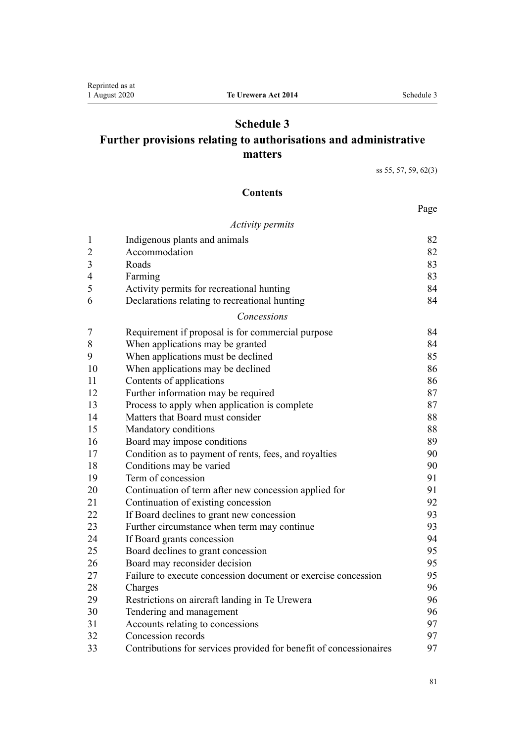# Schedule 3
## Further provisions relating to authorisations and administrative matters

ss 55, 57, 59, 62(3)

### Contents

| | | Page |
|---|---|---|
| | *Activity permits* | |
| 1 | Indigenous plants and animals | 82 |
| 2 | Accommodation | 82 |
| 3 | Roads | 83 |
| 4 | Farming | 83 |
| 5 | Activity permits for recreational hunting | 84 |
| 6 | Declarations relating to recreational hunting | 84 |
| | *Concessions* | |
| 7 | Requirement if proposal is for commercial purpose | 84 |
| 8 | When applications may be granted | 84 |
| 9 | When applications must be declined | 85 |
| 10 | When applications may be declined | 86 |
| 11 | Contents of applications | 86 |
| 12 | Further information may be required | 87 |
| 13 | Process to apply when application is complete | 87 |
| 14 | Matters that Board must consider | 88 |
| 15 | Mandatory conditions | 88 |
| 16 | Board may impose conditions | 89 |
| 17 | Condition as to payment of rents, fees, and royalties | 90 |
| 18 | Conditions may be varied | 90 |
| 19 | Term of concession | 91 |
| 20 | Continuation of term after new concession applied for | 91 |
| 21 | Continuation of existing concession | 92 |
| 22 | If Board declines to grant new concession | 93 |
| 23 | Further circumstance when term may continue | 93 |
| 24 | If Board grants concession | 94 |
| 25 | Board declines to grant concession | 95 |
| 26 | Board may reconsider decision | 95 |
| 27 | Failure to execute concession document or exercise concession | 95 |
| 28 | Charges | 96 |
| 29 | Restrictions on aircraft landing in Te Urewera | 96 |
| 30 | Tendering and management | 96 |
| 31 | Accounts relating to concessions | 97 |
| 32 | Concession records | 97 |
| 33 | Contributions for services provided for benefit of concessionaires | 97 |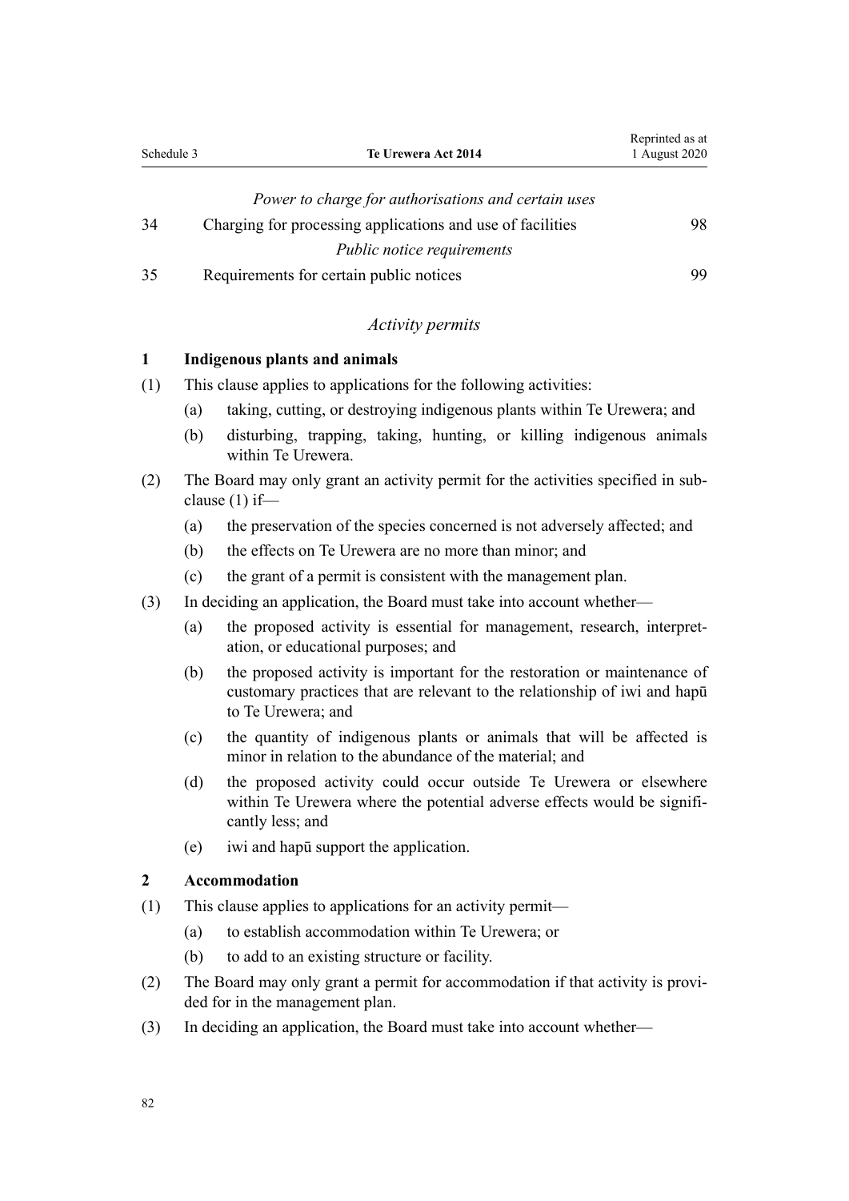*Power to charge for authorisations and certain uses*

| | | |
|---|---|---|
| 34 | Charging for processing applications and use of facilities | 98 |
| | *Public notice requirements* | |
| 35 | Requirements for certain public notices | 99 |

*Activity permits*

**1 Indigenous plants and animals**

(1) This clause applies to applications for the following activities:

  (a) taking, cutting, or destroying indigenous plants within Te Urewera; and

  (b) disturbing, trapping, taking, hunting, or killing indigenous animals within Te Urewera.

(2) The Board may only grant an activity permit for the activities specified in subclause (1) if—

  (a) the preservation of the species concerned is not adversely affected; and

  (b) the effects on Te Urewera are no more than minor; and

  (c) the grant of a permit is consistent with the management plan.

(3) In deciding an application, the Board must take into account whether—

  (a) the proposed activity is essential for management, research, interpretation, or educational purposes; and

  (b) the proposed activity is important for the restoration or maintenance of customary practices that are relevant to the relationship of iwi and hapū to Te Urewera; and

  (c) the quantity of indigenous plants or animals that will be affected is minor in relation to the abundance of the material; and

  (d) the proposed activity could occur outside Te Urewera or elsewhere within Te Urewera where the potential adverse effects would be significantly less; and

  (e) iwi and hapū support the application.

**2 Accommodation**

(1) This clause applies to applications for an activity permit—

  (a) to establish accommodation within Te Urewera; or

  (b) to add to an existing structure or facility.

(2) The Board may only grant a permit for accommodation if that activity is provided for in the management plan.

(3) In deciding an application, the Board must take into account whether—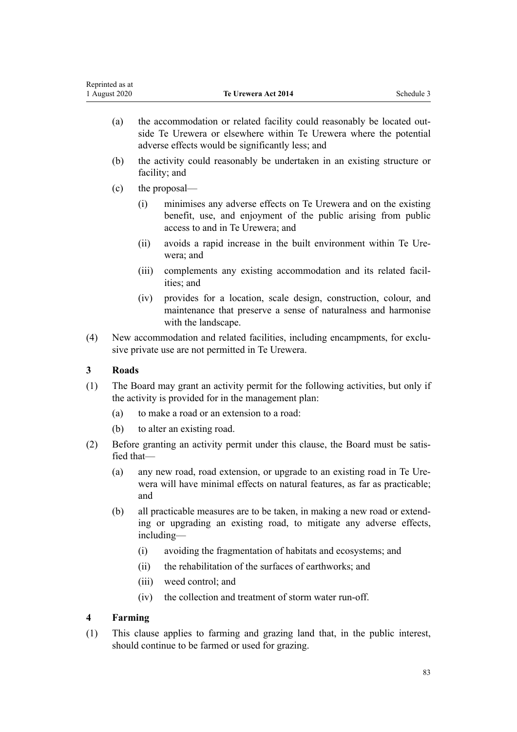(a) the accommodation or related facility could reasonably be located outside Te Urewera or elsewhere within Te Urewera where the potential adverse effects would be significantly less; and

(b) the activity could reasonably be undertaken in an existing structure or facility; and

(c) the proposal—

  (i) minimises any adverse effects on Te Urewera and on the existing benefit, use, and enjoyment of the public arising from public access to and in Te Urewera; and

  (ii) avoids a rapid increase in the built environment within Te Urewera; and

  (iii) complements any existing accommodation and its related facilities; and

  (iv) provides for a location, scale design, construction, colour, and maintenance that preserve a sense of naturalness and harmonise with the landscape.

(4) New accommodation and related facilities, including encampments, for exclusive private use are not permitted in Te Urewera.

### 3 Roads

(1) The Board may grant an activity permit for the following activities, but only if the activity is provided for in the management plan:

(a) to make a road or an extension to a road:

(b) to alter an existing road.

(2) Before granting an activity permit under this clause, the Board must be satisfied that—

(a) any new road, road extension, or upgrade to an existing road in Te Urewera will have minimal effects on natural features, as far as practicable; and

(b) all practicable measures are to be taken, in making a new road or extending or upgrading an existing road, to mitigate any adverse effects, including—

  (i) avoiding the fragmentation of habitats and ecosystems; and

  (ii) the rehabilitation of the surfaces of earthworks; and

  (iii) weed control; and

  (iv) the collection and treatment of storm water run-off.

### 4 Farming

(1) This clause applies to farming and grazing land that, in the public interest, should continue to be farmed or used for grazing.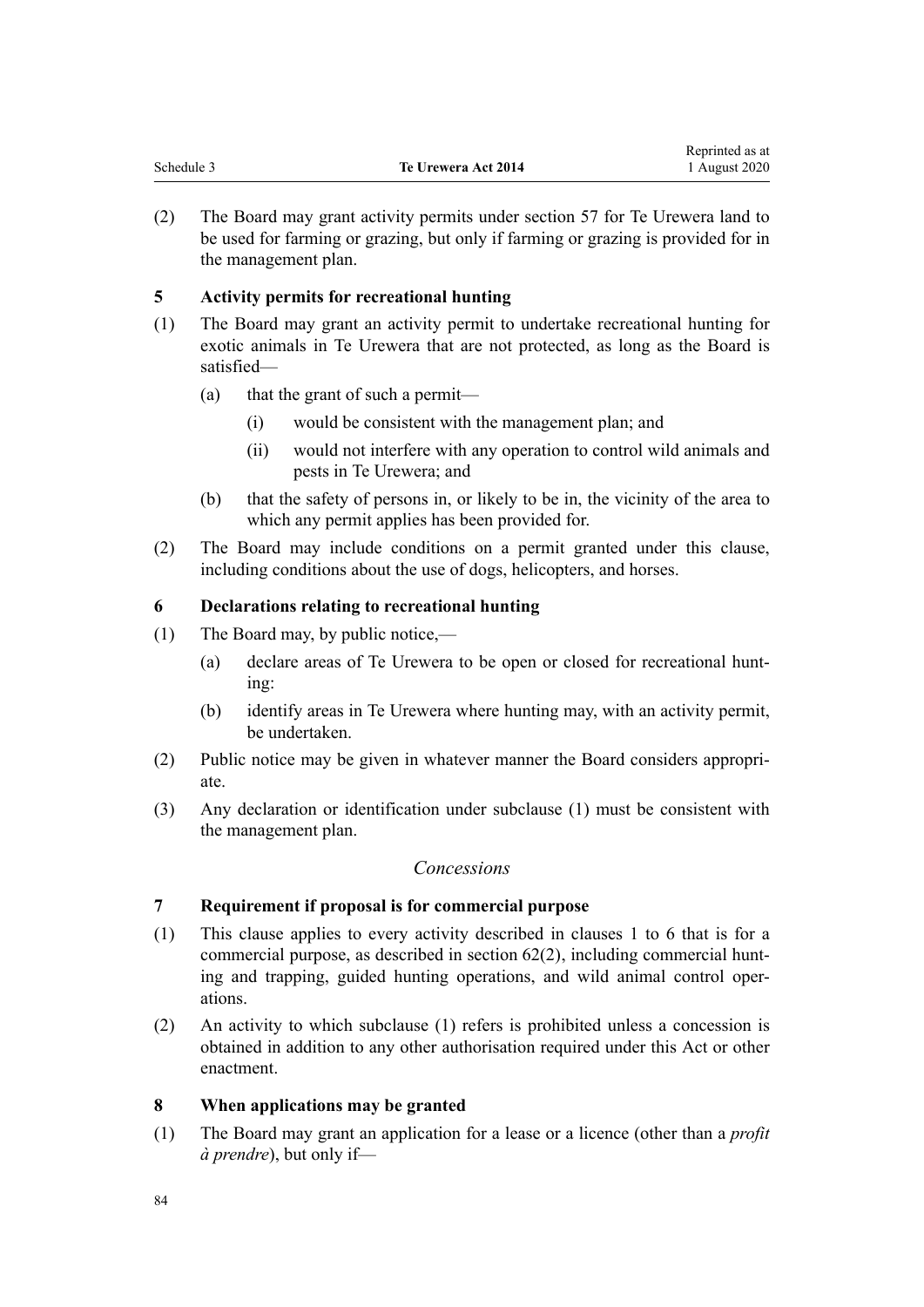(2) The Board may grant activity permits under section 57 for Te Urewera land to be used for farming or grazing, but only if farming or grazing is provided for in the management plan.

**5 Activity permits for recreational hunting**

(1) The Board may grant an activity permit to undertake recreational hunting for exotic animals in Te Urewera that are not protected, as long as the Board is satisfied—

- (a) that the grant of such a permit—
  - (i) would be consistent with the management plan; and
  - (ii) would not interfere with any operation to control wild animals and pests in Te Urewera; and
- (b) that the safety of persons in, or likely to be in, the vicinity of the area to which any permit applies has been provided for.

(2) The Board may include conditions on a permit granted under this clause, including conditions about the use of dogs, helicopters, and horses.

**6 Declarations relating to recreational hunting**

(1) The Board may, by public notice,—

- (a) declare areas of Te Urewera to be open or closed for recreational hunting:
- (b) identify areas in Te Urewera where hunting may, with an activity permit, be undertaken.

(2) Public notice may be given in whatever manner the Board considers appropriate.

(3) Any declaration or identification under subclause (1) must be consistent with the management plan.

*Concessions*

**7 Requirement if proposal is for commercial purpose**

(1) This clause applies to every activity described in clauses 1 to 6 that is for a commercial purpose, as described in section 62(2), including commercial hunting and trapping, guided hunting operations, and wild animal control operations.

(2) An activity to which subclause (1) refers is prohibited unless a concession is obtained in addition to any other authorisation required under this Act or other enactment.

**8 When applications may be granted**

(1) The Board may grant an application for a lease or a licence (other than a *profit à prendre*), but only if—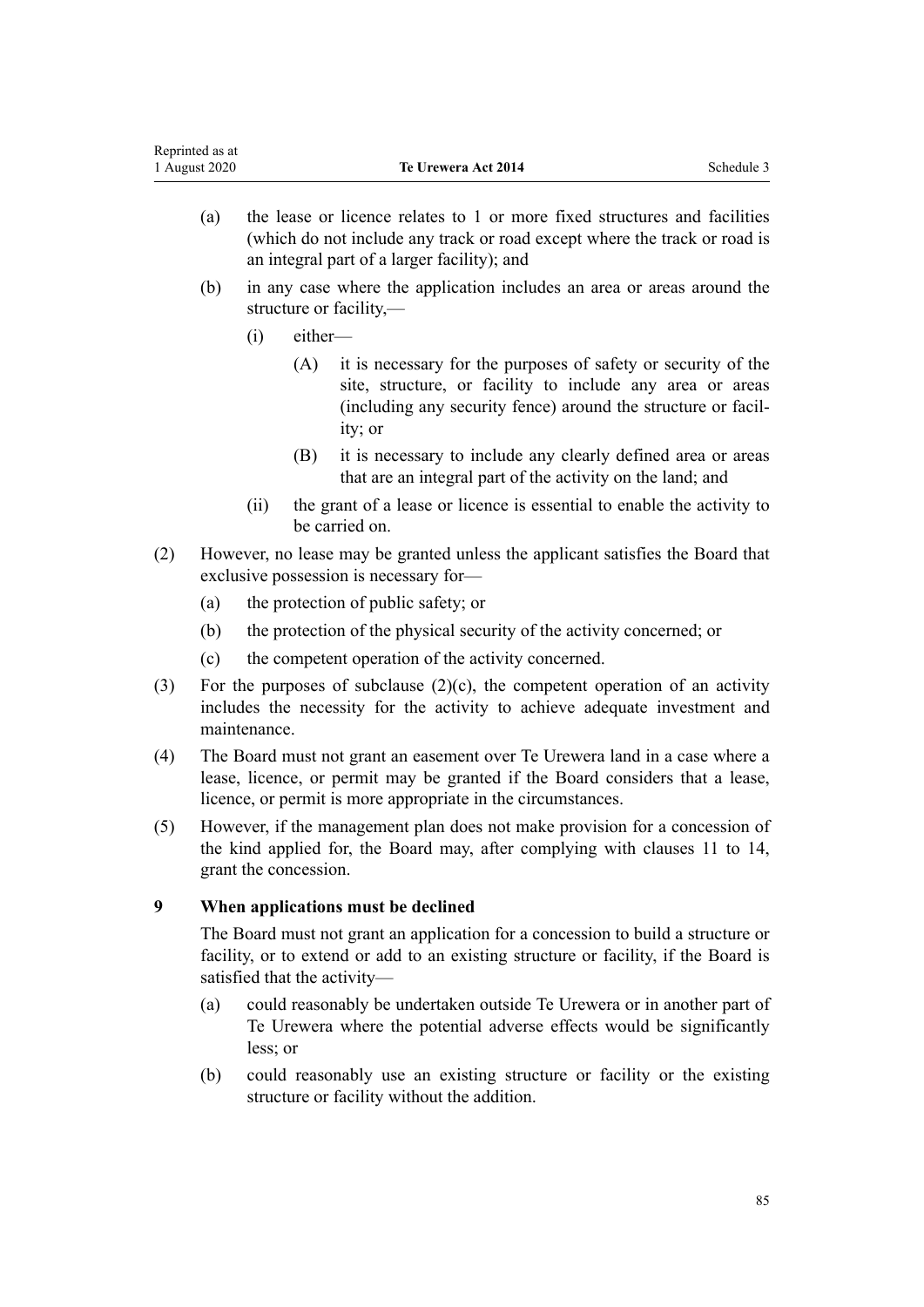- (a) the lease or licence relates to 1 or more fixed structures and facilities (which do not include any track or road except where the track or road is an integral part of a larger facility); and
- (b) in any case where the application includes an area or areas around the structure or facility,—
  - (i) either—
    - (A) it is necessary for the purposes of safety or security of the site, structure, or facility to include any area or areas (including any security fence) around the structure or facility; or
    - (B) it is necessary to include any clearly defined area or areas that are an integral part of the activity on the land; and
  - (ii) the grant of a lease or licence is essential to enable the activity to be carried on.

(2) However, no lease may be granted unless the applicant satisfies the Board that exclusive possession is necessary for—

- (a) the protection of public safety; or
- (b) the protection of the physical security of the activity concerned; or
- (c) the competent operation of the activity concerned.

(3) For the purposes of subclause (2)(c), the competent operation of an activity includes the necessity for the activity to achieve adequate investment and maintenance.

(4) The Board must not grant an easement over Te Urewera land in a case where a lease, licence, or permit may be granted if the Board considers that a lease, licence, or permit is more appropriate in the circumstances.

(5) However, if the management plan does not make provision for a concession of the kind applied for, the Board may, after complying with clauses 11 to 14, grant the concession.

### 9 When applications must be declined

The Board must not grant an application for a concession to build a structure or facility, or to extend or add to an existing structure or facility, if the Board is satisfied that the activity—

- (a) could reasonably be undertaken outside Te Urewera or in another part of Te Urewera where the potential adverse effects would be significantly less; or
- (b) could reasonably use an existing structure or facility or the existing structure or facility without the addition.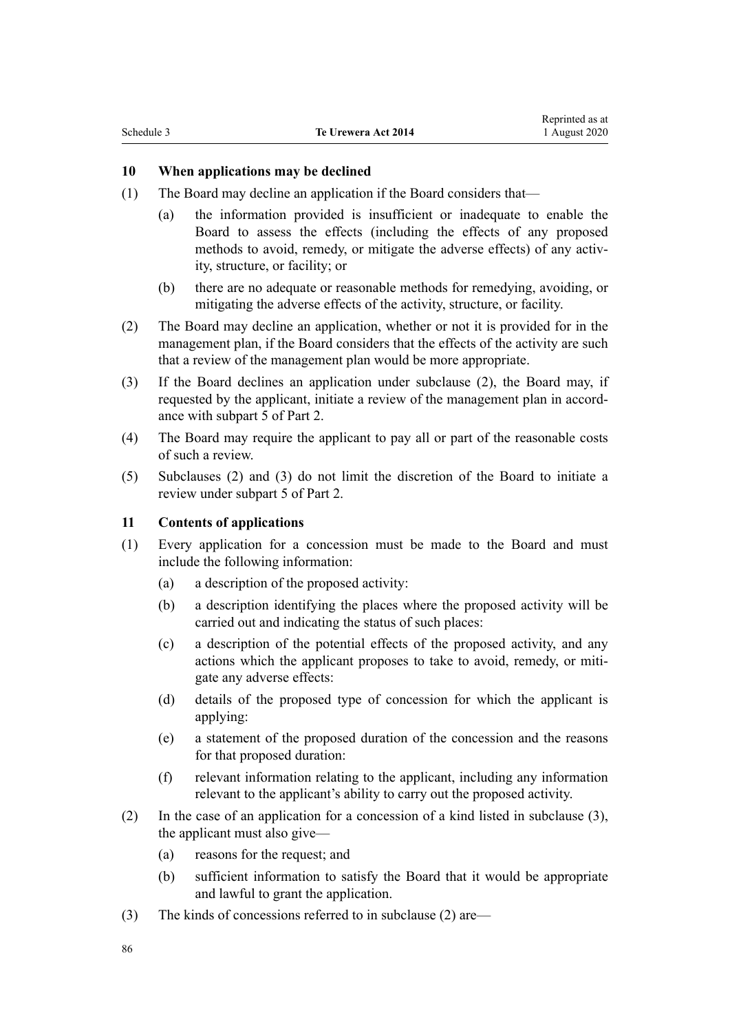### 10 When applications may be declined

(1) The Board may decline an application if the Board considers that—

(a) the information provided is insufficient or inadequate to enable the Board to assess the effects (including the effects of any proposed methods to avoid, remedy, or mitigate the adverse effects) of any activity, structure, or facility; or

(b) there are no adequate or reasonable methods for remedying, avoiding, or mitigating the adverse effects of the activity, structure, or facility.

(2) The Board may decline an application, whether or not it is provided for in the management plan, if the Board considers that the effects of the activity are such that a review of the management plan would be more appropriate.

(3) If the Board declines an application under subclause (2), the Board may, if requested by the applicant, initiate a review of the management plan in accordance with subpart 5 of Part 2.

(4) The Board may require the applicant to pay all or part of the reasonable costs of such a review.

(5) Subclauses (2) and (3) do not limit the discretion of the Board to initiate a review under subpart 5 of Part 2.

### 11 Contents of applications

(1) Every application for a concession must be made to the Board and must include the following information:

(a) a description of the proposed activity:

(b) a description identifying the places where the proposed activity will be carried out and indicating the status of such places:

(c) a description of the potential effects of the proposed activity, and any actions which the applicant proposes to take to avoid, remedy, or mitigate any adverse effects:

(d) details of the proposed type of concession for which the applicant is applying:

(e) a statement of the proposed duration of the concession and the reasons for that proposed duration:

(f) relevant information relating to the applicant, including any information relevant to the applicant's ability to carry out the proposed activity.

(2) In the case of an application for a concession of a kind listed in subclause (3), the applicant must also give—

(a) reasons for the request; and

(b) sufficient information to satisfy the Board that it would be appropriate and lawful to grant the application.

(3) The kinds of concessions referred to in subclause (2) are—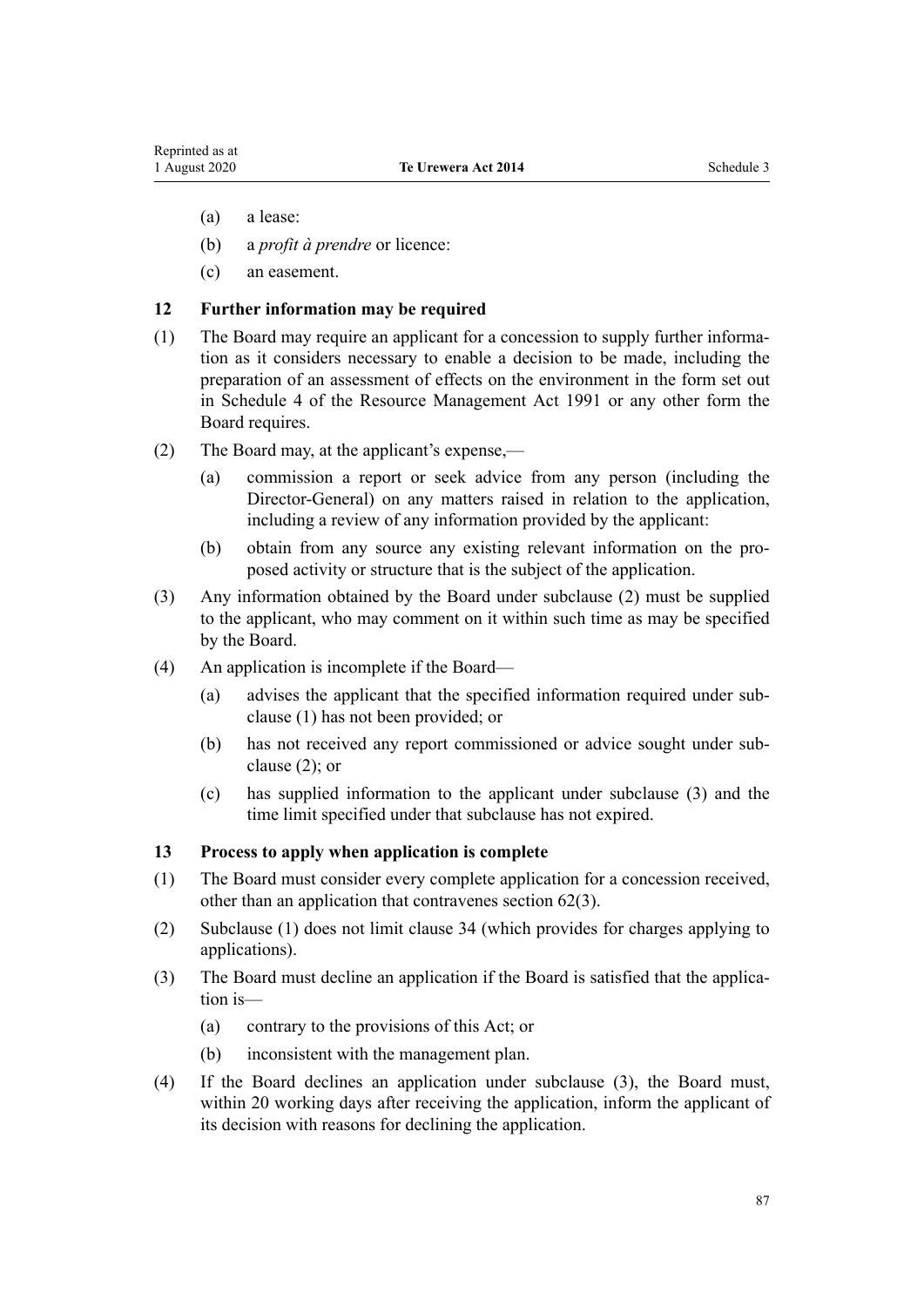(a) a lease:

(b) a *profit à prendre* or licence:

(c) an easement.

### 12 Further information may be required

(1) The Board may require an applicant for a concession to supply further information as it considers necessary to enable a decision to be made, including the preparation of an assessment of effects on the environment in the form set out in Schedule 4 of the Resource Management Act 1991 or any other form the Board requires.

(2) The Board may, at the applicant's expense,—

(a) commission a report or seek advice from any person (including the Director-General) on any matters raised in relation to the application, including a review of any information provided by the applicant:

(b) obtain from any source any existing relevant information on the proposed activity or structure that is the subject of the application.

(3) Any information obtained by the Board under subclause (2) must be supplied to the applicant, who may comment on it within such time as may be specified by the Board.

(4) An application is incomplete if the Board—

(a) advises the applicant that the specified information required under subclause (1) has not been provided; or

(b) has not received any report commissioned or advice sought under subclause (2); or

(c) has supplied information to the applicant under subclause (3) and the time limit specified under that subclause has not expired.

### 13 Process to apply when application is complete

(1) The Board must consider every complete application for a concession received, other than an application that contravenes section 62(3).

(2) Subclause (1) does not limit clause 34 (which provides for charges applying to applications).

(3) The Board must decline an application if the Board is satisfied that the application is—

(a) contrary to the provisions of this Act; or

(b) inconsistent with the management plan.

(4) If the Board declines an application under subclause (3), the Board must, within 20 working days after receiving the application, inform the applicant of its decision with reasons for declining the application.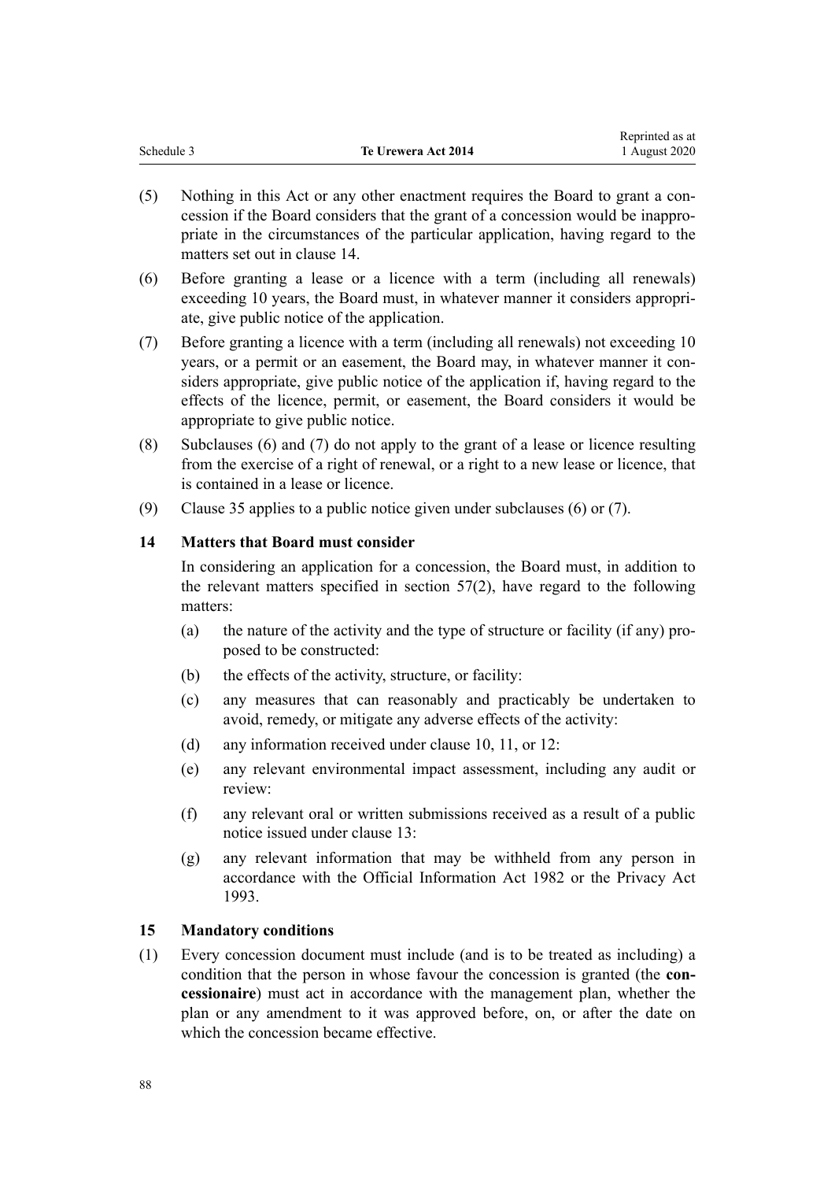(5) Nothing in this Act or any other enactment requires the Board to grant a concession if the Board considers that the grant of a concession would be inappropriate in the circumstances of the particular application, having regard to the matters set out in clause 14.

(6) Before granting a lease or a licence with a term (including all renewals) exceeding 10 years, the Board must, in whatever manner it considers appropriate, give public notice of the application.

(7) Before granting a licence with a term (including all renewals) not exceeding 10 years, or a permit or an easement, the Board may, in whatever manner it considers appropriate, give public notice of the application if, having regard to the effects of the licence, permit, or easement, the Board considers it would be appropriate to give public notice.

(8) Subclauses (6) and (7) do not apply to the grant of a lease or licence resulting from the exercise of a right of renewal, or a right to a new lease or licence, that is contained in a lease or licence.

(9) Clause 35 applies to a public notice given under subclauses (6) or (7).

### 14 Matters that Board must consider

In considering an application for a concession, the Board must, in addition to the relevant matters specified in section 57(2), have regard to the following matters:

(a) the nature of the activity and the type of structure or facility (if any) proposed to be constructed:

(b) the effects of the activity, structure, or facility:

(c) any measures that can reasonably and practicably be undertaken to avoid, remedy, or mitigate any adverse effects of the activity:

(d) any information received under clause 10, 11, or 12:

(e) any relevant environmental impact assessment, including any audit or review:

(f) any relevant oral or written submissions received as a result of a public notice issued under clause 13:

(g) any relevant information that may be withheld from any person in accordance with the Official Information Act 1982 or the Privacy Act 1993.

### 15 Mandatory conditions

(1) Every concession document must include (and is to be treated as including) a condition that the person in whose favour the concession is granted (the **concessionaire**) must act in accordance with the management plan, whether the plan or any amendment to it was approved before, on, or after the date on which the concession became effective.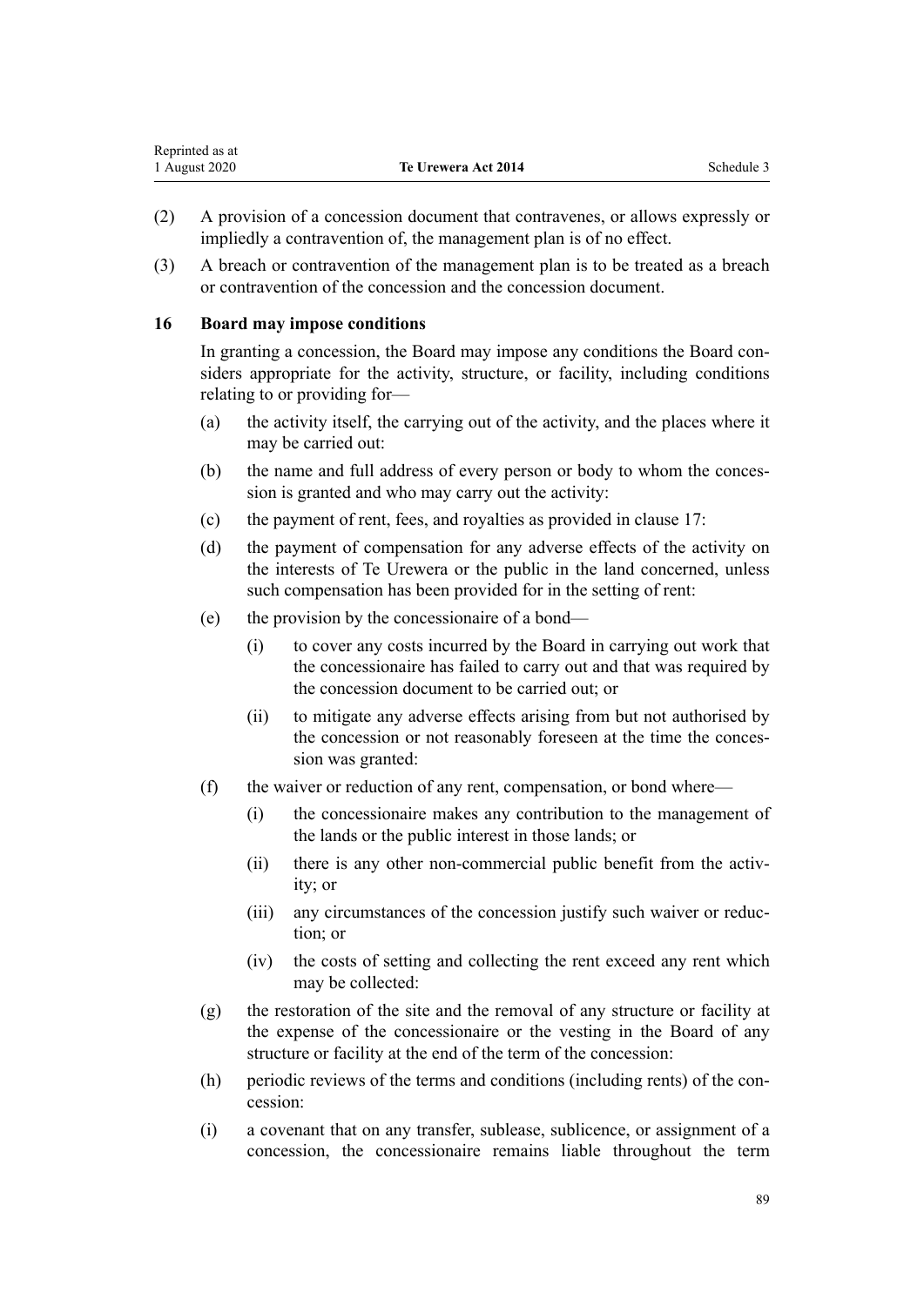(2) A provision of a concession document that contravenes, or allows expressly or impliedly a contravention of, the management plan is of no effect.

(3) A breach or contravention of the management plan is to be treated as a breach or contravention of the concession and the concession document.

### 16 Board may impose conditions

In granting a concession, the Board may impose any conditions the Board considers appropriate for the activity, structure, or facility, including conditions relating to or providing for—

(a) the activity itself, the carrying out of the activity, and the places where it may be carried out:

(b) the name and full address of every person or body to whom the concession is granted and who may carry out the activity:

(c) the payment of rent, fees, and royalties as provided in clause 17:

(d) the payment of compensation for any adverse effects of the activity on the interests of Te Urewera or the public in the land concerned, unless such compensation has been provided for in the setting of rent:

(e) the provision by the concessionaire of a bond—

(i) to cover any costs incurred by the Board in carrying out work that the concessionaire has failed to carry out and that was required by the concession document to be carried out; or

(ii) to mitigate any adverse effects arising from but not authorised by the concession or not reasonably foreseen at the time the concession was granted:

(f) the waiver or reduction of any rent, compensation, or bond where—

(i) the concessionaire makes any contribution to the management of the lands or the public interest in those lands; or

(ii) there is any other non-commercial public benefit from the activity; or

(iii) any circumstances of the concession justify such waiver or reduction; or

(iv) the costs of setting and collecting the rent exceed any rent which may be collected:

(g) the restoration of the site and the removal of any structure or facility at the expense of the concessionaire or the vesting in the Board of any structure or facility at the end of the term of the concession:

(h) periodic reviews of the terms and conditions (including rents) of the concession:

(i) a covenant that on any transfer, sublease, sublicence, or assignment of a concession, the concessionaire remains liable throughout the term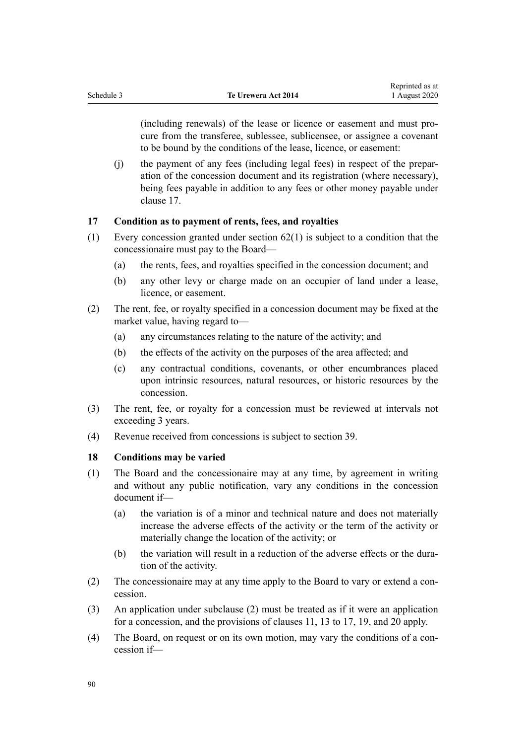(including renewals) of the lease or licence or easement and must procure from the transferee, sublessee, sublicensee, or assignee a covenant to be bound by the conditions of the lease, licence, or easement:

(j) the payment of any fees (including legal fees) in respect of the preparation of the concession document and its registration (where necessary), being fees payable in addition to any fees or other money payable under clause 17.

### 17 Condition as to payment of rents, fees, and royalties

(1) Every concession granted under section 62(1) is subject to a condition that the concessionaire must pay to the Board—

(a) the rents, fees, and royalties specified in the concession document; and

(b) any other levy or charge made on an occupier of land under a lease, licence, or easement.

(2) The rent, fee, or royalty specified in a concession document may be fixed at the market value, having regard to—

(a) any circumstances relating to the nature of the activity; and

(b) the effects of the activity on the purposes of the area affected; and

(c) any contractual conditions, covenants, or other encumbrances placed upon intrinsic resources, natural resources, or historic resources by the concession.

(3) The rent, fee, or royalty for a concession must be reviewed at intervals not exceeding 3 years.

(4) Revenue received from concessions is subject to section 39.

### 18 Conditions may be varied

(1) The Board and the concessionaire may at any time, by agreement in writing and without any public notification, vary any conditions in the concession document if—

(a) the variation is of a minor and technical nature and does not materially increase the adverse effects of the activity or the term of the activity or materially change the location of the activity; or

(b) the variation will result in a reduction of the adverse effects or the duration of the activity.

(2) The concessionaire may at any time apply to the Board to vary or extend a concession.

(3) An application under subclause (2) must be treated as if it were an application for a concession, and the provisions of clauses 11, 13 to 17, 19, and 20 apply.

(4) The Board, on request or on its own motion, may vary the conditions of a concession if—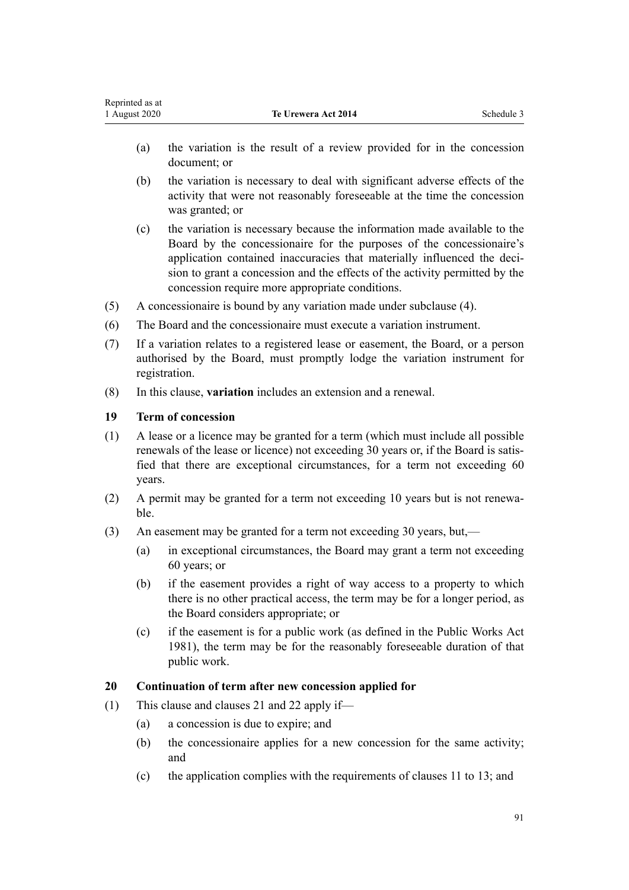(a) the variation is the result of a review provided for in the concession document; or

(b) the variation is necessary to deal with significant adverse effects of the activity that were not reasonably foreseeable at the time the concession was granted; or

(c) the variation is necessary because the information made available to the Board by the concessionaire for the purposes of the concessionaire's application contained inaccuracies that materially influenced the decision to grant a concession and the effects of the activity permitted by the concession require more appropriate conditions.

(5) A concessionaire is bound by any variation made under subclause (4).

(6) The Board and the concessionaire must execute a variation instrument.

(7) If a variation relates to a registered lease or easement, the Board, or a person authorised by the Board, must promptly lodge the variation instrument for registration.

(8) In this clause, **variation** includes an extension and a renewal.

### 19 Term of concession

(1) A lease or a licence may be granted for a term (which must include all possible renewals of the lease or licence) not exceeding 30 years or, if the Board is satisfied that there are exceptional circumstances, for a term not exceeding 60 years.

(2) A permit may be granted for a term not exceeding 10 years but is not renewable.

(3) An easement may be granted for a term not exceeding 30 years, but,—

(a) in exceptional circumstances, the Board may grant a term not exceeding 60 years; or

(b) if the easement provides a right of way access to a property to which there is no other practical access, the term may be for a longer period, as the Board considers appropriate; or

(c) if the easement is for a public work (as defined in the Public Works Act 1981), the term may be for the reasonably foreseeable duration of that public work.

### 20 Continuation of term after new concession applied for

(1) This clause and clauses 21 and 22 apply if—

(a) a concession is due to expire; and

(b) the concessionaire applies for a new concession for the same activity; and

(c) the application complies with the requirements of clauses 11 to 13; and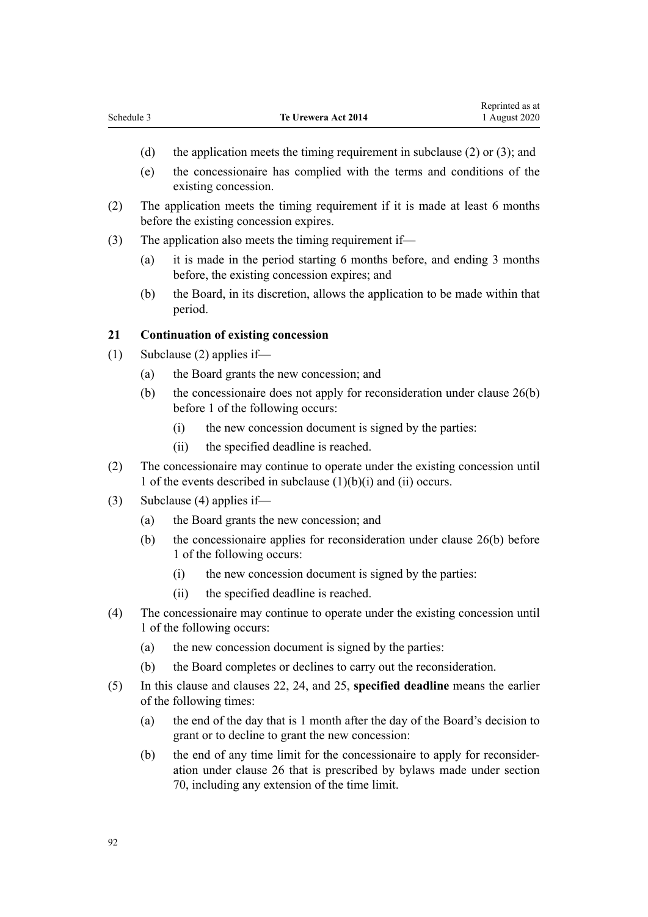(d) the application meets the timing requirement in subclause (2) or (3); and

(e) the concessionaire has complied with the terms and conditions of the existing concession.

(2) The application meets the timing requirement if it is made at least 6 months before the existing concession expires.

(3) The application also meets the timing requirement if—

(a) it is made in the period starting 6 months before, and ending 3 months before, the existing concession expires; and

(b) the Board, in its discretion, allows the application to be made within that period.

### 21 Continuation of existing concession

(1) Subclause (2) applies if—

(a) the Board grants the new concession; and

(b) the concessionaire does not apply for reconsideration under clause 26(b) before 1 of the following occurs:

(i) the new concession document is signed by the parties:

(ii) the specified deadline is reached.

(2) The concessionaire may continue to operate under the existing concession until 1 of the events described in subclause (1)(b)(i) and (ii) occurs.

(3) Subclause (4) applies if—

(a) the Board grants the new concession; and

(b) the concessionaire applies for reconsideration under clause 26(b) before 1 of the following occurs:

(i) the new concession document is signed by the parties:

(ii) the specified deadline is reached.

(4) The concessionaire may continue to operate under the existing concession until 1 of the following occurs:

(a) the new concession document is signed by the parties:

(b) the Board completes or declines to carry out the reconsideration.

(5) In this clause and clauses 22, 24, and 25, **specified deadline** means the earlier of the following times:

(a) the end of the day that is 1 month after the day of the Board's decision to grant or to decline to grant the new concession:

(b) the end of any time limit for the concessionaire to apply for reconsideration under clause 26 that is prescribed by bylaws made under section 70, including any extension of the time limit.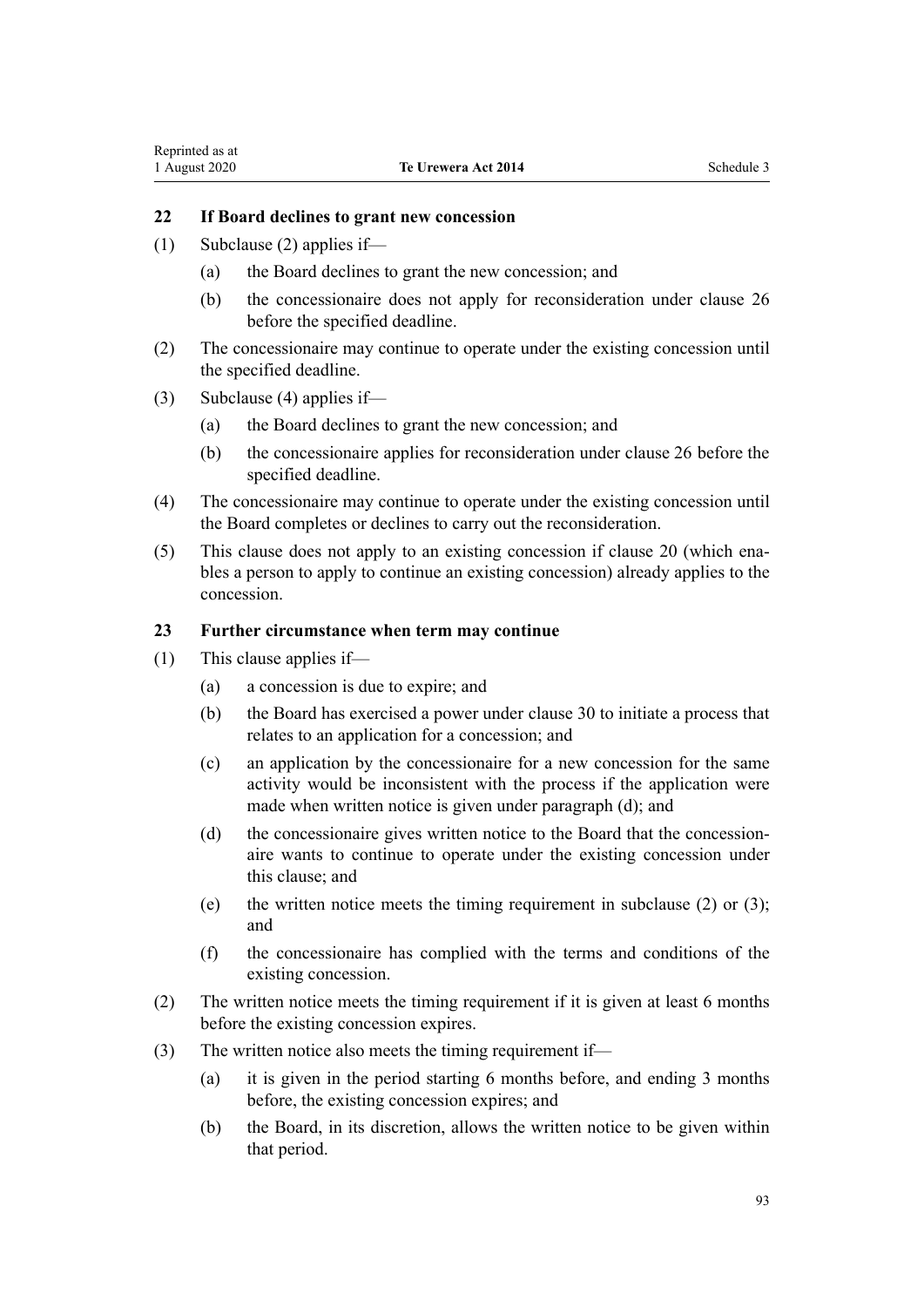### 22 If Board declines to grant new concession

(1) Subclause (2) applies if—

- (a) the Board declines to grant the new concession; and
- (b) the concessionaire does not apply for reconsideration under clause 26 before the specified deadline.

(2) The concessionaire may continue to operate under the existing concession until the specified deadline.

(3) Subclause (4) applies if—

- (a) the Board declines to grant the new concession; and
- (b) the concessionaire applies for reconsideration under clause 26 before the specified deadline.

(4) The concessionaire may continue to operate under the existing concession until the Board completes or declines to carry out the reconsideration.

(5) This clause does not apply to an existing concession if clause 20 (which enables a person to apply to continue an existing concession) already applies to the concession.

### 23 Further circumstance when term may continue

(1) This clause applies if—

- (a) a concession is due to expire; and
- (b) the Board has exercised a power under clause 30 to initiate a process that relates to an application for a concession; and
- (c) an application by the concessionaire for a new concession for the same activity would be inconsistent with the process if the application were made when written notice is given under paragraph (d); and
- (d) the concessionaire gives written notice to the Board that the concessionaire wants to continue to operate under the existing concession under this clause; and
- (e) the written notice meets the timing requirement in subclause (2) or (3); and
- (f) the concessionaire has complied with the terms and conditions of the existing concession.

(2) The written notice meets the timing requirement if it is given at least 6 months before the existing concession expires.

(3) The written notice also meets the timing requirement if—

- (a) it is given in the period starting 6 months before, and ending 3 months before, the existing concession expires; and
- (b) the Board, in its discretion, allows the written notice to be given within that period.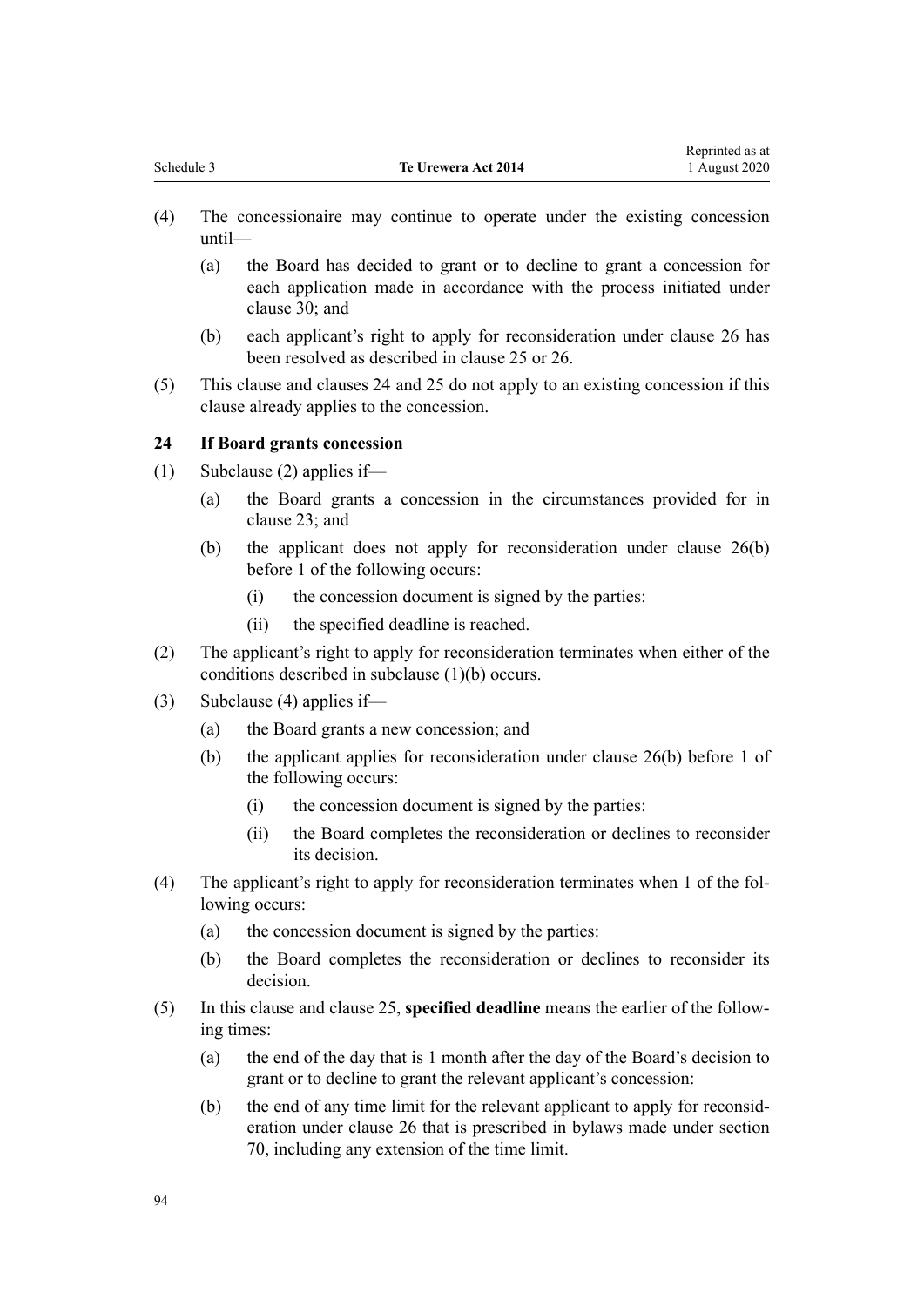(4) The concessionaire may continue to operate under the existing concession until—

(a) the Board has decided to grant or to decline to grant a concession for each application made in accordance with the process initiated under clause 30; and

(b) each applicant's right to apply for reconsideration under clause 26 has been resolved as described in clause 25 or 26.

(5) This clause and clauses 24 and 25 do not apply to an existing concession if this clause already applies to the concession.

**24 If Board grants concession**

(1) Subclause (2) applies if—

(a) the Board grants a concession in the circumstances provided for in clause 23; and

(b) the applicant does not apply for reconsideration under clause 26(b) before 1 of the following occurs:

(i) the concession document is signed by the parties:

(ii) the specified deadline is reached.

(2) The applicant's right to apply for reconsideration terminates when either of the conditions described in subclause (1)(b) occurs.

(3) Subclause (4) applies if—

(a) the Board grants a new concession; and

(b) the applicant applies for reconsideration under clause 26(b) before 1 of the following occurs:

(i) the concession document is signed by the parties:

(ii) the Board completes the reconsideration or declines to reconsider its decision.

(4) The applicant's right to apply for reconsideration terminates when 1 of the following occurs:

(a) the concession document is signed by the parties:

(b) the Board completes the reconsideration or declines to reconsider its decision.

(5) In this clause and clause 25, **specified deadline** means the earlier of the following times:

(a) the end of the day that is 1 month after the day of the Board's decision to grant or to decline to grant the relevant applicant's concession:

(b) the end of any time limit for the relevant applicant to apply for reconsideration under clause 26 that is prescribed in bylaws made under section 70, including any extension of the time limit.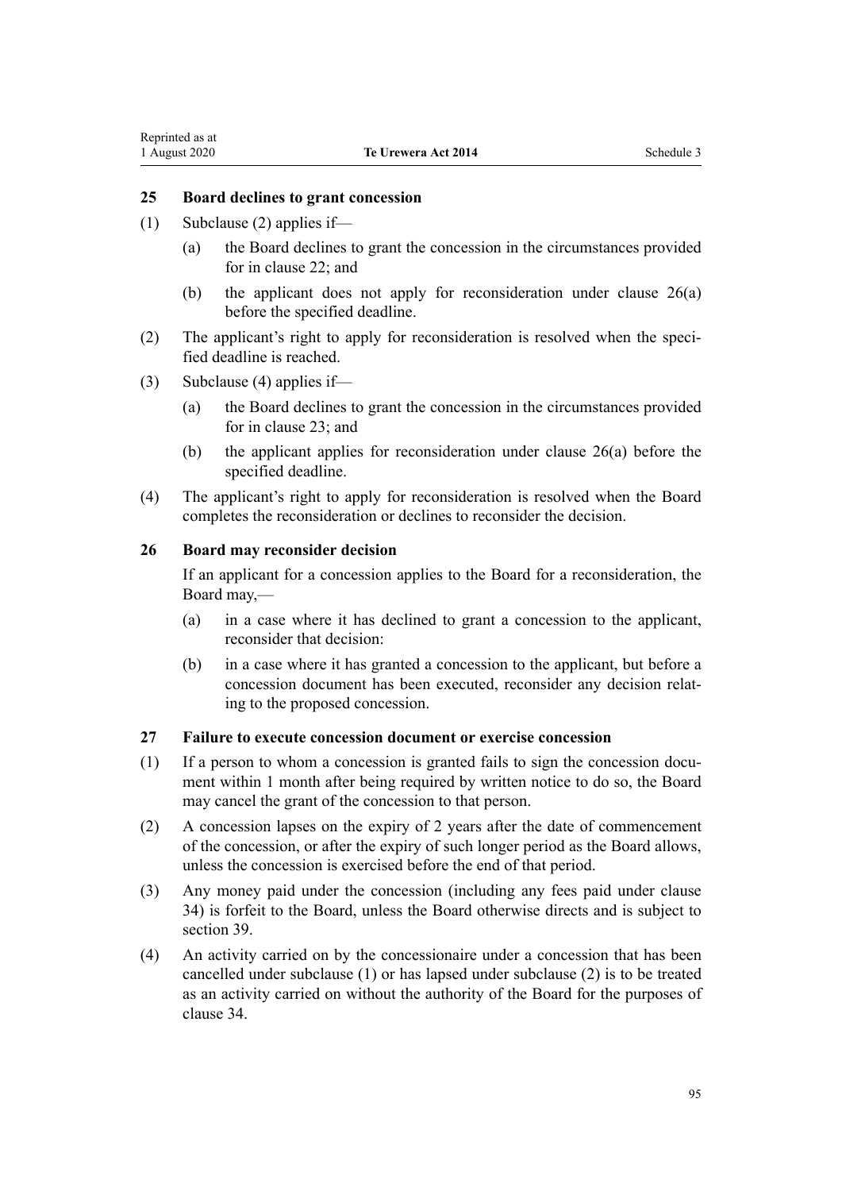### 25 Board declines to grant concession

(1) Subclause (2) applies if—

(a) the Board declines to grant the concession in the circumstances provided for in clause 22; and

(b) the applicant does not apply for reconsideration under clause 26(a) before the specified deadline.

(2) The applicant's right to apply for reconsideration is resolved when the specified deadline is reached.

(3) Subclause (4) applies if—

(a) the Board declines to grant the concession in the circumstances provided for in clause 23; and

(b) the applicant applies for reconsideration under clause 26(a) before the specified deadline.

(4) The applicant's right to apply for reconsideration is resolved when the Board completes the reconsideration or declines to reconsider the decision.

### 26 Board may reconsider decision

If an applicant for a concession applies to the Board for a reconsideration, the Board may,—

(a) in a case where it has declined to grant a concession to the applicant, reconsider that decision:

(b) in a case where it has granted a concession to the applicant, but before a concession document has been executed, reconsider any decision relating to the proposed concession.

### 27 Failure to execute concession document or exercise concession

(1) If a person to whom a concession is granted fails to sign the concession document within 1 month after being required by written notice to do so, the Board may cancel the grant of the concession to that person.

(2) A concession lapses on the expiry of 2 years after the date of commencement of the concession, or after the expiry of such longer period as the Board allows, unless the concession is exercised before the end of that period.

(3) Any money paid under the concession (including any fees paid under clause 34) is forfeit to the Board, unless the Board otherwise directs and is subject to section 39.

(4) An activity carried on by the concessionaire under a concession that has been cancelled under subclause (1) or has lapsed under subclause (2) is to be treated as an activity carried on without the authority of the Board for the purposes of clause 34.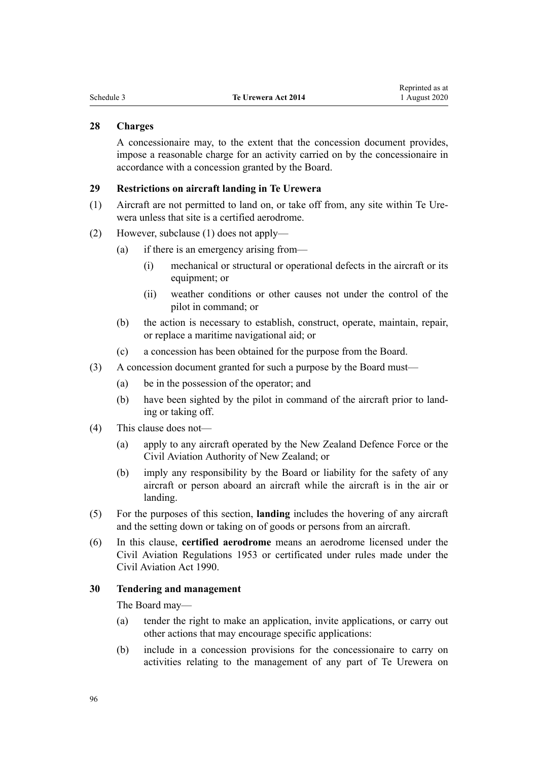### 28 Charges

A concessionaire may, to the extent that the concession document provides, impose a reasonable charge for an activity carried on by the concessionaire in accordance with a concession granted by the Board.

### 29 Restrictions on aircraft landing in Te Urewera

(1) Aircraft are not permitted to land on, or take off from, any site within Te Urewera unless that site is a certified aerodrome.

(2) However, subclause (1) does not apply—

- (a) if there is an emergency arising from—
  - (i) mechanical or structural or operational defects in the aircraft or its equipment; or
  - (ii) weather conditions or other causes not under the control of the pilot in command; or
- (b) the action is necessary to establish, construct, operate, maintain, repair, or replace a maritime navigational aid; or
- (c) a concession has been obtained for the purpose from the Board.

(3) A concession document granted for such a purpose by the Board must—

- (a) be in the possession of the operator; and
- (b) have been sighted by the pilot in command of the aircraft prior to landing or taking off.

(4) This clause does not—

- (a) apply to any aircraft operated by the New Zealand Defence Force or the Civil Aviation Authority of New Zealand; or
- (b) imply any responsibility by the Board or liability for the safety of any aircraft or person aboard an aircraft while the aircraft is in the air or landing.

(5) For the purposes of this section, **landing** includes the hovering of any aircraft and the setting down or taking on of goods or persons from an aircraft.

(6) In this clause, **certified aerodrome** means an aerodrome licensed under the Civil Aviation Regulations 1953 or certificated under rules made under the Civil Aviation Act 1990.

### 30 Tendering and management

The Board may—

- (a) tender the right to make an application, invite applications, or carry out other actions that may encourage specific applications:
- (b) include in a concession provisions for the concessionaire to carry on activities relating to the management of any part of Te Urewera on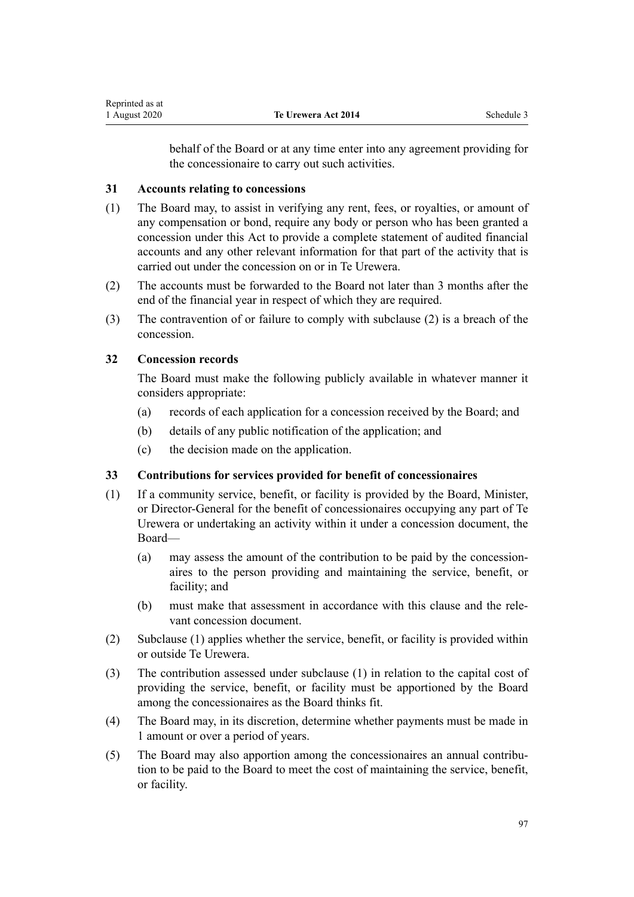behalf of the Board or at any time enter into any agreement providing for the concessionaire to carry out such activities.

### 31 Accounts relating to concessions

(1) The Board may, to assist in verifying any rent, fees, or royalties, or amount of any compensation or bond, require any body or person who has been granted a concession under this Act to provide a complete statement of audited financial accounts and any other relevant information for that part of the activity that is carried out under the concession on or in Te Urewera.

(2) The accounts must be forwarded to the Board not later than 3 months after the end of the financial year in respect of which they are required.

(3) The contravention of or failure to comply with subclause (2) is a breach of the concession.

### 32 Concession records

The Board must make the following publicly available in whatever manner it considers appropriate:

(a) records of each application for a concession received by the Board; and

(b) details of any public notification of the application; and

(c) the decision made on the application.

### 33 Contributions for services provided for benefit of concessionaires

(1) If a community service, benefit, or facility is provided by the Board, Minister, or Director-General for the benefit of concessionaires occupying any part of Te Urewera or undertaking an activity within it under a concession document, the Board—

(a) may assess the amount of the contribution to be paid by the concessionaires to the person providing and maintaining the service, benefit, or facility; and

(b) must make that assessment in accordance with this clause and the relevant concession document.

(2) Subclause (1) applies whether the service, benefit, or facility is provided within or outside Te Urewera.

(3) The contribution assessed under subclause (1) in relation to the capital cost of providing the service, benefit, or facility must be apportioned by the Board among the concessionaires as the Board thinks fit.

(4) The Board may, in its discretion, determine whether payments must be made in 1 amount or over a period of years.

(5) The Board may also apportion among the concessionaires an annual contribution to be paid to the Board to meet the cost of maintaining the service, benefit, or facility.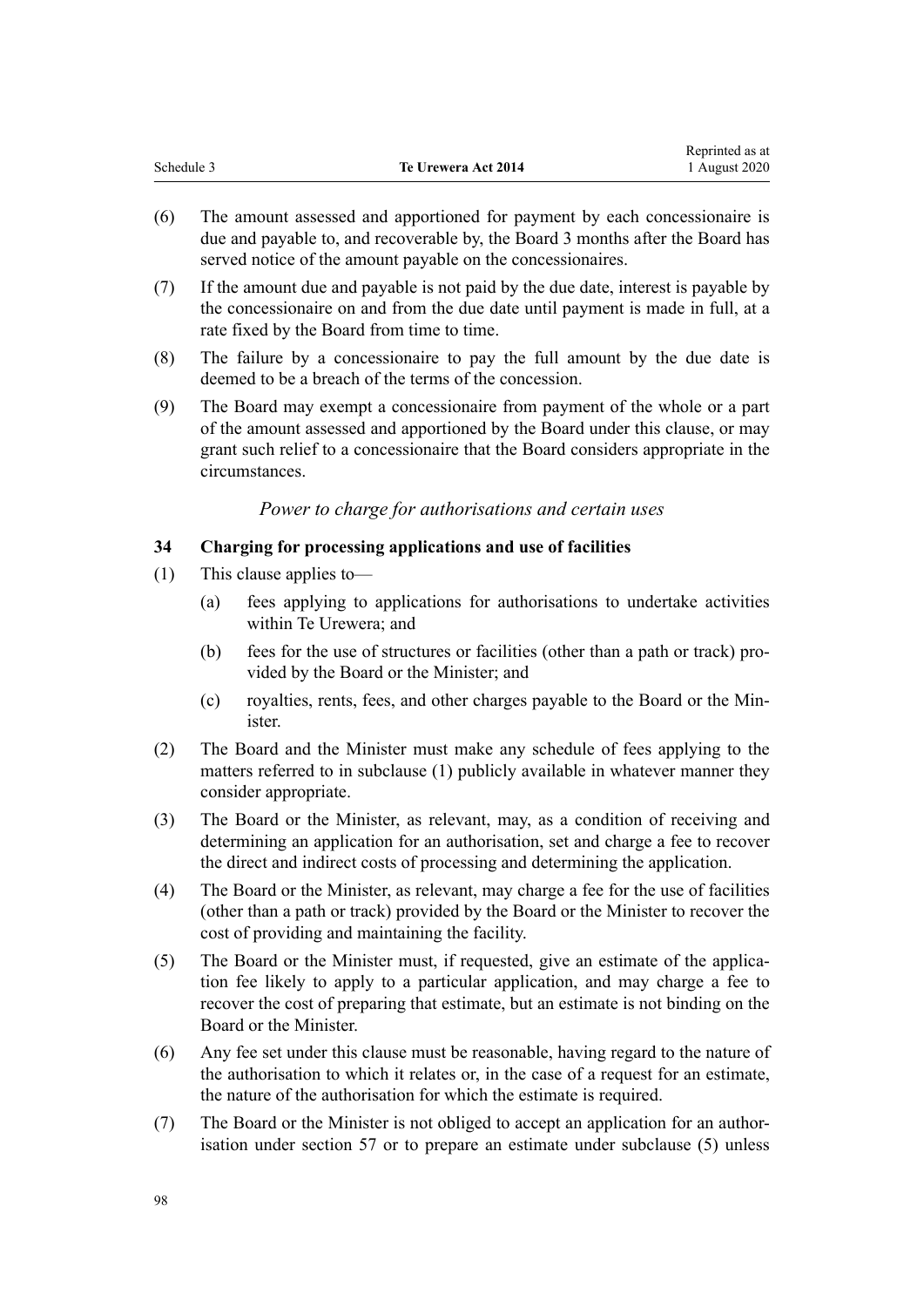(6) The amount assessed and apportioned for payment by each concessionaire is due and payable to, and recoverable by, the Board 3 months after the Board has served notice of the amount payable on the concessionaires.

(7) If the amount due and payable is not paid by the due date, interest is payable by the concessionaire on and from the due date until payment is made in full, at a rate fixed by the Board from time to time.

(8) The failure by a concessionaire to pay the full amount by the due date is deemed to be a breach of the terms of the concession.

(9) The Board may exempt a concessionaire from payment of the whole or a part of the amount assessed and apportioned by the Board under this clause, or may grant such relief to a concessionaire that the Board considers appropriate in the circumstances.

*Power to charge for authorisations and certain uses*

**34 Charging for processing applications and use of facilities**

(1) This clause applies to—

- (a) fees applying to applications for authorisations to undertake activities within Te Urewera; and
- (b) fees for the use of structures or facilities (other than a path or track) provided by the Board or the Minister; and
- (c) royalties, rents, fees, and other charges payable to the Board or the Minister.

(2) The Board and the Minister must make any schedule of fees applying to the matters referred to in subclause (1) publicly available in whatever manner they consider appropriate.

(3) The Board or the Minister, as relevant, may, as a condition of receiving and determining an application for an authorisation, set and charge a fee to recover the direct and indirect costs of processing and determining the application.

(4) The Board or the Minister, as relevant, may charge a fee for the use of facilities (other than a path or track) provided by the Board or the Minister to recover the cost of providing and maintaining the facility.

(5) The Board or the Minister must, if requested, give an estimate of the application fee likely to apply to a particular application, and may charge a fee to recover the cost of preparing that estimate, but an estimate is not binding on the Board or the Minister.

(6) Any fee set under this clause must be reasonable, having regard to the nature of the authorisation to which it relates or, in the case of a request for an estimate, the nature of the authorisation for which the estimate is required.

(7) The Board or the Minister is not obliged to accept an application for an authorisation under section 57 or to prepare an estimate under subclause (5) unless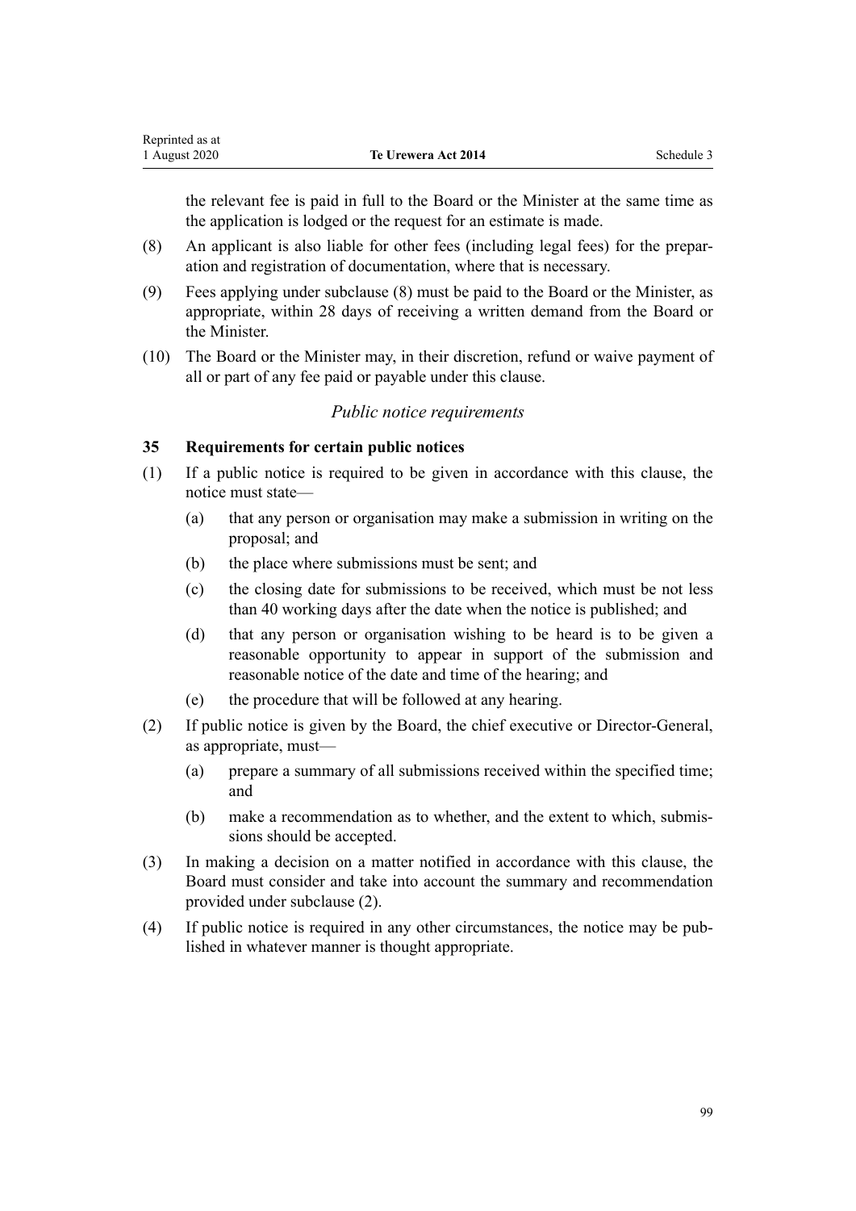the relevant fee is paid in full to the Board or the Minister at the same time as the application is lodged or the request for an estimate is made.

(8) An applicant is also liable for other fees (including legal fees) for the preparation and registration of documentation, where that is necessary.

(9) Fees applying under subclause (8) must be paid to the Board or the Minister, as appropriate, within 28 days of receiving a written demand from the Board or the Minister.

(10) The Board or the Minister may, in their discretion, refund or waive payment of all or part of any fee paid or payable under this clause.

*Public notice requirements*

**35 Requirements for certain public notices**

(1) If a public notice is required to be given in accordance with this clause, the notice must state—

- (a) that any person or organisation may make a submission in writing on the proposal; and
- (b) the place where submissions must be sent; and
- (c) the closing date for submissions to be received, which must be not less than 40 working days after the date when the notice is published; and
- (d) that any person or organisation wishing to be heard is to be given a reasonable opportunity to appear in support of the submission and reasonable notice of the date and time of the hearing; and
- (e) the procedure that will be followed at any hearing.

(2) If public notice is given by the Board, the chief executive or Director-General, as appropriate, must—

- (a) prepare a summary of all submissions received within the specified time; and
- (b) make a recommendation as to whether, and the extent to which, submissions should be accepted.

(3) In making a decision on a matter notified in accordance with this clause, the Board must consider and take into account the summary and recommendation provided under subclause (2).

(4) If public notice is required in any other circumstances, the notice may be published in whatever manner is thought appropriate.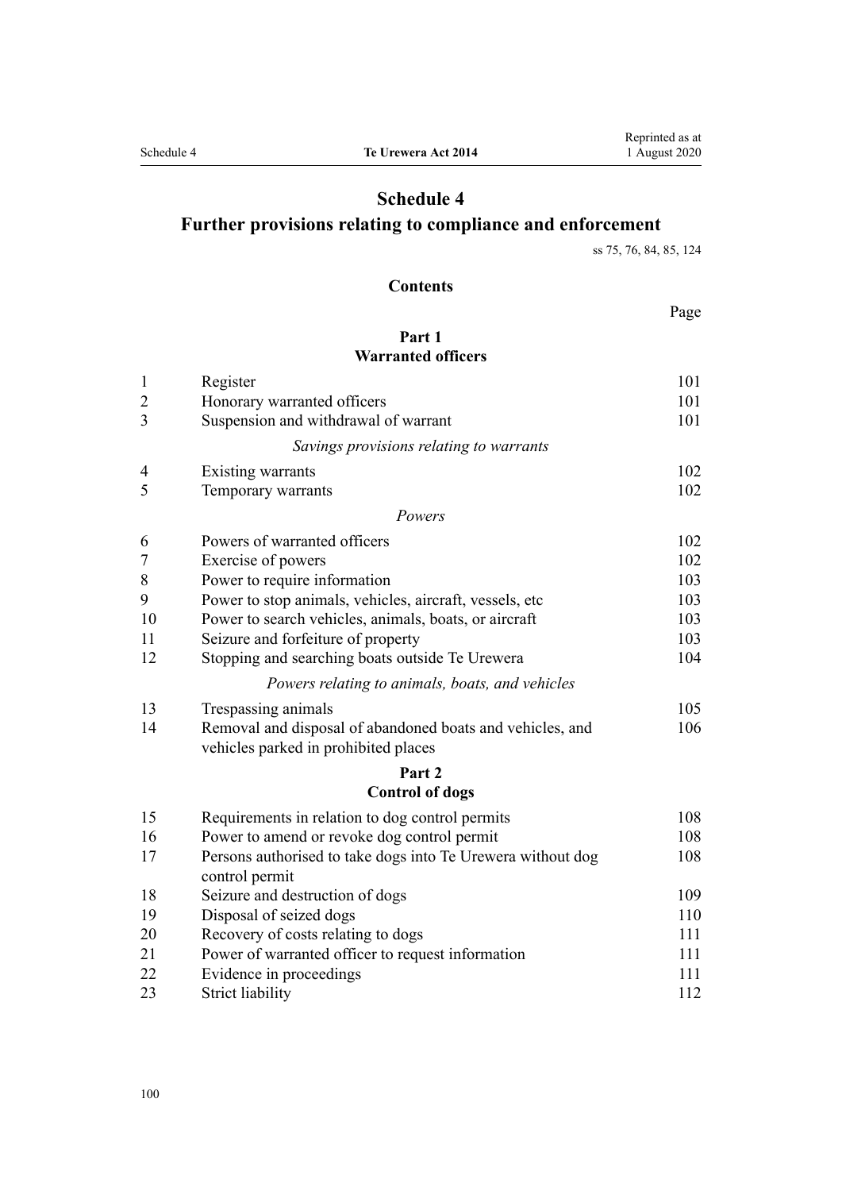# Schedule 4
## Further provisions relating to compliance and enforcement

ss 75, 76, 84, 85, 124

### Contents

| | | Page |
|---|---|---|
| | **Part 1** **Warranted officers** | |
| 1 | Register | 101 |
| 2 | Honorary warranted officers | 101 |
| 3 | Suspension and withdrawal of warrant | 101 |
| | *Savings provisions relating to warrants* | |
| 4 | Existing warrants | 102 |
| 5 | Temporary warrants | 102 |
| | *Powers* | |
| 6 | Powers of warranted officers | 102 |
| 7 | Exercise of powers | 102 |
| 8 | Power to require information | 103 |
| 9 | Power to stop animals, vehicles, aircraft, vessels, etc | 103 |
| 10 | Power to search vehicles, animals, boats, or aircraft | 103 |
| 11 | Seizure and forfeiture of property | 103 |
| 12 | Stopping and searching boats outside Te Urewera | 104 |
| | *Powers relating to animals, boats, and vehicles* | |
| 13 | Trespassing animals | 105 |
| 14 | Removal and disposal of abandoned boats and vehicles, and vehicles parked in prohibited places | 106 |
| | **Part 2** **Control of dogs** | |
| 15 | Requirements in relation to dog control permits | 108 |
| 16 | Power to amend or revoke dog control permit | 108 |
| 17 | Persons authorised to take dogs into Te Urewera without dog control permit | 108 |
| 18 | Seizure and destruction of dogs | 109 |
| 19 | Disposal of seized dogs | 110 |
| 20 | Recovery of costs relating to dogs | 111 |
| 21 | Power of warranted officer to request information | 111 |
| 22 | Evidence in proceedings | 111 |
| 23 | Strict liability | 112 |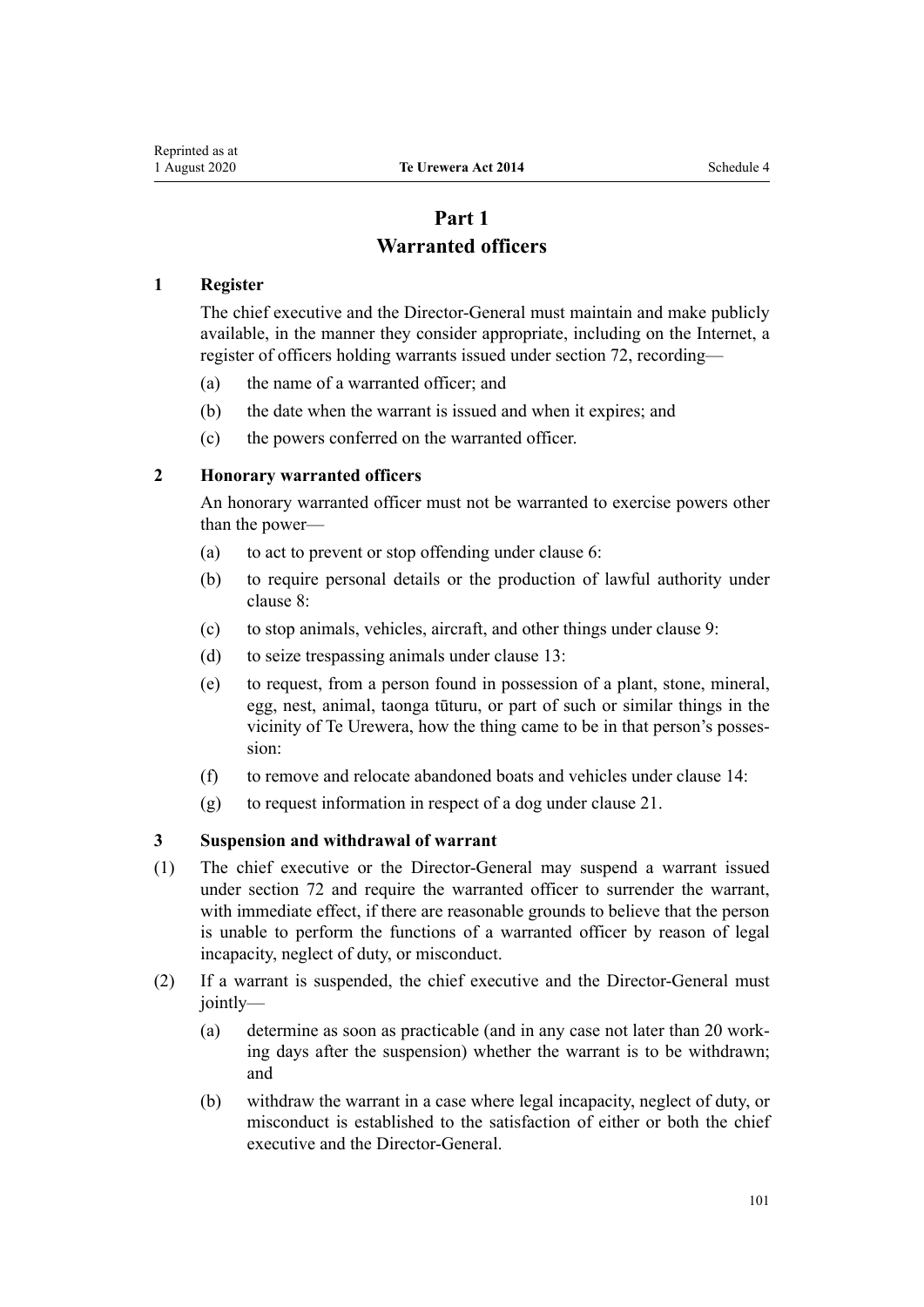# Part 1
# Warranted officers

### 1 Register

The chief executive and the Director-General must maintain and make publicly available, in the manner they consider appropriate, including on the Internet, a register of officers holding warrants issued under section 72, recording—

(a) the name of a warranted officer; and

(b) the date when the warrant is issued and when it expires; and

(c) the powers conferred on the warranted officer.

### 2 Honorary warranted officers

An honorary warranted officer must not be warranted to exercise powers other than the power—

(a) to act to prevent or stop offending under clause 6:

(b) to require personal details or the production of lawful authority under clause 8:

(c) to stop animals, vehicles, aircraft, and other things under clause 9:

(d) to seize trespassing animals under clause 13:

(e) to request, from a person found in possession of a plant, stone, mineral, egg, nest, animal, taonga tūturu, or part of such or similar things in the vicinity of Te Urewera, how the thing came to be in that person's possession:

(f) to remove and relocate abandoned boats and vehicles under clause 14:

(g) to request information in respect of a dog under clause 21.

### 3 Suspension and withdrawal of warrant

(1) The chief executive or the Director-General may suspend a warrant issued under section 72 and require the warranted officer to surrender the warrant, with immediate effect, if there are reasonable grounds to believe that the person is unable to perform the functions of a warranted officer by reason of legal incapacity, neglect of duty, or misconduct.

(2) If a warrant is suspended, the chief executive and the Director-General must jointly—

(a) determine as soon as practicable (and in any case not later than 20 working days after the suspension) whether the warrant is to be withdrawn; and

(b) withdraw the warrant in a case where legal incapacity, neglect of duty, or misconduct is established to the satisfaction of either or both the chief executive and the Director-General.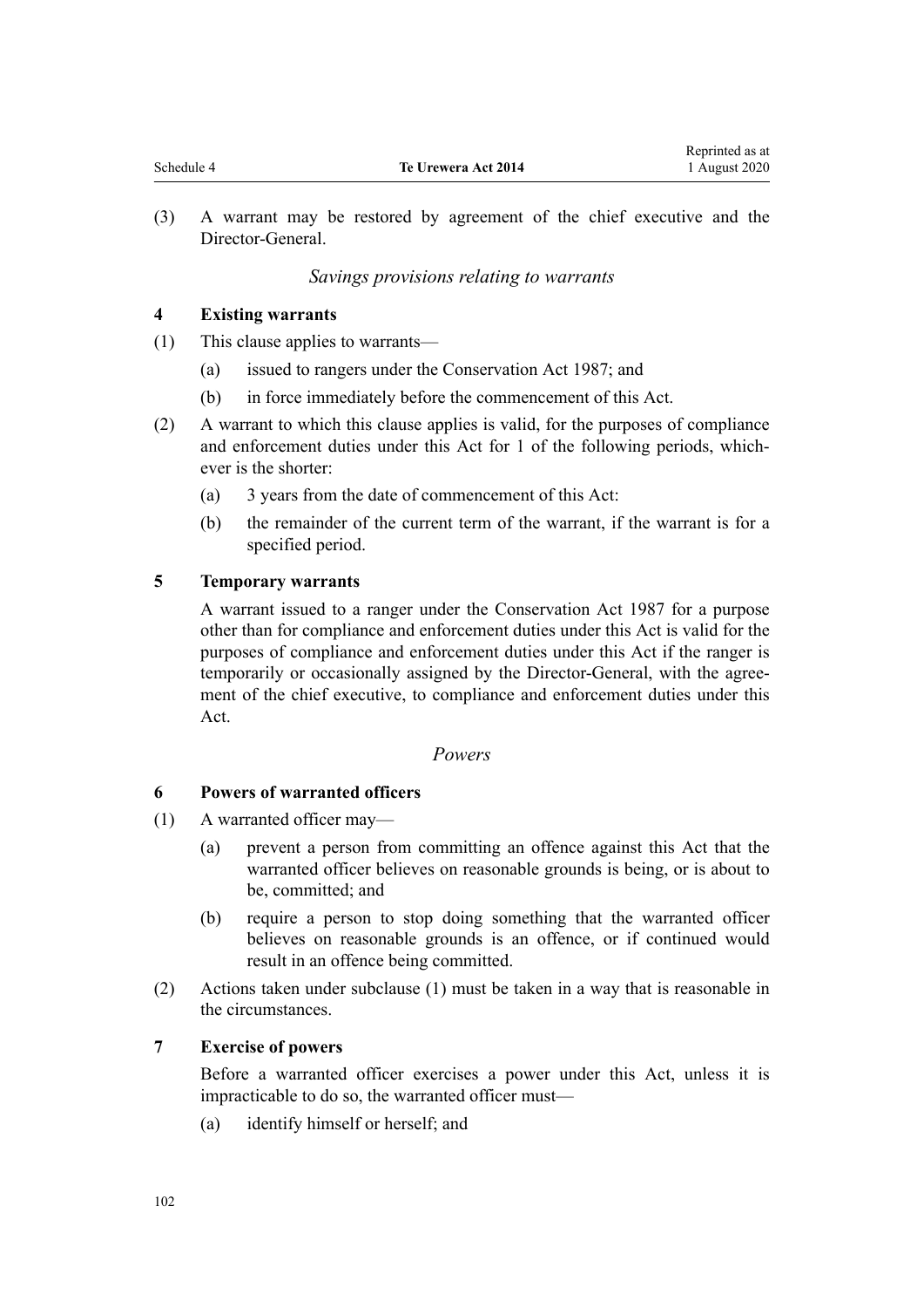(3) A warrant may be restored by agreement of the chief executive and the Director-General.

*Savings provisions relating to warrants*

### 4 Existing warrants

(1) This clause applies to warrants—

  (a) issued to rangers under the Conservation Act 1987; and

  (b) in force immediately before the commencement of this Act.

(2) A warrant to which this clause applies is valid, for the purposes of compliance and enforcement duties under this Act for 1 of the following periods, whichever is the shorter:

  (a) 3 years from the date of commencement of this Act:

  (b) the remainder of the current term of the warrant, if the warrant is for a specified period.

### 5 Temporary warrants

A warrant issued to a ranger under the Conservation Act 1987 for a purpose other than for compliance and enforcement duties under this Act is valid for the purposes of compliance and enforcement duties under this Act if the ranger is temporarily or occasionally assigned by the Director-General, with the agreement of the chief executive, to compliance and enforcement duties under this Act.

*Powers*

### 6 Powers of warranted officers

(1) A warranted officer may—

  (a) prevent a person from committing an offence against this Act that the warranted officer believes on reasonable grounds is being, or is about to be, committed; and

  (b) require a person to stop doing something that the warranted officer believes on reasonable grounds is an offence, or if continued would result in an offence being committed.

(2) Actions taken under subclause (1) must be taken in a way that is reasonable in the circumstances.

### 7 Exercise of powers

Before a warranted officer exercises a power under this Act, unless it is impracticable to do so, the warranted officer must—

  (a) identify himself or herself; and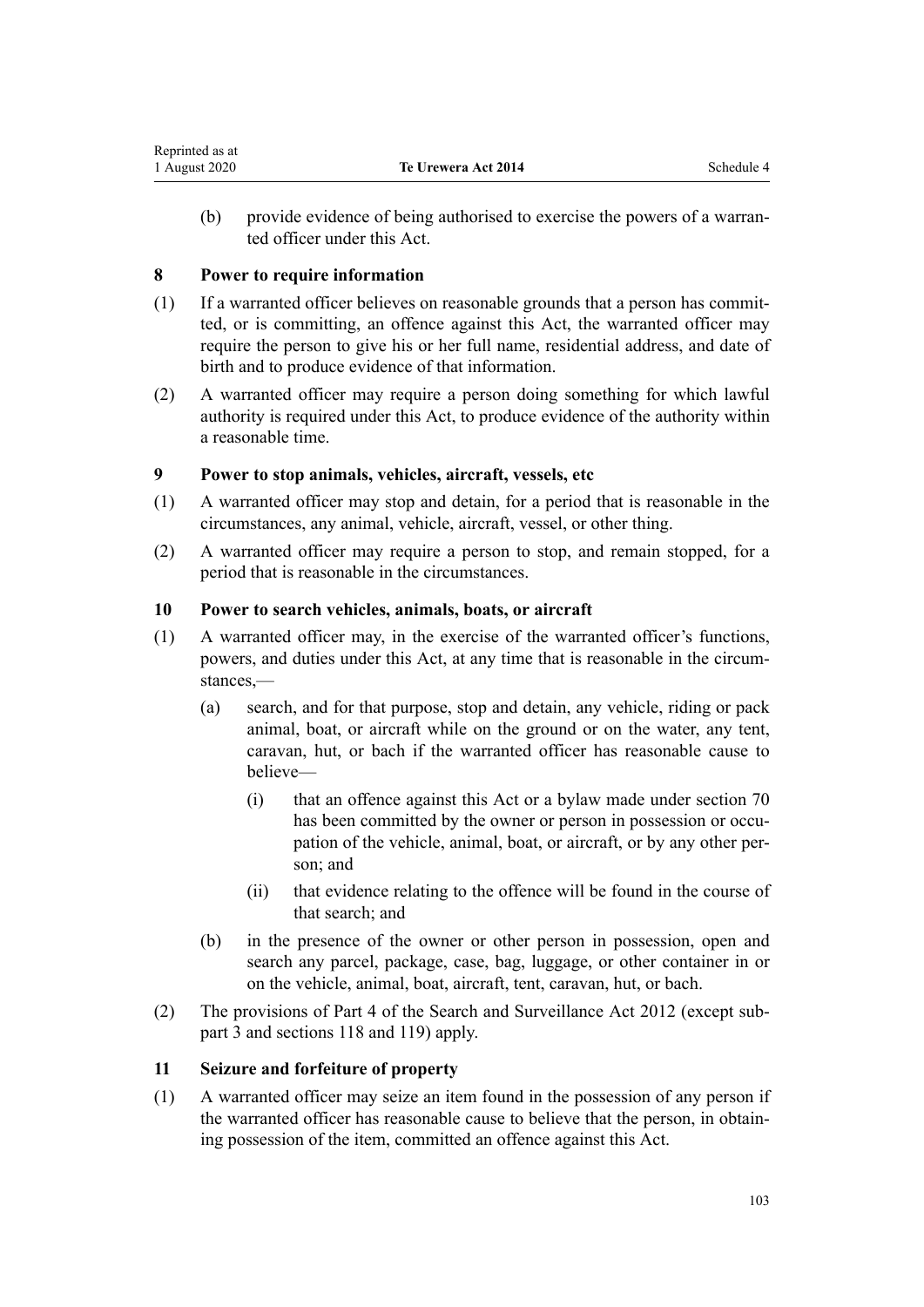(b) provide evidence of being authorised to exercise the powers of a warranted officer under this Act.

### 8 Power to require information

(1) If a warranted officer believes on reasonable grounds that a person has committed, or is committing, an offence against this Act, the warranted officer may require the person to give his or her full name, residential address, and date of birth and to produce evidence of that information.

(2) A warranted officer may require a person doing something for which lawful authority is required under this Act, to produce evidence of the authority within a reasonable time.

### 9 Power to stop animals, vehicles, aircraft, vessels, etc

(1) A warranted officer may stop and detain, for a period that is reasonable in the circumstances, any animal, vehicle, aircraft, vessel, or other thing.

(2) A warranted officer may require a person to stop, and remain stopped, for a period that is reasonable in the circumstances.

### 10 Power to search vehicles, animals, boats, or aircraft

(1) A warranted officer may, in the exercise of the warranted officer's functions, powers, and duties under this Act, at any time that is reasonable in the circumstances,—

   (a) search, and for that purpose, stop and detain, any vehicle, riding or pack animal, boat, or aircraft while on the ground or on the water, any tent, caravan, hut, or bach if the warranted officer has reasonable cause to believe—

      (i) that an offence against this Act or a bylaw made under section 70 has been committed by the owner or person in possession or occupation of the vehicle, animal, boat, or aircraft, or by any other person; and

      (ii) that evidence relating to the offence will be found in the course of that search; and

   (b) in the presence of the owner or other person in possession, open and search any parcel, package, case, bag, luggage, or other container in or on the vehicle, animal, boat, aircraft, tent, caravan, hut, or bach.

(2) The provisions of Part 4 of the Search and Surveillance Act 2012 (except subpart 3 and sections 118 and 119) apply.

### 11 Seizure and forfeiture of property

(1) A warranted officer may seize an item found in the possession of any person if the warranted officer has reasonable cause to believe that the person, in obtaining possession of the item, committed an offence against this Act.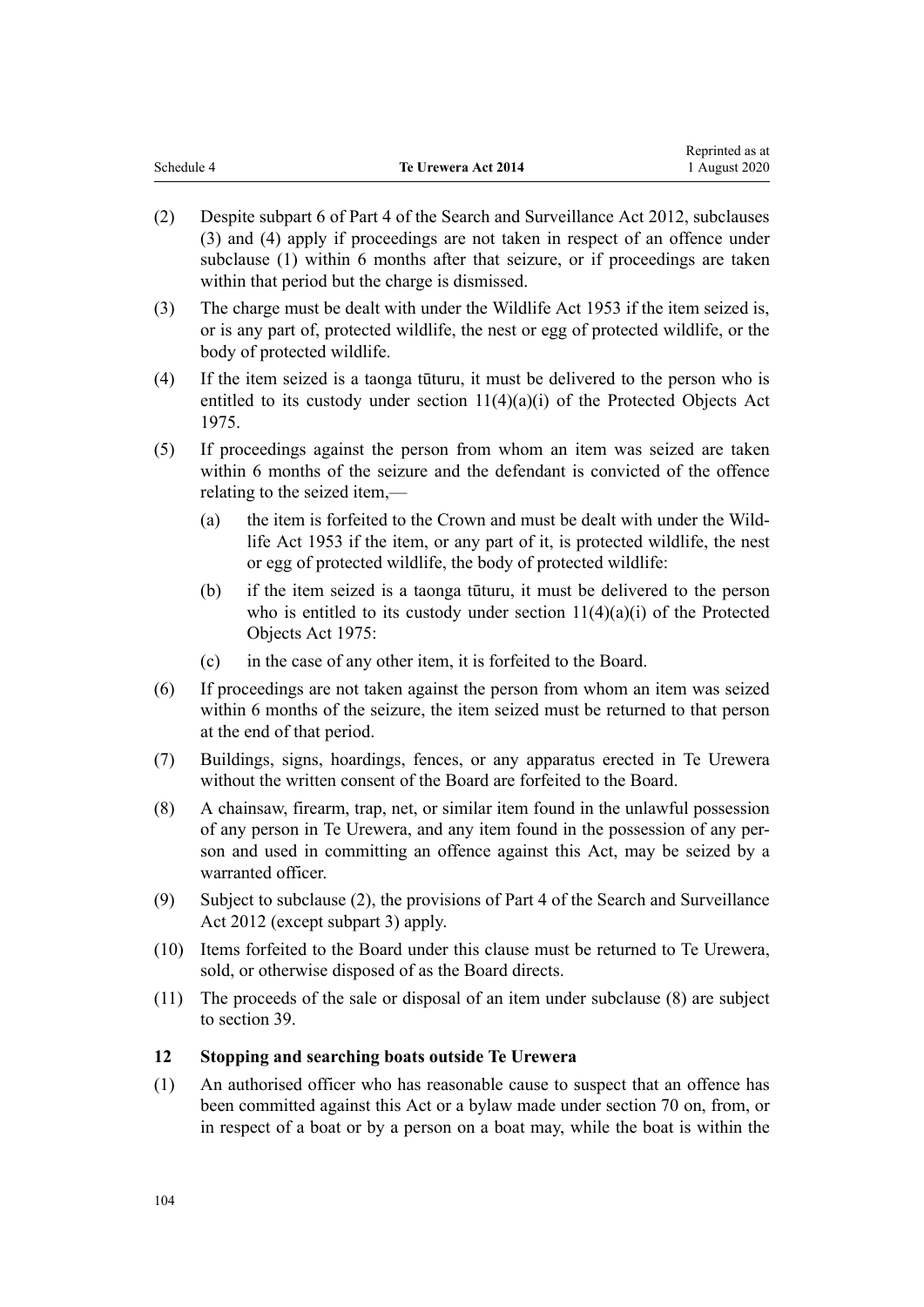(2) Despite subpart 6 of Part 4 of the Search and Surveillance Act 2012, subclauses (3) and (4) apply if proceedings are not taken in respect of an offence under subclause (1) within 6 months after that seizure, or if proceedings are taken within that period but the charge is dismissed.

(3) The charge must be dealt with under the Wildlife Act 1953 if the item seized is, or is any part of, protected wildlife, the nest or egg of protected wildlife, or the body of protected wildlife.

(4) If the item seized is a taonga tūturu, it must be delivered to the person who is entitled to its custody under section 11(4)(a)(i) of the Protected Objects Act 1975.

(5) If proceedings against the person from whom an item was seized are taken within 6 months of the seizure and the defendant is convicted of the offence relating to the seized item,—

- (a) the item is forfeited to the Crown and must be dealt with under the Wildlife Act 1953 if the item, or any part of it, is protected wildlife, the nest or egg of protected wildlife, the body of protected wildlife:
- (b) if the item seized is a taonga tūturu, it must be delivered to the person who is entitled to its custody under section 11(4)(a)(i) of the Protected Objects Act 1975:
- (c) in the case of any other item, it is forfeited to the Board.

(6) If proceedings are not taken against the person from whom an item was seized within 6 months of the seizure, the item seized must be returned to that person at the end of that period.

(7) Buildings, signs, hoardings, fences, or any apparatus erected in Te Urewera without the written consent of the Board are forfeited to the Board.

(8) A chainsaw, firearm, trap, net, or similar item found in the unlawful possession of any person in Te Urewera, and any item found in the possession of any person and used in committing an offence against this Act, may be seized by a warranted officer.

(9) Subject to subclause (2), the provisions of Part 4 of the Search and Surveillance Act 2012 (except subpart 3) apply.

(10) Items forfeited to the Board under this clause must be returned to Te Urewera, sold, or otherwise disposed of as the Board directs.

(11) The proceeds of the sale or disposal of an item under subclause (8) are subject to section 39.

### 12 Stopping and searching boats outside Te Urewera

(1) An authorised officer who has reasonable cause to suspect that an offence has been committed against this Act or a bylaw made under section 70 on, from, or in respect of a boat or by a person on a boat may, while the boat is within the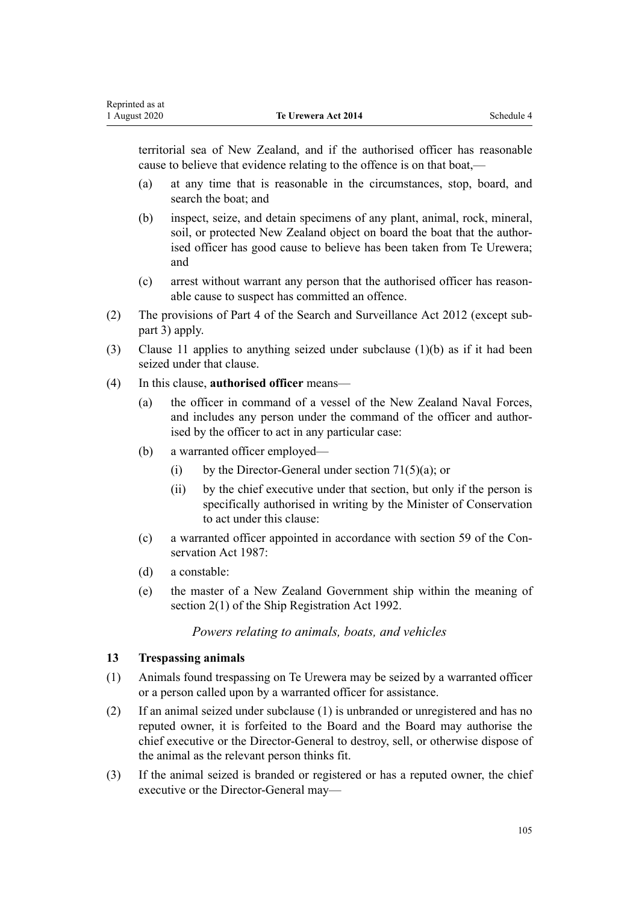territorial sea of New Zealand, and if the authorised officer has reasonable cause to believe that evidence relating to the offence is on that boat,—

(a) at any time that is reasonable in the circumstances, stop, board, and search the boat; and

(b) inspect, seize, and detain specimens of any plant, animal, rock, mineral, soil, or protected New Zealand object on board the boat that the authorised officer has good cause to believe has been taken from Te Urewera; and

(c) arrest without warrant any person that the authorised officer has reasonable cause to suspect has committed an offence.

(2) The provisions of Part 4 of the Search and Surveillance Act 2012 (except subpart 3) apply.

(3) Clause 11 applies to anything seized under subclause (1)(b) as if it had been seized under that clause.

(4) In this clause, **authorised officer** means—

(a) the officer in command of a vessel of the New Zealand Naval Forces, and includes any person under the command of the officer and authorised by the officer to act in any particular case:

(b) a warranted officer employed—

(i) by the Director-General under section 71(5)(a); or

(ii) by the chief executive under that section, but only if the person is specifically authorised in writing by the Minister of Conservation to act under this clause:

(c) a warranted officer appointed in accordance with section 59 of the Conservation Act 1987:

(d) a constable:

(e) the master of a New Zealand Government ship within the meaning of section 2(1) of the Ship Registration Act 1992.

*Powers relating to animals, boats, and vehicles*

### 13 Trespassing animals

(1) Animals found trespassing on Te Urewera may be seized by a warranted officer or a person called upon by a warranted officer for assistance.

(2) If an animal seized under subclause (1) is unbranded or unregistered and has no reputed owner, it is forfeited to the Board and the Board may authorise the chief executive or the Director-General to destroy, sell, or otherwise dispose of the animal as the relevant person thinks fit.

(3) If the animal seized is branded or registered or has a reputed owner, the chief executive or the Director-General may—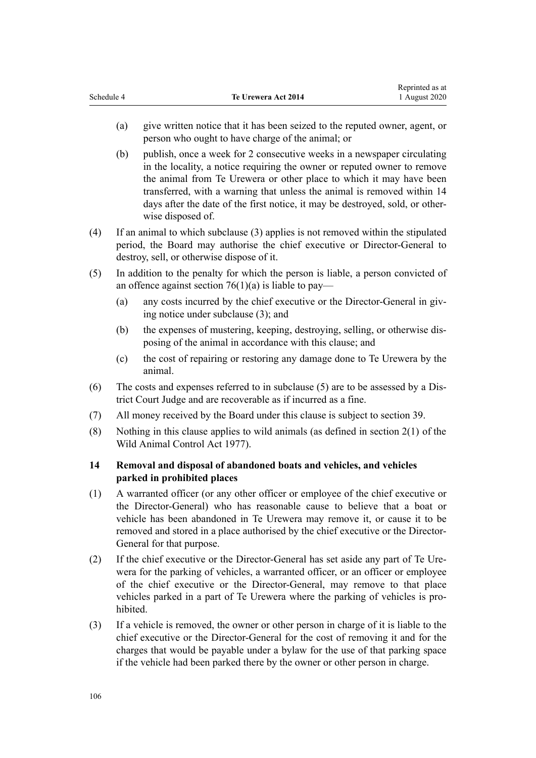(a) give written notice that it has been seized to the reputed owner, agent, or person who ought to have charge of the animal; or

(b) publish, once a week for 2 consecutive weeks in a newspaper circulating in the locality, a notice requiring the owner or reputed owner to remove the animal from Te Urewera or other place to which it may have been transferred, with a warning that unless the animal is removed within 14 days after the date of the first notice, it may be destroyed, sold, or otherwise disposed of.

(4) If an animal to which subclause (3) applies is not removed within the stipulated period, the Board may authorise the chief executive or Director-General to destroy, sell, or otherwise dispose of it.

(5) In addition to the penalty for which the person is liable, a person convicted of an offence against section 76(1)(a) is liable to pay—

(a) any costs incurred by the chief executive or the Director-General in giving notice under subclause (3); and

(b) the expenses of mustering, keeping, destroying, selling, or otherwise disposing of the animal in accordance with this clause; and

(c) the cost of repairing or restoring any damage done to Te Urewera by the animal.

(6) The costs and expenses referred to in subclause (5) are to be assessed by a District Court Judge and are recoverable as if incurred as a fine.

(7) All money received by the Board under this clause is subject to section 39.

(8) Nothing in this clause applies to wild animals (as defined in section 2(1) of the Wild Animal Control Act 1977).

### 14 Removal and disposal of abandoned boats and vehicles, and vehicles parked in prohibited places

(1) A warranted officer (or any other officer or employee of the chief executive or the Director-General) who has reasonable cause to believe that a boat or vehicle has been abandoned in Te Urewera may remove it, or cause it to be removed and stored in a place authorised by the chief executive or the Director-General for that purpose.

(2) If the chief executive or the Director-General has set aside any part of Te Urewera for the parking of vehicles, a warranted officer, or an officer or employee of the chief executive or the Director-General, may remove to that place vehicles parked in a part of Te Urewera where the parking of vehicles is prohibited.

(3) If a vehicle is removed, the owner or other person in charge of it is liable to the chief executive or the Director-General for the cost of removing it and for the charges that would be payable under a bylaw for the use of that parking space if the vehicle had been parked there by the owner or other person in charge.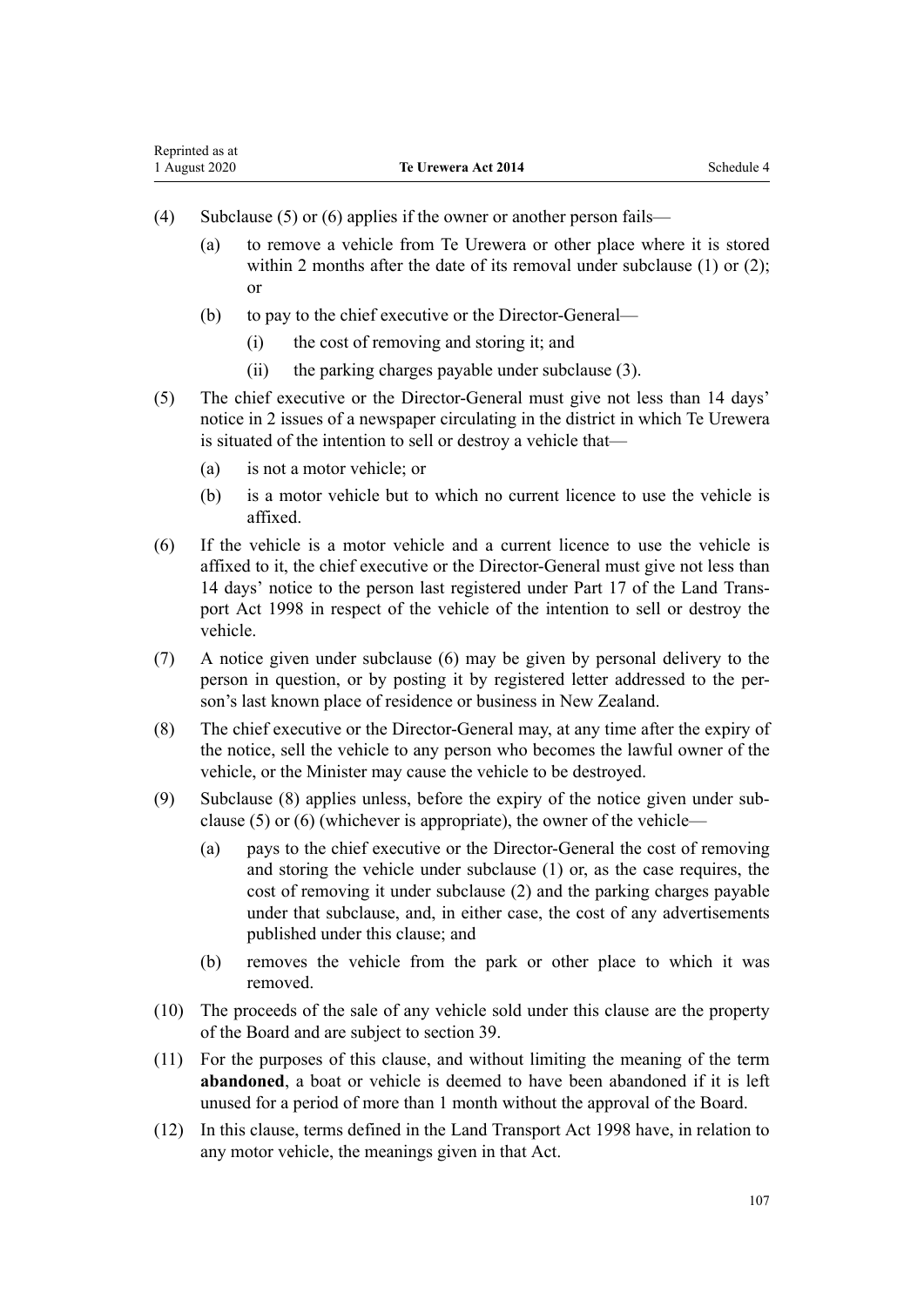(4) Subclause (5) or (6) applies if the owner or another person fails—

(a) to remove a vehicle from Te Urewera or other place where it is stored within 2 months after the date of its removal under subclause (1) or (2); or

(b) to pay to the chief executive or the Director-General—

(i) the cost of removing and storing it; and

(ii) the parking charges payable under subclause (3).

(5) The chief executive or the Director-General must give not less than 14 days' notice in 2 issues of a newspaper circulating in the district in which Te Urewera is situated of the intention to sell or destroy a vehicle that—

(a) is not a motor vehicle; or

(b) is a motor vehicle but to which no current licence to use the vehicle is affixed.

(6) If the vehicle is a motor vehicle and a current licence to use the vehicle is affixed to it, the chief executive or the Director-General must give not less than 14 days' notice to the person last registered under Part 17 of the Land Transport Act 1998 in respect of the vehicle of the intention to sell or destroy the vehicle.

(7) A notice given under subclause (6) may be given by personal delivery to the person in question, or by posting it by registered letter addressed to the person's last known place of residence or business in New Zealand.

(8) The chief executive or the Director-General may, at any time after the expiry of the notice, sell the vehicle to any person who becomes the lawful owner of the vehicle, or the Minister may cause the vehicle to be destroyed.

(9) Subclause (8) applies unless, before the expiry of the notice given under subclause (5) or (6) (whichever is appropriate), the owner of the vehicle—

(a) pays to the chief executive or the Director-General the cost of removing and storing the vehicle under subclause (1) or, as the case requires, the cost of removing it under subclause (2) and the parking charges payable under that subclause, and, in either case, the cost of any advertisements published under this clause; and

(b) removes the vehicle from the park or other place to which it was removed.

(10) The proceeds of the sale of any vehicle sold under this clause are the property of the Board and are subject to section 39.

(11) For the purposes of this clause, and without limiting the meaning of the term **abandoned**, a boat or vehicle is deemed to have been abandoned if it is left unused for a period of more than 1 month without the approval of the Board.

(12) In this clause, terms defined in the Land Transport Act 1998 have, in relation to any motor vehicle, the meanings given in that Act.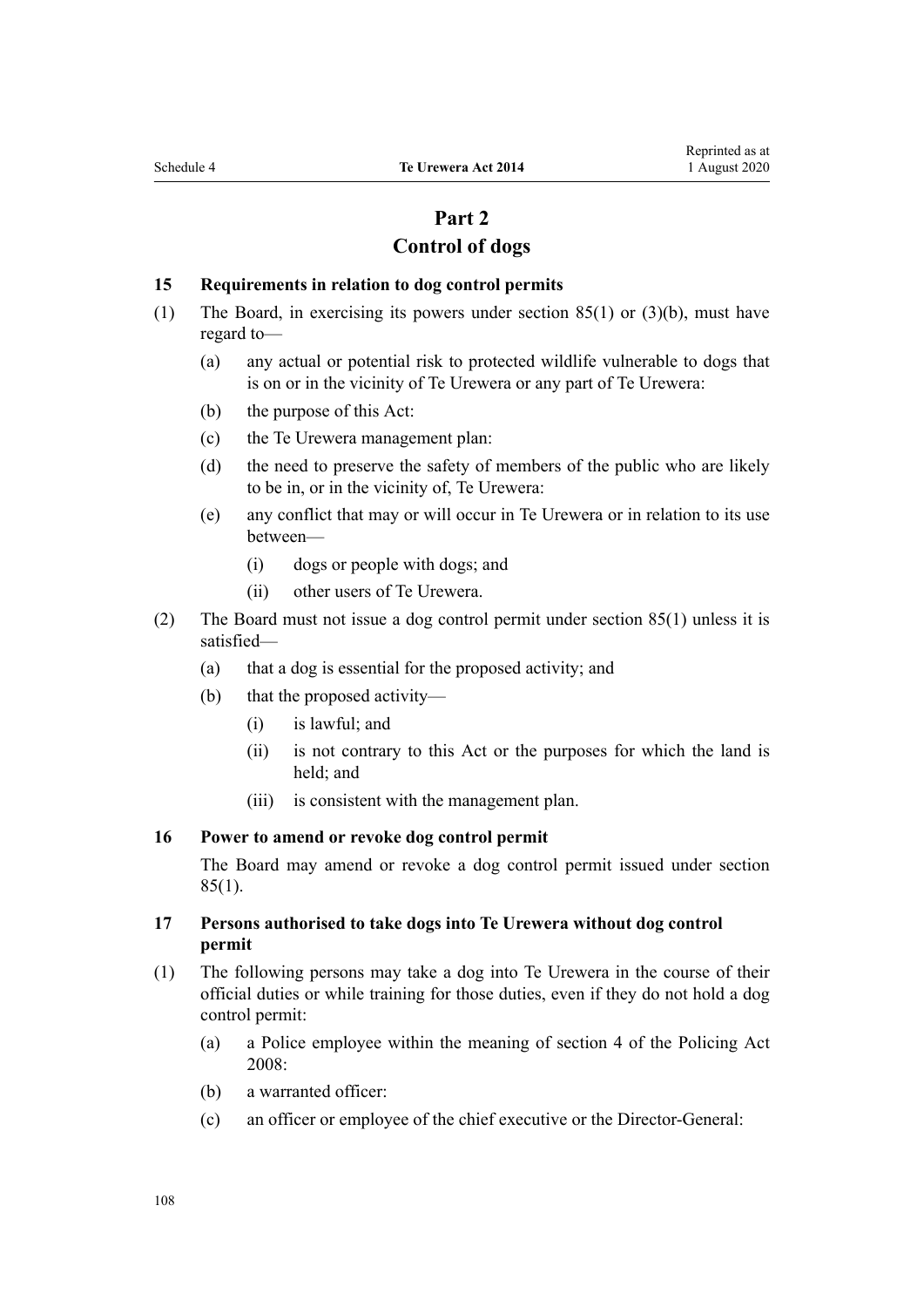# Part 2
# Control of dogs

### 15 Requirements in relation to dog control permits

(1) The Board, in exercising its powers under section 85(1) or (3)(b), must have regard to—

- (a) any actual or potential risk to protected wildlife vulnerable to dogs that is on or in the vicinity of Te Urewera or any part of Te Urewera:
- (b) the purpose of this Act:
- (c) the Te Urewera management plan:
- (d) the need to preserve the safety of members of the public who are likely to be in, or in the vicinity of, Te Urewera:
- (e) any conflict that may or will occur in Te Urewera or in relation to its use between—
  - (i) dogs or people with dogs; and
  - (ii) other users of Te Urewera.

(2) The Board must not issue a dog control permit under section 85(1) unless it is satisfied—

- (a) that a dog is essential for the proposed activity; and
- (b) that the proposed activity—
  - (i) is lawful; and
  - (ii) is not contrary to this Act or the purposes for which the land is held; and
  - (iii) is consistent with the management plan.

### 16 Power to amend or revoke dog control permit

The Board may amend or revoke a dog control permit issued under section 85(1).

### 17 Persons authorised to take dogs into Te Urewera without dog control permit

(1) The following persons may take a dog into Te Urewera in the course of their official duties or while training for those duties, even if they do not hold a dog control permit:

- (a) a Police employee within the meaning of section 4 of the Policing Act 2008:
- (b) a warranted officer:
- (c) an officer or employee of the chief executive or the Director-General: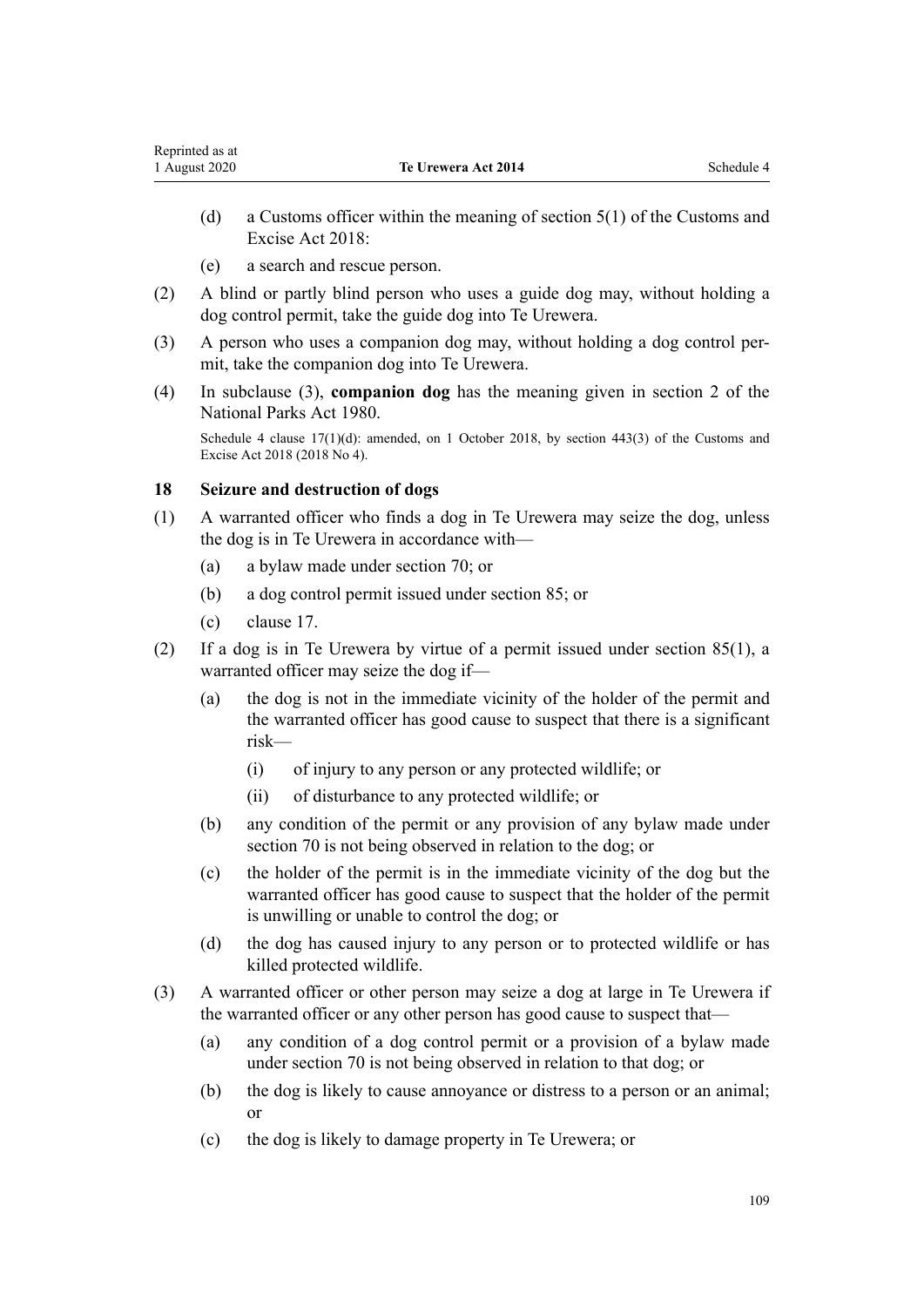(d) a Customs officer within the meaning of section 5(1) of the Customs and Excise Act 2018:

(e) a search and rescue person.

(2) A blind or partly blind person who uses a guide dog may, without holding a dog control permit, take the guide dog into Te Urewera.

(3) A person who uses a companion dog may, without holding a dog control permit, take the companion dog into Te Urewera.

(4) In subclause (3), **companion dog** has the meaning given in section 2 of the National Parks Act 1980.

Schedule 4 clause 17(1)(d): amended, on 1 October 2018, by section 443(3) of the Customs and Excise Act 2018 (2018 No 4).

### 18 Seizure and destruction of dogs

(1) A warranted officer who finds a dog in Te Urewera may seize the dog, unless the dog is in Te Urewera in accordance with—

(a) a bylaw made under section 70; or

(b) a dog control permit issued under section 85; or

(c) clause 17.

(2) If a dog is in Te Urewera by virtue of a permit issued under section 85(1), a warranted officer may seize the dog if—

(a) the dog is not in the immediate vicinity of the holder of the permit and the warranted officer has good cause to suspect that there is a significant risk—

(i) of injury to any person or any protected wildlife; or

(ii) of disturbance to any protected wildlife; or

(b) any condition of the permit or any provision of any bylaw made under section 70 is not being observed in relation to the dog; or

(c) the holder of the permit is in the immediate vicinity of the dog but the warranted officer has good cause to suspect that the holder of the permit is unwilling or unable to control the dog; or

(d) the dog has caused injury to any person or to protected wildlife or has killed protected wildlife.

(3) A warranted officer or other person may seize a dog at large in Te Urewera if the warranted officer or any other person has good cause to suspect that—

(a) any condition of a dog control permit or a provision of a bylaw made under section 70 is not being observed in relation to that dog; or

(b) the dog is likely to cause annoyance or distress to a person or an animal; or

(c) the dog is likely to damage property in Te Urewera; or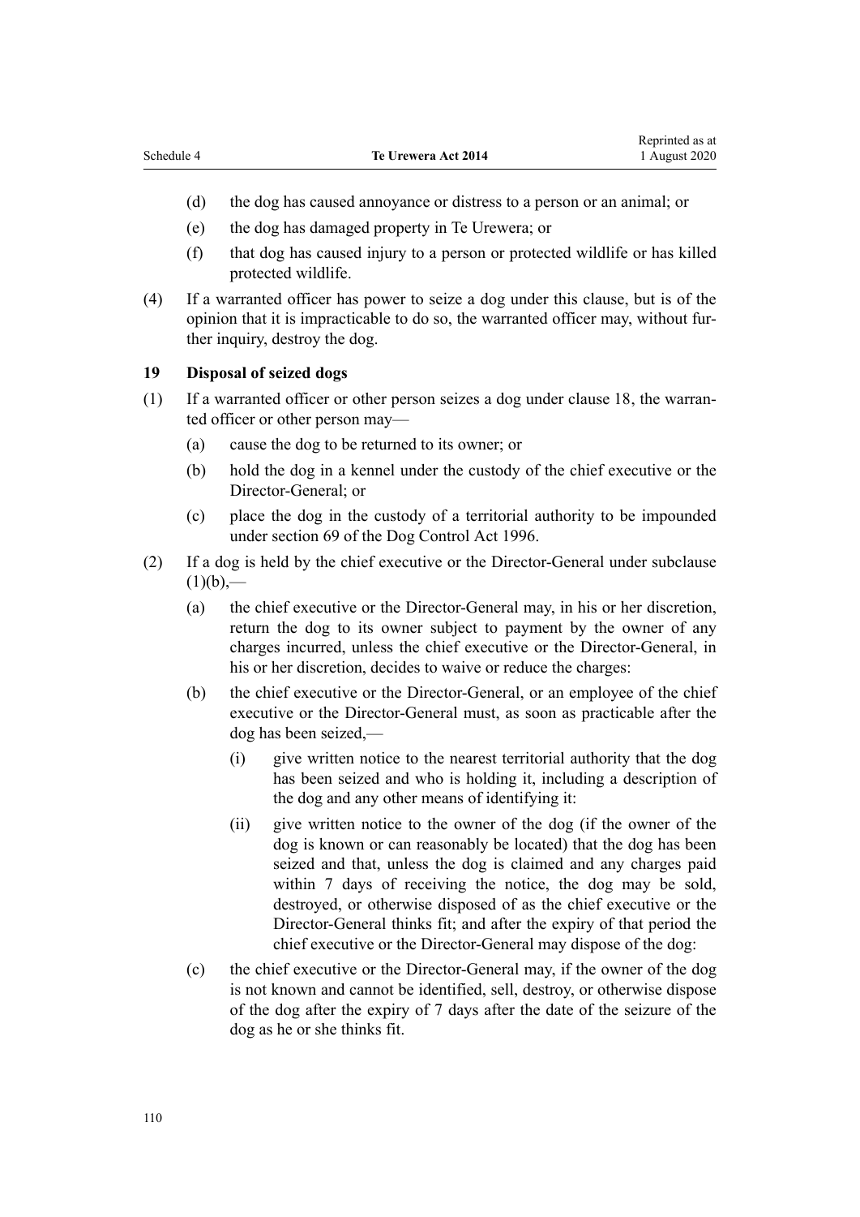(d) the dog has caused annoyance or distress to a person or an animal; or

(e) the dog has damaged property in Te Urewera; or

(f) that dog has caused injury to a person or protected wildlife or has killed protected wildlife.

(4) If a warranted officer has power to seize a dog under this clause, but is of the opinion that it is impracticable to do so, the warranted officer may, without further inquiry, destroy the dog.

### 19 Disposal of seized dogs

(1) If a warranted officer or other person seizes a dog under clause 18, the warranted officer or other person may—

(a) cause the dog to be returned to its owner; or

(b) hold the dog in a kennel under the custody of the chief executive or the Director-General; or

(c) place the dog in the custody of a territorial authority to be impounded under section 69 of the Dog Control Act 1996.

(2) If a dog is held by the chief executive or the Director-General under subclause (1)(b),—

(a) the chief executive or the Director-General may, in his or her discretion, return the dog to its owner subject to payment by the owner of any charges incurred, unless the chief executive or the Director-General, in his or her discretion, decides to waive or reduce the charges:

(b) the chief executive or the Director-General, or an employee of the chief executive or the Director-General must, as soon as practicable after the dog has been seized,—

(i) give written notice to the nearest territorial authority that the dog has been seized and who is holding it, including a description of the dog and any other means of identifying it:

(ii) give written notice to the owner of the dog (if the owner of the dog is known or can reasonably be located) that the dog has been seized and that, unless the dog is claimed and any charges paid within 7 days of receiving the notice, the dog may be sold, destroyed, or otherwise disposed of as the chief executive or the Director-General thinks fit; and after the expiry of that period the chief executive or the Director-General may dispose of the dog:

(c) the chief executive or the Director-General may, if the owner of the dog is not known and cannot be identified, sell, destroy, or otherwise dispose of the dog after the expiry of 7 days after the date of the seizure of the dog as he or she thinks fit.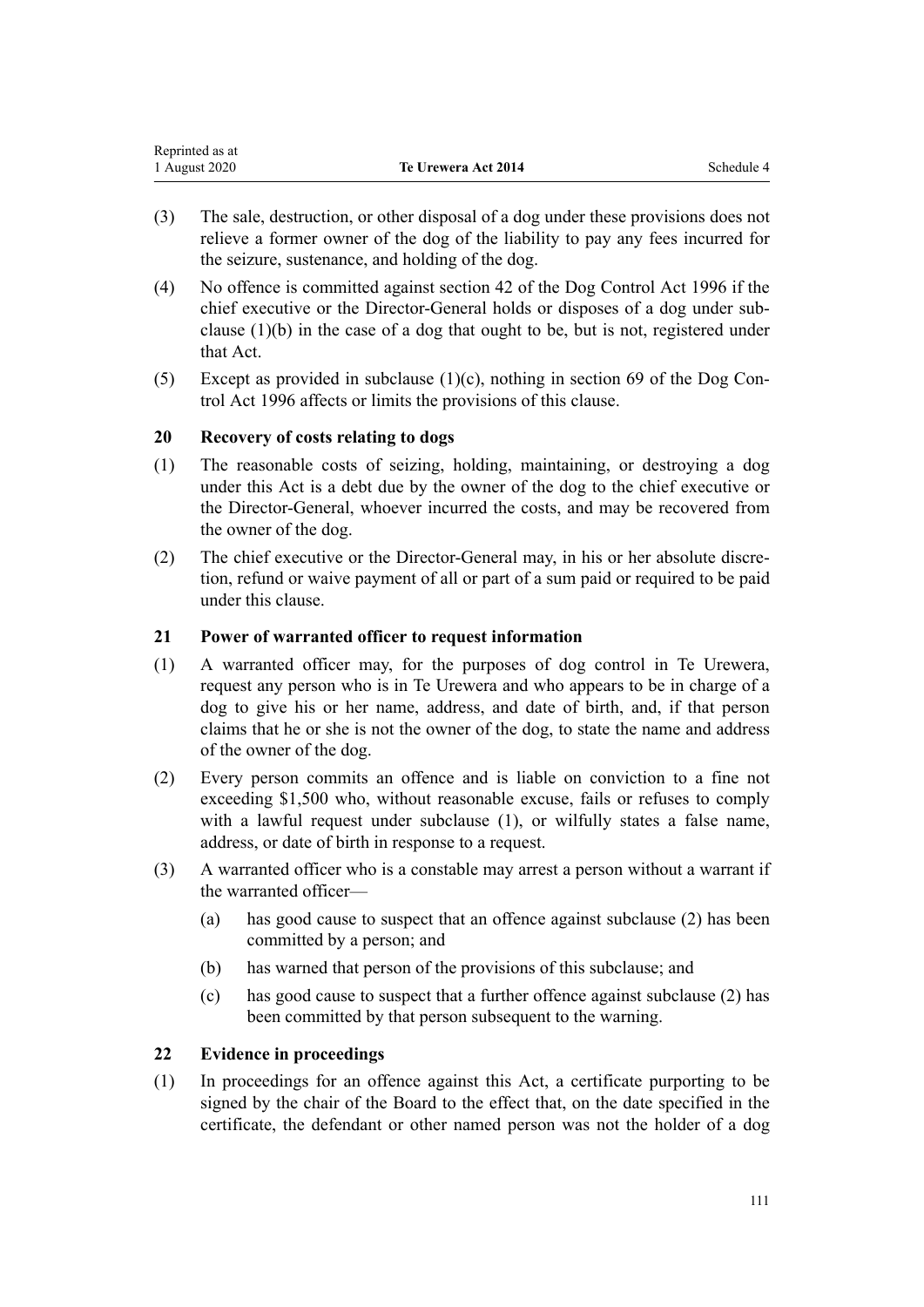(3) The sale, destruction, or other disposal of a dog under these provisions does not relieve a former owner of the dog of the liability to pay any fees incurred for the seizure, sustenance, and holding of the dog.

(4) No offence is committed against section 42 of the Dog Control Act 1996 if the chief executive or the Director-General holds or disposes of a dog under subclause (1)(b) in the case of a dog that ought to be, but is not, registered under that Act.

(5) Except as provided in subclause (1)(c), nothing in section 69 of the Dog Control Act 1996 affects or limits the provisions of this clause.

### 20 Recovery of costs relating to dogs

(1) The reasonable costs of seizing, holding, maintaining, or destroying a dog under this Act is a debt due by the owner of the dog to the chief executive or the Director-General, whoever incurred the costs, and may be recovered from the owner of the dog.

(2) The chief executive or the Director-General may, in his or her absolute discretion, refund or waive payment of all or part of a sum paid or required to be paid under this clause.

### 21 Power of warranted officer to request information

(1) A warranted officer may, for the purposes of dog control in Te Urewera, request any person who is in Te Urewera and who appears to be in charge of a dog to give his or her name, address, and date of birth, and, if that person claims that he or she is not the owner of the dog, to state the name and address of the owner of the dog.

(2) Every person commits an offence and is liable on conviction to a fine not exceeding $1,500 who, without reasonable excuse, fails or refuses to comply with a lawful request under subclause (1), or wilfully states a false name, address, or date of birth in response to a request.

(3) A warranted officer who is a constable may arrest a person without a warrant if the warranted officer—

   (a) has good cause to suspect that an offence against subclause (2) has been committed by a person; and

   (b) has warned that person of the provisions of this subclause; and

   (c) has good cause to suspect that a further offence against subclause (2) has been committed by that person subsequent to the warning.

### 22 Evidence in proceedings

(1) In proceedings for an offence against this Act, a certificate purporting to be signed by the chair of the Board to the effect that, on the date specified in the certificate, the defendant or other named person was not the holder of a dog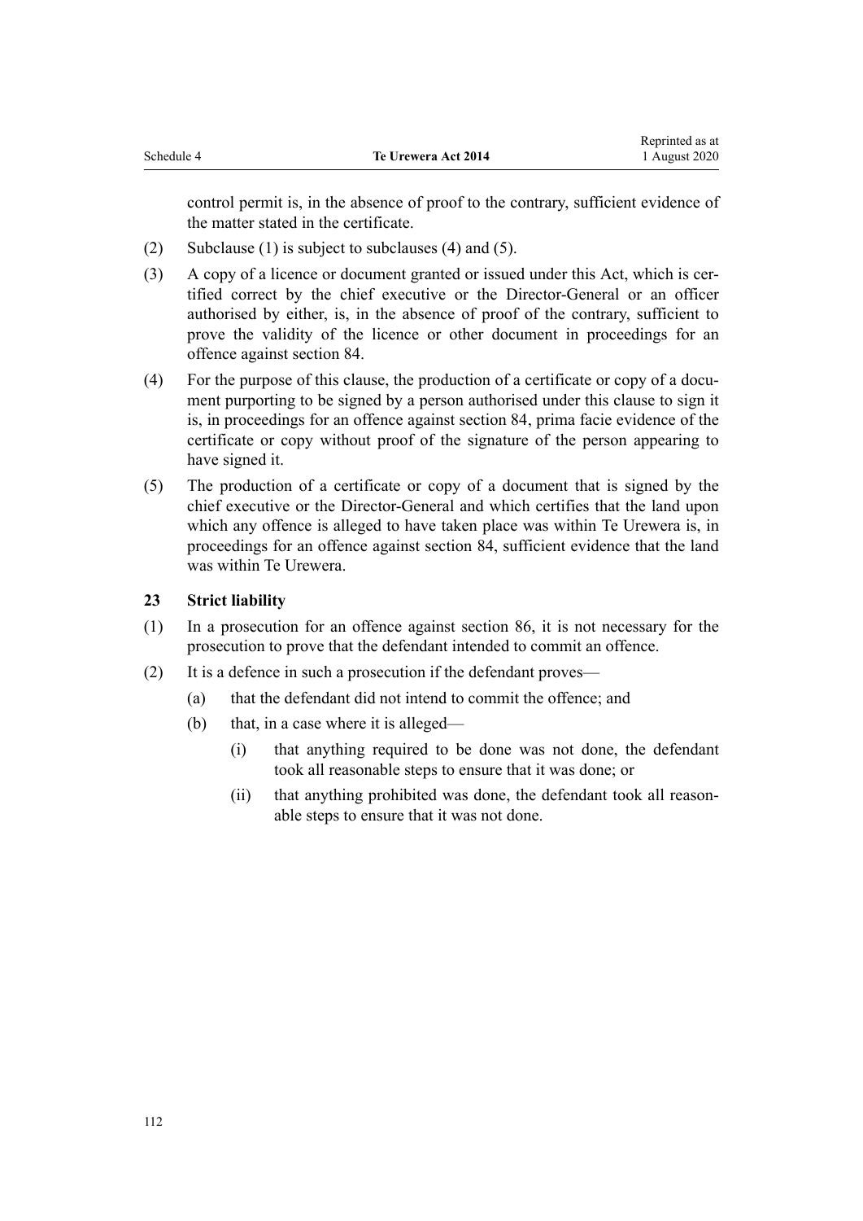control permit is, in the absence of proof to the contrary, sufficient evidence of the matter stated in the certificate.

(2) Subclause (1) is subject to subclauses (4) and (5).

(3) A copy of a licence or document granted or issued under this Act, which is certified correct by the chief executive or the Director-General or an officer authorised by either, is, in the absence of proof of the contrary, sufficient to prove the validity of the licence or other document in proceedings for an offence against section 84.

(4) For the purpose of this clause, the production of a certificate or copy of a document purporting to be signed by a person authorised under this clause to sign it is, in proceedings for an offence against section 84, prima facie evidence of the certificate or copy without proof of the signature of the person appearing to have signed it.

(5) The production of a certificate or copy of a document that is signed by the chief executive or the Director-General and which certifies that the land upon which any offence is alleged to have taken place was within Te Urewera is, in proceedings for an offence against section 84, sufficient evidence that the land was within Te Urewera.

### 23 Strict liability

(1) In a prosecution for an offence against section 86, it is not necessary for the prosecution to prove that the defendant intended to commit an offence.

(2) It is a defence in such a prosecution if the defendant proves—

   (a) that the defendant did not intend to commit the offence; and

   (b) that, in a case where it is alleged—

      (i) that anything required to be done was not done, the defendant took all reasonable steps to ensure that it was done; or

      (ii) that anything prohibited was done, the defendant took all reasonable steps to ensure that it was not done.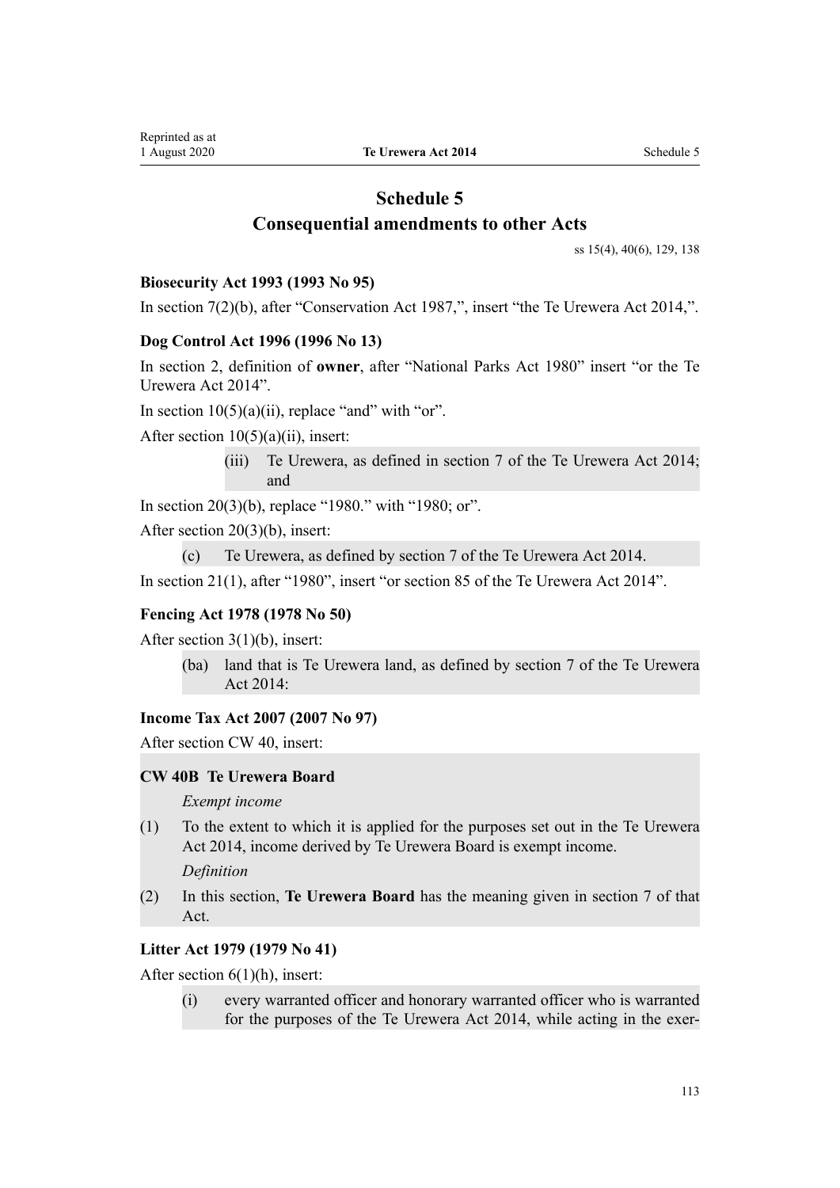# Schedule 5
## Consequential amendments to other Acts

ss 15(4), 40(6), 129, 138

### Biosecurity Act 1993 (1993 No 95)

In section 7(2)(b), after "Conservation Act 1987,", insert "the Te Urewera Act 2014,".

### Dog Control Act 1996 (1996 No 13)

In section 2, definition of **owner**, after "National Parks Act 1980" insert "or the Te Urewera Act 2014".

In section 10(5)(a)(ii), replace "and" with "or".

After section 10(5)(a)(ii), insert:

> (iii) Te Urewera, as defined in section 7 of the Te Urewera Act 2014; and

In section 20(3)(b), replace "1980." with "1980; or".

After section 20(3)(b), insert:

> (c) Te Urewera, as defined by section 7 of the Te Urewera Act 2014.

In section 21(1), after "1980", insert "or section 85 of the Te Urewera Act 2014".

### Fencing Act 1978 (1978 No 50)

After section 3(1)(b), insert:

> (ba) land that is Te Urewera land, as defined by section 7 of the Te Urewera Act 2014:

### Income Tax Act 2007 (2007 No 97)

After section CW 40, insert:

> **CW 40B Te Urewera Board**
>
> *Exempt income*
>
> (1) To the extent to which it is applied for the purposes set out in the Te Urewera Act 2014, income derived by Te Urewera Board is exempt income.
>
> *Definition*
>
> (2) In this section, **Te Urewera Board** has the meaning given in section 7 of that Act.

### Litter Act 1979 (1979 No 41)

After section 6(1)(h), insert:

> (i) every warranted officer and honorary warranted officer who is warranted for the purposes of the Te Urewera Act 2014, while acting in the exer-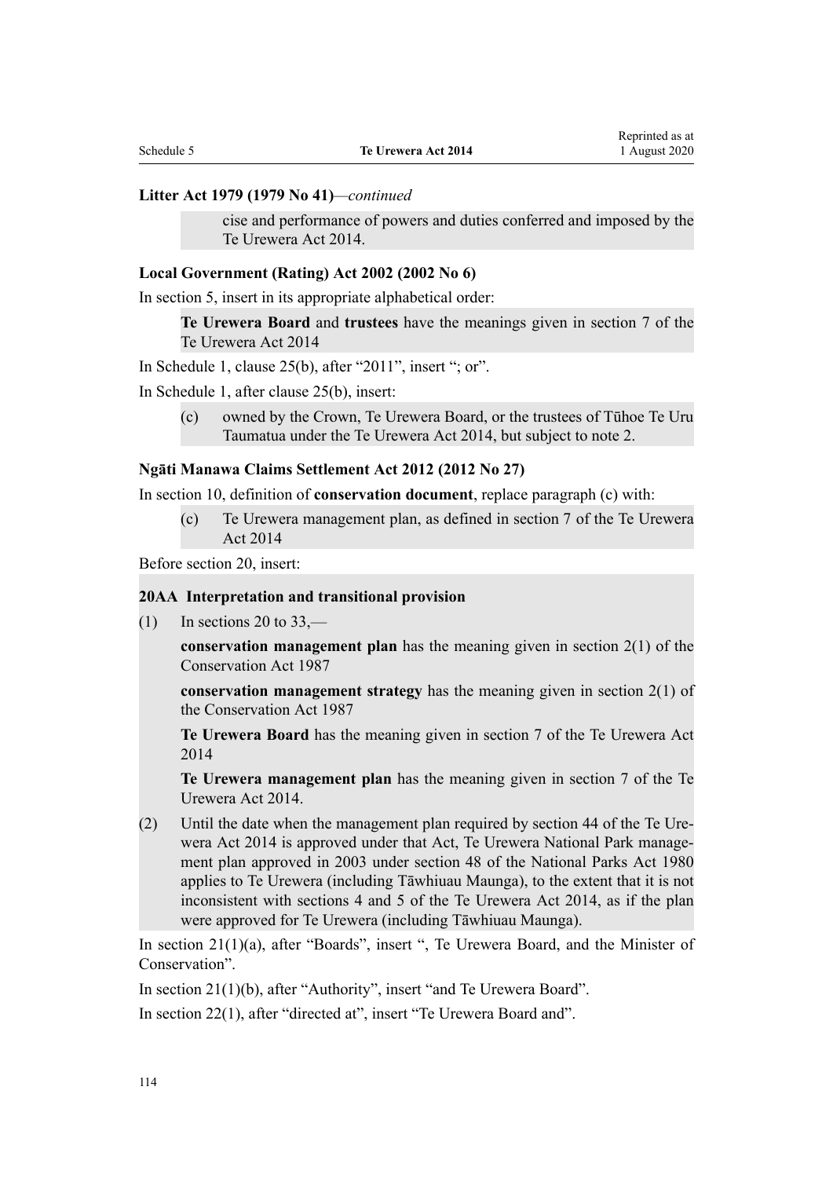**Litter Act 1979 (1979 No 41)**—*continued*

> cise and performance of powers and duties conferred and imposed by the Te Urewera Act 2014.

**Local Government (Rating) Act 2002 (2002 No 6)**

In section 5, insert in its appropriate alphabetical order:

> **Te Urewera Board** and **trustees** have the meanings given in section 7 of the Te Urewera Act 2014

In Schedule 1, clause 25(b), after "2011", insert "; or".

In Schedule 1, after clause 25(b), insert:

> (c) owned by the Crown, Te Urewera Board, or the trustees of Tūhoe Te Uru Taumatua under the Te Urewera Act 2014, but subject to note 2.

**Ngāti Manawa Claims Settlement Act 2012 (2012 No 27)**

In section 10, definition of **conservation document**, replace paragraph (c) with:

> (c) Te Urewera management plan, as defined in section 7 of the Te Urewera Act 2014

Before section 20, insert:

> **20AA Interpretation and transitional provision**
>
> (1) In sections 20 to 33,—
>
> **conservation management plan** has the meaning given in section 2(1) of the Conservation Act 1987
>
> **conservation management strategy** has the meaning given in section 2(1) of the Conservation Act 1987
>
> **Te Urewera Board** has the meaning given in section 7 of the Te Urewera Act 2014
>
> **Te Urewera management plan** has the meaning given in section 7 of the Te Urewera Act 2014.
>
> (2) Until the date when the management plan required by section 44 of the Te Urewera Act 2014 is approved under that Act, Te Urewera National Park management plan approved in 2003 under section 48 of the National Parks Act 1980 applies to Te Urewera (including Tāwhiuau Maunga), to the extent that it is not inconsistent with sections 4 and 5 of the Te Urewera Act 2014, as if the plan were approved for Te Urewera (including Tāwhiuau Maunga).

In section 21(1)(a), after "Boards", insert ", Te Urewera Board, and the Minister of Conservation".

In section 21(1)(b), after "Authority", insert "and Te Urewera Board".

In section 22(1), after "directed at", insert "Te Urewera Board and".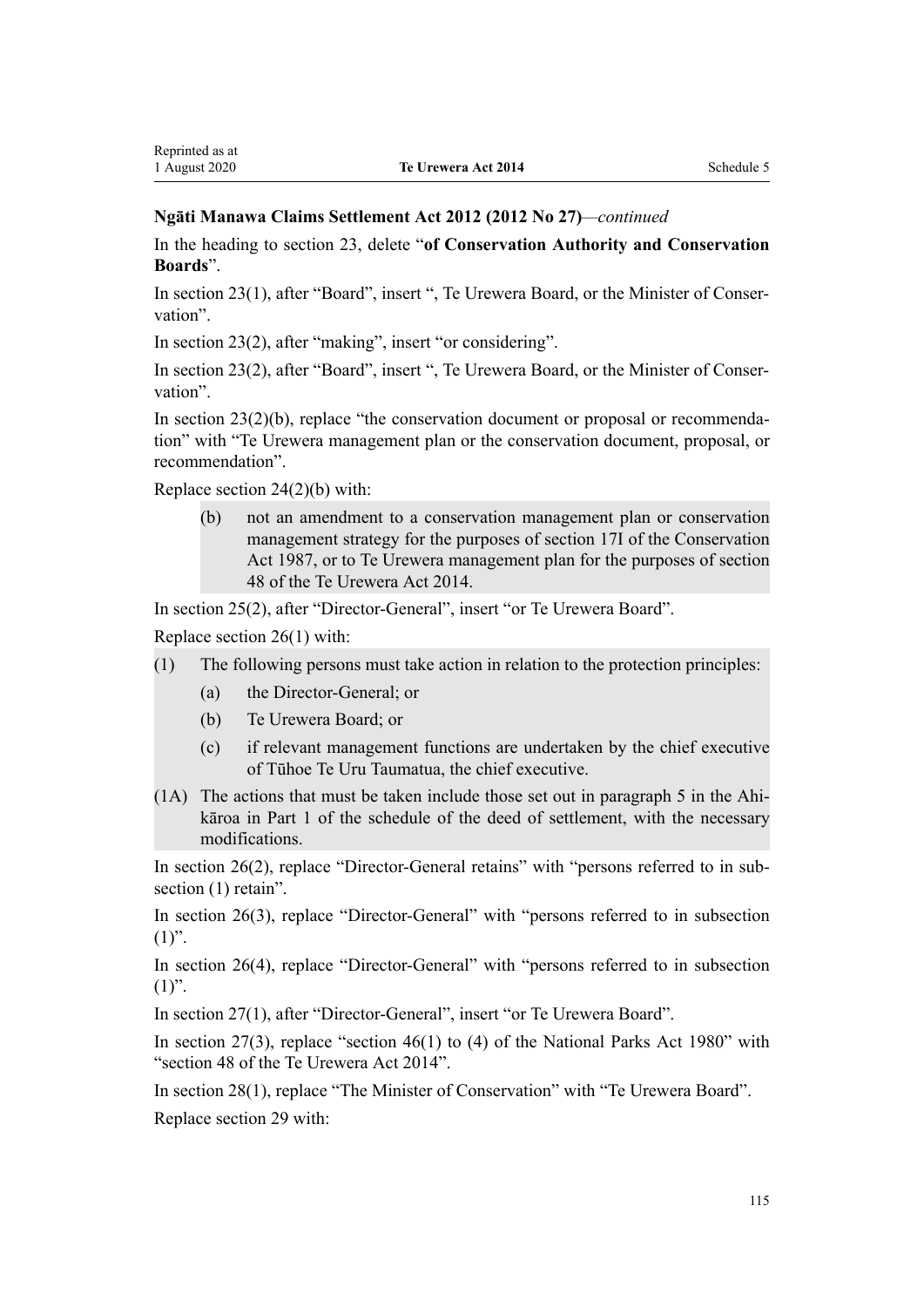**Ngāti Manawa Claims Settlement Act 2012 (2012 No 27)***—continued*

In the heading to section 23, delete "**of Conservation Authority and Conservation Boards**".

In section 23(1), after "Board", insert ", Te Urewera Board, or the Minister of Conservation".

In section 23(2), after "making", insert "or considering".

In section 23(2), after "Board", insert ", Te Urewera Board, or the Minister of Conservation".

In section 23(2)(b), replace "the conservation document or proposal or recommendation" with "Te Urewera management plan or the conservation document, proposal, or recommendation".

Replace section 24(2)(b) with:

> (b) not an amendment to a conservation management plan or conservation management strategy for the purposes of section 17I of the Conservation Act 1987, or to Te Urewera management plan for the purposes of section 48 of the Te Urewera Act 2014.

In section 25(2), after "Director-General", insert "or Te Urewera Board".

Replace section 26(1) with:

> (1) The following persons must take action in relation to the protection principles:
>
> (a) the Director-General; or
>
> (b) Te Urewera Board; or
>
> (c) if relevant management functions are undertaken by the chief executive of Tūhoe Te Uru Taumatua, the chief executive.
>
> (1A) The actions that must be taken include those set out in paragraph 5 in the Ahikāroa in Part 1 of the schedule of the deed of settlement, with the necessary modifications.

In section 26(2), replace "Director-General retains" with "persons referred to in subsection (1) retain".

In section 26(3), replace "Director-General" with "persons referred to in subsection (1)".

In section 26(4), replace "Director-General" with "persons referred to in subsection (1)".

In section 27(1), after "Director-General", insert "or Te Urewera Board".

In section 27(3), replace "section 46(1) to (4) of the National Parks Act 1980" with "section 48 of the Te Urewera Act 2014".

In section 28(1), replace "The Minister of Conservation" with "Te Urewera Board".

Replace section 29 with: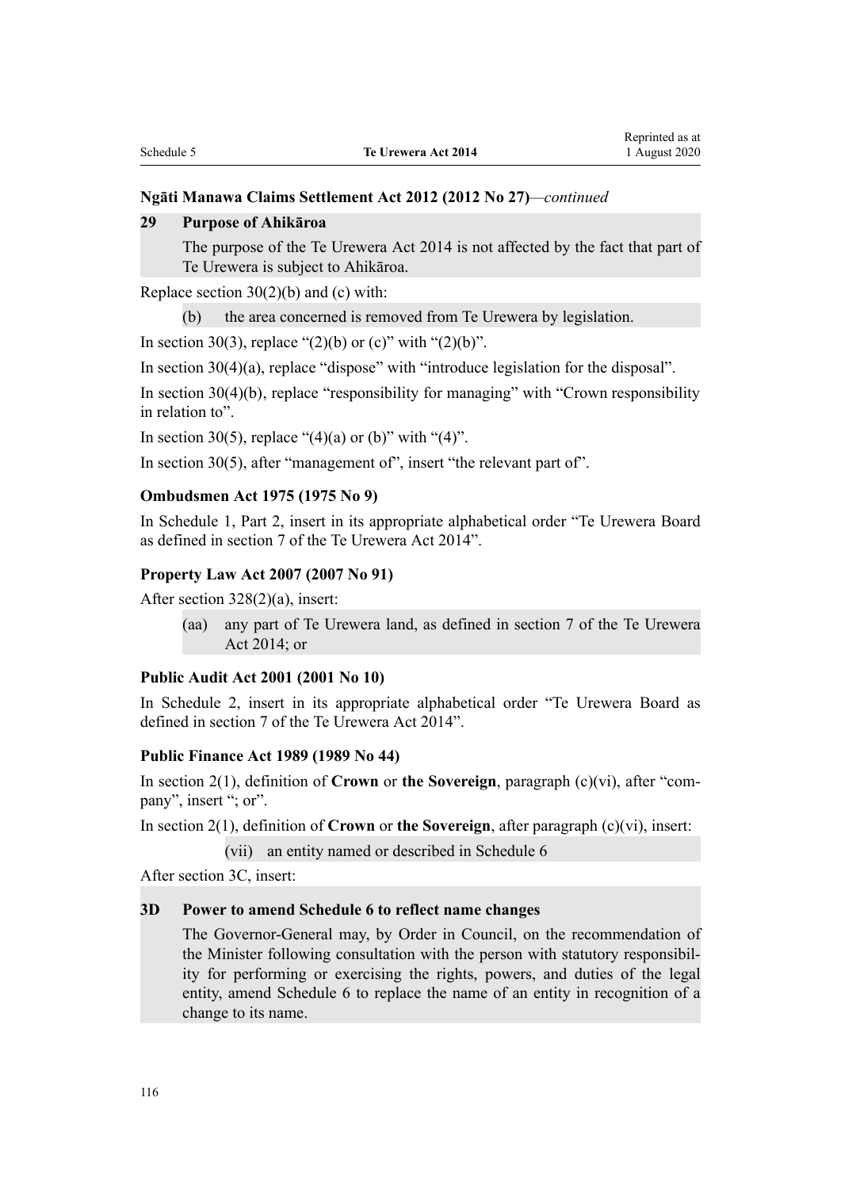**Ngāti Manawa Claims Settlement Act 2012 (2012 No 27)**—*continued*

> **29 Purpose of Ahikāroa**
>
> The purpose of the Te Urewera Act 2014 is not affected by the fact that part of Te Urewera is subject to Ahikāroa.

Replace section 30(2)(b) and (c) with:

> (b) the area concerned is removed from Te Urewera by legislation.

In section 30(3), replace "(2)(b) or (c)" with "(2)(b)".

In section 30(4)(a), replace "dispose" with "introduce legislation for the disposal".

In section 30(4)(b), replace "responsibility for managing" with "Crown responsibility in relation to".

In section 30(5), replace "(4)(a) or (b)" with "(4)".

In section 30(5), after "management of", insert "the relevant part of".

**Ombudsmen Act 1975 (1975 No 9)**

In Schedule 1, Part 2, insert in its appropriate alphabetical order "Te Urewera Board as defined in section 7 of the Te Urewera Act 2014".

**Property Law Act 2007 (2007 No 91)**

After section 328(2)(a), insert:

> (aa) any part of Te Urewera land, as defined in section 7 of the Te Urewera Act 2014; or

**Public Audit Act 2001 (2001 No 10)**

In Schedule 2, insert in its appropriate alphabetical order "Te Urewera Board as defined in section 7 of the Te Urewera Act 2014".

**Public Finance Act 1989 (1989 No 44)**

In section 2(1), definition of **Crown** or **the Sovereign**, paragraph (c)(vi), after "company", insert "; or".

In section 2(1), definition of **Crown** or **the Sovereign**, after paragraph (c)(vi), insert:

> (vii) an entity named or described in Schedule 6

After section 3C, insert:

> **3D Power to amend Schedule 6 to reflect name changes**
>
> The Governor-General may, by Order in Council, on the recommendation of the Minister following consultation with the person with statutory responsibility for performing or exercising the rights, powers, and duties of the legal entity, amend Schedule 6 to replace the name of an entity in recognition of a change to its name.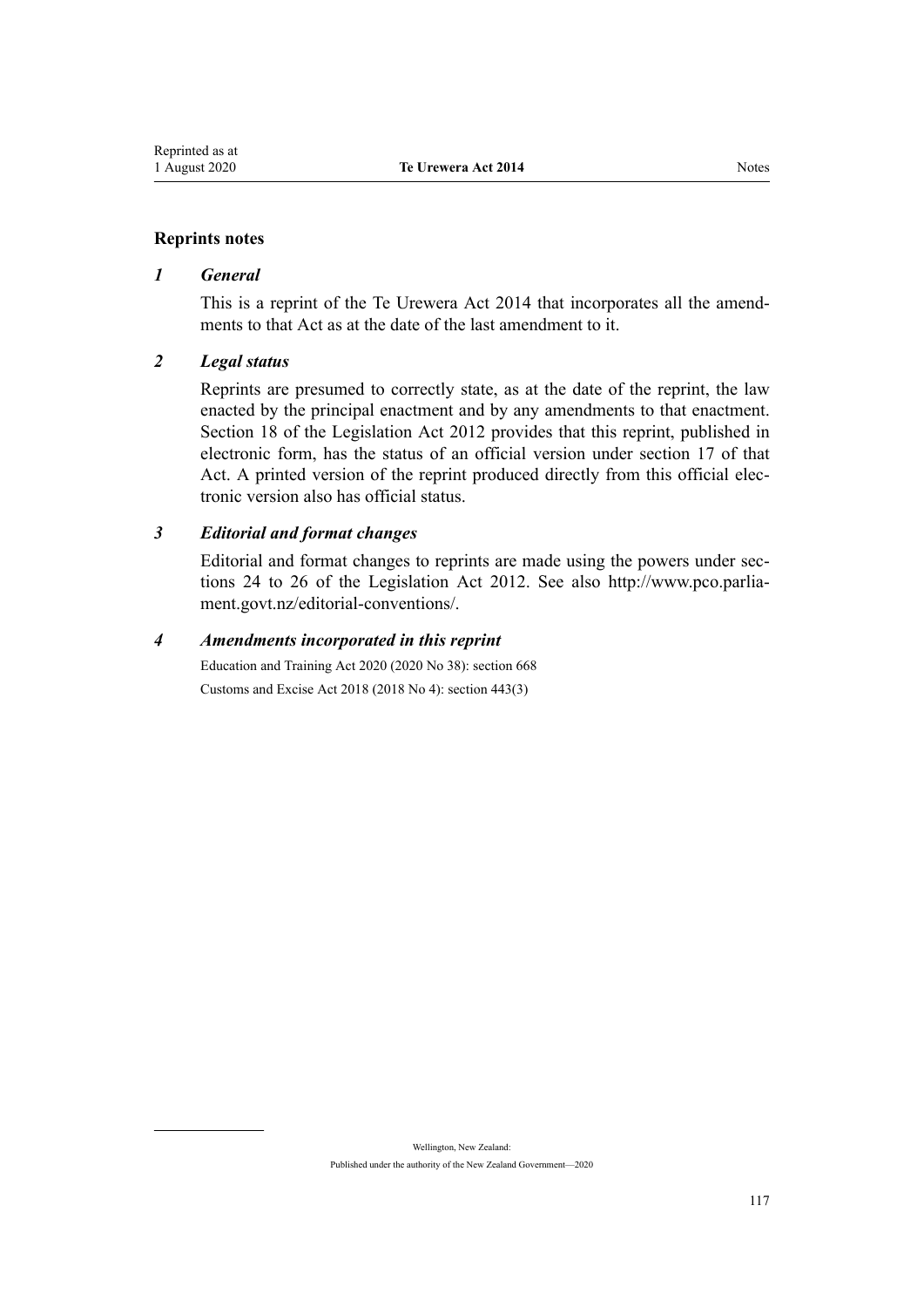## Reprints notes

### *1 General*

This is a reprint of the Te Urewera Act 2014 that incorporates all the amendments to that Act as at the date of the last amendment to it.

### *2 Legal status*

Reprints are presumed to correctly state, as at the date of the reprint, the law enacted by the principal enactment and by any amendments to that enactment. Section 18 of the Legislation Act 2012 provides that this reprint, published in electronic form, has the status of an official version under section 17 of that Act. A printed version of the reprint produced directly from this official electronic version also has official status.

### *3 Editorial and format changes*

Editorial and format changes to reprints are made using the powers under sections 24 to 26 of the Legislation Act 2012. See also http://www.pco.parliament.govt.nz/editorial-conventions/.

### *4 Amendments incorporated in this reprint*

Education and Training Act 2020 (2020 No 38): section 668

Customs and Excise Act 2018 (2018 No 4): section 443(3)

Wellington, New Zealand:

Published under the authority of the New Zealand Government—2020